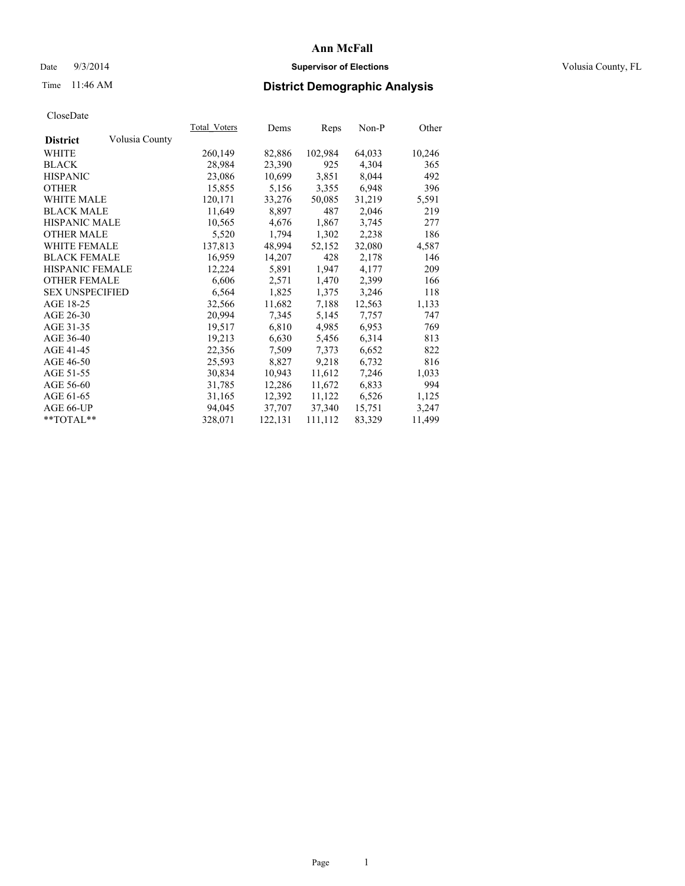# Ann McFall

Date 9/3/2014 **Supervisor of Elections** Volusia County, FL

Time 11:46 AM

## District Demographic Analysis

CloseDate

| District | Volusia County | Total_Voters | Dems | Reps | Non-P | Other |
|---|---|---|---|---|---|---|
| WHITE | | 260,149 | 82,886 | 102,984 | 64,033 | 10,246 |
| BLACK | | 28,984 | 23,390 | 925 | 4,304 | 365 |
| HISPANIC | | 23,086 | 10,699 | 3,851 | 8,044 | 492 |
| OTHER | | 15,855 | 5,156 | 3,355 | 6,948 | 396 |
| WHITE MALE | | 120,171 | 33,276 | 50,085 | 31,219 | 5,591 |
| BLACK MALE | | 11,649 | 8,897 | 487 | 2,046 | 219 |
| HISPANIC MALE | | 10,565 | 4,676 | 1,867 | 3,745 | 277 |
| OTHER MALE | | 5,520 | 1,794 | 1,302 | 2,238 | 186 |
| WHITE FEMALE | | 137,813 | 48,994 | 52,152 | 32,080 | 4,587 |
| BLACK FEMALE | | 16,959 | 14,207 | 428 | 2,178 | 146 |
| HISPANIC FEMALE | | 12,224 | 5,891 | 1,947 | 4,177 | 209 |
| OTHER FEMALE | | 6,606 | 2,571 | 1,470 | 2,399 | 166 |
| SEX UNSPECIFIED | | 6,564 | 1,825 | 1,375 | 3,246 | 118 |
| AGE 18-25 | | 32,566 | 11,682 | 7,188 | 12,563 | 1,133 |
| AGE 26-30 | | 20,994 | 7,345 | 5,145 | 7,757 | 747 |
| AGE 31-35 | | 19,517 | 6,810 | 4,985 | 6,953 | 769 |
| AGE 36-40 | | 19,213 | 6,630 | 5,456 | 6,314 | 813 |
| AGE 41-45 | | 22,356 | 7,509 | 7,373 | 6,652 | 822 |
| AGE 46-50 | | 25,593 | 8,827 | 9,218 | 6,732 | 816 |
| AGE 51-55 | | 30,834 | 10,943 | 11,612 | 7,246 | 1,033 |
| AGE 56-60 | | 31,785 | 12,286 | 11,672 | 6,833 | 994 |
| AGE 61-65 | | 31,165 | 12,392 | 11,122 | 6,526 | 1,125 |
| AGE 66-UP | | 94,045 | 37,707 | 37,340 | 15,751 | 3,247 |
| **TOTAL** | | 328,071 | 122,131 | 111,112 | 83,329 | 11,499 |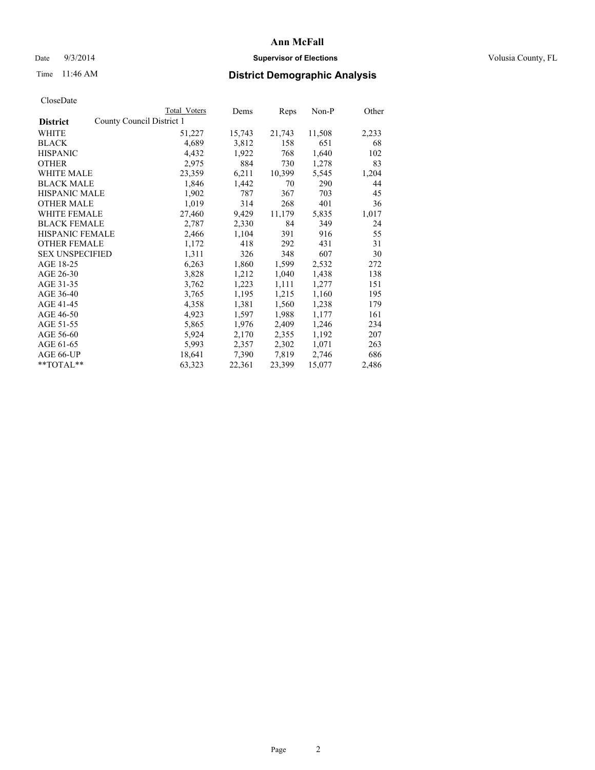# Ann McFall

Date 9/3/2014 **Supervisor of Elections** Volusia County, FL

Time 11:46 AM **District Demographic Analysis**

CloseDate

| District | County Council District 1 | Total Voters | Dems | Reps | Non-P | Other |
|---|---|---|---|---|---|---|
| WHITE | | 51,227 | 15,743 | 21,743 | 11,508 | 2,233 |
| BLACK | | 4,689 | 3,812 | 158 | 651 | 68 |
| HISPANIC | | 4,432 | 1,922 | 768 | 1,640 | 102 |
| OTHER | | 2,975 | 884 | 730 | 1,278 | 83 |
| WHITE MALE | | 23,359 | 6,211 | 10,399 | 5,545 | 1,204 |
| BLACK MALE | | 1,846 | 1,442 | 70 | 290 | 44 |
| HISPANIC MALE | | 1,902 | 787 | 367 | 703 | 45 |
| OTHER MALE | | 1,019 | 314 | 268 | 401 | 36 |
| WHITE FEMALE | | 27,460 | 9,429 | 11,179 | 5,835 | 1,017 |
| BLACK FEMALE | | 2,787 | 2,330 | 84 | 349 | 24 |
| HISPANIC FEMALE | | 2,466 | 1,104 | 391 | 916 | 55 |
| OTHER FEMALE | | 1,172 | 418 | 292 | 431 | 31 |
| SEX UNSPECIFIED | | 1,311 | 326 | 348 | 607 | 30 |
| AGE 18-25 | | 6,263 | 1,860 | 1,599 | 2,532 | 272 |
| AGE 26-30 | | 3,828 | 1,212 | 1,040 | 1,438 | 138 |
| AGE 31-35 | | 3,762 | 1,223 | 1,111 | 1,277 | 151 |
| AGE 36-40 | | 3,765 | 1,195 | 1,215 | 1,160 | 195 |
| AGE 41-45 | | 4,358 | 1,381 | 1,560 | 1,238 | 179 |
| AGE 46-50 | | 4,923 | 1,597 | 1,988 | 1,177 | 161 |
| AGE 51-55 | | 5,865 | 1,976 | 2,409 | 1,246 | 234 |
| AGE 56-60 | | 5,924 | 2,170 | 2,355 | 1,192 | 207 |
| AGE 61-65 | | 5,993 | 2,357 | 2,302 | 1,071 | 263 |
| AGE 66-UP | | 18,641 | 7,390 | 7,819 | 2,746 | 686 |
| **TOTAL** | | 63,323 | 22,361 | 23,399 | 15,077 | 2,486 |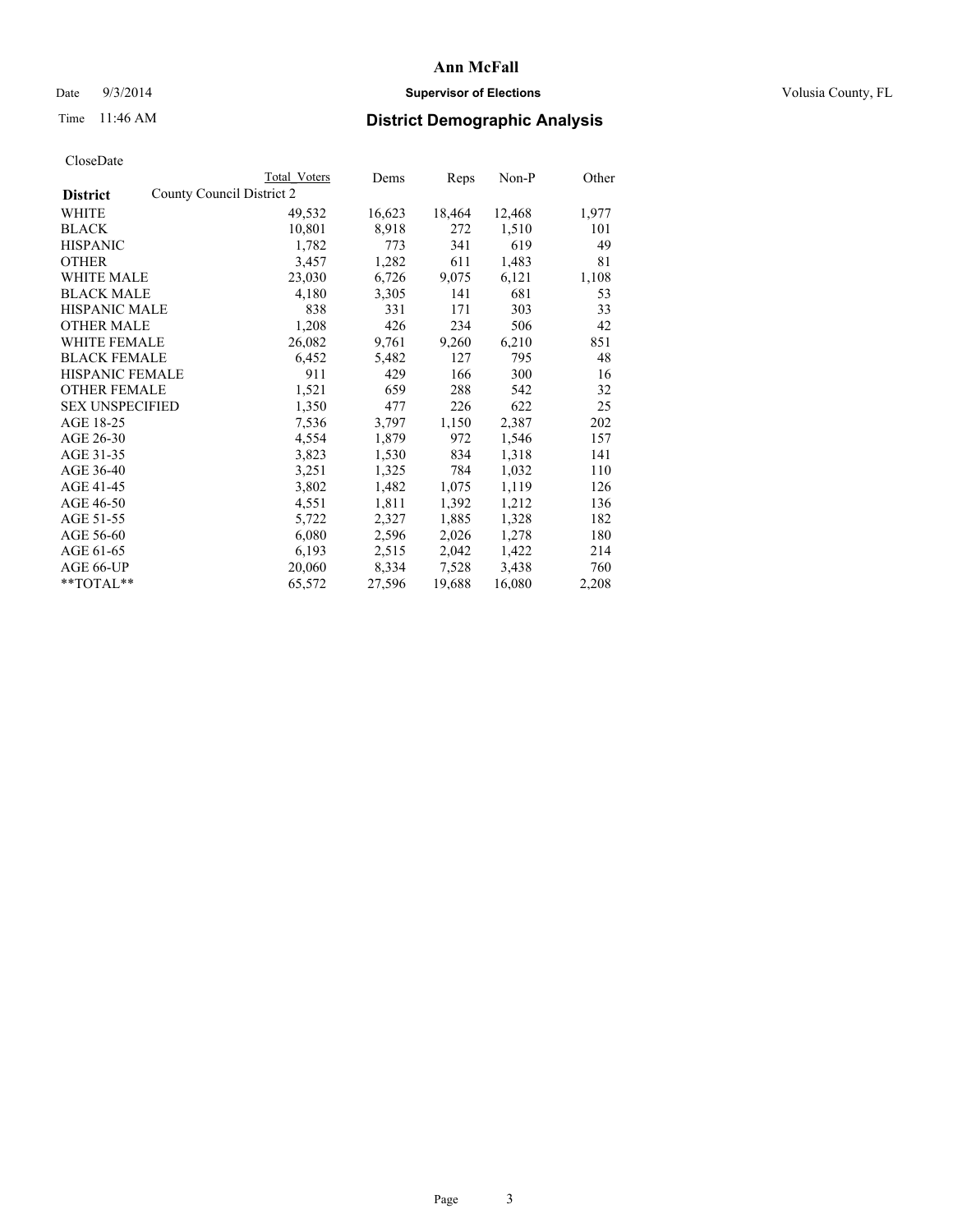# Ann McFall

Date 9/3/2014 **Supervisor of Elections** Volusia County, FL

Time 11:46 AM **District Demographic Analysis**

CloseDate

| **District** | County Council District 2 | Total Voters | Dems | Reps | Non-P | Other |
|---|---|---|---|---|---|---|
| WHITE | | 49,532 | 16,623 | 18,464 | 12,468 | 1,977 |
| BLACK | | 10,801 | 8,918 | 272 | 1,510 | 101 |
| HISPANIC | | 1,782 | 773 | 341 | 619 | 49 |
| OTHER | | 3,457 | 1,282 | 611 | 1,483 | 81 |
| WHITE MALE | | 23,030 | 6,726 | 9,075 | 6,121 | 1,108 |
| BLACK MALE | | 4,180 | 3,305 | 141 | 681 | 53 |
| HISPANIC MALE | | 838 | 331 | 171 | 303 | 33 |
| OTHER MALE | | 1,208 | 426 | 234 | 506 | 42 |
| WHITE FEMALE | | 26,082 | 9,761 | 9,260 | 6,210 | 851 |
| BLACK FEMALE | | 6,452 | 5,482 | 127 | 795 | 48 |
| HISPANIC FEMALE | | 911 | 429 | 166 | 300 | 16 |
| OTHER FEMALE | | 1,521 | 659 | 288 | 542 | 32 |
| SEX UNSPECIFIED | | 1,350 | 477 | 226 | 622 | 25 |
| AGE 18-25 | | 7,536 | 3,797 | 1,150 | 2,387 | 202 |
| AGE 26-30 | | 4,554 | 1,879 | 972 | 1,546 | 157 |
| AGE 31-35 | | 3,823 | 1,530 | 834 | 1,318 | 141 |
| AGE 36-40 | | 3,251 | 1,325 | 784 | 1,032 | 110 |
| AGE 41-45 | | 3,802 | 1,482 | 1,075 | 1,119 | 126 |
| AGE 46-50 | | 4,551 | 1,811 | 1,392 | 1,212 | 136 |
| AGE 51-55 | | 5,722 | 2,327 | 1,885 | 1,328 | 182 |
| AGE 56-60 | | 6,080 | 2,596 | 2,026 | 1,278 | 180 |
| AGE 61-65 | | 6,193 | 2,515 | 2,042 | 1,422 | 214 |
| AGE 66-UP | | 20,060 | 8,334 | 7,528 | 3,438 | 760 |
| **TOTAL** | | 65,572 | 27,596 | 19,688 | 16,080 | 2,208 |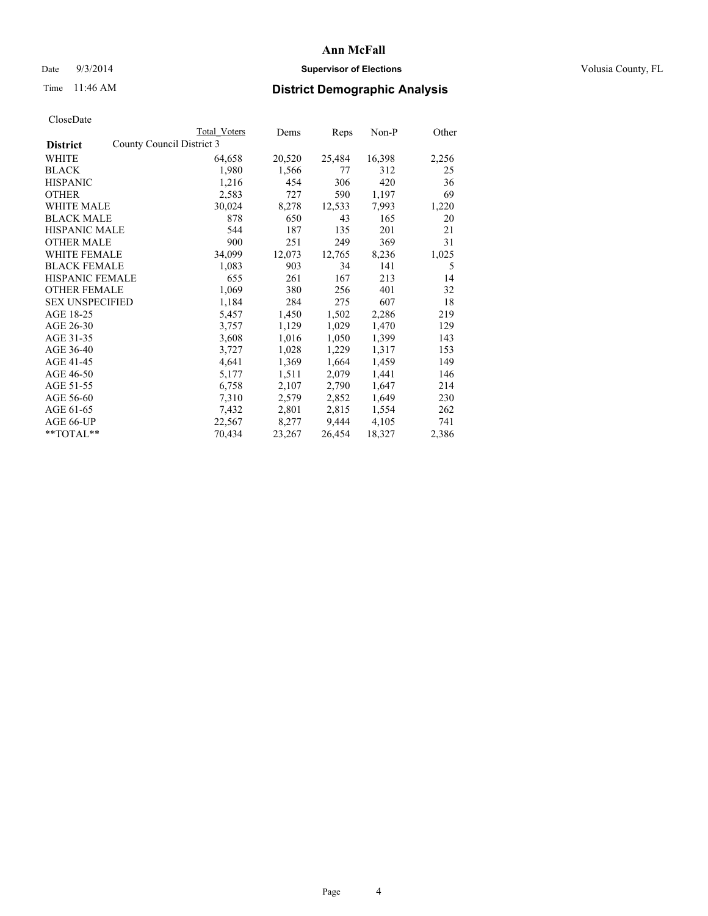# Ann McFall

Date 9/3/2014 **Supervisor of Elections** Volusia County, FL

Time 11:46 AM **District Demographic Analysis**

CloseDate

| District | County Council District 3 | Total Voters | Dems | Reps | Non-P | Other |
|---|---|---|---|---|---|---|
| WHITE | | 64,658 | 20,520 | 25,484 | 16,398 | 2,256 |
| BLACK | | 1,980 | 1,566 | 77 | 312 | 25 |
| HISPANIC | | 1,216 | 454 | 306 | 420 | 36 |
| OTHER | | 2,583 | 727 | 590 | 1,197 | 69 |
| WHITE MALE | | 30,024 | 8,278 | 12,533 | 7,993 | 1,220 |
| BLACK MALE | | 878 | 650 | 43 | 165 | 20 |
| HISPANIC MALE | | 544 | 187 | 135 | 201 | 21 |
| OTHER MALE | | 900 | 251 | 249 | 369 | 31 |
| WHITE FEMALE | | 34,099 | 12,073 | 12,765 | 8,236 | 1,025 |
| BLACK FEMALE | | 1,083 | 903 | 34 | 141 | 5 |
| HISPANIC FEMALE | | 655 | 261 | 167 | 213 | 14 |
| OTHER FEMALE | | 1,069 | 380 | 256 | 401 | 32 |
| SEX UNSPECIFIED | | 1,184 | 284 | 275 | 607 | 18 |
| AGE 18-25 | | 5,457 | 1,450 | 1,502 | 2,286 | 219 |
| AGE 26-30 | | 3,757 | 1,129 | 1,029 | 1,470 | 129 |
| AGE 31-35 | | 3,608 | 1,016 | 1,050 | 1,399 | 143 |
| AGE 36-40 | | 3,727 | 1,028 | 1,229 | 1,317 | 153 |
| AGE 41-45 | | 4,641 | 1,369 | 1,664 | 1,459 | 149 |
| AGE 46-50 | | 5,177 | 1,511 | 2,079 | 1,441 | 146 |
| AGE 51-55 | | 6,758 | 2,107 | 2,790 | 1,647 | 214 |
| AGE 56-60 | | 7,310 | 2,579 | 2,852 | 1,649 | 230 |
| AGE 61-65 | | 7,432 | 2,801 | 2,815 | 1,554 | 262 |
| AGE 66-UP | | 22,567 | 8,277 | 9,444 | 4,105 | 741 |
| **TOTAL** | | 70,434 | 23,267 | 26,454 | 18,327 | 2,386 |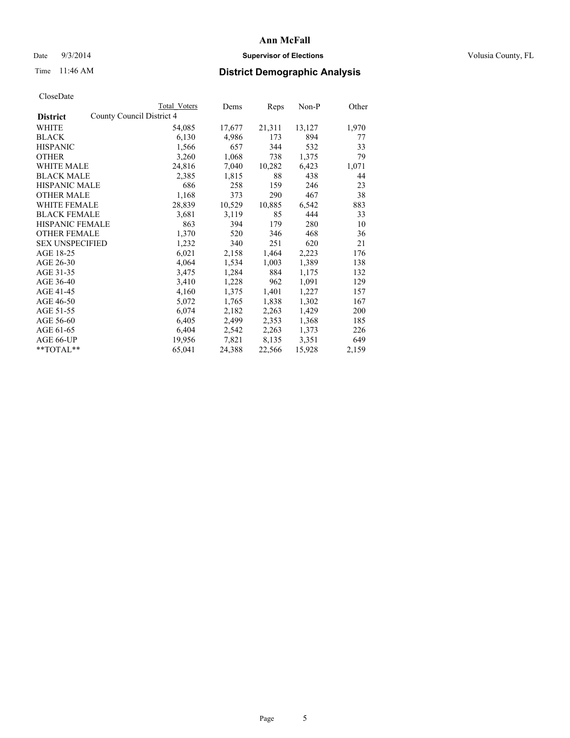# Ann McFall

Date 9/3/2014 **Supervisor of Elections** Volusia County, FL

Time 11:46 AM **District Demographic Analysis**

CloseDate

| **District** | County Council District 4 Total Voters | Dems | Reps | Non-P | Other |
|---|---|---|---|---|---|
| WHITE | 54,085 | 17,677 | 21,311 | 13,127 | 1,970 |
| BLACK | 6,130 | 4,986 | 173 | 894 | 77 |
| HISPANIC | 1,566 | 657 | 344 | 532 | 33 |
| OTHER | 3,260 | 1,068 | 738 | 1,375 | 79 |
| WHITE MALE | 24,816 | 7,040 | 10,282 | 6,423 | 1,071 |
| BLACK MALE | 2,385 | 1,815 | 88 | 438 | 44 |
| HISPANIC MALE | 686 | 258 | 159 | 246 | 23 |
| OTHER MALE | 1,168 | 373 | 290 | 467 | 38 |
| WHITE FEMALE | 28,839 | 10,529 | 10,885 | 6,542 | 883 |
| BLACK FEMALE | 3,681 | 3,119 | 85 | 444 | 33 |
| HISPANIC FEMALE | 863 | 394 | 179 | 280 | 10 |
| OTHER FEMALE | 1,370 | 520 | 346 | 468 | 36 |
| SEX UNSPECIFIED | 1,232 | 340 | 251 | 620 | 21 |
| AGE 18-25 | 6,021 | 2,158 | 1,464 | 2,223 | 176 |
| AGE 26-30 | 4,064 | 1,534 | 1,003 | 1,389 | 138 |
| AGE 31-35 | 3,475 | 1,284 | 884 | 1,175 | 132 |
| AGE 36-40 | 3,410 | 1,228 | 962 | 1,091 | 129 |
| AGE 41-45 | 4,160 | 1,375 | 1,401 | 1,227 | 157 |
| AGE 46-50 | 5,072 | 1,765 | 1,838 | 1,302 | 167 |
| AGE 51-55 | 6,074 | 2,182 | 2,263 | 1,429 | 200 |
| AGE 56-60 | 6,405 | 2,499 | 2,353 | 1,368 | 185 |
| AGE 61-65 | 6,404 | 2,542 | 2,263 | 1,373 | 226 |
| AGE 66-UP | 19,956 | 7,821 | 8,135 | 3,351 | 649 |
| **TOTAL** | 65,041 | 24,388 | 22,566 | 15,928 | 2,159 |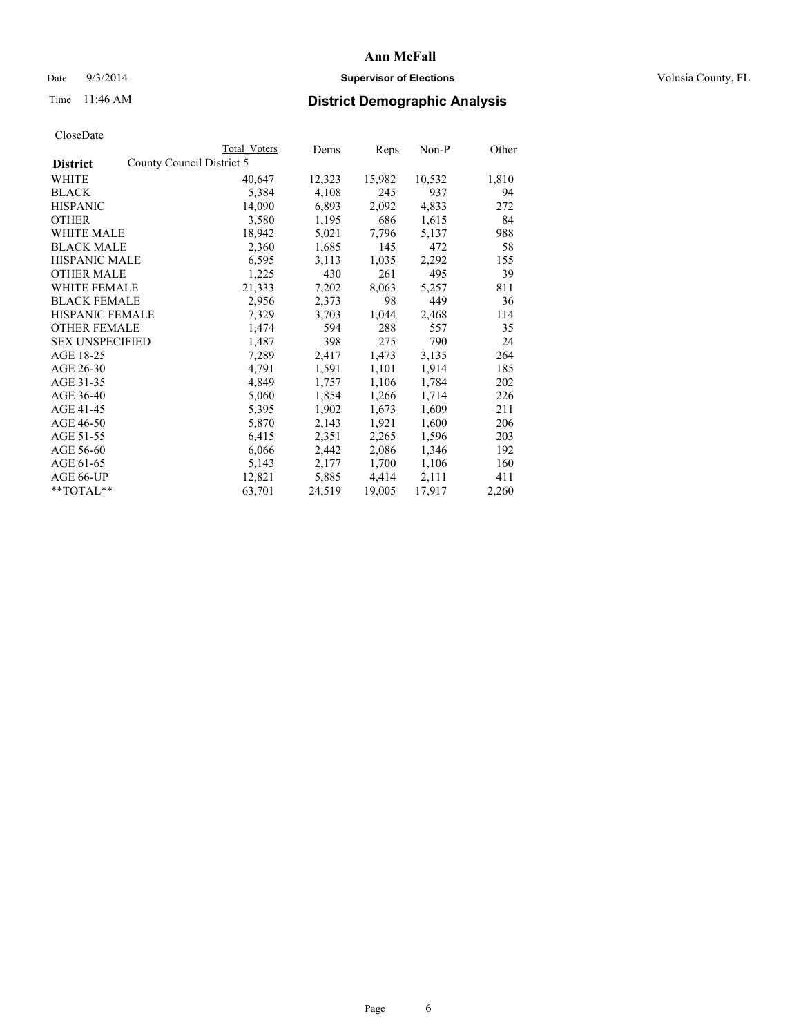# Ann McFall

Date 9/3/2014 **Supervisor of Elections** Volusia County, FL

Time 11:46 AM **District Demographic Analysis**

CloseDate

| District | County Council District 5 Total Voters | Dems | Reps | Non-P | Other |
|---|---|---|---|---|---|
| WHITE | 40,647 | 12,323 | 15,982 | 10,532 | 1,810 |
| BLACK | 5,384 | 4,108 | 245 | 937 | 94 |
| HISPANIC | 14,090 | 6,893 | 2,092 | 4,833 | 272 |
| OTHER | 3,580 | 1,195 | 686 | 1,615 | 84 |
| WHITE MALE | 18,942 | 5,021 | 7,796 | 5,137 | 988 |
| BLACK MALE | 2,360 | 1,685 | 145 | 472 | 58 |
| HISPANIC MALE | 6,595 | 3,113 | 1,035 | 2,292 | 155 |
| OTHER MALE | 1,225 | 430 | 261 | 495 | 39 |
| WHITE FEMALE | 21,333 | 7,202 | 8,063 | 5,257 | 811 |
| BLACK FEMALE | 2,956 | 2,373 | 98 | 449 | 36 |
| HISPANIC FEMALE | 7,329 | 3,703 | 1,044 | 2,468 | 114 |
| OTHER FEMALE | 1,474 | 594 | 288 | 557 | 35 |
| SEX UNSPECIFIED | 1,487 | 398 | 275 | 790 | 24 |
| AGE 18-25 | 7,289 | 2,417 | 1,473 | 3,135 | 264 |
| AGE 26-30 | 4,791 | 1,591 | 1,101 | 1,914 | 185 |
| AGE 31-35 | 4,849 | 1,757 | 1,106 | 1,784 | 202 |
| AGE 36-40 | 5,060 | 1,854 | 1,266 | 1,714 | 226 |
| AGE 41-45 | 5,395 | 1,902 | 1,673 | 1,609 | 211 |
| AGE 46-50 | 5,870 | 2,143 | 1,921 | 1,600 | 206 |
| AGE 51-55 | 6,415 | 2,351 | 2,265 | 1,596 | 203 |
| AGE 56-60 | 6,066 | 2,442 | 2,086 | 1,346 | 192 |
| AGE 61-65 | 5,143 | 2,177 | 1,700 | 1,106 | 160 |
| AGE 66-UP | 12,821 | 5,885 | 4,414 | 2,111 | 411 |
| **TOTAL** | 63,701 | 24,519 | 19,005 | 17,917 | 2,260 |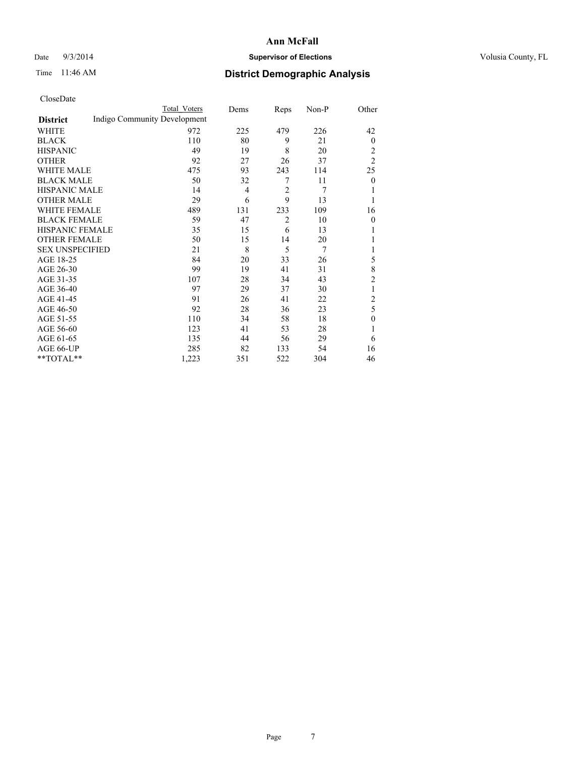# Ann McFall

Date 9/3/2014 **Supervisor of Elections** Volusia County, FL

Time 11:46 AM **District Demographic Analysis**

CloseDate

| District | Total Voters | Dems | Reps | Non-P | Other |
|---|---|---|---|---|---|
| Indigo Community Development | | | | | |
| WHITE | 972 | 225 | 479 | 226 | 42 |
| BLACK | 110 | 80 | 9 | 21 | 0 |
| HISPANIC | 49 | 19 | 8 | 20 | 2 |
| OTHER | 92 | 27 | 26 | 37 | 2 |
| WHITE MALE | 475 | 93 | 243 | 114 | 25 |
| BLACK MALE | 50 | 32 | 7 | 11 | 0 |
| HISPANIC MALE | 14 | 4 | 2 | 7 | 1 |
| OTHER MALE | 29 | 6 | 9 | 13 | 1 |
| WHITE FEMALE | 489 | 131 | 233 | 109 | 16 |
| BLACK FEMALE | 59 | 47 | 2 | 10 | 0 |
| HISPANIC FEMALE | 35 | 15 | 6 | 13 | 1 |
| OTHER FEMALE | 50 | 15 | 14 | 20 | 1 |
| SEX UNSPECIFIED | 21 | 8 | 5 | 7 | 1 |
| AGE 18-25 | 84 | 20 | 33 | 26 | 5 |
| AGE 26-30 | 99 | 19 | 41 | 31 | 8 |
| AGE 31-35 | 107 | 28 | 34 | 43 | 2 |
| AGE 36-40 | 97 | 29 | 37 | 30 | 1 |
| AGE 41-45 | 91 | 26 | 41 | 22 | 2 |
| AGE 46-50 | 92 | 28 | 36 | 23 | 5 |
| AGE 51-55 | 110 | 34 | 58 | 18 | 0 |
| AGE 56-60 | 123 | 41 | 53 | 28 | 1 |
| AGE 61-65 | 135 | 44 | 56 | 29 | 6 |
| AGE 66-UP | 285 | 82 | 133 | 54 | 16 |
| **TOTAL** | 1,223 | 351 | 522 | 304 | 46 |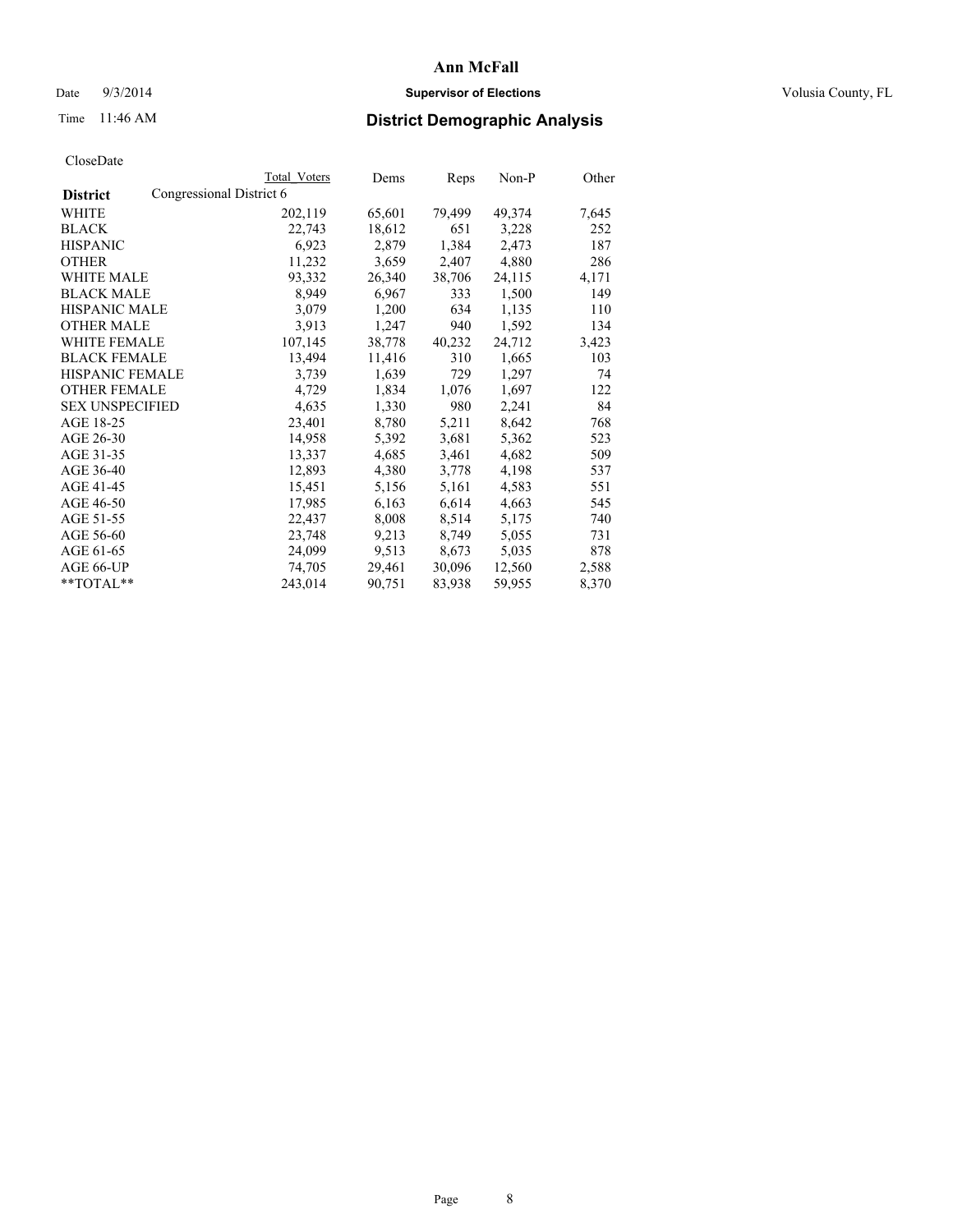# Ann McFall

Date 9/3/2014 **Supervisor of Elections** Volusia County, FL

Time 11:46 AM **District Demographic Analysis**

CloseDate

| **District** | Congressional District 6 | Total Voters | Dems | Reps | Non-P | Other |
|---|---|---|---|---|---|---|
| WHITE | | 202,119 | 65,601 | 79,499 | 49,374 | 7,645 |
| BLACK | | 22,743 | 18,612 | 651 | 3,228 | 252 |
| HISPANIC | | 6,923 | 2,879 | 1,384 | 2,473 | 187 |
| OTHER | | 11,232 | 3,659 | 2,407 | 4,880 | 286 |
| WHITE MALE | | 93,332 | 26,340 | 38,706 | 24,115 | 4,171 |
| BLACK MALE | | 8,949 | 6,967 | 333 | 1,500 | 149 |
| HISPANIC MALE | | 3,079 | 1,200 | 634 | 1,135 | 110 |
| OTHER MALE | | 3,913 | 1,247 | 940 | 1,592 | 134 |
| WHITE FEMALE | | 107,145 | 38,778 | 40,232 | 24,712 | 3,423 |
| BLACK FEMALE | | 13,494 | 11,416 | 310 | 1,665 | 103 |
| HISPANIC FEMALE | | 3,739 | 1,639 | 729 | 1,297 | 74 |
| OTHER FEMALE | | 4,729 | 1,834 | 1,076 | 1,697 | 122 |
| SEX UNSPECIFIED | | 4,635 | 1,330 | 980 | 2,241 | 84 |
| AGE 18-25 | | 23,401 | 8,780 | 5,211 | 8,642 | 768 |
| AGE 26-30 | | 14,958 | 5,392 | 3,681 | 5,362 | 523 |
| AGE 31-35 | | 13,337 | 4,685 | 3,461 | 4,682 | 509 |
| AGE 36-40 | | 12,893 | 4,380 | 3,778 | 4,198 | 537 |
| AGE 41-45 | | 15,451 | 5,156 | 5,161 | 4,583 | 551 |
| AGE 46-50 | | 17,985 | 6,163 | 6,614 | 4,663 | 545 |
| AGE 51-55 | | 22,437 | 8,008 | 8,514 | 5,175 | 740 |
| AGE 56-60 | | 23,748 | 9,213 | 8,749 | 5,055 | 731 |
| AGE 61-65 | | 24,099 | 9,513 | 8,673 | 5,035 | 878 |
| AGE 66-UP | | 74,705 | 29,461 | 30,096 | 12,560 | 2,588 |
| **TOTAL** | | 243,014 | 90,751 | 83,938 | 59,955 | 8,370 |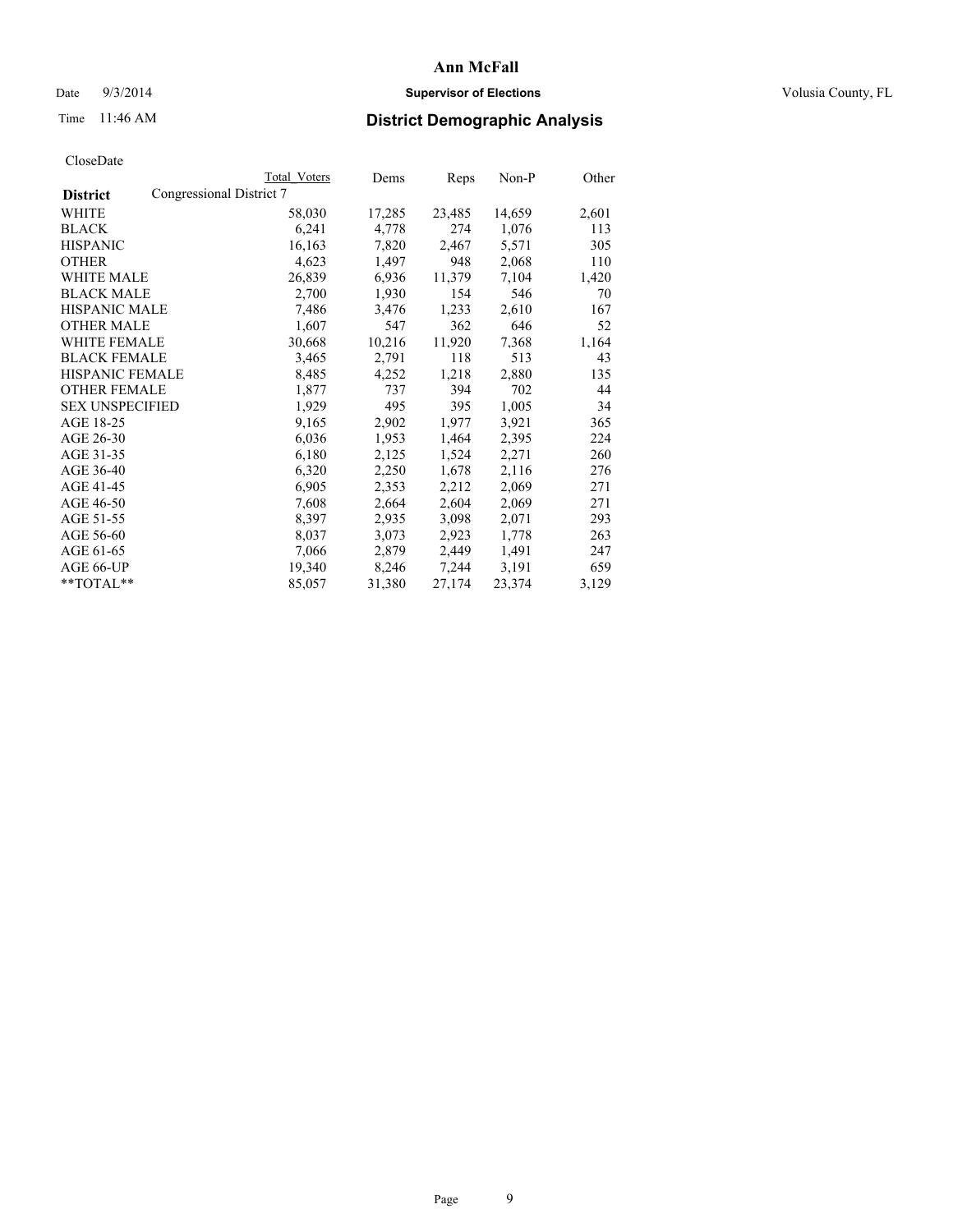# Ann McFall

Date 9/3/2014 **Supervisor of Elections** Volusia County, FL

Time 11:46 AM **District Demographic Analysis**

CloseDate

| **District** | Congressional District 7 Total Voters | Dems | Reps | Non-P | Other |
|---|---|---|---|---|---|
| WHITE | 58,030 | 17,285 | 23,485 | 14,659 | 2,601 |
| BLACK | 6,241 | 4,778 | 274 | 1,076 | 113 |
| HISPANIC | 16,163 | 7,820 | 2,467 | 5,571 | 305 |
| OTHER | 4,623 | 1,497 | 948 | 2,068 | 110 |
| WHITE MALE | 26,839 | 6,936 | 11,379 | 7,104 | 1,420 |
| BLACK MALE | 2,700 | 1,930 | 154 | 546 | 70 |
| HISPANIC MALE | 7,486 | 3,476 | 1,233 | 2,610 | 167 |
| OTHER MALE | 1,607 | 547 | 362 | 646 | 52 |
| WHITE FEMALE | 30,668 | 10,216 | 11,920 | 7,368 | 1,164 |
| BLACK FEMALE | 3,465 | 2,791 | 118 | 513 | 43 |
| HISPANIC FEMALE | 8,485 | 4,252 | 1,218 | 2,880 | 135 |
| OTHER FEMALE | 1,877 | 737 | 394 | 702 | 44 |
| SEX UNSPECIFIED | 1,929 | 495 | 395 | 1,005 | 34 |
| AGE 18-25 | 9,165 | 2,902 | 1,977 | 3,921 | 365 |
| AGE 26-30 | 6,036 | 1,953 | 1,464 | 2,395 | 224 |
| AGE 31-35 | 6,180 | 2,125 | 1,524 | 2,271 | 260 |
| AGE 36-40 | 6,320 | 2,250 | 1,678 | 2,116 | 276 |
| AGE 41-45 | 6,905 | 2,353 | 2,212 | 2,069 | 271 |
| AGE 46-50 | 7,608 | 2,664 | 2,604 | 2,069 | 271 |
| AGE 51-55 | 8,397 | 2,935 | 3,098 | 2,071 | 293 |
| AGE 56-60 | 8,037 | 3,073 | 2,923 | 1,778 | 263 |
| AGE 61-65 | 7,066 | 2,879 | 2,449 | 1,491 | 247 |
| AGE 66-UP | 19,340 | 8,246 | 7,244 | 3,191 | 659 |
| **TOTAL** | 85,057 | 31,380 | 27,174 | 23,374 | 3,129 |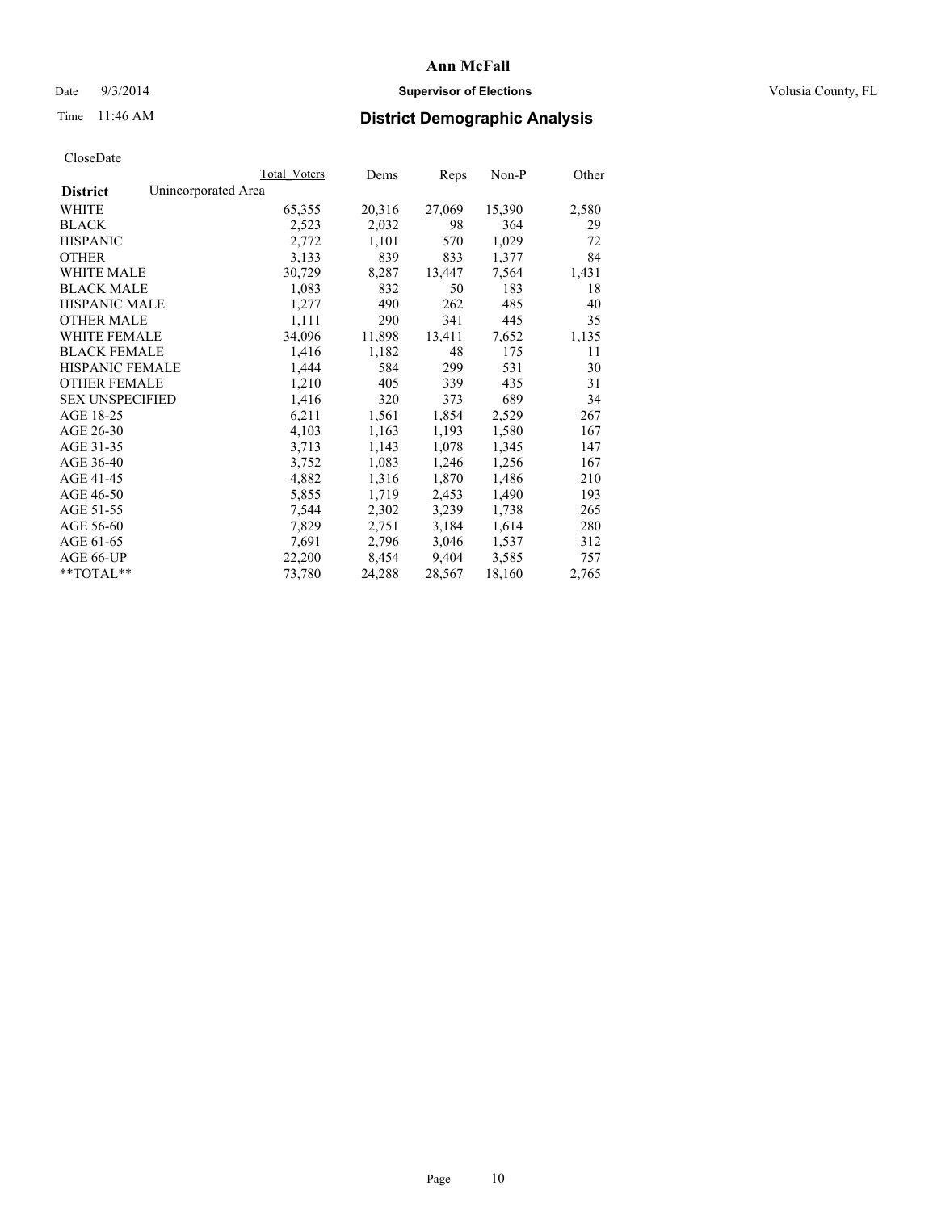# Ann McFall

Date 9/3/2014 **Supervisor of Elections** Volusia County, FL

Time 11:46 AM **District Demographic Analysis**

CloseDate

| **District** Unincorporated Area | Total Voters | Dems | Reps | Non-P | Other |
|---|---|---|---|---|---|
| WHITE | 65,355 | 20,316 | 27,069 | 15,390 | 2,580 |
| BLACK | 2,523 | 2,032 | 98 | 364 | 29 |
| HISPANIC | 2,772 | 1,101 | 570 | 1,029 | 72 |
| OTHER | 3,133 | 839 | 833 | 1,377 | 84 |
| WHITE MALE | 30,729 | 8,287 | 13,447 | 7,564 | 1,431 |
| BLACK MALE | 1,083 | 832 | 50 | 183 | 18 |
| HISPANIC MALE | 1,277 | 490 | 262 | 485 | 40 |
| OTHER MALE | 1,111 | 290 | 341 | 445 | 35 |
| WHITE FEMALE | 34,096 | 11,898 | 13,411 | 7,652 | 1,135 |
| BLACK FEMALE | 1,416 | 1,182 | 48 | 175 | 11 |
| HISPANIC FEMALE | 1,444 | 584 | 299 | 531 | 30 |
| OTHER FEMALE | 1,210 | 405 | 339 | 435 | 31 |
| SEX UNSPECIFIED | 1,416 | 320 | 373 | 689 | 34 |
| AGE 18-25 | 6,211 | 1,561 | 1,854 | 2,529 | 267 |
| AGE 26-30 | 4,103 | 1,163 | 1,193 | 1,580 | 167 |
| AGE 31-35 | 3,713 | 1,143 | 1,078 | 1,345 | 147 |
| AGE 36-40 | 3,752 | 1,083 | 1,246 | 1,256 | 167 |
| AGE 41-45 | 4,882 | 1,316 | 1,870 | 1,486 | 210 |
| AGE 46-50 | 5,855 | 1,719 | 2,453 | 1,490 | 193 |
| AGE 51-55 | 7,544 | 2,302 | 3,239 | 1,738 | 265 |
| AGE 56-60 | 7,829 | 2,751 | 3,184 | 1,614 | 280 |
| AGE 61-65 | 7,691 | 2,796 | 3,046 | 1,537 | 312 |
| AGE 66-UP | 22,200 | 8,454 | 9,404 | 3,585 | 757 |
| **TOTAL** | 73,780 | 24,288 | 28,567 | 18,160 | 2,765 |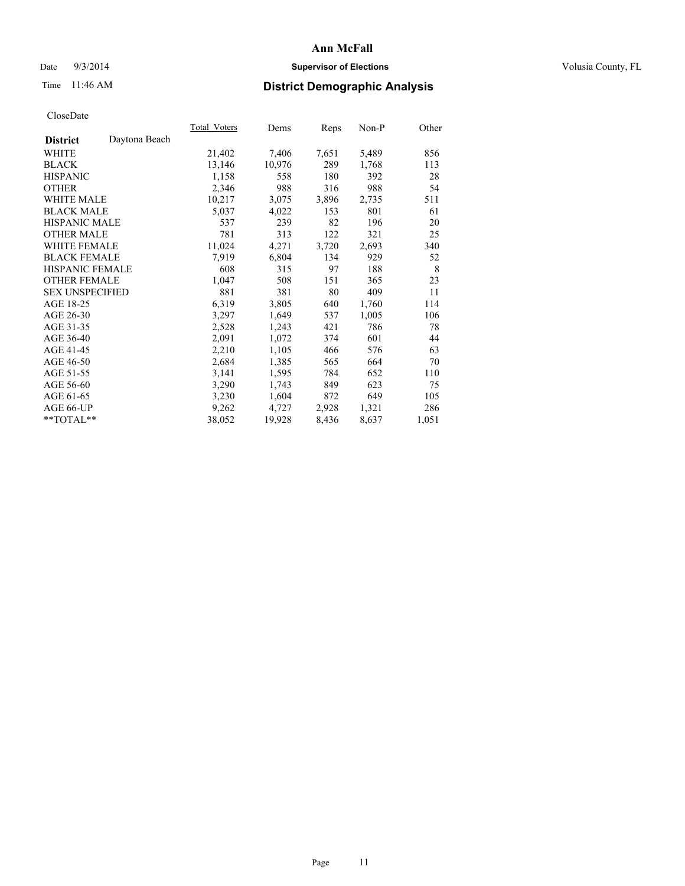# Ann McFall

Date 9/3/2014 **Supervisor of Elections** Volusia County, FL

Time 11:46 AM **District Demographic Analysis**

CloseDate

| **District** Daytona Beach | Total_Voters | Dems | Reps | Non-P | Other |
|---|---|---|---|---|---|
| WHITE | 21,402 | 7,406 | 7,651 | 5,489 | 856 |
| BLACK | 13,146 | 10,976 | 289 | 1,768 | 113 |
| HISPANIC | 1,158 | 558 | 180 | 392 | 28 |
| OTHER | 2,346 | 988 | 316 | 988 | 54 |
| WHITE MALE | 10,217 | 3,075 | 3,896 | 2,735 | 511 |
| BLACK MALE | 5,037 | 4,022 | 153 | 801 | 61 |
| HISPANIC MALE | 537 | 239 | 82 | 196 | 20 |
| OTHER MALE | 781 | 313 | 122 | 321 | 25 |
| WHITE FEMALE | 11,024 | 4,271 | 3,720 | 2,693 | 340 |
| BLACK FEMALE | 7,919 | 6,804 | 134 | 929 | 52 |
| HISPANIC FEMALE | 608 | 315 | 97 | 188 | 8 |
| OTHER FEMALE | 1,047 | 508 | 151 | 365 | 23 |
| SEX UNSPECIFIED | 881 | 381 | 80 | 409 | 11 |
| AGE 18-25 | 6,319 | 3,805 | 640 | 1,760 | 114 |
| AGE 26-30 | 3,297 | 1,649 | 537 | 1,005 | 106 |
| AGE 31-35 | 2,528 | 1,243 | 421 | 786 | 78 |
| AGE 36-40 | 2,091 | 1,072 | 374 | 601 | 44 |
| AGE 41-45 | 2,210 | 1,105 | 466 | 576 | 63 |
| AGE 46-50 | 2,684 | 1,385 | 565 | 664 | 70 |
| AGE 51-55 | 3,141 | 1,595 | 784 | 652 | 110 |
| AGE 56-60 | 3,290 | 1,743 | 849 | 623 | 75 |
| AGE 61-65 | 3,230 | 1,604 | 872 | 649 | 105 |
| AGE 66-UP | 9,262 | 4,727 | 2,928 | 1,321 | 286 |
| **TOTAL** | 38,052 | 19,928 | 8,436 | 8,637 | 1,051 |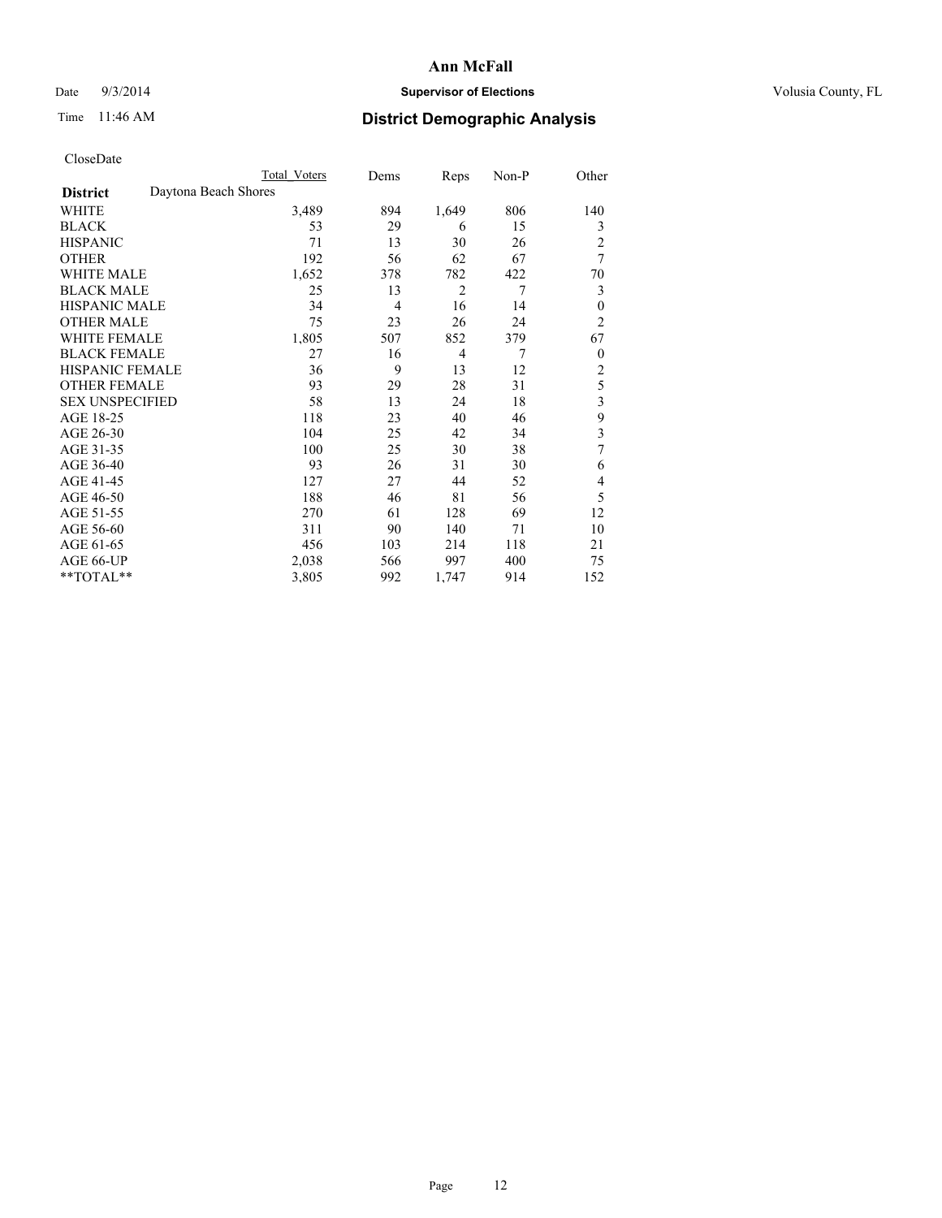# Ann McFall

Date 9/3/2014 **Supervisor of Elections** Volusia County, FL

Time 11:46 AM **District Demographic Analysis**

CloseDate

| | Total Voters | Dems | Reps | Non-P | Other |
|---|---|---|---|---|---|
| **District** Daytona Beach Shores | | | | | |
| WHITE | 3,489 | 894 | 1,649 | 806 | 140 |
| BLACK | 53 | 29 | 6 | 15 | 3 |
| HISPANIC | 71 | 13 | 30 | 26 | 2 |
| OTHER | 192 | 56 | 62 | 67 | 7 |
| WHITE MALE | 1,652 | 378 | 782 | 422 | 70 |
| BLACK MALE | 25 | 13 | 2 | 7 | 3 |
| HISPANIC MALE | 34 | 4 | 16 | 14 | 0 |
| OTHER MALE | 75 | 23 | 26 | 24 | 2 |
| WHITE FEMALE | 1,805 | 507 | 852 | 379 | 67 |
| BLACK FEMALE | 27 | 16 | 4 | 7 | 0 |
| HISPANIC FEMALE | 36 | 9 | 13 | 12 | 2 |
| OTHER FEMALE | 93 | 29 | 28 | 31 | 5 |
| SEX UNSPECIFIED | 58 | 13 | 24 | 18 | 3 |
| AGE 18-25 | 118 | 23 | 40 | 46 | 9 |
| AGE 26-30 | 104 | 25 | 42 | 34 | 3 |
| AGE 31-35 | 100 | 25 | 30 | 38 | 7 |
| AGE 36-40 | 93 | 26 | 31 | 30 | 6 |
| AGE 41-45 | 127 | 27 | 44 | 52 | 4 |
| AGE 46-50 | 188 | 46 | 81 | 56 | 5 |
| AGE 51-55 | 270 | 61 | 128 | 69 | 12 |
| AGE 56-60 | 311 | 90 | 140 | 71 | 10 |
| AGE 61-65 | 456 | 103 | 214 | 118 | 21 |
| AGE 66-UP | 2,038 | 566 | 997 | 400 | 75 |
| **TOTAL** | 3,805 | 992 | 1,747 | 914 | 152 |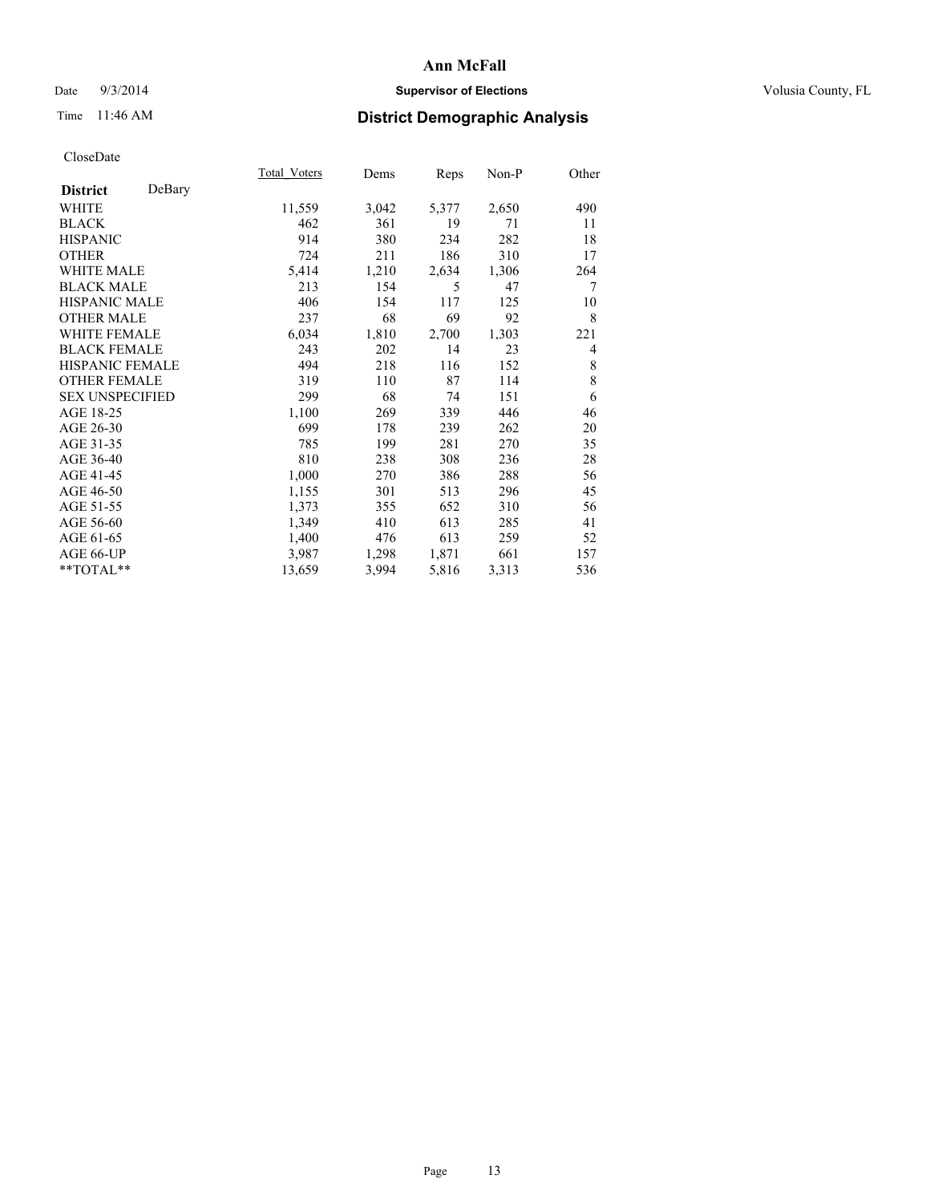# Ann McFall

Date 9/3/2014 **Supervisor of Elections** Volusia County, FL

Time 11:46 AM **District Demographic Analysis**

CloseDate

| **District** DeBary | Total_Voters | Dems | Reps | Non-P | Other |
|---|---|---|---|---|---|
| WHITE | 11,559 | 3,042 | 5,377 | 2,650 | 490 |
| BLACK | 462 | 361 | 19 | 71 | 11 |
| HISPANIC | 914 | 380 | 234 | 282 | 18 |
| OTHER | 724 | 211 | 186 | 310 | 17 |
| WHITE MALE | 5,414 | 1,210 | 2,634 | 1,306 | 264 |
| BLACK MALE | 213 | 154 | 5 | 47 | 7 |
| HISPANIC MALE | 406 | 154 | 117 | 125 | 10 |
| OTHER MALE | 237 | 68 | 69 | 92 | 8 |
| WHITE FEMALE | 6,034 | 1,810 | 2,700 | 1,303 | 221 |
| BLACK FEMALE | 243 | 202 | 14 | 23 | 4 |
| HISPANIC FEMALE | 494 | 218 | 116 | 152 | 8 |
| OTHER FEMALE | 319 | 110 | 87 | 114 | 8 |
| SEX UNSPECIFIED | 299 | 68 | 74 | 151 | 6 |
| AGE 18-25 | 1,100 | 269 | 339 | 446 | 46 |
| AGE 26-30 | 699 | 178 | 239 | 262 | 20 |
| AGE 31-35 | 785 | 199 | 281 | 270 | 35 |
| AGE 36-40 | 810 | 238 | 308 | 236 | 28 |
| AGE 41-45 | 1,000 | 270 | 386 | 288 | 56 |
| AGE 46-50 | 1,155 | 301 | 513 | 296 | 45 |
| AGE 51-55 | 1,373 | 355 | 652 | 310 | 56 |
| AGE 56-60 | 1,349 | 410 | 613 | 285 | 41 |
| AGE 61-65 | 1,400 | 476 | 613 | 259 | 52 |
| AGE 66-UP | 3,987 | 1,298 | 1,871 | 661 | 157 |
| **TOTAL** | 13,659 | 3,994 | 5,816 | 3,313 | 536 |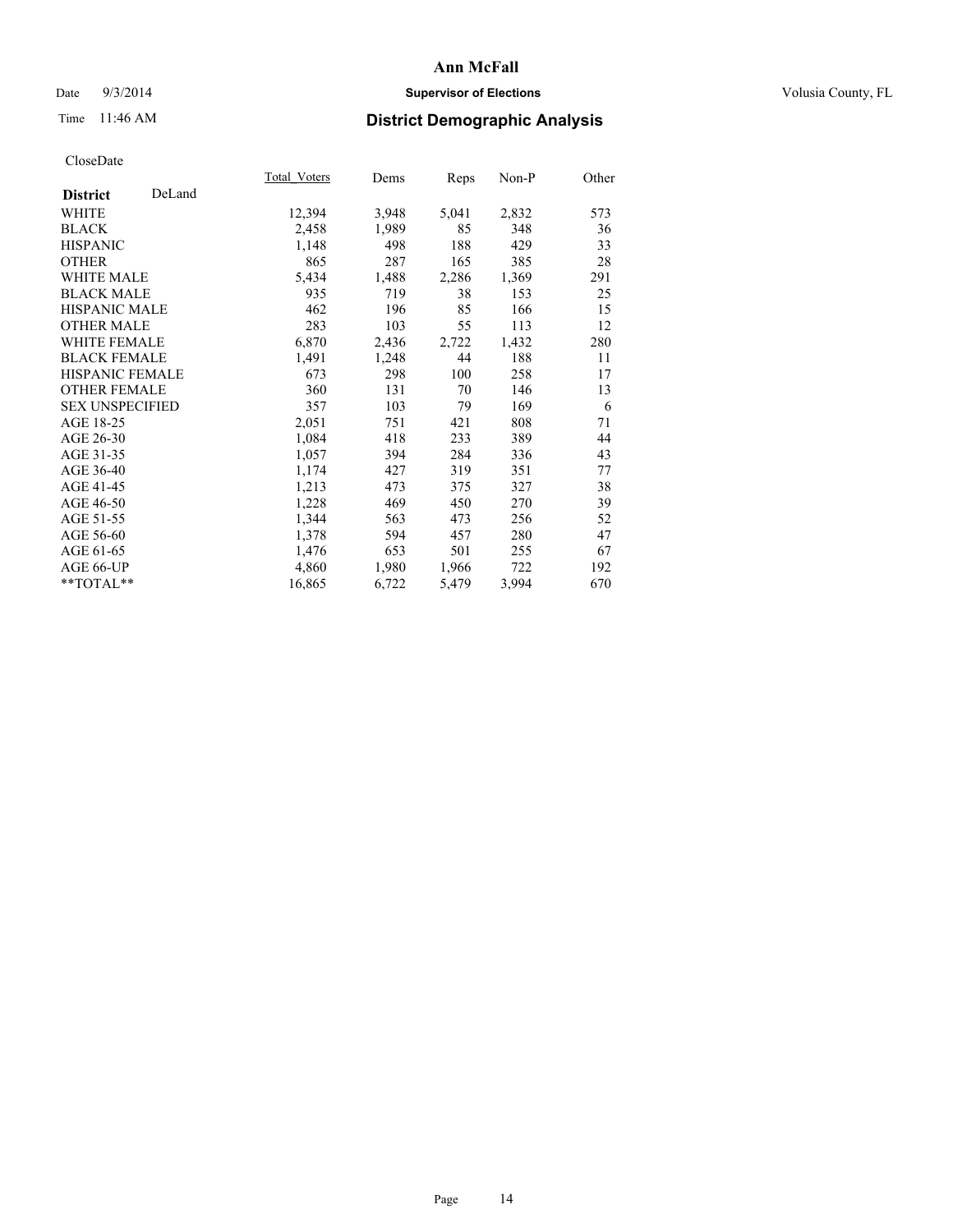# Ann McFall

Date 9/3/2014 **Supervisor of Elections** Volusia County, FL

Time 11:46 AM **District Demographic Analysis**

CloseDate

| **District** DeLand | Total_Voters | Dems | Reps | Non-P | Other |
|---|---|---|---|---|---|
| WHITE | 12,394 | 3,948 | 5,041 | 2,832 | 573 |
| BLACK | 2,458 | 1,989 | 85 | 348 | 36 |
| HISPANIC | 1,148 | 498 | 188 | 429 | 33 |
| OTHER | 865 | 287 | 165 | 385 | 28 |
| WHITE MALE | 5,434 | 1,488 | 2,286 | 1,369 | 291 |
| BLACK MALE | 935 | 719 | 38 | 153 | 25 |
| HISPANIC MALE | 462 | 196 | 85 | 166 | 15 |
| OTHER MALE | 283 | 103 | 55 | 113 | 12 |
| WHITE FEMALE | 6,870 | 2,436 | 2,722 | 1,432 | 280 |
| BLACK FEMALE | 1,491 | 1,248 | 44 | 188 | 11 |
| HISPANIC FEMALE | 673 | 298 | 100 | 258 | 17 |
| OTHER FEMALE | 360 | 131 | 70 | 146 | 13 |
| SEX UNSPECIFIED | 357 | 103 | 79 | 169 | 6 |
| AGE 18-25 | 2,051 | 751 | 421 | 808 | 71 |
| AGE 26-30 | 1,084 | 418 | 233 | 389 | 44 |
| AGE 31-35 | 1,057 | 394 | 284 | 336 | 43 |
| AGE 36-40 | 1,174 | 427 | 319 | 351 | 77 |
| AGE 41-45 | 1,213 | 473 | 375 | 327 | 38 |
| AGE 46-50 | 1,228 | 469 | 450 | 270 | 39 |
| AGE 51-55 | 1,344 | 563 | 473 | 256 | 52 |
| AGE 56-60 | 1,378 | 594 | 457 | 280 | 47 |
| AGE 61-65 | 1,476 | 653 | 501 | 255 | 67 |
| AGE 66-UP | 4,860 | 1,980 | 1,966 | 722 | 192 |
| **TOTAL** | 16,865 | 6,722 | 5,479 | 3,994 | 670 |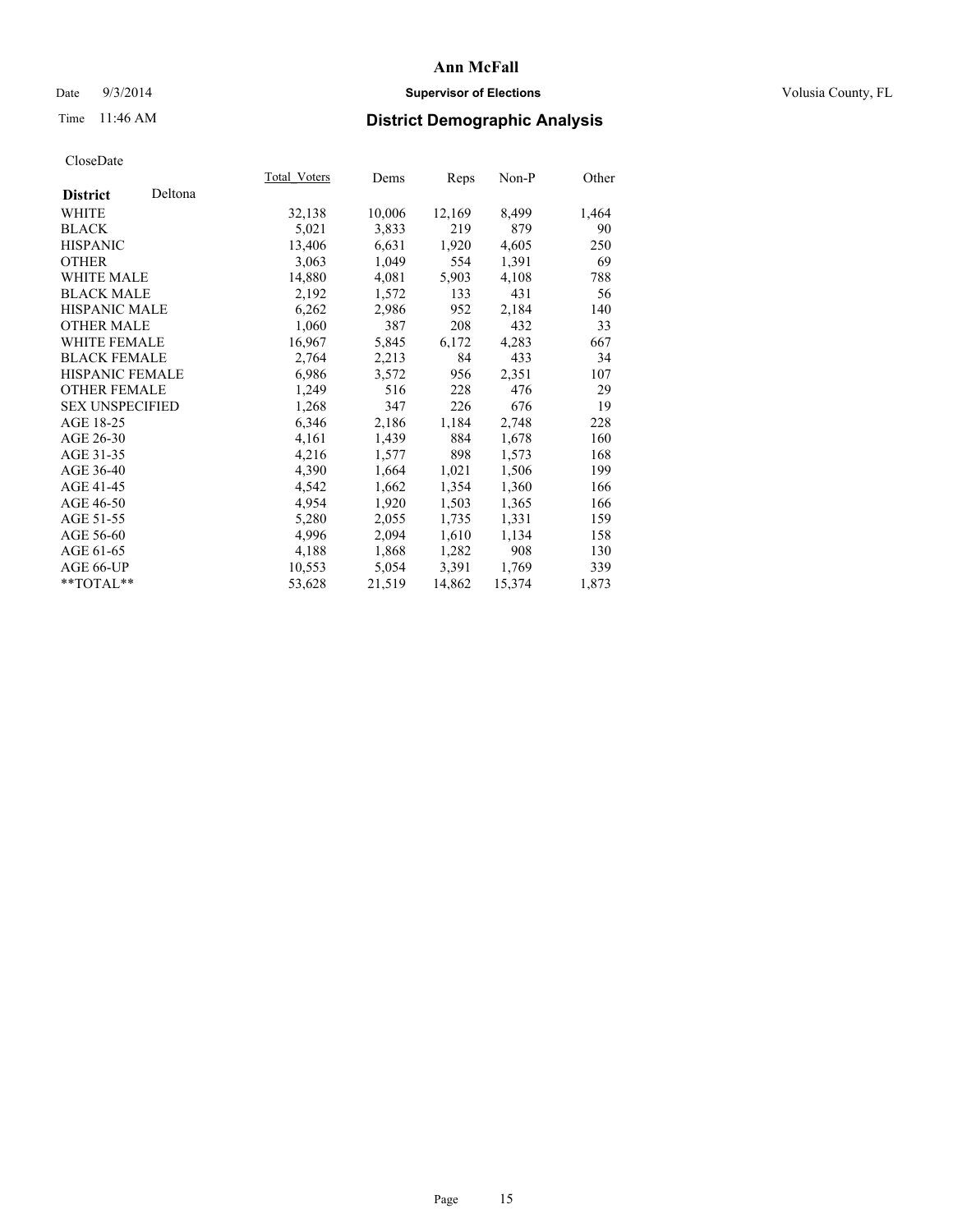# Ann McFall

Date 9/3/2014 **Supervisor of Elections** Volusia County, FL

Time 11:46 AM **District Demographic Analysis**

CloseDate

| **District** Deltona | Total_Voters | Dems | Reps | Non-P | Other |
|---|---|---|---|---|---|
| WHITE | 32,138 | 10,006 | 12,169 | 8,499 | 1,464 |
| BLACK | 5,021 | 3,833 | 219 | 879 | 90 |
| HISPANIC | 13,406 | 6,631 | 1,920 | 4,605 | 250 |
| OTHER | 3,063 | 1,049 | 554 | 1,391 | 69 |
| WHITE MALE | 14,880 | 4,081 | 5,903 | 4,108 | 788 |
| BLACK MALE | 2,192 | 1,572 | 133 | 431 | 56 |
| HISPANIC MALE | 6,262 | 2,986 | 952 | 2,184 | 140 |
| OTHER MALE | 1,060 | 387 | 208 | 432 | 33 |
| WHITE FEMALE | 16,967 | 5,845 | 6,172 | 4,283 | 667 |
| BLACK FEMALE | 2,764 | 2,213 | 84 | 433 | 34 |
| HISPANIC FEMALE | 6,986 | 3,572 | 956 | 2,351 | 107 |
| OTHER FEMALE | 1,249 | 516 | 228 | 476 | 29 |
| SEX UNSPECIFIED | 1,268 | 347 | 226 | 676 | 19 |
| AGE 18-25 | 6,346 | 2,186 | 1,184 | 2,748 | 228 |
| AGE 26-30 | 4,161 | 1,439 | 884 | 1,678 | 160 |
| AGE 31-35 | 4,216 | 1,577 | 898 | 1,573 | 168 |
| AGE 36-40 | 4,390 | 1,664 | 1,021 | 1,506 | 199 |
| AGE 41-45 | 4,542 | 1,662 | 1,354 | 1,360 | 166 |
| AGE 46-50 | 4,954 | 1,920 | 1,503 | 1,365 | 166 |
| AGE 51-55 | 5,280 | 2,055 | 1,735 | 1,331 | 159 |
| AGE 56-60 | 4,996 | 2,094 | 1,610 | 1,134 | 158 |
| AGE 61-65 | 4,188 | 1,868 | 1,282 | 908 | 130 |
| AGE 66-UP | 10,553 | 5,054 | 3,391 | 1,769 | 339 |
| **TOTAL** | 53,628 | 21,519 | 14,862 | 15,374 | 1,873 |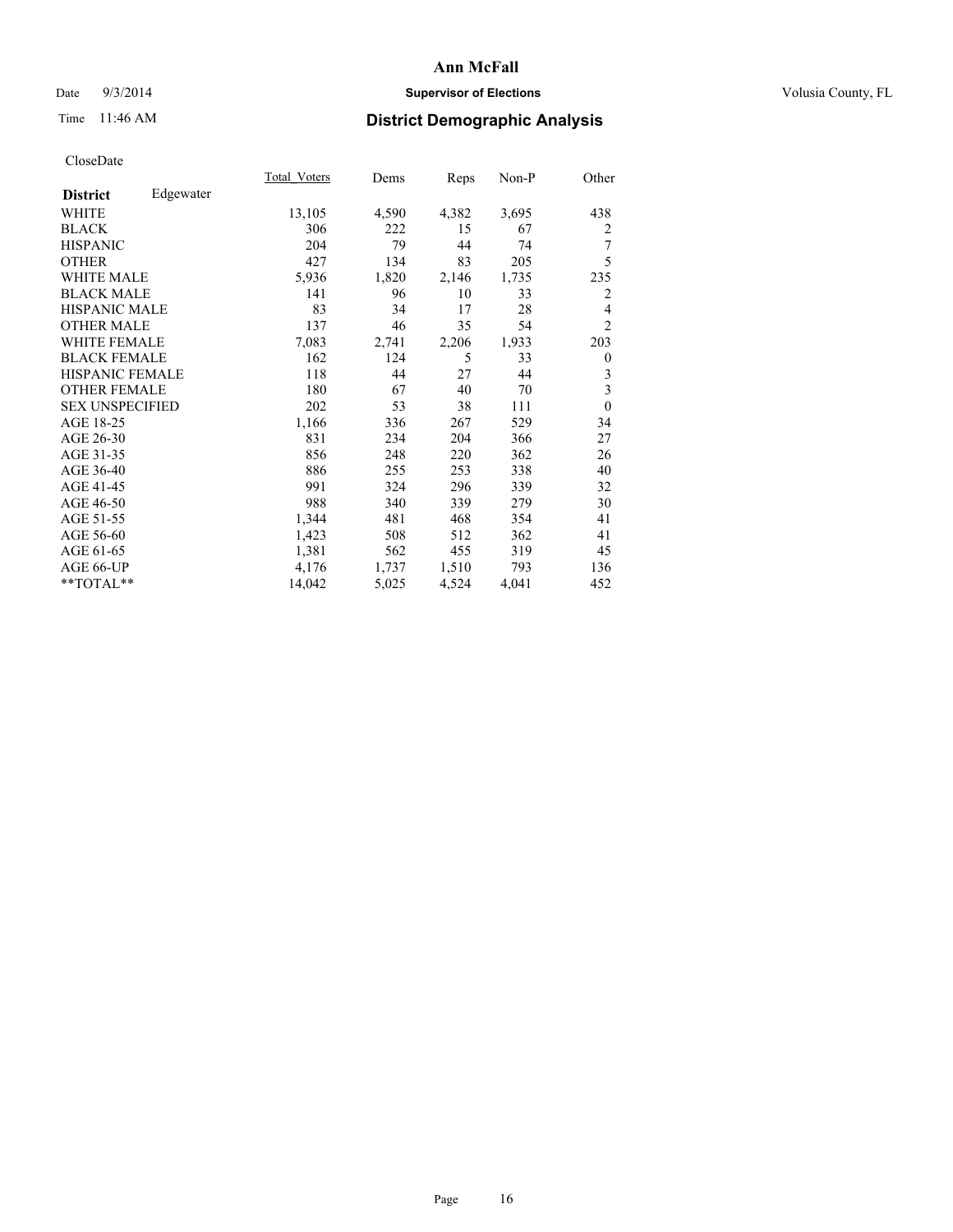# Ann McFall

Date 9/3/2014 **Supervisor of Elections** Volusia County, FL

Time 11:46 AM **District Demographic Analysis**

CloseDate

| **District** Edgewater | Total_Voters | Dems | Reps | Non-P | Other |
|---|---|---|---|---|---|
| WHITE | 13,105 | 4,590 | 4,382 | 3,695 | 438 |
| BLACK | 306 | 222 | 15 | 67 | 2 |
| HISPANIC | 204 | 79 | 44 | 74 | 7 |
| OTHER | 427 | 134 | 83 | 205 | 5 |
| WHITE MALE | 5,936 | 1,820 | 2,146 | 1,735 | 235 |
| BLACK MALE | 141 | 96 | 10 | 33 | 2 |
| HISPANIC MALE | 83 | 34 | 17 | 28 | 4 |
| OTHER MALE | 137 | 46 | 35 | 54 | 2 |
| WHITE FEMALE | 7,083 | 2,741 | 2,206 | 1,933 | 203 |
| BLACK FEMALE | 162 | 124 | 5 | 33 | 0 |
| HISPANIC FEMALE | 118 | 44 | 27 | 44 | 3 |
| OTHER FEMALE | 180 | 67 | 40 | 70 | 3 |
| SEX UNSPECIFIED | 202 | 53 | 38 | 111 | 0 |
| AGE 18-25 | 1,166 | 336 | 267 | 529 | 34 |
| AGE 26-30 | 831 | 234 | 204 | 366 | 27 |
| AGE 31-35 | 856 | 248 | 220 | 362 | 26 |
| AGE 36-40 | 886 | 255 | 253 | 338 | 40 |
| AGE 41-45 | 991 | 324 | 296 | 339 | 32 |
| AGE 46-50 | 988 | 340 | 339 | 279 | 30 |
| AGE 51-55 | 1,344 | 481 | 468 | 354 | 41 |
| AGE 56-60 | 1,423 | 508 | 512 | 362 | 41 |
| AGE 61-65 | 1,381 | 562 | 455 | 319 | 45 |
| AGE 66-UP | 4,176 | 1,737 | 1,510 | 793 | 136 |
| **TOTAL** | 14,042 | 5,025 | 4,524 | 4,041 | 452 |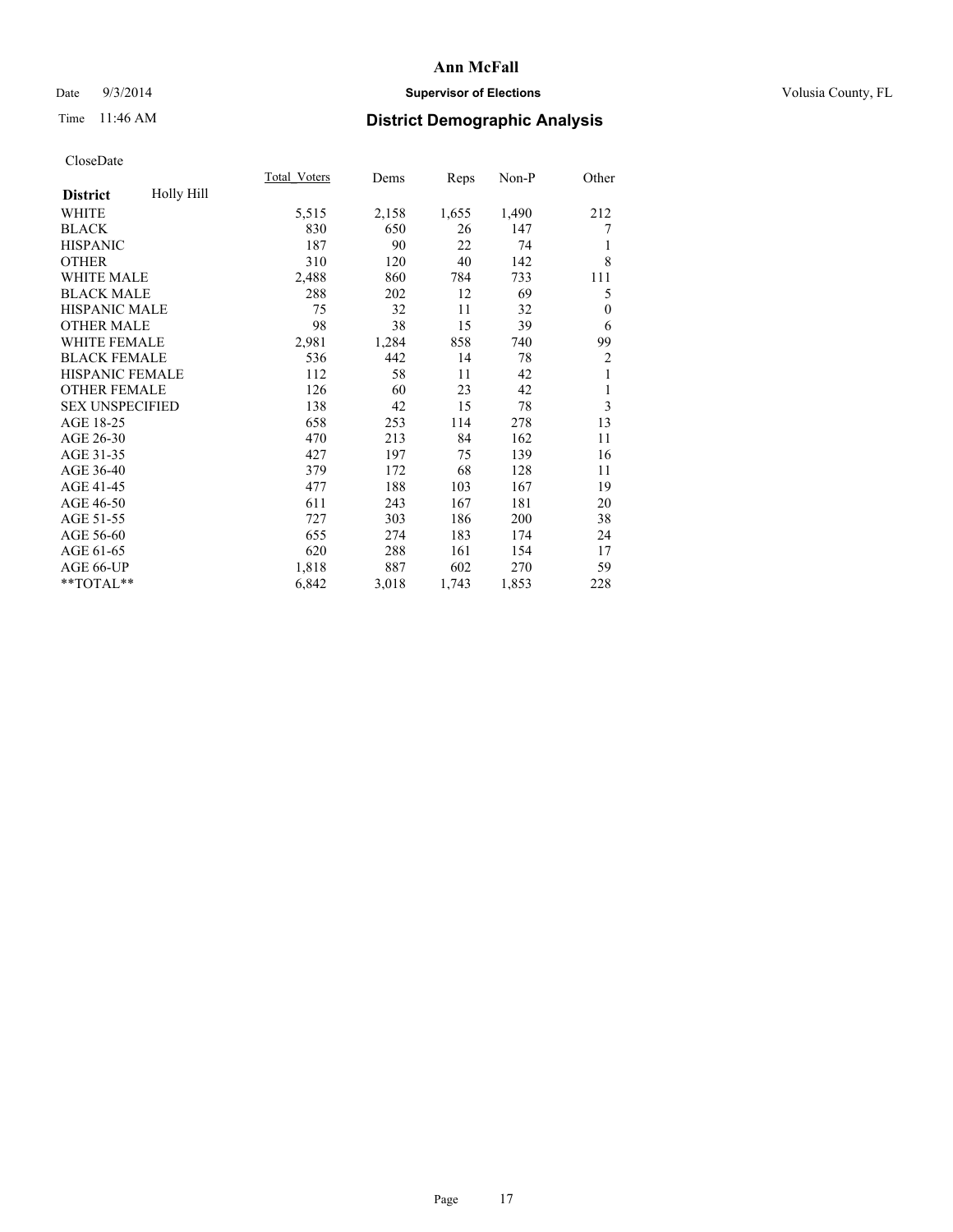# Ann McFall

Date 9/3/2014 **Supervisor of Elections** Volusia County, FL

Time 11:46 AM

## District Demographic Analysis

CloseDate

| **District** Holly Hill | Total_Voters | Dems | Reps | Non-P | Other |
|---|---|---|---|---|---|
| WHITE | 5,515 | 2,158 | 1,655 | 1,490 | 212 |
| BLACK | 830 | 650 | 26 | 147 | 7 |
| HISPANIC | 187 | 90 | 22 | 74 | 1 |
| OTHER | 310 | 120 | 40 | 142 | 8 |
| WHITE MALE | 2,488 | 860 | 784 | 733 | 111 |
| BLACK MALE | 288 | 202 | 12 | 69 | 5 |
| HISPANIC MALE | 75 | 32 | 11 | 32 | 0 |
| OTHER MALE | 98 | 38 | 15 | 39 | 6 |
| WHITE FEMALE | 2,981 | 1,284 | 858 | 740 | 99 |
| BLACK FEMALE | 536 | 442 | 14 | 78 | 2 |
| HISPANIC FEMALE | 112 | 58 | 11 | 42 | 1 |
| OTHER FEMALE | 126 | 60 | 23 | 42 | 1 |
| SEX UNSPECIFIED | 138 | 42 | 15 | 78 | 3 |
| AGE 18-25 | 658 | 253 | 114 | 278 | 13 |
| AGE 26-30 | 470 | 213 | 84 | 162 | 11 |
| AGE 31-35 | 427 | 197 | 75 | 139 | 16 |
| AGE 36-40 | 379 | 172 | 68 | 128 | 11 |
| AGE 41-45 | 477 | 188 | 103 | 167 | 19 |
| AGE 46-50 | 611 | 243 | 167 | 181 | 20 |
| AGE 51-55 | 727 | 303 | 186 | 200 | 38 |
| AGE 56-60 | 655 | 274 | 183 | 174 | 24 |
| AGE 61-65 | 620 | 288 | 161 | 154 | 17 |
| AGE 66-UP | 1,818 | 887 | 602 | 270 | 59 |
| **TOTAL** | 6,842 | 3,018 | 1,743 | 1,853 | 228 |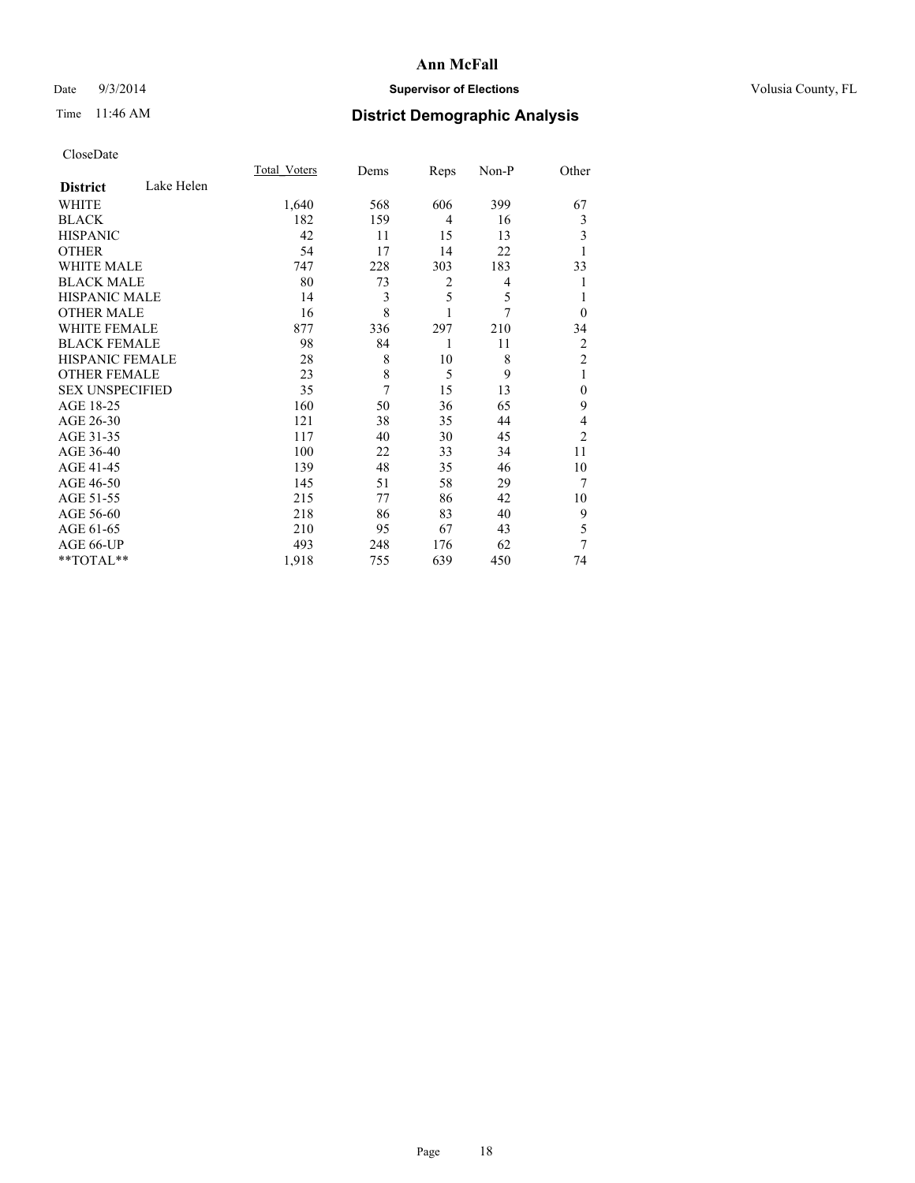**Ann McFall**

Date 9/3/2014 **Supervisor of Elections** Volusia County, FL

Time 11:46 AM **District Demographic Analysis**

CloseDate

| **District** Lake Helen | Total_Voters | Dems | Reps | Non-P | Other |
|---|---|---|---|---|---|
| WHITE | 1,640 | 568 | 606 | 399 | 67 |
| BLACK | 182 | 159 | 4 | 16 | 3 |
| HISPANIC | 42 | 11 | 15 | 13 | 3 |
| OTHER | 54 | 17 | 14 | 22 | 1 |
| WHITE MALE | 747 | 228 | 303 | 183 | 33 |
| BLACK MALE | 80 | 73 | 2 | 4 | 1 |
| HISPANIC MALE | 14 | 3 | 5 | 5 | 1 |
| OTHER MALE | 16 | 8 | 1 | 7 | 0 |
| WHITE FEMALE | 877 | 336 | 297 | 210 | 34 |
| BLACK FEMALE | 98 | 84 | 1 | 11 | 2 |
| HISPANIC FEMALE | 28 | 8 | 10 | 8 | 2 |
| OTHER FEMALE | 23 | 8 | 5 | 9 | 1 |
| SEX UNSPECIFIED | 35 | 7 | 15 | 13 | 0 |
| AGE 18-25 | 160 | 50 | 36 | 65 | 9 |
| AGE 26-30 | 121 | 38 | 35 | 44 | 4 |
| AGE 31-35 | 117 | 40 | 30 | 45 | 2 |
| AGE 36-40 | 100 | 22 | 33 | 34 | 11 |
| AGE 41-45 | 139 | 48 | 35 | 46 | 10 |
| AGE 46-50 | 145 | 51 | 58 | 29 | 7 |
| AGE 51-55 | 215 | 77 | 86 | 42 | 10 |
| AGE 56-60 | 218 | 86 | 83 | 40 | 9 |
| AGE 61-65 | 210 | 95 | 67 | 43 | 5 |
| AGE 66-UP | 493 | 248 | 176 | 62 | 7 |
| **TOTAL** | 1,918 | 755 | 639 | 450 | 74 |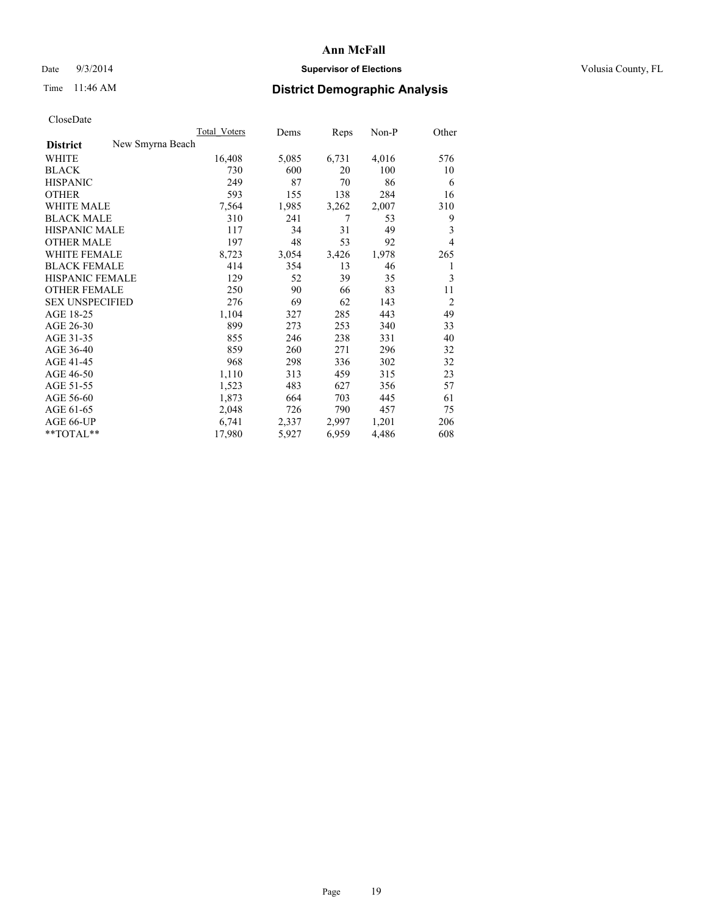# Ann McFall

Date 9/3/2014 **Supervisor of Elections** Volusia County, FL

Time 11:46 AM **District Demographic Analysis**

CloseDate

| | Total_Voters | Dems | Reps | Non-P | Other |
|---|---|---|---|---|---|
| **District** New Smyrna Beach | | | | | |
| WHITE | 16,408 | 5,085 | 6,731 | 4,016 | 576 |
| BLACK | 730 | 600 | 20 | 100 | 10 |
| HISPANIC | 249 | 87 | 70 | 86 | 6 |
| OTHER | 593 | 155 | 138 | 284 | 16 |
| WHITE MALE | 7,564 | 1,985 | 3,262 | 2,007 | 310 |
| BLACK MALE | 310 | 241 | 7 | 53 | 9 |
| HISPANIC MALE | 117 | 34 | 31 | 49 | 3 |
| OTHER MALE | 197 | 48 | 53 | 92 | 4 |
| WHITE FEMALE | 8,723 | 3,054 | 3,426 | 1,978 | 265 |
| BLACK FEMALE | 414 | 354 | 13 | 46 | 1 |
| HISPANIC FEMALE | 129 | 52 | 39 | 35 | 3 |
| OTHER FEMALE | 250 | 90 | 66 | 83 | 11 |
| SEX UNSPECIFIED | 276 | 69 | 62 | 143 | 2 |
| AGE 18-25 | 1,104 | 327 | 285 | 443 | 49 |
| AGE 26-30 | 899 | 273 | 253 | 340 | 33 |
| AGE 31-35 | 855 | 246 | 238 | 331 | 40 |
| AGE 36-40 | 859 | 260 | 271 | 296 | 32 |
| AGE 41-45 | 968 | 298 | 336 | 302 | 32 |
| AGE 46-50 | 1,110 | 313 | 459 | 315 | 23 |
| AGE 51-55 | 1,523 | 483 | 627 | 356 | 57 |
| AGE 56-60 | 1,873 | 664 | 703 | 445 | 61 |
| AGE 61-65 | 2,048 | 726 | 790 | 457 | 75 |
| AGE 66-UP | 6,741 | 2,337 | 2,997 | 1,201 | 206 |
| **TOTAL** | 17,980 | 5,927 | 6,959 | 4,486 | 608 |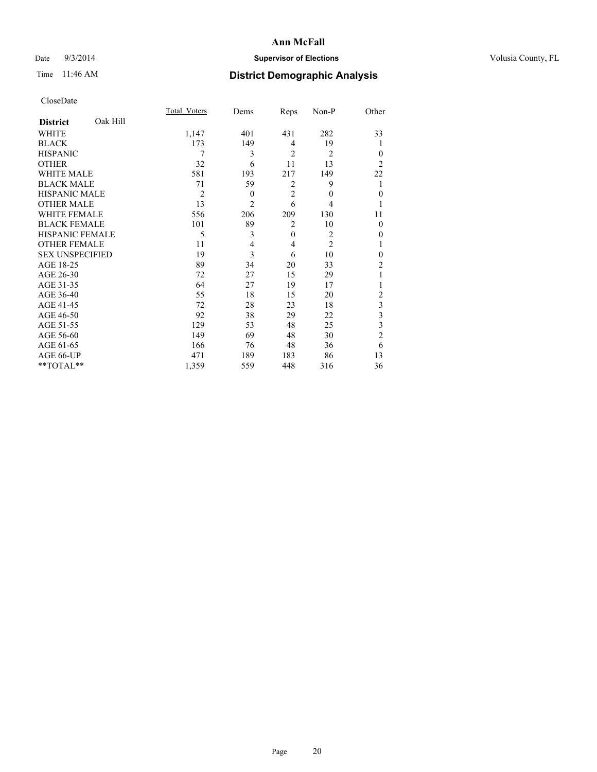Ann McFall

Date 9/3/2014 **Supervisor of Elections** Volusia County, FL

Time 11:46 AM

## District Demographic Analysis

CloseDate

| **District** Oak Hill | Total_Voters | Dems | Reps | Non-P | Other |
|---|---|---|---|---|---|
| WHITE | 1,147 | 401 | 431 | 282 | 33 |
| BLACK | 173 | 149 | 4 | 19 | 1 |
| HISPANIC | 7 | 3 | 2 | 2 | 0 |
| OTHER | 32 | 6 | 11 | 13 | 2 |
| WHITE MALE | 581 | 193 | 217 | 149 | 22 |
| BLACK MALE | 71 | 59 | 2 | 9 | 1 |
| HISPANIC MALE | 2 | 0 | 2 | 0 | 0 |
| OTHER MALE | 13 | 2 | 6 | 4 | 1 |
| WHITE FEMALE | 556 | 206 | 209 | 130 | 11 |
| BLACK FEMALE | 101 | 89 | 2 | 10 | 0 |
| HISPANIC FEMALE | 5 | 3 | 0 | 2 | 0 |
| OTHER FEMALE | 11 | 4 | 4 | 2 | 1 |
| SEX UNSPECIFIED | 19 | 3 | 6 | 10 | 0 |
| AGE 18-25 | 89 | 34 | 20 | 33 | 2 |
| AGE 26-30 | 72 | 27 | 15 | 29 | 1 |
| AGE 31-35 | 64 | 27 | 19 | 17 | 1 |
| AGE 36-40 | 55 | 18 | 15 | 20 | 2 |
| AGE 41-45 | 72 | 28 | 23 | 18 | 3 |
| AGE 46-50 | 92 | 38 | 29 | 22 | 3 |
| AGE 51-55 | 129 | 53 | 48 | 25 | 3 |
| AGE 56-60 | 149 | 69 | 48 | 30 | 2 |
| AGE 61-65 | 166 | 76 | 48 | 36 | 6 |
| AGE 66-UP | 471 | 189 | 183 | 86 | 13 |
| **TOTAL** | 1,359 | 559 | 448 | 316 | 36 |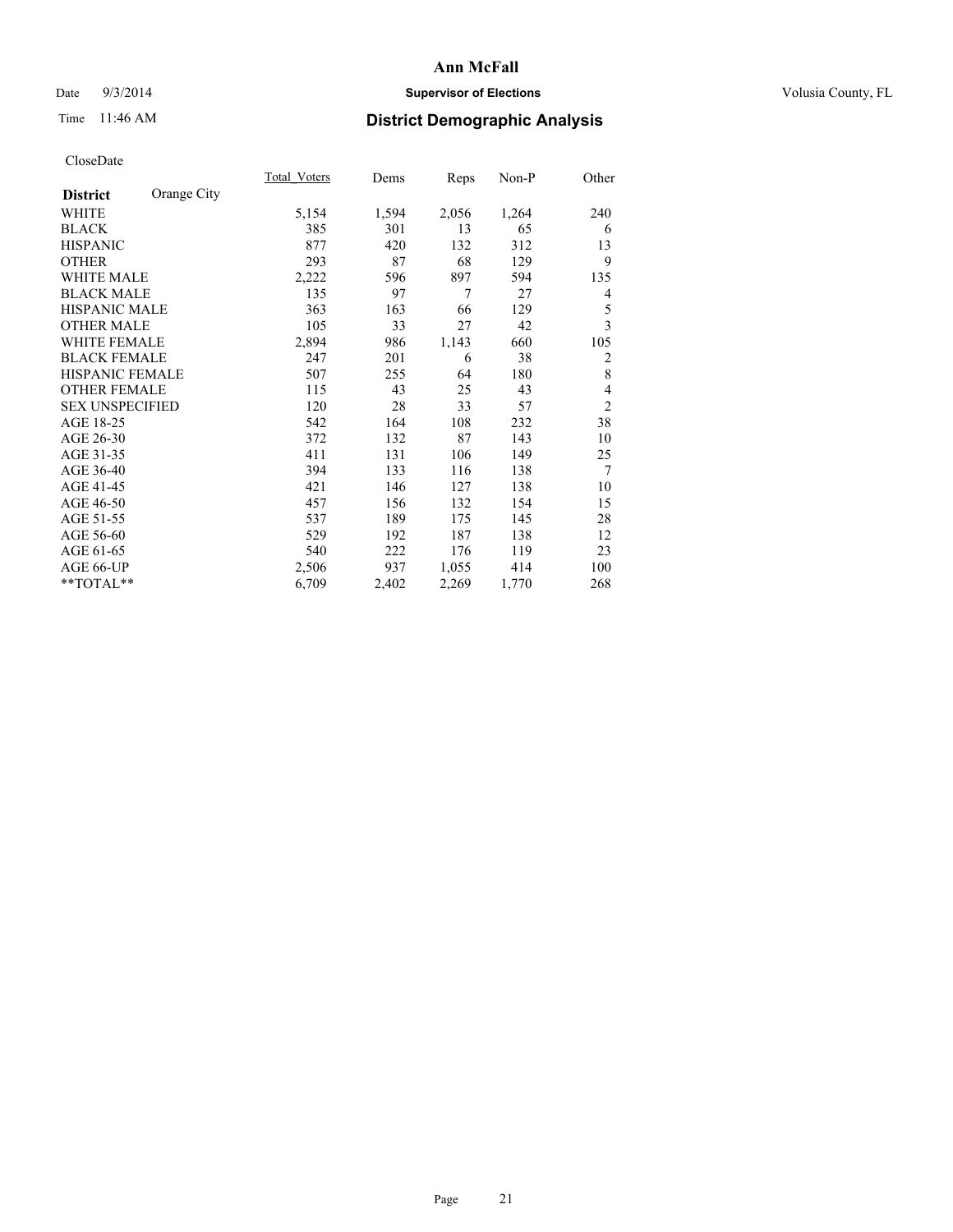**Ann McFall**

Date 9/3/2014 **Supervisor of Elections** Volusia County, FL

Time 11:46 AM **District Demographic Analysis**

CloseDate

| **District** Orange City | Total_Voters | Dems | Reps | Non-P | Other |
|---|---|---|---|---|---|
| WHITE | 5,154 | 1,594 | 2,056 | 1,264 | 240 |
| BLACK | 385 | 301 | 13 | 65 | 6 |
| HISPANIC | 877 | 420 | 132 | 312 | 13 |
| OTHER | 293 | 87 | 68 | 129 | 9 |
| WHITE MALE | 2,222 | 596 | 897 | 594 | 135 |
| BLACK MALE | 135 | 97 | 7 | 27 | 4 |
| HISPANIC MALE | 363 | 163 | 66 | 129 | 5 |
| OTHER MALE | 105 | 33 | 27 | 42 | 3 |
| WHITE FEMALE | 2,894 | 986 | 1,143 | 660 | 105 |
| BLACK FEMALE | 247 | 201 | 6 | 38 | 2 |
| HISPANIC FEMALE | 507 | 255 | 64 | 180 | 8 |
| OTHER FEMALE | 115 | 43 | 25 | 43 | 4 |
| SEX UNSPECIFIED | 120 | 28 | 33 | 57 | 2 |
| AGE 18-25 | 542 | 164 | 108 | 232 | 38 |
| AGE 26-30 | 372 | 132 | 87 | 143 | 10 |
| AGE 31-35 | 411 | 131 | 106 | 149 | 25 |
| AGE 36-40 | 394 | 133 | 116 | 138 | 7 |
| AGE 41-45 | 421 | 146 | 127 | 138 | 10 |
| AGE 46-50 | 457 | 156 | 132 | 154 | 15 |
| AGE 51-55 | 537 | 189 | 175 | 145 | 28 |
| AGE 56-60 | 529 | 192 | 187 | 138 | 12 |
| AGE 61-65 | 540 | 222 | 176 | 119 | 23 |
| AGE 66-UP | 2,506 | 937 | 1,055 | 414 | 100 |
| **TOTAL** | 6,709 | 2,402 | 2,269 | 1,770 | 268 |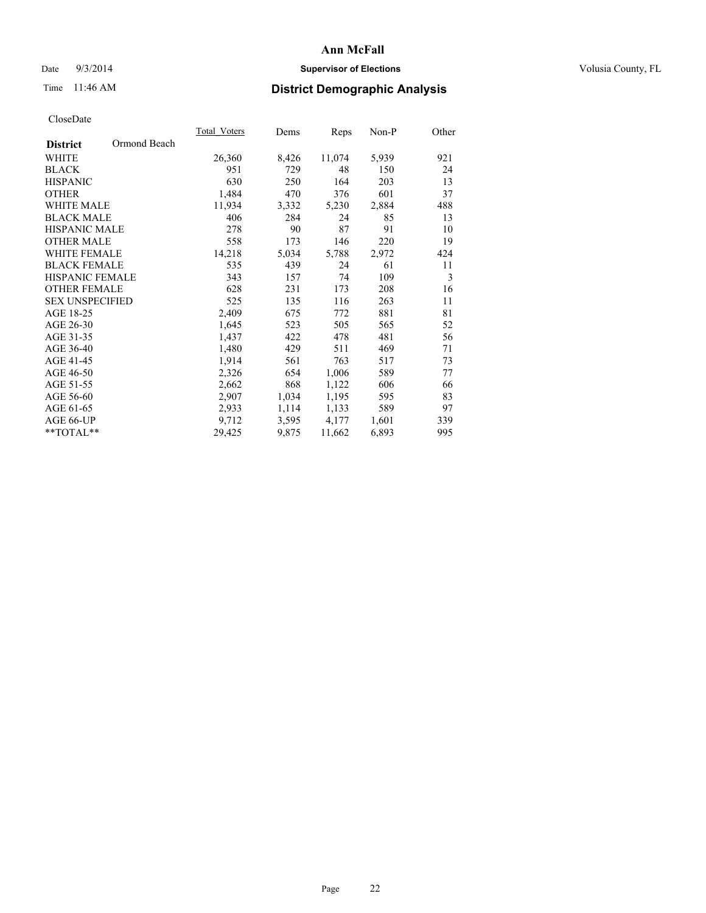**Ann McFall**

Date 9/3/2014 **Supervisor of Elections** Volusia County, FL

Time 11:46 AM **District Demographic Analysis**

CloseDate

| **District** Ormond Beach | Total_Voters | Dems | Reps | Non-P | Other |
|---|---|---|---|---|---|
| WHITE | 26,360 | 8,426 | 11,074 | 5,939 | 921 |
| BLACK | 951 | 729 | 48 | 150 | 24 |
| HISPANIC | 630 | 250 | 164 | 203 | 13 |
| OTHER | 1,484 | 470 | 376 | 601 | 37 |
| WHITE MALE | 11,934 | 3,332 | 5,230 | 2,884 | 488 |
| BLACK MALE | 406 | 284 | 24 | 85 | 13 |
| HISPANIC MALE | 278 | 90 | 87 | 91 | 10 |
| OTHER MALE | 558 | 173 | 146 | 220 | 19 |
| WHITE FEMALE | 14,218 | 5,034 | 5,788 | 2,972 | 424 |
| BLACK FEMALE | 535 | 439 | 24 | 61 | 11 |
| HISPANIC FEMALE | 343 | 157 | 74 | 109 | 3 |
| OTHER FEMALE | 628 | 231 | 173 | 208 | 16 |
| SEX UNSPECIFIED | 525 | 135 | 116 | 263 | 11 |
| AGE 18-25 | 2,409 | 675 | 772 | 881 | 81 |
| AGE 26-30 | 1,645 | 523 | 505 | 565 | 52 |
| AGE 31-35 | 1,437 | 422 | 478 | 481 | 56 |
| AGE 36-40 | 1,480 | 429 | 511 | 469 | 71 |
| AGE 41-45 | 1,914 | 561 | 763 | 517 | 73 |
| AGE 46-50 | 2,326 | 654 | 1,006 | 589 | 77 |
| AGE 51-55 | 2,662 | 868 | 1,122 | 606 | 66 |
| AGE 56-60 | 2,907 | 1,034 | 1,195 | 595 | 83 |
| AGE 61-65 | 2,933 | 1,114 | 1,133 | 589 | 97 |
| AGE 66-UP | 9,712 | 3,595 | 4,177 | 1,601 | 339 |
| **TOTAL** | 29,425 | 9,875 | 11,662 | 6,893 | 995 |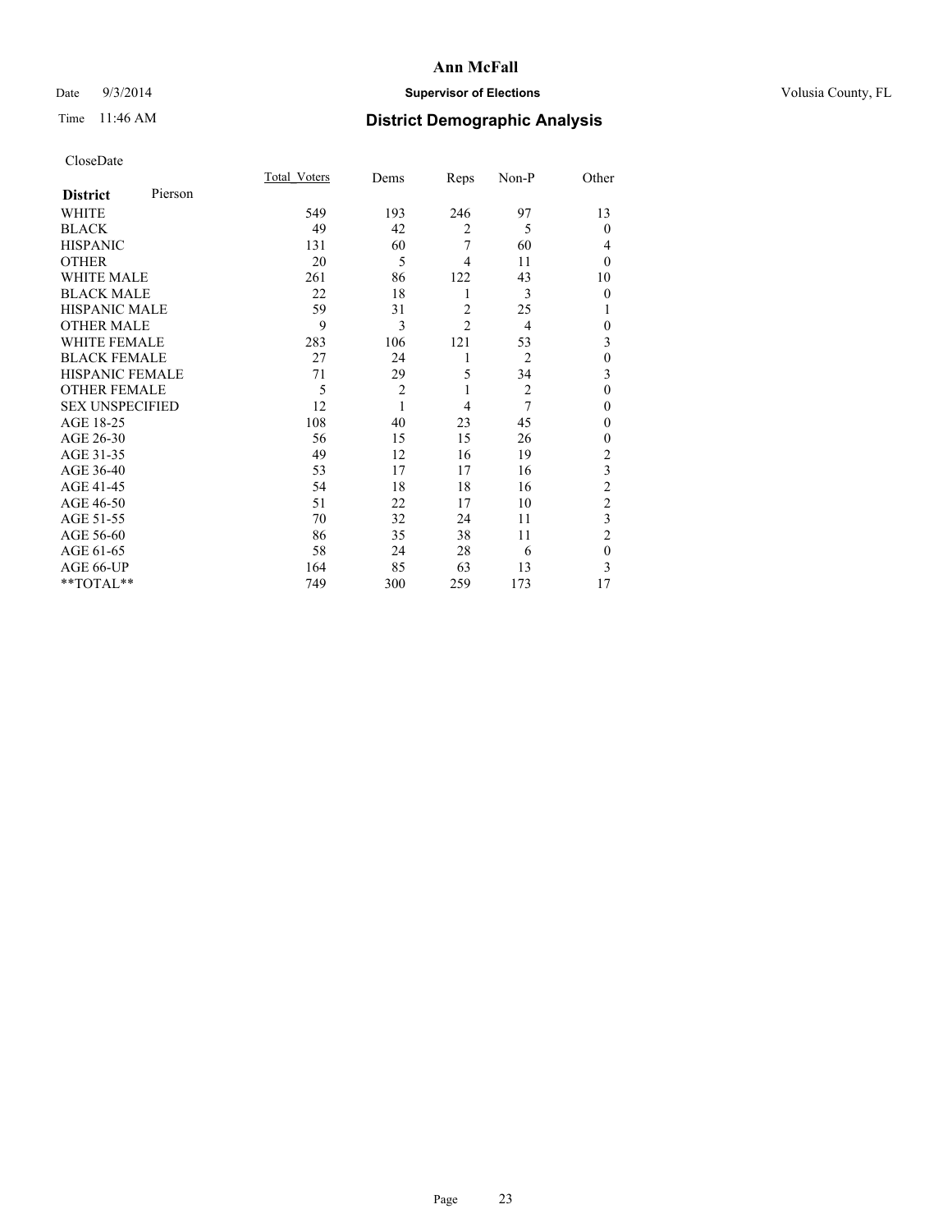# Ann McFall

Date 9/3/2014 **Supervisor of Elections** Volusia County, FL

Time 11:46 AM **District Demographic Analysis**

CloseDate

| **District** Pierson | Total_Voters | Dems | Reps | Non-P | Other |
|---|---|---|---|---|---|
| WHITE | 549 | 193 | 246 | 97 | 13 |
| BLACK | 49 | 42 | 2 | 5 | 0 |
| HISPANIC | 131 | 60 | 7 | 60 | 4 |
| OTHER | 20 | 5 | 4 | 11 | 0 |
| WHITE MALE | 261 | 86 | 122 | 43 | 10 |
| BLACK MALE | 22 | 18 | 1 | 3 | 0 |
| HISPANIC MALE | 59 | 31 | 2 | 25 | 1 |
| OTHER MALE | 9 | 3 | 2 | 4 | 0 |
| WHITE FEMALE | 283 | 106 | 121 | 53 | 3 |
| BLACK FEMALE | 27 | 24 | 1 | 2 | 0 |
| HISPANIC FEMALE | 71 | 29 | 5 | 34 | 3 |
| OTHER FEMALE | 5 | 2 | 1 | 2 | 0 |
| SEX UNSPECIFIED | 12 | 1 | 4 | 7 | 0 |
| AGE 18-25 | 108 | 40 | 23 | 45 | 0 |
| AGE 26-30 | 56 | 15 | 15 | 26 | 0 |
| AGE 31-35 | 49 | 12 | 16 | 19 | 2 |
| AGE 36-40 | 53 | 17 | 17 | 16 | 3 |
| AGE 41-45 | 54 | 18 | 18 | 16 | 2 |
| AGE 46-50 | 51 | 22 | 17 | 10 | 2 |
| AGE 51-55 | 70 | 32 | 24 | 11 | 3 |
| AGE 56-60 | 86 | 35 | 38 | 11 | 2 |
| AGE 61-65 | 58 | 24 | 28 | 6 | 0 |
| AGE 66-UP | 164 | 85 | 63 | 13 | 3 |
| **TOTAL** | 749 | 300 | 259 | 173 | 17 |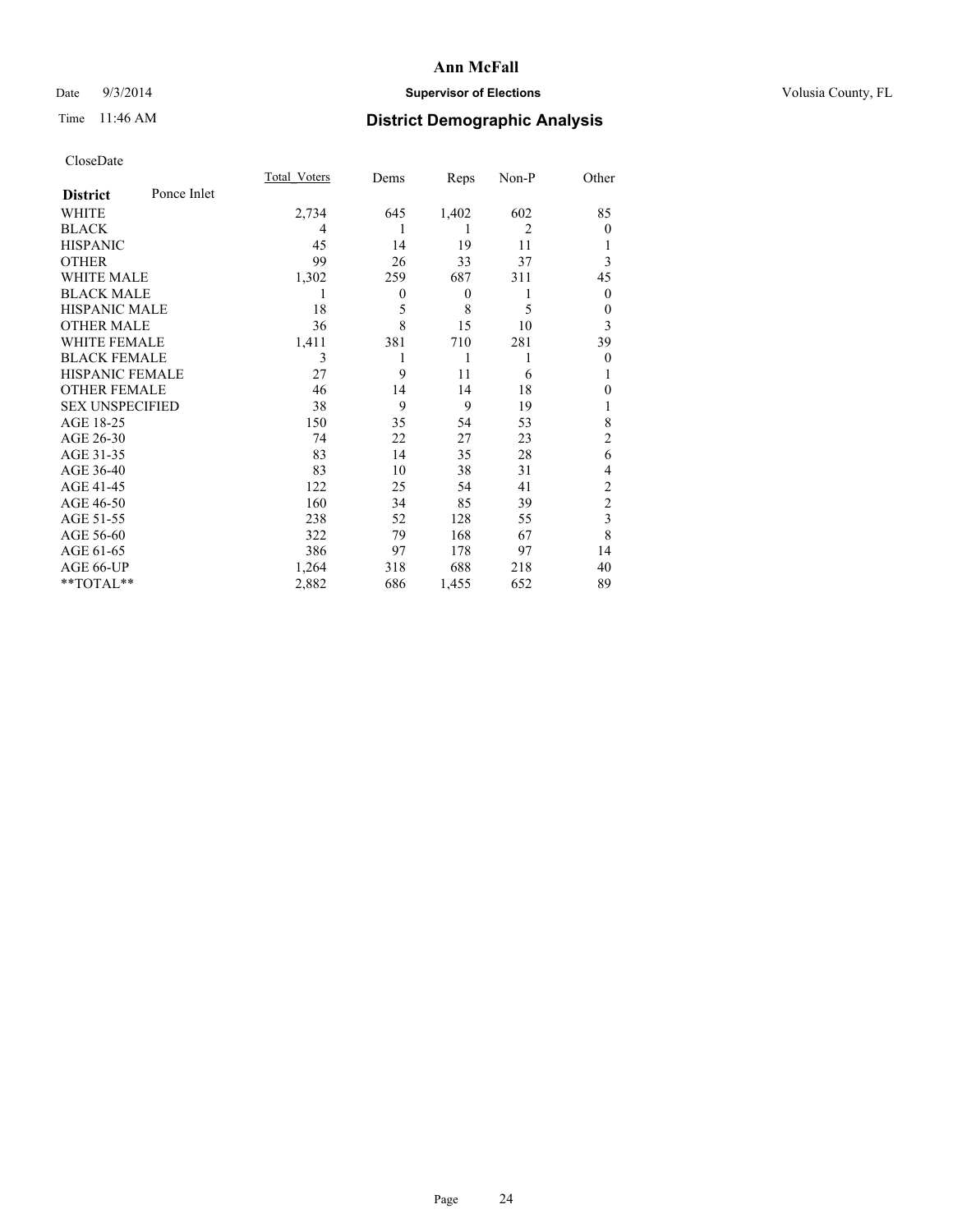# Ann McFall

Date 9/3/2014 **Supervisor of Elections** Volusia County, FL

Time 11:46 AM **District Demographic Analysis**

CloseDate

| **District** Ponce Inlet | Total_Voters | Dems | Reps | Non-P | Other |
|---|---|---|---|---|---|
| WHITE | 2,734 | 645 | 1,402 | 602 | 85 |
| BLACK | 4 | 1 | 1 | 2 | 0 |
| HISPANIC | 45 | 14 | 19 | 11 | 1 |
| OTHER | 99 | 26 | 33 | 37 | 3 |
| WHITE MALE | 1,302 | 259 | 687 | 311 | 45 |
| BLACK MALE | 1 | 0 | 0 | 1 | 0 |
| HISPANIC MALE | 18 | 5 | 8 | 5 | 0 |
| OTHER MALE | 36 | 8 | 15 | 10 | 3 |
| WHITE FEMALE | 1,411 | 381 | 710 | 281 | 39 |
| BLACK FEMALE | 3 | 1 | 1 | 1 | 0 |
| HISPANIC FEMALE | 27 | 9 | 11 | 6 | 1 |
| OTHER FEMALE | 46 | 14 | 14 | 18 | 0 |
| SEX UNSPECIFIED | 38 | 9 | 9 | 19 | 1 |
| AGE 18-25 | 150 | 35 | 54 | 53 | 8 |
| AGE 26-30 | 74 | 22 | 27 | 23 | 2 |
| AGE 31-35 | 83 | 14 | 35 | 28 | 6 |
| AGE 36-40 | 83 | 10 | 38 | 31 | 4 |
| AGE 41-45 | 122 | 25 | 54 | 41 | 2 |
| AGE 46-50 | 160 | 34 | 85 | 39 | 2 |
| AGE 51-55 | 238 | 52 | 128 | 55 | 3 |
| AGE 56-60 | 322 | 79 | 168 | 67 | 8 |
| AGE 61-65 | 386 | 97 | 178 | 97 | 14 |
| AGE 66-UP | 1,264 | 318 | 688 | 218 | 40 |
| **TOTAL** | 2,882 | 686 | 1,455 | 652 | 89 |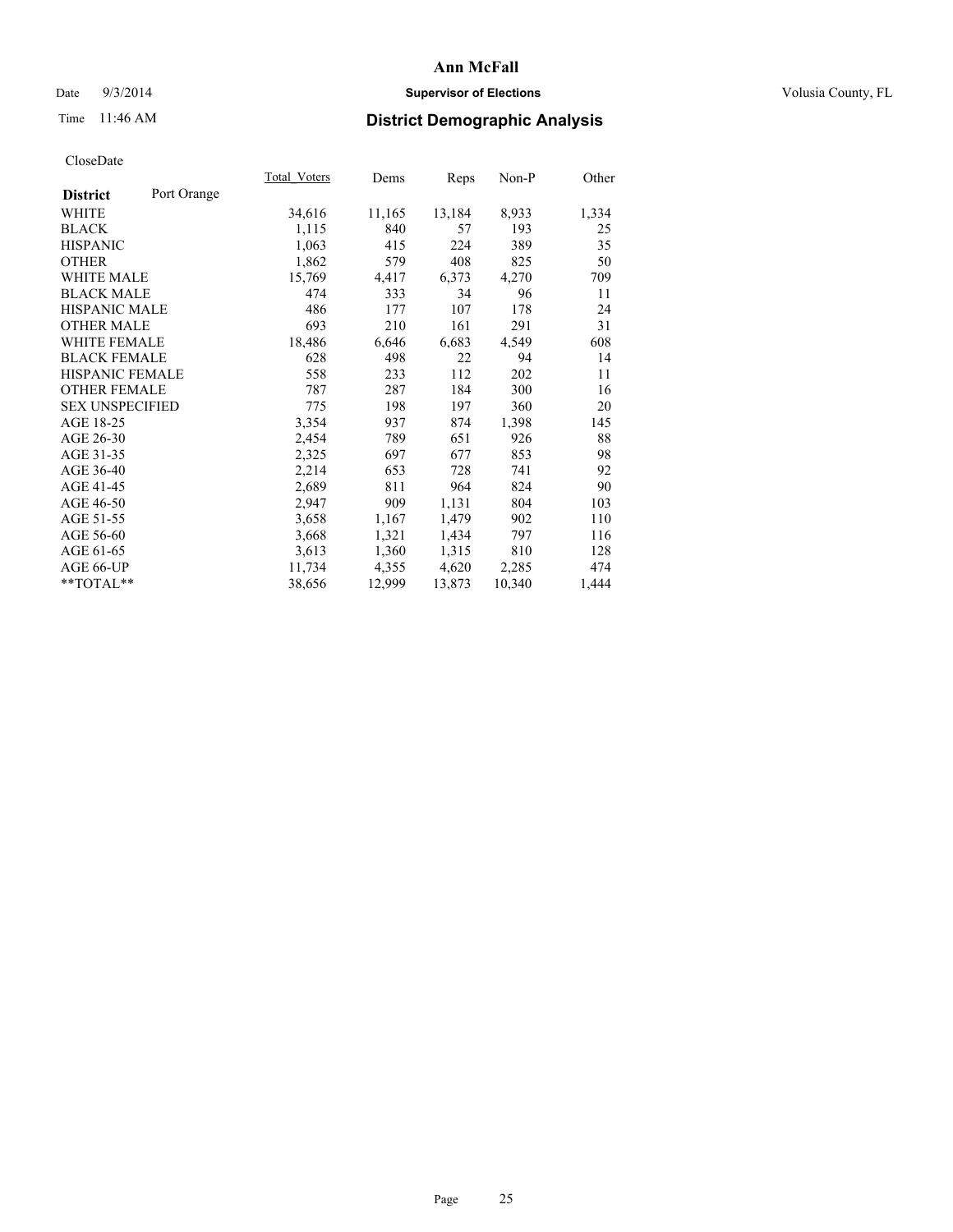# Ann McFall

Date 9/3/2014 **Supervisor of Elections** Volusia County, FL

Time 11:46 AM **District Demographic Analysis**

CloseDate

| **District** Port Orange | Total_Voters | Dems | Reps | Non-P | Other |
|---|---|---|---|---|---|
| WHITE | 34,616 | 11,165 | 13,184 | 8,933 | 1,334 |
| BLACK | 1,115 | 840 | 57 | 193 | 25 |
| HISPANIC | 1,063 | 415 | 224 | 389 | 35 |
| OTHER | 1,862 | 579 | 408 | 825 | 50 |
| WHITE MALE | 15,769 | 4,417 | 6,373 | 4,270 | 709 |
| BLACK MALE | 474 | 333 | 34 | 96 | 11 |
| HISPANIC MALE | 486 | 177 | 107 | 178 | 24 |
| OTHER MALE | 693 | 210 | 161 | 291 | 31 |
| WHITE FEMALE | 18,486 | 6,646 | 6,683 | 4,549 | 608 |
| BLACK FEMALE | 628 | 498 | 22 | 94 | 14 |
| HISPANIC FEMALE | 558 | 233 | 112 | 202 | 11 |
| OTHER FEMALE | 787 | 287 | 184 | 300 | 16 |
| SEX UNSPECIFIED | 775 | 198 | 197 | 360 | 20 |
| AGE 18-25 | 3,354 | 937 | 874 | 1,398 | 145 |
| AGE 26-30 | 2,454 | 789 | 651 | 926 | 88 |
| AGE 31-35 | 2,325 | 697 | 677 | 853 | 98 |
| AGE 36-40 | 2,214 | 653 | 728 | 741 | 92 |
| AGE 41-45 | 2,689 | 811 | 964 | 824 | 90 |
| AGE 46-50 | 2,947 | 909 | 1,131 | 804 | 103 |
| AGE 51-55 | 3,658 | 1,167 | 1,479 | 902 | 110 |
| AGE 56-60 | 3,668 | 1,321 | 1,434 | 797 | 116 |
| AGE 61-65 | 3,613 | 1,360 | 1,315 | 810 | 128 |
| AGE 66-UP | 11,734 | 4,355 | 4,620 | 2,285 | 474 |
| **TOTAL** | 38,656 | 12,999 | 13,873 | 10,340 | 1,444 |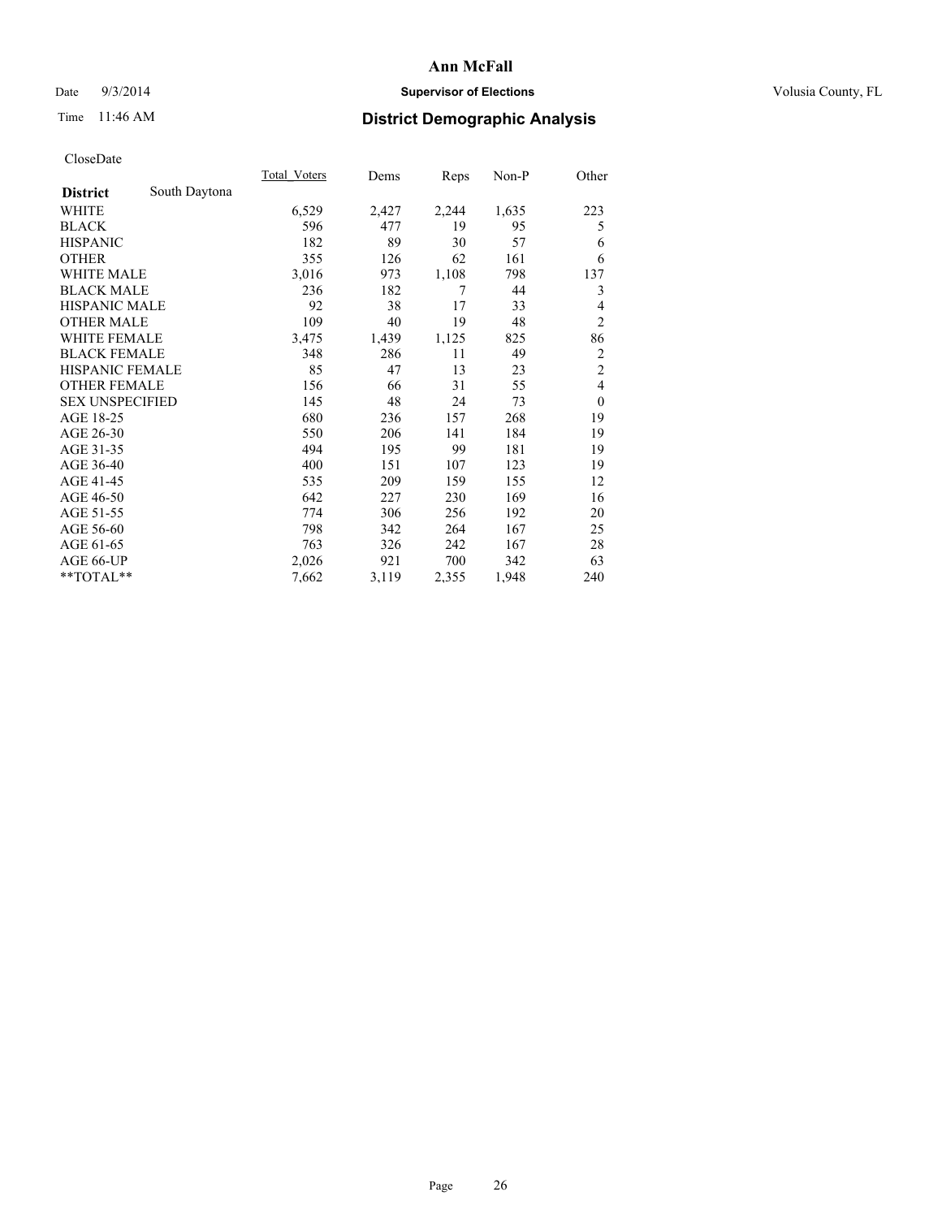**Ann McFall**

Date 9/3/2014 **Supervisor of Elections** Volusia County, FL

Time 11:46 AM **District Demographic Analysis**

CloseDate

| **District** South Daytona | Total_Voters | Dems | Reps | Non-P | Other |
|---|---|---|---|---|---|
| WHITE | 6,529 | 2,427 | 2,244 | 1,635 | 223 |
| BLACK | 596 | 477 | 19 | 95 | 5 |
| HISPANIC | 182 | 89 | 30 | 57 | 6 |
| OTHER | 355 | 126 | 62 | 161 | 6 |
| WHITE MALE | 3,016 | 973 | 1,108 | 798 | 137 |
| BLACK MALE | 236 | 182 | 7 | 44 | 3 |
| HISPANIC MALE | 92 | 38 | 17 | 33 | 4 |
| OTHER MALE | 109 | 40 | 19 | 48 | 2 |
| WHITE FEMALE | 3,475 | 1,439 | 1,125 | 825 | 86 |
| BLACK FEMALE | 348 | 286 | 11 | 49 | 2 |
| HISPANIC FEMALE | 85 | 47 | 13 | 23 | 2 |
| OTHER FEMALE | 156 | 66 | 31 | 55 | 4 |
| SEX UNSPECIFIED | 145 | 48 | 24 | 73 | 0 |
| AGE 18-25 | 680 | 236 | 157 | 268 | 19 |
| AGE 26-30 | 550 | 206 | 141 | 184 | 19 |
| AGE 31-35 | 494 | 195 | 99 | 181 | 19 |
| AGE 36-40 | 400 | 151 | 107 | 123 | 19 |
| AGE 41-45 | 535 | 209 | 159 | 155 | 12 |
| AGE 46-50 | 642 | 227 | 230 | 169 | 16 |
| AGE 51-55 | 774 | 306 | 256 | 192 | 20 |
| AGE 56-60 | 798 | 342 | 264 | 167 | 25 |
| AGE 61-65 | 763 | 326 | 242 | 167 | 28 |
| AGE 66-UP | 2,026 | 921 | 700 | 342 | 63 |
| **TOTAL** | 7,662 | 3,119 | 2,355 | 1,948 | 240 |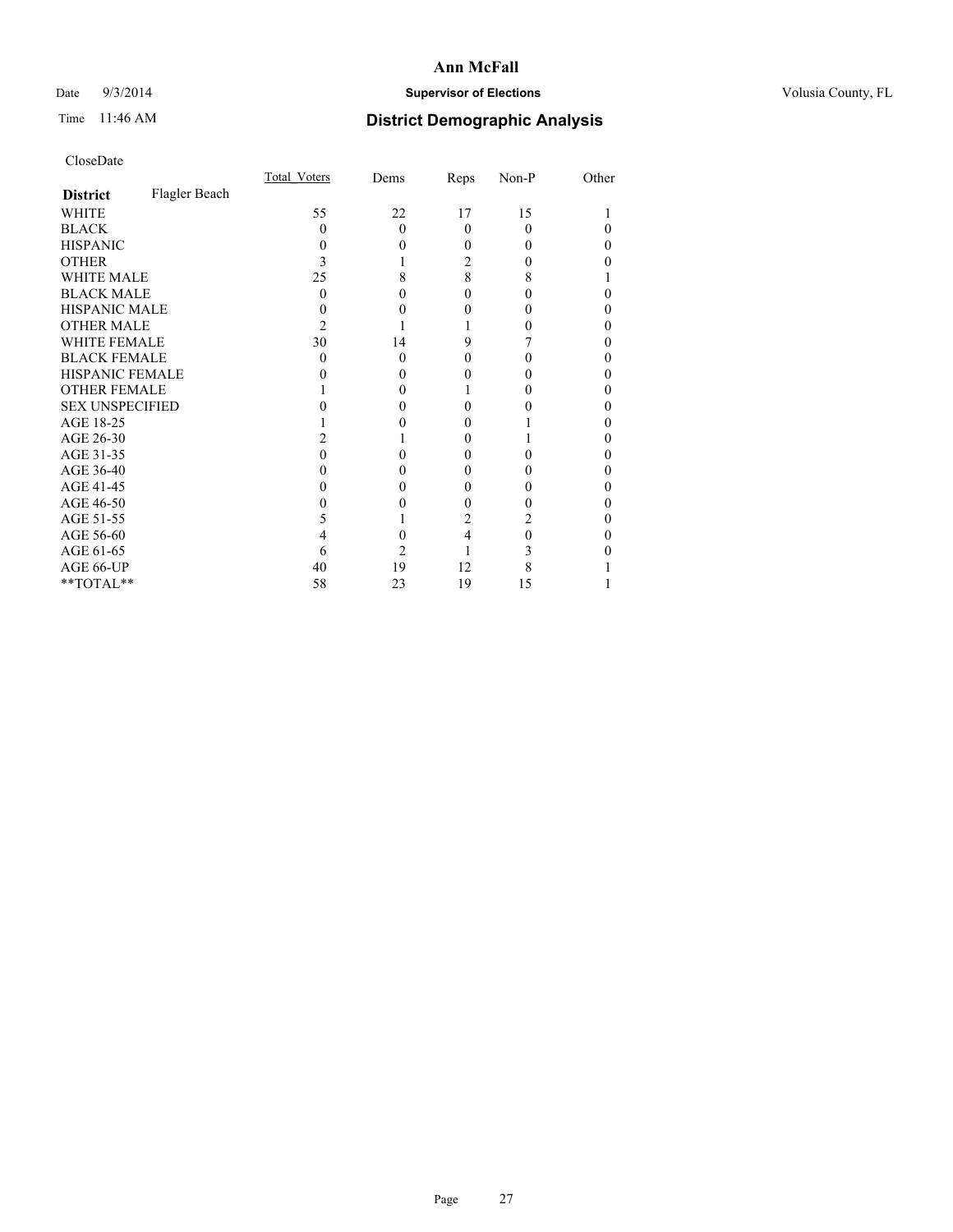# Ann McFall

Date 9/3/2014 **Supervisor of Elections** Volusia County, FL

Time 11:46 AM **District Demographic Analysis**

CloseDate

| **District** Flagler Beach | Total_Voters | Dems | Reps | Non-P | Other |
|---|---|---|---|---|---|
| WHITE | 55 | 22 | 17 | 15 | 1 |
| BLACK | 0 | 0 | 0 | 0 | 0 |
| HISPANIC | 0 | 0 | 0 | 0 | 0 |
| OTHER | 3 | 1 | 2 | 0 | 0 |
| WHITE MALE | 25 | 8 | 8 | 8 | 1 |
| BLACK MALE | 0 | 0 | 0 | 0 | 0 |
| HISPANIC MALE | 0 | 0 | 0 | 0 | 0 |
| OTHER MALE | 2 | 1 | 1 | 0 | 0 |
| WHITE FEMALE | 30 | 14 | 9 | 7 | 0 |
| BLACK FEMALE | 0 | 0 | 0 | 0 | 0 |
| HISPANIC FEMALE | 0 | 0 | 0 | 0 | 0 |
| OTHER FEMALE | 1 | 0 | 1 | 0 | 0 |
| SEX UNSPECIFIED | 0 | 0 | 0 | 0 | 0 |
| AGE 18-25 | 1 | 0 | 0 | 1 | 0 |
| AGE 26-30 | 2 | 1 | 0 | 1 | 0 |
| AGE 31-35 | 0 | 0 | 0 | 0 | 0 |
| AGE 36-40 | 0 | 0 | 0 | 0 | 0 |
| AGE 41-45 | 0 | 0 | 0 | 0 | 0 |
| AGE 46-50 | 0 | 0 | 0 | 0 | 0 |
| AGE 51-55 | 5 | 1 | 2 | 2 | 0 |
| AGE 56-60 | 4 | 0 | 4 | 0 | 0 |
| AGE 61-65 | 6 | 2 | 1 | 3 | 0 |
| AGE 66-UP | 40 | 19 | 12 | 8 | 1 |
| **TOTAL** | 58 | 23 | 19 | 15 | 1 |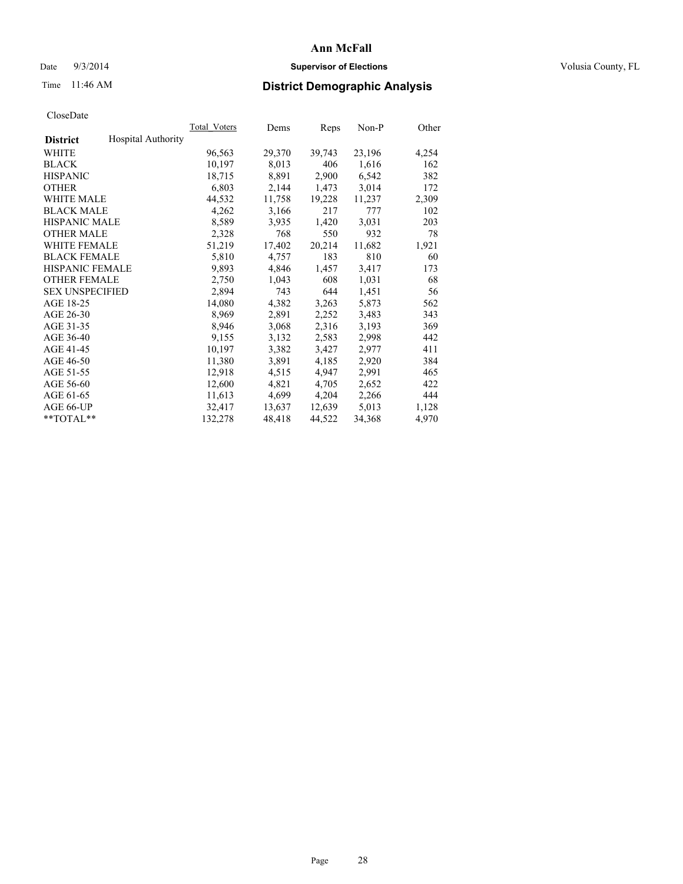# Ann McFall

Date 9/3/2014 **Supervisor of Elections** Volusia County, FL

Time 11:46 AM **District Demographic Analysis**

CloseDate

| **District** Hospital Authority | Total_Voters | Dems | Reps | Non-P | Other |
|---|---|---|---|---|---|
| WHITE | 96,563 | 29,370 | 39,743 | 23,196 | 4,254 |
| BLACK | 10,197 | 8,013 | 406 | 1,616 | 162 |
| HISPANIC | 18,715 | 8,891 | 2,900 | 6,542 | 382 |
| OTHER | 6,803 | 2,144 | 1,473 | 3,014 | 172 |
| WHITE MALE | 44,532 | 11,758 | 19,228 | 11,237 | 2,309 |
| BLACK MALE | 4,262 | 3,166 | 217 | 777 | 102 |
| HISPANIC MALE | 8,589 | 3,935 | 1,420 | 3,031 | 203 |
| OTHER MALE | 2,328 | 768 | 550 | 932 | 78 |
| WHITE FEMALE | 51,219 | 17,402 | 20,214 | 11,682 | 1,921 |
| BLACK FEMALE | 5,810 | 4,757 | 183 | 810 | 60 |
| HISPANIC FEMALE | 9,893 | 4,846 | 1,457 | 3,417 | 173 |
| OTHER FEMALE | 2,750 | 1,043 | 608 | 1,031 | 68 |
| SEX UNSPECIFIED | 2,894 | 743 | 644 | 1,451 | 56 |
| AGE 18-25 | 14,080 | 4,382 | 3,263 | 5,873 | 562 |
| AGE 26-30 | 8,969 | 2,891 | 2,252 | 3,483 | 343 |
| AGE 31-35 | 8,946 | 3,068 | 2,316 | 3,193 | 369 |
| AGE 36-40 | 9,155 | 3,132 | 2,583 | 2,998 | 442 |
| AGE 41-45 | 10,197 | 3,382 | 3,427 | 2,977 | 411 |
| AGE 46-50 | 11,380 | 3,891 | 4,185 | 2,920 | 384 |
| AGE 51-55 | 12,918 | 4,515 | 4,947 | 2,991 | 465 |
| AGE 56-60 | 12,600 | 4,821 | 4,705 | 2,652 | 422 |
| AGE 61-65 | 11,613 | 4,699 | 4,204 | 2,266 | 444 |
| AGE 66-UP | 32,417 | 13,637 | 12,639 | 5,013 | 1,128 |
| **TOTAL** | 132,278 | 48,418 | 44,522 | 34,368 | 4,970 |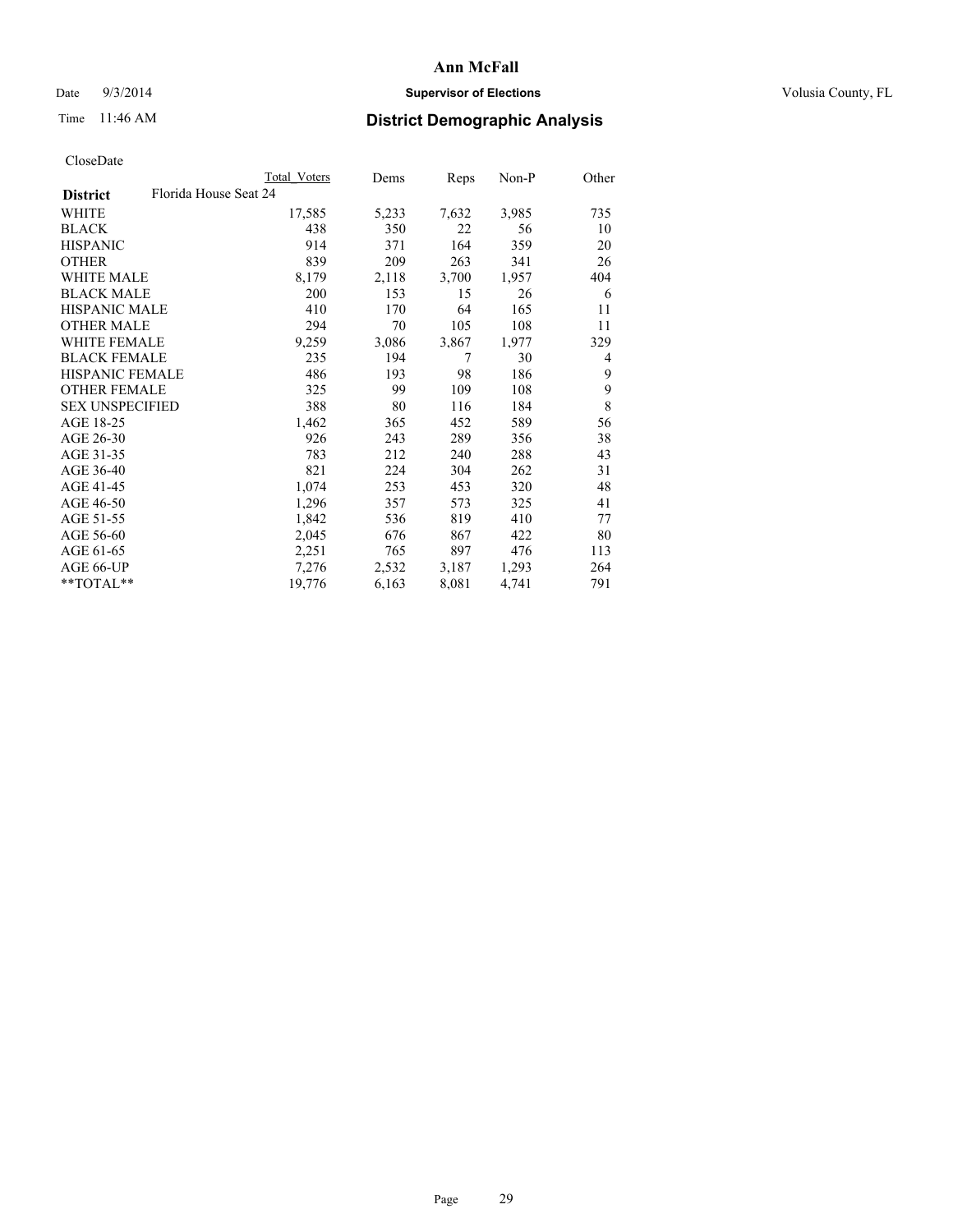# Ann McFall

Date 9/3/2014 **Supervisor of Elections** Volusia County, FL

Time 11:46 AM **District Demographic Analysis**

CloseDate

| | Total Voters | Dems | Reps | Non-P | Other |
|---|---|---|---|---|---|
| **District** Florida House Seat 24 | | | | | |
| WHITE | 17,585 | 5,233 | 7,632 | 3,985 | 735 |
| BLACK | 438 | 350 | 22 | 56 | 10 |
| HISPANIC | 914 | 371 | 164 | 359 | 20 |
| OTHER | 839 | 209 | 263 | 341 | 26 |
| WHITE MALE | 8,179 | 2,118 | 3,700 | 1,957 | 404 |
| BLACK MALE | 200 | 153 | 15 | 26 | 6 |
| HISPANIC MALE | 410 | 170 | 64 | 165 | 11 |
| OTHER MALE | 294 | 70 | 105 | 108 | 11 |
| WHITE FEMALE | 9,259 | 3,086 | 3,867 | 1,977 | 329 |
| BLACK FEMALE | 235 | 194 | 7 | 30 | 4 |
| HISPANIC FEMALE | 486 | 193 | 98 | 186 | 9 |
| OTHER FEMALE | 325 | 99 | 109 | 108 | 9 |
| SEX UNSPECIFIED | 388 | 80 | 116 | 184 | 8 |
| AGE 18-25 | 1,462 | 365 | 452 | 589 | 56 |
| AGE 26-30 | 926 | 243 | 289 | 356 | 38 |
| AGE 31-35 | 783 | 212 | 240 | 288 | 43 |
| AGE 36-40 | 821 | 224 | 304 | 262 | 31 |
| AGE 41-45 | 1,074 | 253 | 453 | 320 | 48 |
| AGE 46-50 | 1,296 | 357 | 573 | 325 | 41 |
| AGE 51-55 | 1,842 | 536 | 819 | 410 | 77 |
| AGE 56-60 | 2,045 | 676 | 867 | 422 | 80 |
| AGE 61-65 | 2,251 | 765 | 897 | 476 | 113 |
| AGE 66-UP | 7,276 | 2,532 | 3,187 | 1,293 | 264 |
| **TOTAL** | 19,776 | 6,163 | 8,081 | 4,741 | 791 |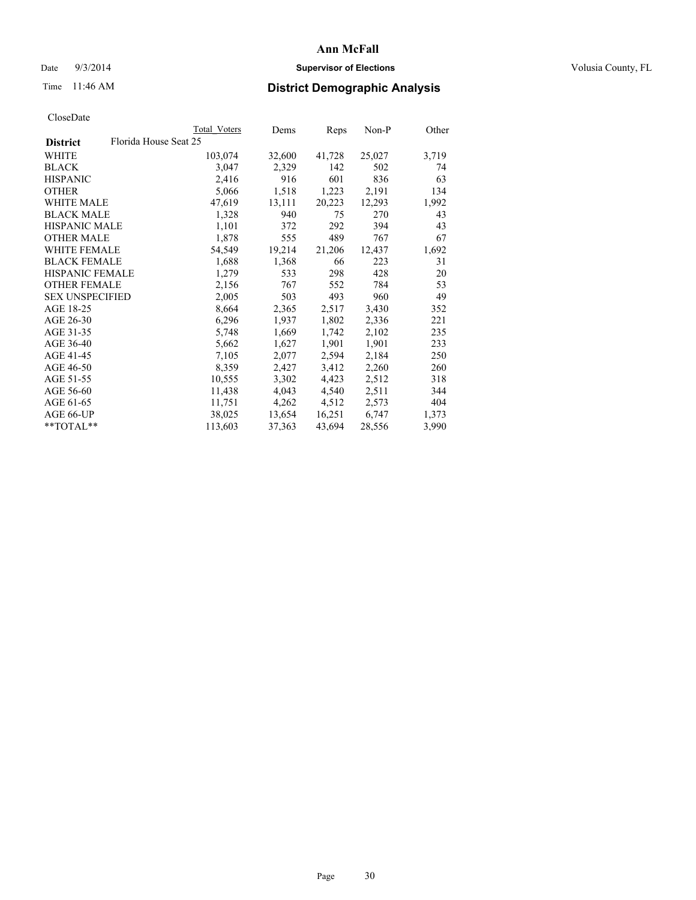# Ann McFall

Date 9/3/2014 **Supervisor of Elections** Volusia County, FL

Time 11:46 AM **District Demographic Analysis**

CloseDate

| | Total Voters | Dems | Reps | Non-P | Other |
|---|---|---|---|---|---|
| **District** Florida House Seat 25 | | | | | |
| WHITE | 103,074 | 32,600 | 41,728 | 25,027 | 3,719 |
| BLACK | 3,047 | 2,329 | 142 | 502 | 74 |
| HISPANIC | 2,416 | 916 | 601 | 836 | 63 |
| OTHER | 5,066 | 1,518 | 1,223 | 2,191 | 134 |
| WHITE MALE | 47,619 | 13,111 | 20,223 | 12,293 | 1,992 |
| BLACK MALE | 1,328 | 940 | 75 | 270 | 43 |
| HISPANIC MALE | 1,101 | 372 | 292 | 394 | 43 |
| OTHER MALE | 1,878 | 555 | 489 | 767 | 67 |
| WHITE FEMALE | 54,549 | 19,214 | 21,206 | 12,437 | 1,692 |
| BLACK FEMALE | 1,688 | 1,368 | 66 | 223 | 31 |
| HISPANIC FEMALE | 1,279 | 533 | 298 | 428 | 20 |
| OTHER FEMALE | 2,156 | 767 | 552 | 784 | 53 |
| SEX UNSPECIFIED | 2,005 | 503 | 493 | 960 | 49 |
| AGE 18-25 | 8,664 | 2,365 | 2,517 | 3,430 | 352 |
| AGE 26-30 | 6,296 | 1,937 | 1,802 | 2,336 | 221 |
| AGE 31-35 | 5,748 | 1,669 | 1,742 | 2,102 | 235 |
| AGE 36-40 | 5,662 | 1,627 | 1,901 | 1,901 | 233 |
| AGE 41-45 | 7,105 | 2,077 | 2,594 | 2,184 | 250 |
| AGE 46-50 | 8,359 | 2,427 | 3,412 | 2,260 | 260 |
| AGE 51-55 | 10,555 | 3,302 | 4,423 | 2,512 | 318 |
| AGE 56-60 | 11,438 | 4,043 | 4,540 | 2,511 | 344 |
| AGE 61-65 | 11,751 | 4,262 | 4,512 | 2,573 | 404 |
| AGE 66-UP | 38,025 | 13,654 | 16,251 | 6,747 | 1,373 |
| **TOTAL** | 113,603 | 37,363 | 43,694 | 28,556 | 3,990 |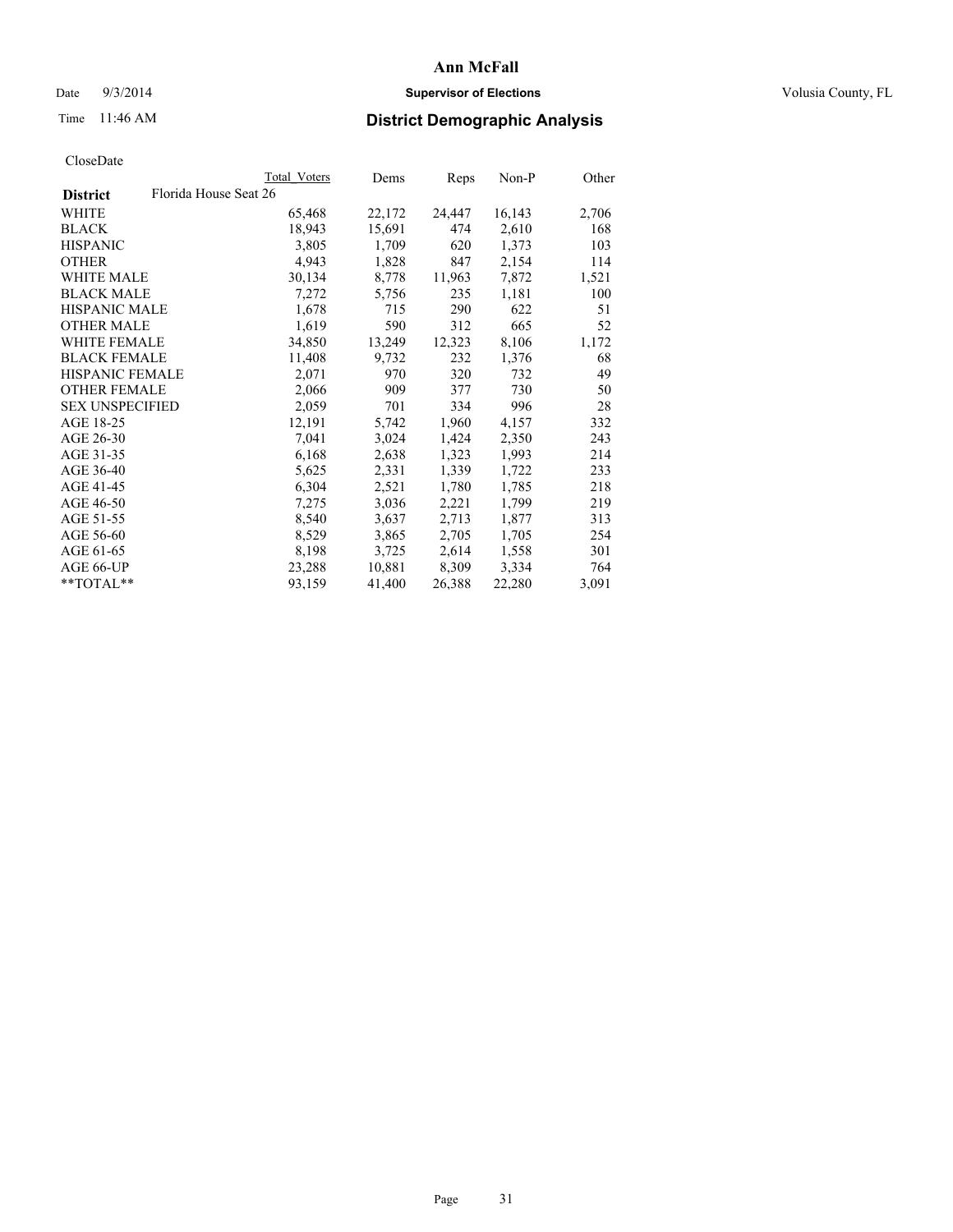# Ann McFall

Date 9/3/2014 **Supervisor of Elections** Volusia County, FL

Time 11:46 AM **District Demographic Analysis**

CloseDate

| District | Florida House Seat 26 | Total Voters | Dems | Reps | Non-P | Other |
|---|---|---|---|---|---|---|
| WHITE | | 65,468 | 22,172 | 24,447 | 16,143 | 2,706 |
| BLACK | | 18,943 | 15,691 | 474 | 2,610 | 168 |
| HISPANIC | | 3,805 | 1,709 | 620 | 1,373 | 103 |
| OTHER | | 4,943 | 1,828 | 847 | 2,154 | 114 |
| WHITE MALE | | 30,134 | 8,778 | 11,963 | 7,872 | 1,521 |
| BLACK MALE | | 7,272 | 5,756 | 235 | 1,181 | 100 |
| HISPANIC MALE | | 1,678 | 715 | 290 | 622 | 51 |
| OTHER MALE | | 1,619 | 590 | 312 | 665 | 52 |
| WHITE FEMALE | | 34,850 | 13,249 | 12,323 | 8,106 | 1,172 |
| BLACK FEMALE | | 11,408 | 9,732 | 232 | 1,376 | 68 |
| HISPANIC FEMALE | | 2,071 | 970 | 320 | 732 | 49 |
| OTHER FEMALE | | 2,066 | 909 | 377 | 730 | 50 |
| SEX UNSPECIFIED | | 2,059 | 701 | 334 | 996 | 28 |
| AGE 18-25 | | 12,191 | 5,742 | 1,960 | 4,157 | 332 |
| AGE 26-30 | | 7,041 | 3,024 | 1,424 | 2,350 | 243 |
| AGE 31-35 | | 6,168 | 2,638 | 1,323 | 1,993 | 214 |
| AGE 36-40 | | 5,625 | 2,331 | 1,339 | 1,722 | 233 |
| AGE 41-45 | | 6,304 | 2,521 | 1,780 | 1,785 | 218 |
| AGE 46-50 | | 7,275 | 3,036 | 2,221 | 1,799 | 219 |
| AGE 51-55 | | 8,540 | 3,637 | 2,713 | 1,877 | 313 |
| AGE 56-60 | | 8,529 | 3,865 | 2,705 | 1,705 | 254 |
| AGE 61-65 | | 8,198 | 3,725 | 2,614 | 1,558 | 301 |
| AGE 66-UP | | 23,288 | 10,881 | 8,309 | 3,334 | 764 |
| **TOTAL** | | 93,159 | 41,400 | 26,388 | 22,280 | 3,091 |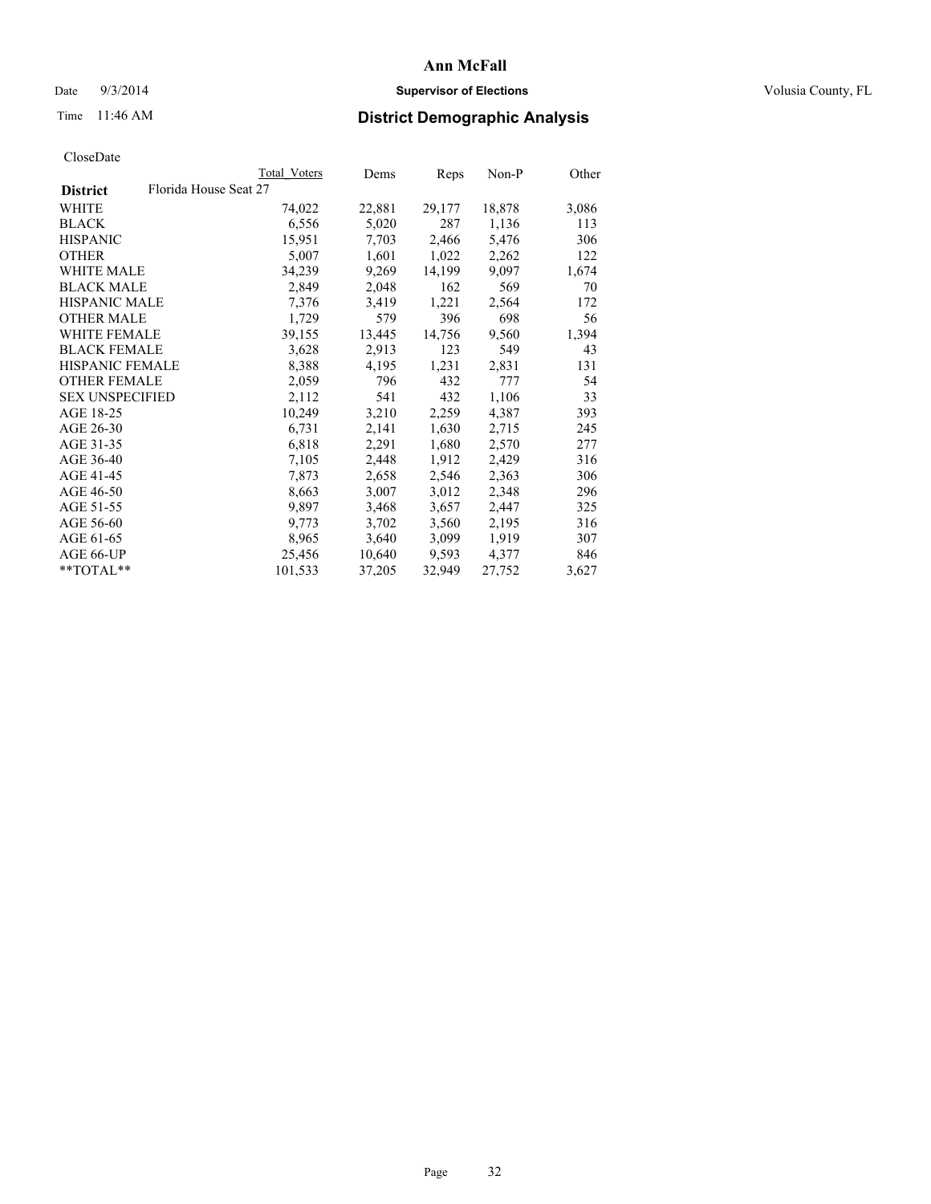**Ann McFall**

Date 9/3/2014 **Supervisor of Elections** Volusia County, FL

Time 11:46 AM **District Demographic Analysis**

CloseDate

| | Total Voters | Dems | Reps | Non-P | Other |
|---|---|---|---|---|---|
| **District** Florida House Seat 27 | | | | | |
| WHITE | 74,022 | 22,881 | 29,177 | 18,878 | 3,086 |
| BLACK | 6,556 | 5,020 | 287 | 1,136 | 113 |
| HISPANIC | 15,951 | 7,703 | 2,466 | 5,476 | 306 |
| OTHER | 5,007 | 1,601 | 1,022 | 2,262 | 122 |
| WHITE MALE | 34,239 | 9,269 | 14,199 | 9,097 | 1,674 |
| BLACK MALE | 2,849 | 2,048 | 162 | 569 | 70 |
| HISPANIC MALE | 7,376 | 3,419 | 1,221 | 2,564 | 172 |
| OTHER MALE | 1,729 | 579 | 396 | 698 | 56 |
| WHITE FEMALE | 39,155 | 13,445 | 14,756 | 9,560 | 1,394 |
| BLACK FEMALE | 3,628 | 2,913 | 123 | 549 | 43 |
| HISPANIC FEMALE | 8,388 | 4,195 | 1,231 | 2,831 | 131 |
| OTHER FEMALE | 2,059 | 796 | 432 | 777 | 54 |
| SEX UNSPECIFIED | 2,112 | 541 | 432 | 1,106 | 33 |
| AGE 18-25 | 10,249 | 3,210 | 2,259 | 4,387 | 393 |
| AGE 26-30 | 6,731 | 2,141 | 1,630 | 2,715 | 245 |
| AGE 31-35 | 6,818 | 2,291 | 1,680 | 2,570 | 277 |
| AGE 36-40 | 7,105 | 2,448 | 1,912 | 2,429 | 316 |
| AGE 41-45 | 7,873 | 2,658 | 2,546 | 2,363 | 306 |
| AGE 46-50 | 8,663 | 3,007 | 3,012 | 2,348 | 296 |
| AGE 51-55 | 9,897 | 3,468 | 3,657 | 2,447 | 325 |
| AGE 56-60 | 9,773 | 3,702 | 3,560 | 2,195 | 316 |
| AGE 61-65 | 8,965 | 3,640 | 3,099 | 1,919 | 307 |
| AGE 66-UP | 25,456 | 10,640 | 9,593 | 4,377 | 846 |
| **TOTAL** | 101,533 | 37,205 | 32,949 | 27,752 | 3,627 |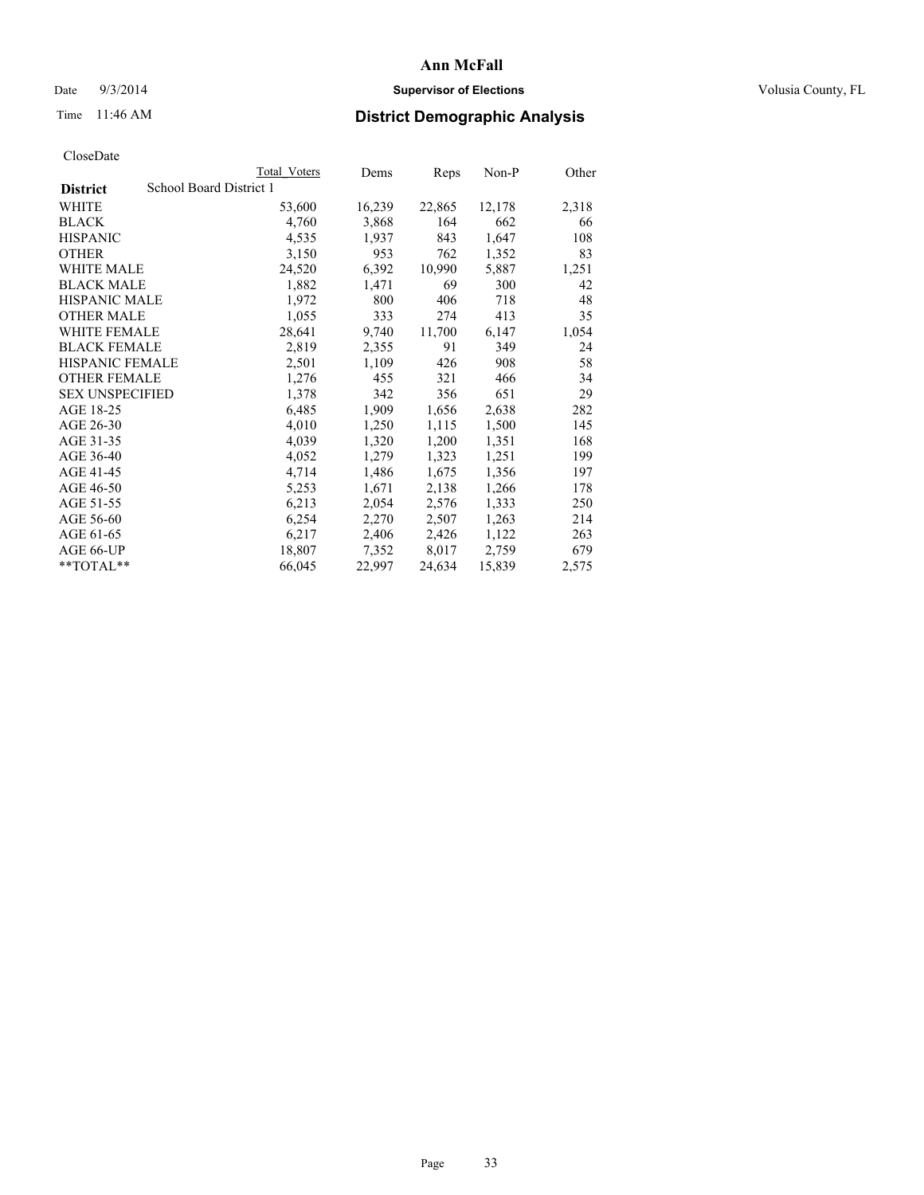# Ann McFall

Date 9/3/2014 **Supervisor of Elections** Volusia County, FL

Time 11:46 AM **District Demographic Analysis**

CloseDate

| | Total Voters | Dems | Reps | Non-P | Other |
|---|---|---|---|---|---|
| **District** School Board District 1 | | | | | |
| WHITE | 53,600 | 16,239 | 22,865 | 12,178 | 2,318 |
| BLACK | 4,760 | 3,868 | 164 | 662 | 66 |
| HISPANIC | 4,535 | 1,937 | 843 | 1,647 | 108 |
| OTHER | 3,150 | 953 | 762 | 1,352 | 83 |
| WHITE MALE | 24,520 | 6,392 | 10,990 | 5,887 | 1,251 |
| BLACK MALE | 1,882 | 1,471 | 69 | 300 | 42 |
| HISPANIC MALE | 1,972 | 800 | 406 | 718 | 48 |
| OTHER MALE | 1,055 | 333 | 274 | 413 | 35 |
| WHITE FEMALE | 28,641 | 9,740 | 11,700 | 6,147 | 1,054 |
| BLACK FEMALE | 2,819 | 2,355 | 91 | 349 | 24 |
| HISPANIC FEMALE | 2,501 | 1,109 | 426 | 908 | 58 |
| OTHER FEMALE | 1,276 | 455 | 321 | 466 | 34 |
| SEX UNSPECIFIED | 1,378 | 342 | 356 | 651 | 29 |
| AGE 18-25 | 6,485 | 1,909 | 1,656 | 2,638 | 282 |
| AGE 26-30 | 4,010 | 1,250 | 1,115 | 1,500 | 145 |
| AGE 31-35 | 4,039 | 1,320 | 1,200 | 1,351 | 168 |
| AGE 36-40 | 4,052 | 1,279 | 1,323 | 1,251 | 199 |
| AGE 41-45 | 4,714 | 1,486 | 1,675 | 1,356 | 197 |
| AGE 46-50 | 5,253 | 1,671 | 2,138 | 1,266 | 178 |
| AGE 51-55 | 6,213 | 2,054 | 2,576 | 1,333 | 250 |
| AGE 56-60 | 6,254 | 2,270 | 2,507 | 1,263 | 214 |
| AGE 61-65 | 6,217 | 2,406 | 2,426 | 1,122 | 263 |
| AGE 66-UP | 18,807 | 7,352 | 8,017 | 2,759 | 679 |
| **TOTAL** | 66,045 | 22,997 | 24,634 | 15,839 | 2,575 |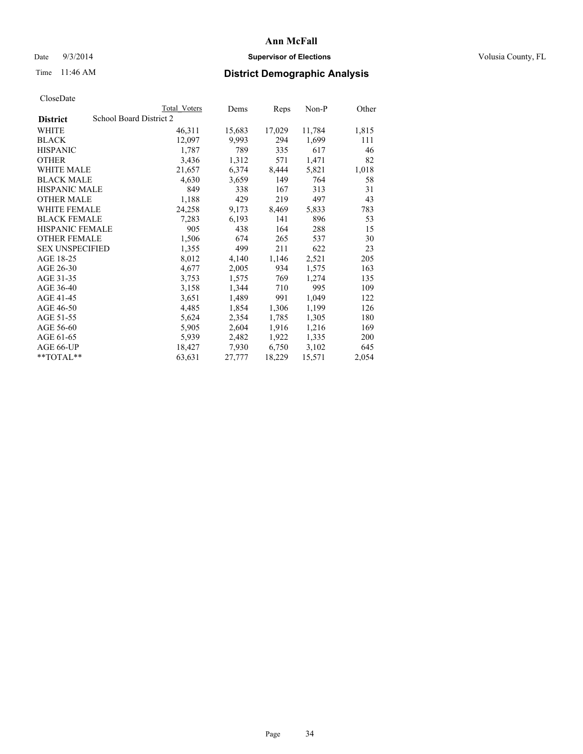# Ann McFall

Date 9/3/2014 **Supervisor of Elections** Volusia County, FL

Time 11:46 AM **District Demographic Analysis**

CloseDate

| **District** | School Board District 2 | Total Voters | Dems | Reps | Non-P | Other |
|---|---|---|---|---|---|---|
| WHITE | | 46,311 | 15,683 | 17,029 | 11,784 | 1,815 |
| BLACK | | 12,097 | 9,993 | 294 | 1,699 | 111 |
| HISPANIC | | 1,787 | 789 | 335 | 617 | 46 |
| OTHER | | 3,436 | 1,312 | 571 | 1,471 | 82 |
| WHITE MALE | | 21,657 | 6,374 | 8,444 | 5,821 | 1,018 |
| BLACK MALE | | 4,630 | 3,659 | 149 | 764 | 58 |
| HISPANIC MALE | | 849 | 338 | 167 | 313 | 31 |
| OTHER MALE | | 1,188 | 429 | 219 | 497 | 43 |
| WHITE FEMALE | | 24,258 | 9,173 | 8,469 | 5,833 | 783 |
| BLACK FEMALE | | 7,283 | 6,193 | 141 | 896 | 53 |
| HISPANIC FEMALE | | 905 | 438 | 164 | 288 | 15 |
| OTHER FEMALE | | 1,506 | 674 | 265 | 537 | 30 |
| SEX UNSPECIFIED | | 1,355 | 499 | 211 | 622 | 23 |
| AGE 18-25 | | 8,012 | 4,140 | 1,146 | 2,521 | 205 |
| AGE 26-30 | | 4,677 | 2,005 | 934 | 1,575 | 163 |
| AGE 31-35 | | 3,753 | 1,575 | 769 | 1,274 | 135 |
| AGE 36-40 | | 3,158 | 1,344 | 710 | 995 | 109 |
| AGE 41-45 | | 3,651 | 1,489 | 991 | 1,049 | 122 |
| AGE 46-50 | | 4,485 | 1,854 | 1,306 | 1,199 | 126 |
| AGE 51-55 | | 5,624 | 2,354 | 1,785 | 1,305 | 180 |
| AGE 56-60 | | 5,905 | 2,604 | 1,916 | 1,216 | 169 |
| AGE 61-65 | | 5,939 | 2,482 | 1,922 | 1,335 | 200 |
| AGE 66-UP | | 18,427 | 7,930 | 6,750 | 3,102 | 645 |
| **TOTAL** | | 63,631 | 27,777 | 18,229 | 15,571 | 2,054 |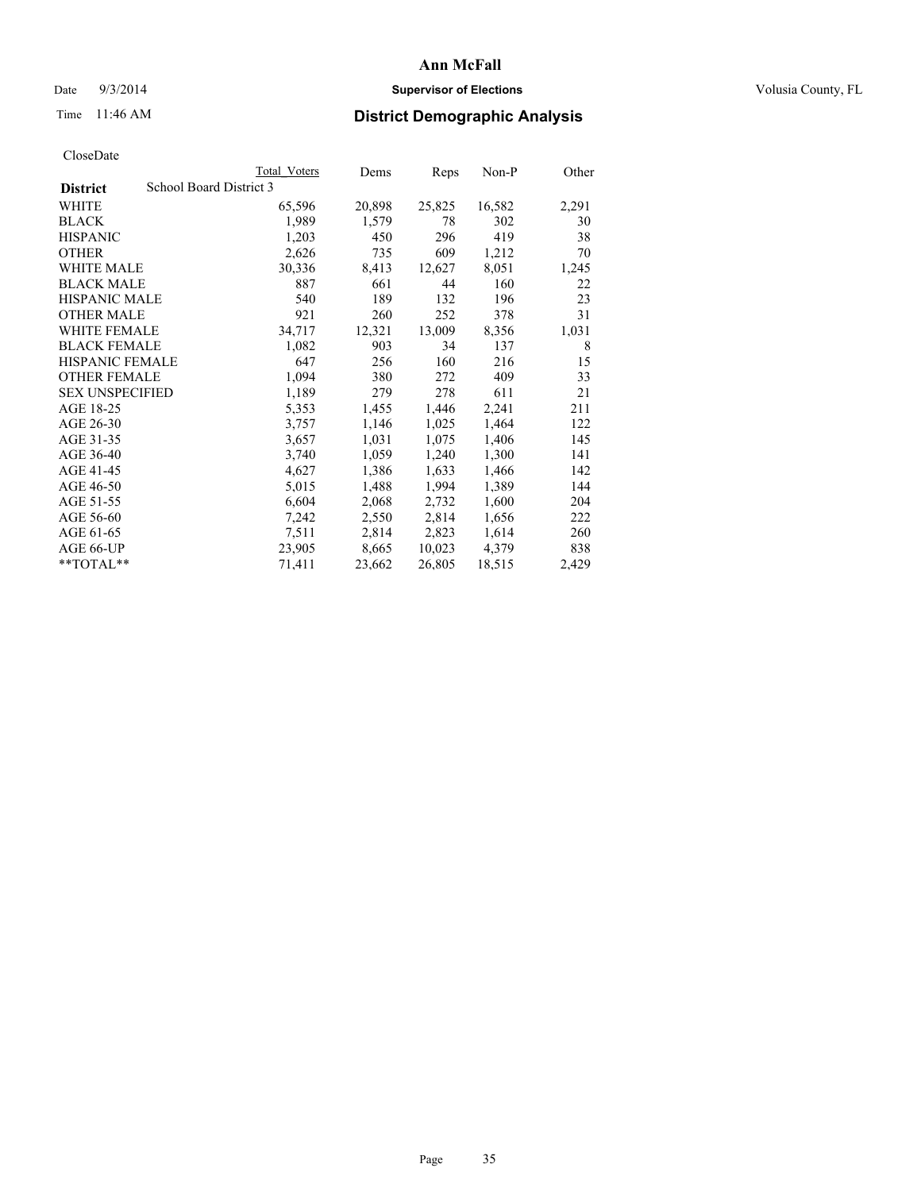# Ann McFall

Date 9/3/2014 **Supervisor of Elections** Volusia County, FL

Time 11:46 AM **District Demographic Analysis**

CloseDate

| | Total Voters | Dems | Reps | Non-P | Other |
|---|---|---|---|---|---|
| **District** School Board District 3 | | | | | |
| WHITE | 65,596 | 20,898 | 25,825 | 16,582 | 2,291 |
| BLACK | 1,989 | 1,579 | 78 | 302 | 30 |
| HISPANIC | 1,203 | 450 | 296 | 419 | 38 |
| OTHER | 2,626 | 735 | 609 | 1,212 | 70 |
| WHITE MALE | 30,336 | 8,413 | 12,627 | 8,051 | 1,245 |
| BLACK MALE | 887 | 661 | 44 | 160 | 22 |
| HISPANIC MALE | 540 | 189 | 132 | 196 | 23 |
| OTHER MALE | 921 | 260 | 252 | 378 | 31 |
| WHITE FEMALE | 34,717 | 12,321 | 13,009 | 8,356 | 1,031 |
| BLACK FEMALE | 1,082 | 903 | 34 | 137 | 8 |
| HISPANIC FEMALE | 647 | 256 | 160 | 216 | 15 |
| OTHER FEMALE | 1,094 | 380 | 272 | 409 | 33 |
| SEX UNSPECIFIED | 1,189 | 279 | 278 | 611 | 21 |
| AGE 18-25 | 5,353 | 1,455 | 1,446 | 2,241 | 211 |
| AGE 26-30 | 3,757 | 1,146 | 1,025 | 1,464 | 122 |
| AGE 31-35 | 3,657 | 1,031 | 1,075 | 1,406 | 145 |
| AGE 36-40 | 3,740 | 1,059 | 1,240 | 1,300 | 141 |
| AGE 41-45 | 4,627 | 1,386 | 1,633 | 1,466 | 142 |
| AGE 46-50 | 5,015 | 1,488 | 1,994 | 1,389 | 144 |
| AGE 51-55 | 6,604 | 2,068 | 2,732 | 1,600 | 204 |
| AGE 56-60 | 7,242 | 2,550 | 2,814 | 1,656 | 222 |
| AGE 61-65 | 7,511 | 2,814 | 2,823 | 1,614 | 260 |
| AGE 66-UP | 23,905 | 8,665 | 10,023 | 4,379 | 838 |
| **TOTAL** | 71,411 | 23,662 | 26,805 | 18,515 | 2,429 |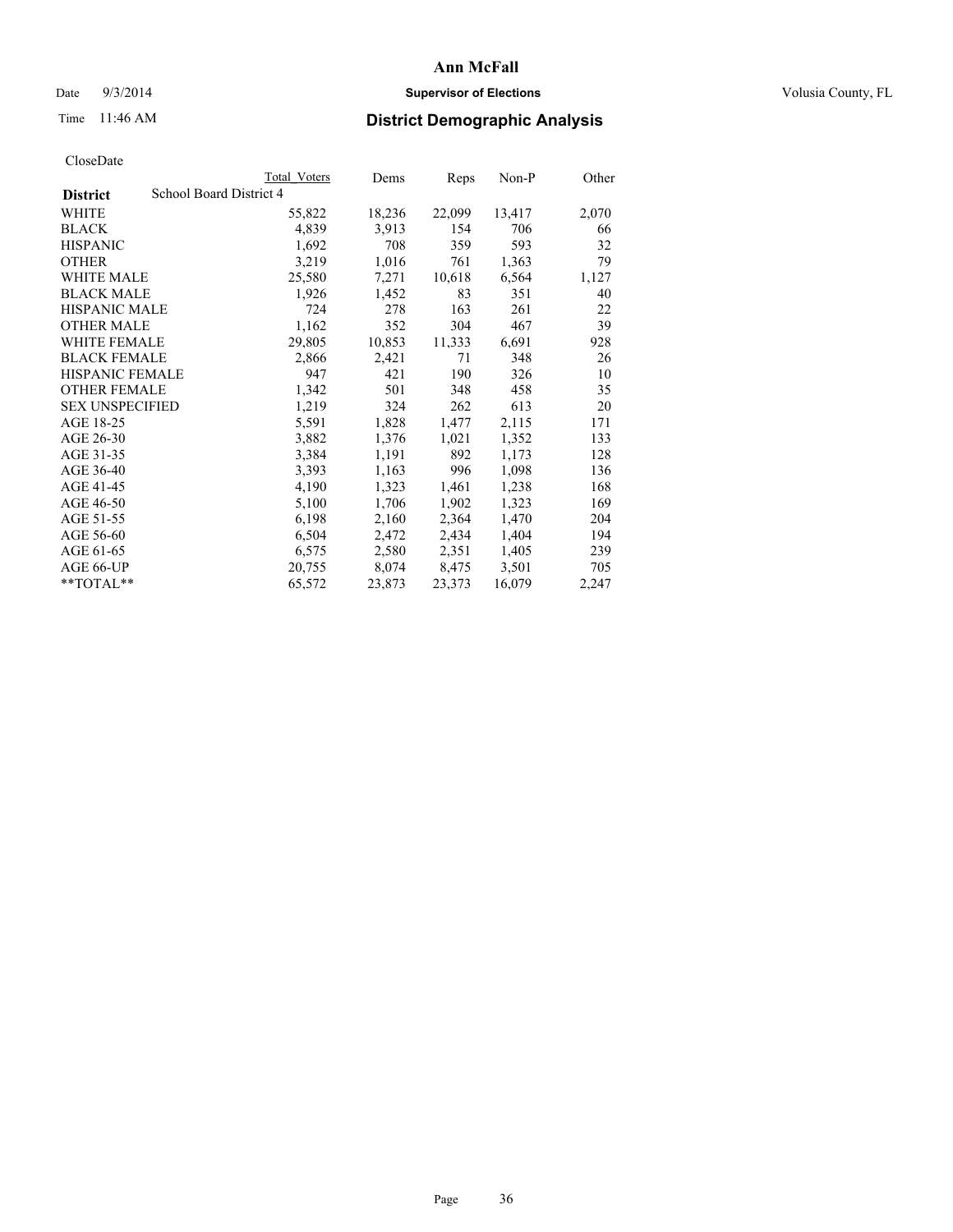# Ann McFall

Date 9/3/2014 **Supervisor of Elections** Volusia County, FL

Time 11:46 AM **District Demographic Analysis**

CloseDate

| | Total Voters | Dems | Reps | Non-P | Other |
|---|---|---|---|---|---|
| **District** School Board District 4 | | | | | |
| WHITE | 55,822 | 18,236 | 22,099 | 13,417 | 2,070 |
| BLACK | 4,839 | 3,913 | 154 | 706 | 66 |
| HISPANIC | 1,692 | 708 | 359 | 593 | 32 |
| OTHER | 3,219 | 1,016 | 761 | 1,363 | 79 |
| WHITE MALE | 25,580 | 7,271 | 10,618 | 6,564 | 1,127 |
| BLACK MALE | 1,926 | 1,452 | 83 | 351 | 40 |
| HISPANIC MALE | 724 | 278 | 163 | 261 | 22 |
| OTHER MALE | 1,162 | 352 | 304 | 467 | 39 |
| WHITE FEMALE | 29,805 | 10,853 | 11,333 | 6,691 | 928 |
| BLACK FEMALE | 2,866 | 2,421 | 71 | 348 | 26 |
| HISPANIC FEMALE | 947 | 421 | 190 | 326 | 10 |
| OTHER FEMALE | 1,342 | 501 | 348 | 458 | 35 |
| SEX UNSPECIFIED | 1,219 | 324 | 262 | 613 | 20 |
| AGE 18-25 | 5,591 | 1,828 | 1,477 | 2,115 | 171 |
| AGE 26-30 | 3,882 | 1,376 | 1,021 | 1,352 | 133 |
| AGE 31-35 | 3,384 | 1,191 | 892 | 1,173 | 128 |
| AGE 36-40 | 3,393 | 1,163 | 996 | 1,098 | 136 |
| AGE 41-45 | 4,190 | 1,323 | 1,461 | 1,238 | 168 |
| AGE 46-50 | 5,100 | 1,706 | 1,902 | 1,323 | 169 |
| AGE 51-55 | 6,198 | 2,160 | 2,364 | 1,470 | 204 |
| AGE 56-60 | 6,504 | 2,472 | 2,434 | 1,404 | 194 |
| AGE 61-65 | 6,575 | 2,580 | 2,351 | 1,405 | 239 |
| AGE 66-UP | 20,755 | 8,074 | 8,475 | 3,501 | 705 |
| **TOTAL** | 65,572 | 23,873 | 23,373 | 16,079 | 2,247 |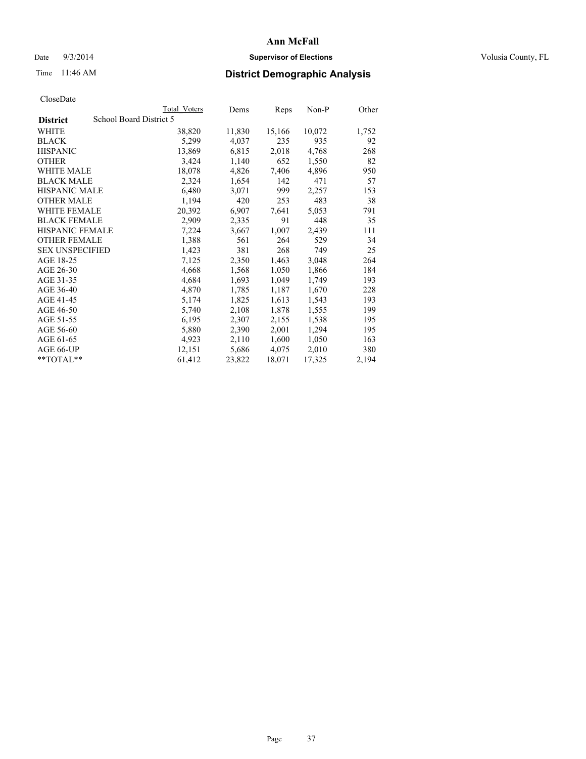# Ann McFall

Date 9/3/2014 **Supervisor of Elections** Volusia County, FL

Time 11:46 AM **District Demographic Analysis**

CloseDate

| | Total Voters | Dems | Reps | Non-P | Other |
|---|---|---|---|---|---|
| **District** School Board District 5 | | | | | |
| WHITE | 38,820 | 11,830 | 15,166 | 10,072 | 1,752 |
| BLACK | 5,299 | 4,037 | 235 | 935 | 92 |
| HISPANIC | 13,869 | 6,815 | 2,018 | 4,768 | 268 |
| OTHER | 3,424 | 1,140 | 652 | 1,550 | 82 |
| WHITE MALE | 18,078 | 4,826 | 7,406 | 4,896 | 950 |
| BLACK MALE | 2,324 | 1,654 | 142 | 471 | 57 |
| HISPANIC MALE | 6,480 | 3,071 | 999 | 2,257 | 153 |
| OTHER MALE | 1,194 | 420 | 253 | 483 | 38 |
| WHITE FEMALE | 20,392 | 6,907 | 7,641 | 5,053 | 791 |
| BLACK FEMALE | 2,909 | 2,335 | 91 | 448 | 35 |
| HISPANIC FEMALE | 7,224 | 3,667 | 1,007 | 2,439 | 111 |
| OTHER FEMALE | 1,388 | 561 | 264 | 529 | 34 |
| SEX UNSPECIFIED | 1,423 | 381 | 268 | 749 | 25 |
| AGE 18-25 | 7,125 | 2,350 | 1,463 | 3,048 | 264 |
| AGE 26-30 | 4,668 | 1,568 | 1,050 | 1,866 | 184 |
| AGE 31-35 | 4,684 | 1,693 | 1,049 | 1,749 | 193 |
| AGE 36-40 | 4,870 | 1,785 | 1,187 | 1,670 | 228 |
| AGE 41-45 | 5,174 | 1,825 | 1,613 | 1,543 | 193 |
| AGE 46-50 | 5,740 | 2,108 | 1,878 | 1,555 | 199 |
| AGE 51-55 | 6,195 | 2,307 | 2,155 | 1,538 | 195 |
| AGE 56-60 | 5,880 | 2,390 | 2,001 | 1,294 | 195 |
| AGE 61-65 | 4,923 | 2,110 | 1,600 | 1,050 | 163 |
| AGE 66-UP | 12,151 | 5,686 | 4,075 | 2,010 | 380 |
| **TOTAL** | 61,412 | 23,822 | 18,071 | 17,325 | 2,194 |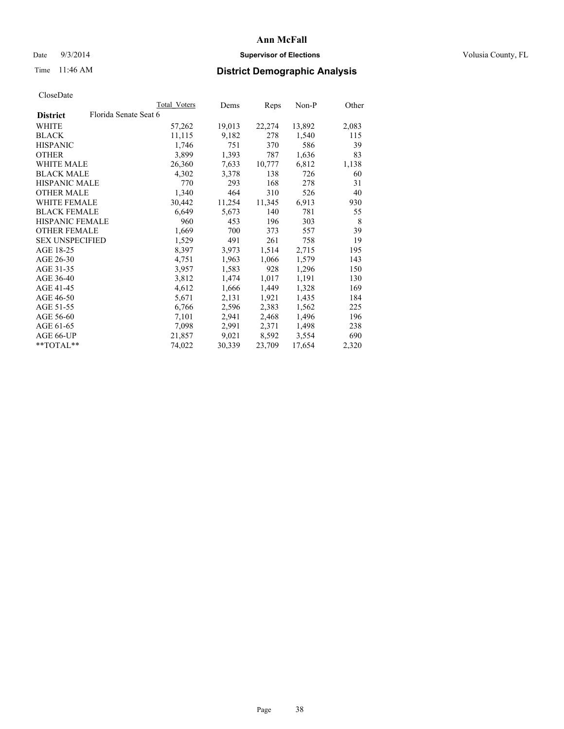# Ann McFall

Date 9/3/2014 **Supervisor of Elections** Volusia County, FL

Time 11:46 AM **District Demographic Analysis**

CloseDate

| **District** Florida Senate Seat 6 | Total Voters | Dems | Reps | Non-P | Other |
|---|---|---|---|---|---|
| WHITE | 57,262 | 19,013 | 22,274 | 13,892 | 2,083 |
| BLACK | 11,115 | 9,182 | 278 | 1,540 | 115 |
| HISPANIC | 1,746 | 751 | 370 | 586 | 39 |
| OTHER | 3,899 | 1,393 | 787 | 1,636 | 83 |
| WHITE MALE | 26,360 | 7,633 | 10,777 | 6,812 | 1,138 |
| BLACK MALE | 4,302 | 3,378 | 138 | 726 | 60 |
| HISPANIC MALE | 770 | 293 | 168 | 278 | 31 |
| OTHER MALE | 1,340 | 464 | 310 | 526 | 40 |
| WHITE FEMALE | 30,442 | 11,254 | 11,345 | 6,913 | 930 |
| BLACK FEMALE | 6,649 | 5,673 | 140 | 781 | 55 |
| HISPANIC FEMALE | 960 | 453 | 196 | 303 | 8 |
| OTHER FEMALE | 1,669 | 700 | 373 | 557 | 39 |
| SEX UNSPECIFIED | 1,529 | 491 | 261 | 758 | 19 |
| AGE 18-25 | 8,397 | 3,973 | 1,514 | 2,715 | 195 |
| AGE 26-30 | 4,751 | 1,963 | 1,066 | 1,579 | 143 |
| AGE 31-35 | 3,957 | 1,583 | 928 | 1,296 | 150 |
| AGE 36-40 | 3,812 | 1,474 | 1,017 | 1,191 | 130 |
| AGE 41-45 | 4,612 | 1,666 | 1,449 | 1,328 | 169 |
| AGE 46-50 | 5,671 | 2,131 | 1,921 | 1,435 | 184 |
| AGE 51-55 | 6,766 | 2,596 | 2,383 | 1,562 | 225 |
| AGE 56-60 | 7,101 | 2,941 | 2,468 | 1,496 | 196 |
| AGE 61-65 | 7,098 | 2,991 | 2,371 | 1,498 | 238 |
| AGE 66-UP | 21,857 | 9,021 | 8,592 | 3,554 | 690 |
| **TOTAL** | 74,022 | 30,339 | 23,709 | 17,654 | 2,320 |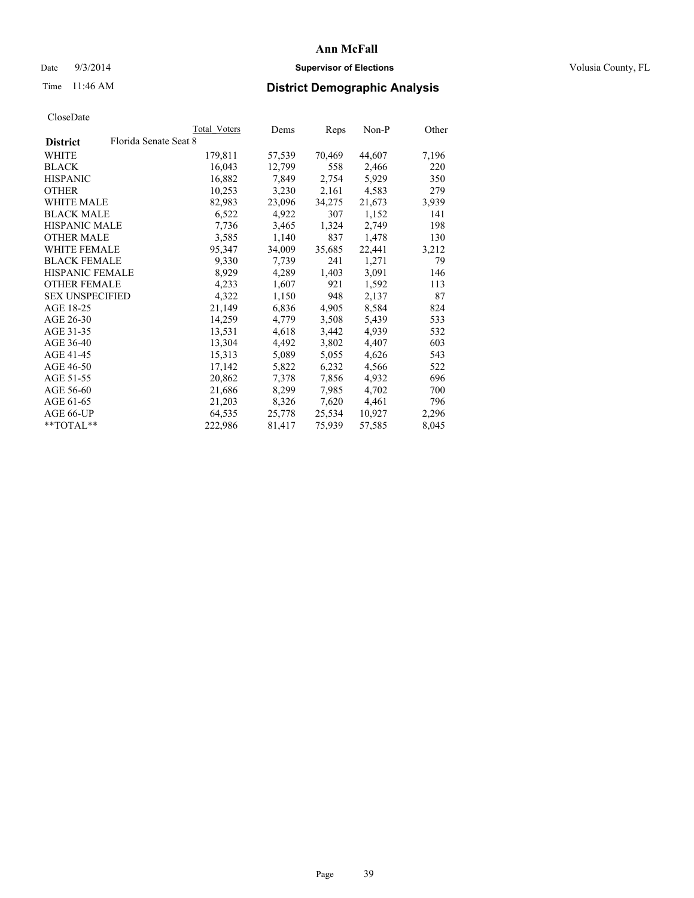# Ann McFall

Date 9/3/2014 **Supervisor of Elections** Volusia County, FL

Time 11:46 AM **District Demographic Analysis**

CloseDate

| District | Florida Senate Seat 8 | Total Voters | Dems | Reps | Non-P | Other |
|---|---|---|---|---|---|---|
| WHITE | | 179,811 | 57,539 | 70,469 | 44,607 | 7,196 |
| BLACK | | 16,043 | 12,799 | 558 | 2,466 | 220 |
| HISPANIC | | 16,882 | 7,849 | 2,754 | 5,929 | 350 |
| OTHER | | 10,253 | 3,230 | 2,161 | 4,583 | 279 |
| WHITE MALE | | 82,983 | 23,096 | 34,275 | 21,673 | 3,939 |
| BLACK MALE | | 6,522 | 4,922 | 307 | 1,152 | 141 |
| HISPANIC MALE | | 7,736 | 3,465 | 1,324 | 2,749 | 198 |
| OTHER MALE | | 3,585 | 1,140 | 837 | 1,478 | 130 |
| WHITE FEMALE | | 95,347 | 34,009 | 35,685 | 22,441 | 3,212 |
| BLACK FEMALE | | 9,330 | 7,739 | 241 | 1,271 | 79 |
| HISPANIC FEMALE | | 8,929 | 4,289 | 1,403 | 3,091 | 146 |
| OTHER FEMALE | | 4,233 | 1,607 | 921 | 1,592 | 113 |
| SEX UNSPECIFIED | | 4,322 | 1,150 | 948 | 2,137 | 87 |
| AGE 18-25 | | 21,149 | 6,836 | 4,905 | 8,584 | 824 |
| AGE 26-30 | | 14,259 | 4,779 | 3,508 | 5,439 | 533 |
| AGE 31-35 | | 13,531 | 4,618 | 3,442 | 4,939 | 532 |
| AGE 36-40 | | 13,304 | 4,492 | 3,802 | 4,407 | 603 |
| AGE 41-45 | | 15,313 | 5,089 | 5,055 | 4,626 | 543 |
| AGE 46-50 | | 17,142 | 5,822 | 6,232 | 4,566 | 522 |
| AGE 51-55 | | 20,862 | 7,378 | 7,856 | 4,932 | 696 |
| AGE 56-60 | | 21,686 | 8,299 | 7,985 | 4,702 | 700 |
| AGE 61-65 | | 21,203 | 8,326 | 7,620 | 4,461 | 796 |
| AGE 66-UP | | 64,535 | 25,778 | 25,534 | 10,927 | 2,296 |
| **TOTAL** | | 222,986 | 81,417 | 75,939 | 57,585 | 8,045 |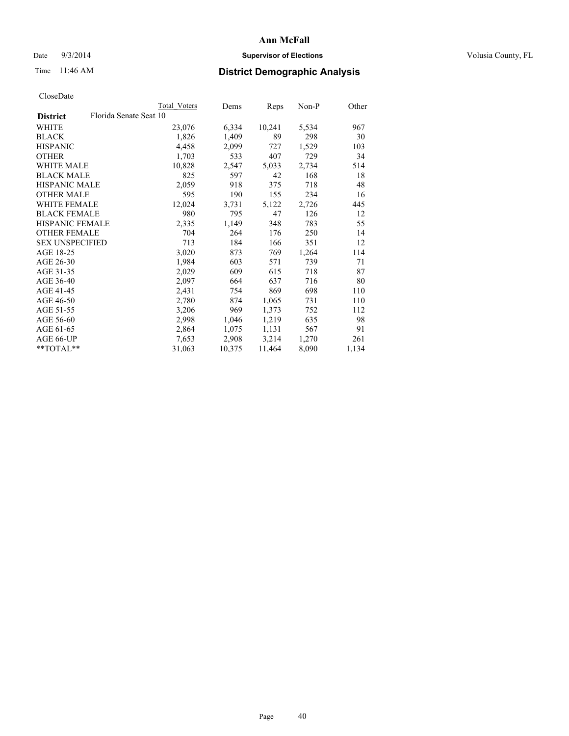# Ann McFall

Date 9/3/2014 **Supervisor of Elections** Volusia County, FL

Time 11:46 AM **District Demographic Analysis**

CloseDate

| **District** | Florida Senate Seat 10 | Total Voters | Dems | Reps | Non-P | Other |
|---|---|---|---|---|---|---|
| WHITE | | 23,076 | 6,334 | 10,241 | 5,534 | 967 |
| BLACK | | 1,826 | 1,409 | 89 | 298 | 30 |
| HISPANIC | | 4,458 | 2,099 | 727 | 1,529 | 103 |
| OTHER | | 1,703 | 533 | 407 | 729 | 34 |
| WHITE MALE | | 10,828 | 2,547 | 5,033 | 2,734 | 514 |
| BLACK MALE | | 825 | 597 | 42 | 168 | 18 |
| HISPANIC MALE | | 2,059 | 918 | 375 | 718 | 48 |
| OTHER MALE | | 595 | 190 | 155 | 234 | 16 |
| WHITE FEMALE | | 12,024 | 3,731 | 5,122 | 2,726 | 445 |
| BLACK FEMALE | | 980 | 795 | 47 | 126 | 12 |
| HISPANIC FEMALE | | 2,335 | 1,149 | 348 | 783 | 55 |
| OTHER FEMALE | | 704 | 264 | 176 | 250 | 14 |
| SEX UNSPECIFIED | | 713 | 184 | 166 | 351 | 12 |
| AGE 18-25 | | 3,020 | 873 | 769 | 1,264 | 114 |
| AGE 26-30 | | 1,984 | 603 | 571 | 739 | 71 |
| AGE 31-35 | | 2,029 | 609 | 615 | 718 | 87 |
| AGE 36-40 | | 2,097 | 664 | 637 | 716 | 80 |
| AGE 41-45 | | 2,431 | 754 | 869 | 698 | 110 |
| AGE 46-50 | | 2,780 | 874 | 1,065 | 731 | 110 |
| AGE 51-55 | | 3,206 | 969 | 1,373 | 752 | 112 |
| AGE 56-60 | | 2,998 | 1,046 | 1,219 | 635 | 98 |
| AGE 61-65 | | 2,864 | 1,075 | 1,131 | 567 | 91 |
| AGE 66-UP | | 7,653 | 2,908 | 3,214 | 1,270 | 261 |
| **TOTAL** | | 31,063 | 10,375 | 11,464 | 8,090 | 1,134 |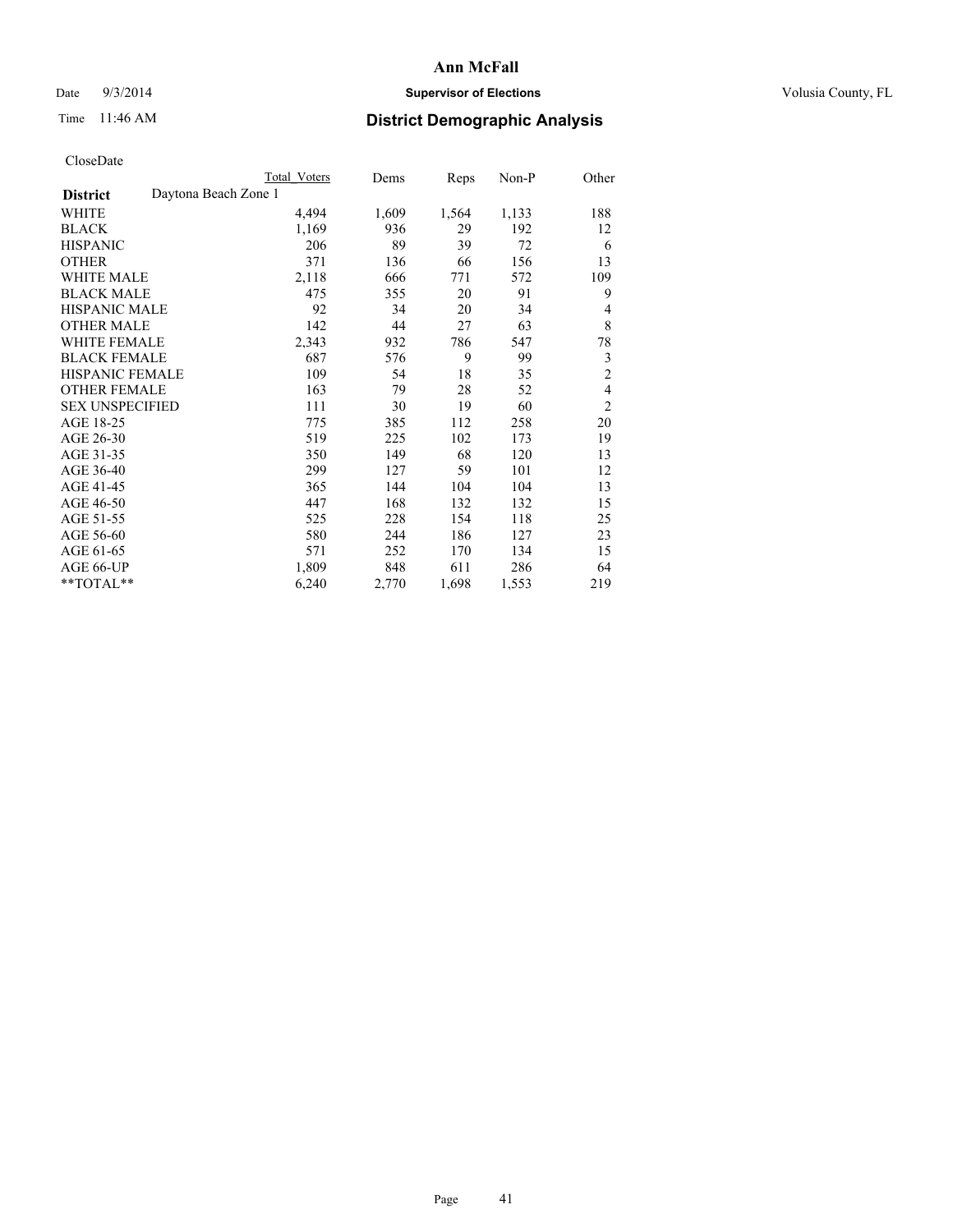# Ann McFall

Date 9/3/2014 **Supervisor of Elections** Volusia County, FL

Time 11:46 AM **District Demographic Analysis**

CloseDate

| | Total Voters | Dems | Reps | Non-P | Other |
|---|---|---|---|---|---|
| **District** Daytona Beach Zone 1 | | | | | |
| WHITE | 4,494 | 1,609 | 1,564 | 1,133 | 188 |
| BLACK | 1,169 | 936 | 29 | 192 | 12 |
| HISPANIC | 206 | 89 | 39 | 72 | 6 |
| OTHER | 371 | 136 | 66 | 156 | 13 |
| WHITE MALE | 2,118 | 666 | 771 | 572 | 109 |
| BLACK MALE | 475 | 355 | 20 | 91 | 9 |
| HISPANIC MALE | 92 | 34 | 20 | 34 | 4 |
| OTHER MALE | 142 | 44 | 27 | 63 | 8 |
| WHITE FEMALE | 2,343 | 932 | 786 | 547 | 78 |
| BLACK FEMALE | 687 | 576 | 9 | 99 | 3 |
| HISPANIC FEMALE | 109 | 54 | 18 | 35 | 2 |
| OTHER FEMALE | 163 | 79 | 28 | 52 | 4 |
| SEX UNSPECIFIED | 111 | 30 | 19 | 60 | 2 |
| AGE 18-25 | 775 | 385 | 112 | 258 | 20 |
| AGE 26-30 | 519 | 225 | 102 | 173 | 19 |
| AGE 31-35 | 350 | 149 | 68 | 120 | 13 |
| AGE 36-40 | 299 | 127 | 59 | 101 | 12 |
| AGE 41-45 | 365 | 144 | 104 | 104 | 13 |
| AGE 46-50 | 447 | 168 | 132 | 132 | 15 |
| AGE 51-55 | 525 | 228 | 154 | 118 | 25 |
| AGE 56-60 | 580 | 244 | 186 | 127 | 23 |
| AGE 61-65 | 571 | 252 | 170 | 134 | 15 |
| AGE 66-UP | 1,809 | 848 | 611 | 286 | 64 |
| **TOTAL** | 6,240 | 2,770 | 1,698 | 1,553 | 219 |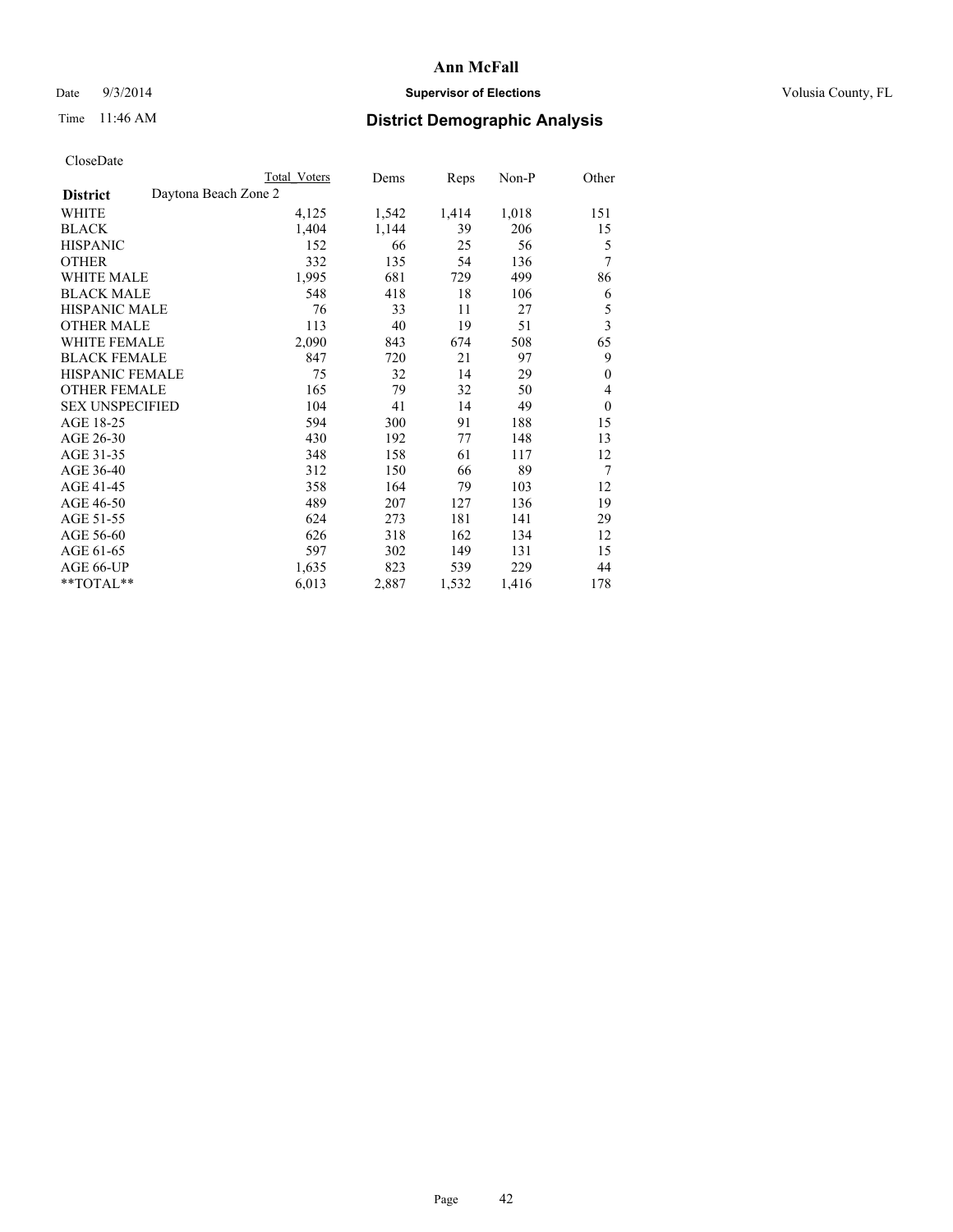# Ann McFall

Date 9/3/2014 **Supervisor of Elections** Volusia County, FL

Time 11:46 AM **District Demographic Analysis**

CloseDate

| **District** | Total Voters | Dems | Reps | Non-P | Other |
|---|---|---|---|---|---|
| Daytona Beach Zone 2 | | | | | |
| WHITE | 4,125 | 1,542 | 1,414 | 1,018 | 151 |
| BLACK | 1,404 | 1,144 | 39 | 206 | 15 |
| HISPANIC | 152 | 66 | 25 | 56 | 5 |
| OTHER | 332 | 135 | 54 | 136 | 7 |
| WHITE MALE | 1,995 | 681 | 729 | 499 | 86 |
| BLACK MALE | 548 | 418 | 18 | 106 | 6 |
| HISPANIC MALE | 76 | 33 | 11 | 27 | 5 |
| OTHER MALE | 113 | 40 | 19 | 51 | 3 |
| WHITE FEMALE | 2,090 | 843 | 674 | 508 | 65 |
| BLACK FEMALE | 847 | 720 | 21 | 97 | 9 |
| HISPANIC FEMALE | 75 | 32 | 14 | 29 | 0 |
| OTHER FEMALE | 165 | 79 | 32 | 50 | 4 |
| SEX UNSPECIFIED | 104 | 41 | 14 | 49 | 0 |
| AGE 18-25 | 594 | 300 | 91 | 188 | 15 |
| AGE 26-30 | 430 | 192 | 77 | 148 | 13 |
| AGE 31-35 | 348 | 158 | 61 | 117 | 12 |
| AGE 36-40 | 312 | 150 | 66 | 89 | 7 |
| AGE 41-45 | 358 | 164 | 79 | 103 | 12 |
| AGE 46-50 | 489 | 207 | 127 | 136 | 19 |
| AGE 51-55 | 624 | 273 | 181 | 141 | 29 |
| AGE 56-60 | 626 | 318 | 162 | 134 | 12 |
| AGE 61-65 | 597 | 302 | 149 | 131 | 15 |
| AGE 66-UP | 1,635 | 823 | 539 | 229 | 44 |
| **TOTAL** | 6,013 | 2,887 | 1,532 | 1,416 | 178 |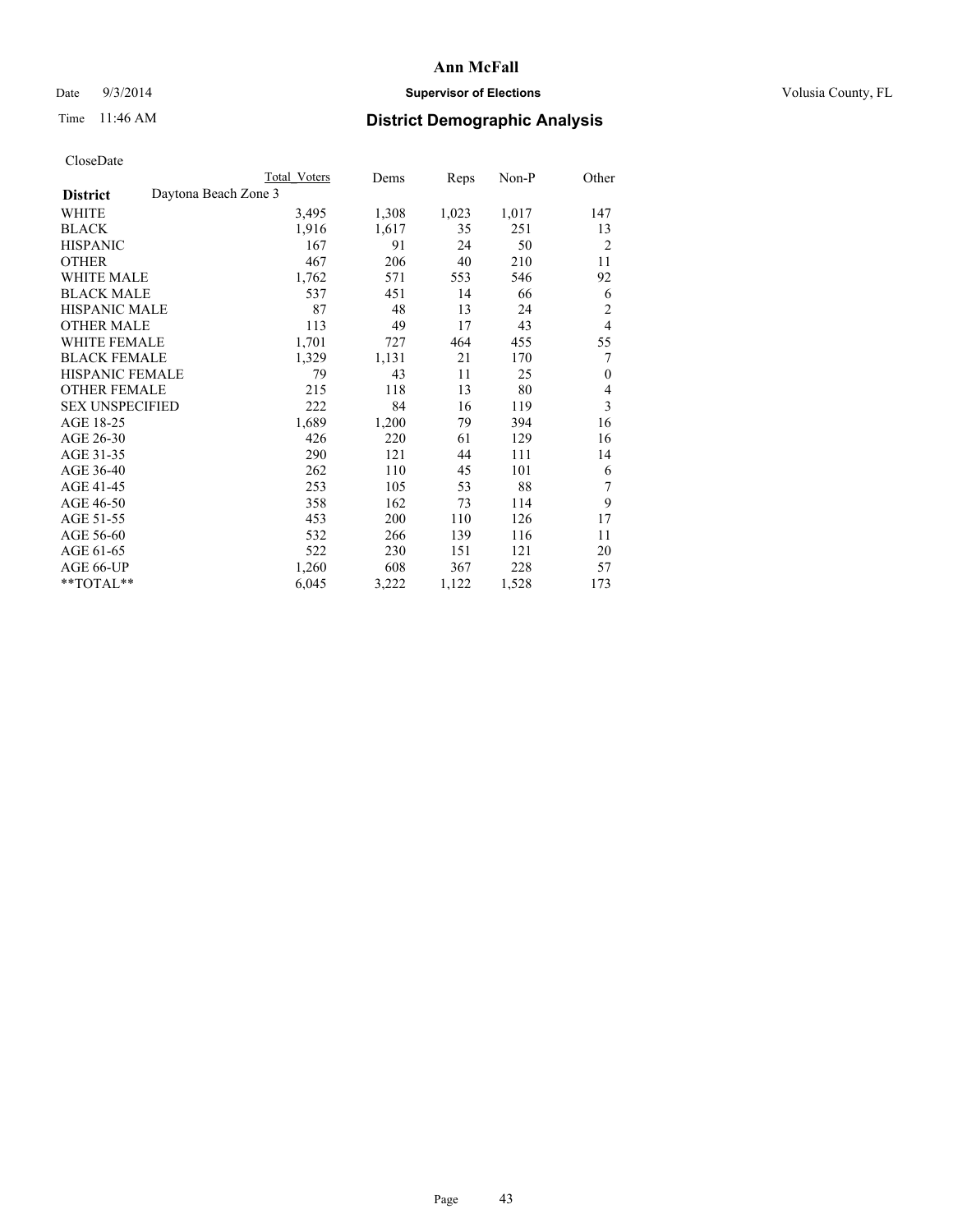# Ann McFall

Date 9/3/2014 **Supervisor of Elections** Volusia County, FL

Time 11:46 AM **District Demographic Analysis**

CloseDate

| | Total Voters | Dems | Reps | Non-P | Other |
|---|---|---|---|---|---|
| **District** Daytona Beach Zone 3 | | | | | |
| WHITE | 3,495 | 1,308 | 1,023 | 1,017 | 147 |
| BLACK | 1,916 | 1,617 | 35 | 251 | 13 |
| HISPANIC | 167 | 91 | 24 | 50 | 2 |
| OTHER | 467 | 206 | 40 | 210 | 11 |
| WHITE MALE | 1,762 | 571 | 553 | 546 | 92 |
| BLACK MALE | 537 | 451 | 14 | 66 | 6 |
| HISPANIC MALE | 87 | 48 | 13 | 24 | 2 |
| OTHER MALE | 113 | 49 | 17 | 43 | 4 |
| WHITE FEMALE | 1,701 | 727 | 464 | 455 | 55 |
| BLACK FEMALE | 1,329 | 1,131 | 21 | 170 | 7 |
| HISPANIC FEMALE | 79 | 43 | 11 | 25 | 0 |
| OTHER FEMALE | 215 | 118 | 13 | 80 | 4 |
| SEX UNSPECIFIED | 222 | 84 | 16 | 119 | 3 |
| AGE 18-25 | 1,689 | 1,200 | 79 | 394 | 16 |
| AGE 26-30 | 426 | 220 | 61 | 129 | 16 |
| AGE 31-35 | 290 | 121 | 44 | 111 | 14 |
| AGE 36-40 | 262 | 110 | 45 | 101 | 6 |
| AGE 41-45 | 253 | 105 | 53 | 88 | 7 |
| AGE 46-50 | 358 | 162 | 73 | 114 | 9 |
| AGE 51-55 | 453 | 200 | 110 | 126 | 17 |
| AGE 56-60 | 532 | 266 | 139 | 116 | 11 |
| AGE 61-65 | 522 | 230 | 151 | 121 | 20 |
| AGE 66-UP | 1,260 | 608 | 367 | 228 | 57 |
| **TOTAL** | 6,045 | 3,222 | 1,122 | 1,528 | 173 |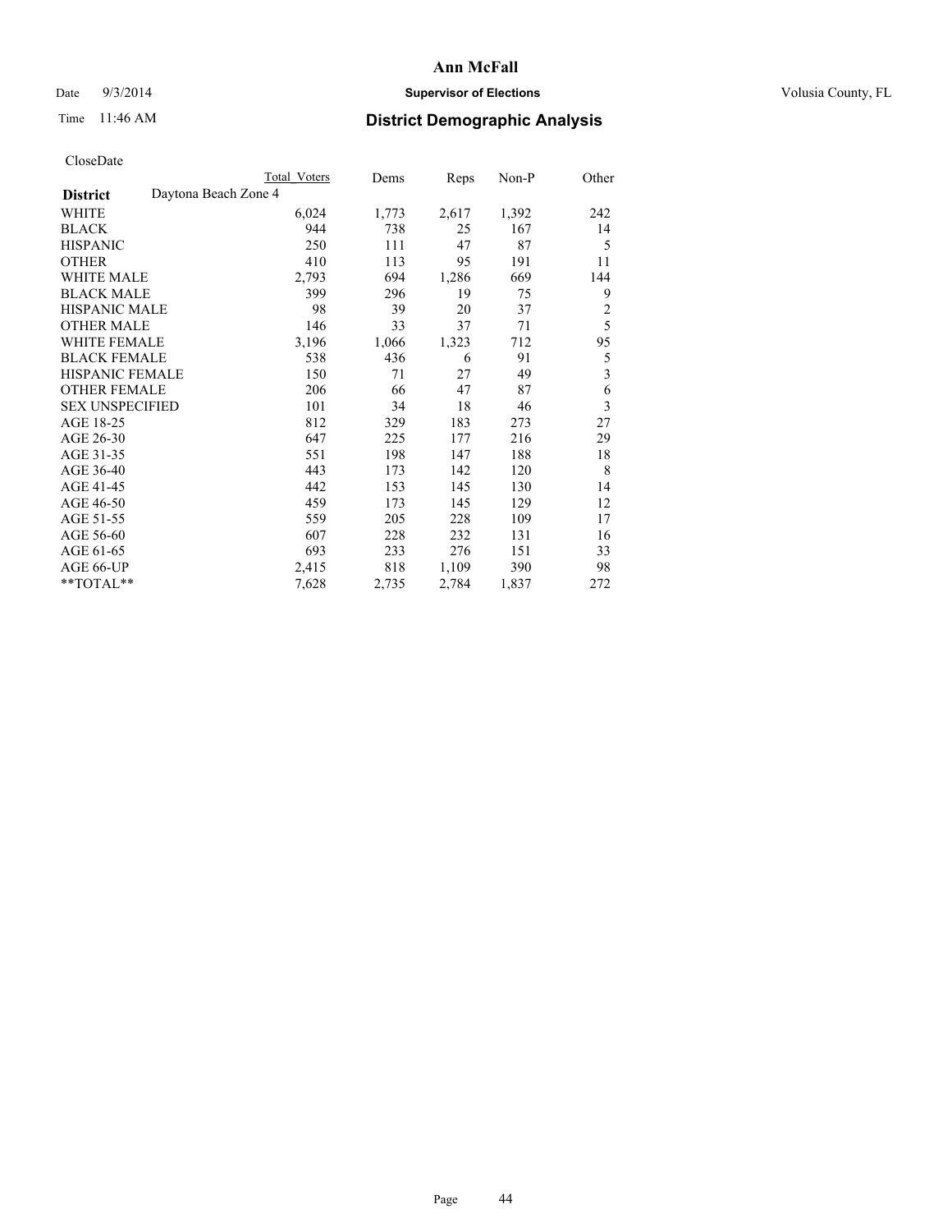# Ann McFall

Date 9/3/2014 **Supervisor of Elections** Volusia County, FL

Time 11:46 AM **District Demographic Analysis**

CloseDate

| | Total Voters | Dems | Reps | Non-P | Other |
|---|---|---|---|---|---|
| **District** Daytona Beach Zone 4 | | | | | |
| WHITE | 6,024 | 1,773 | 2,617 | 1,392 | 242 |
| BLACK | 944 | 738 | 25 | 167 | 14 |
| HISPANIC | 250 | 111 | 47 | 87 | 5 |
| OTHER | 410 | 113 | 95 | 191 | 11 |
| WHITE MALE | 2,793 | 694 | 1,286 | 669 | 144 |
| BLACK MALE | 399 | 296 | 19 | 75 | 9 |
| HISPANIC MALE | 98 | 39 | 20 | 37 | 2 |
| OTHER MALE | 146 | 33 | 37 | 71 | 5 |
| WHITE FEMALE | 3,196 | 1,066 | 1,323 | 712 | 95 |
| BLACK FEMALE | 538 | 436 | 6 | 91 | 5 |
| HISPANIC FEMALE | 150 | 71 | 27 | 49 | 3 |
| OTHER FEMALE | 206 | 66 | 47 | 87 | 6 |
| SEX UNSPECIFIED | 101 | 34 | 18 | 46 | 3 |
| AGE 18-25 | 812 | 329 | 183 | 273 | 27 |
| AGE 26-30 | 647 | 225 | 177 | 216 | 29 |
| AGE 31-35 | 551 | 198 | 147 | 188 | 18 |
| AGE 36-40 | 443 | 173 | 142 | 120 | 8 |
| AGE 41-45 | 442 | 153 | 145 | 130 | 14 |
| AGE 46-50 | 459 | 173 | 145 | 129 | 12 |
| AGE 51-55 | 559 | 205 | 228 | 109 | 17 |
| AGE 56-60 | 607 | 228 | 232 | 131 | 16 |
| AGE 61-65 | 693 | 233 | 276 | 151 | 33 |
| AGE 66-UP | 2,415 | 818 | 1,109 | 390 | 98 |
| **TOTAL** | 7,628 | 2,735 | 2,784 | 1,837 | 272 |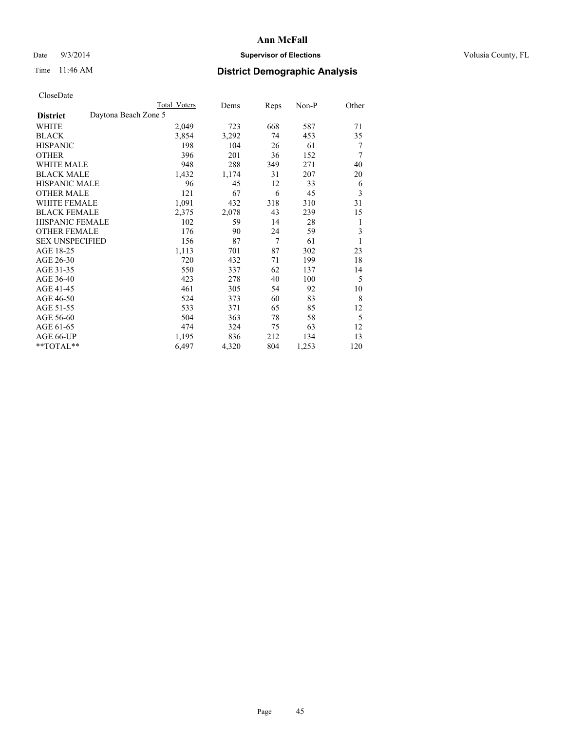# Ann McFall

Date 9/3/2014 **Supervisor of Elections** Volusia County, FL

Time 11:46 AM **District Demographic Analysis**

CloseDate

| | Total Voters | Dems | Reps | Non-P | Other |
|---|---|---|---|---|---|
| **District** Daytona Beach Zone 5 | | | | | |
| WHITE | 2,049 | 723 | 668 | 587 | 71 |
| BLACK | 3,854 | 3,292 | 74 | 453 | 35 |
| HISPANIC | 198 | 104 | 26 | 61 | 7 |
| OTHER | 396 | 201 | 36 | 152 | 7 |
| WHITE MALE | 948 | 288 | 349 | 271 | 40 |
| BLACK MALE | 1,432 | 1,174 | 31 | 207 | 20 |
| HISPANIC MALE | 96 | 45 | 12 | 33 | 6 |
| OTHER MALE | 121 | 67 | 6 | 45 | 3 |
| WHITE FEMALE | 1,091 | 432 | 318 | 310 | 31 |
| BLACK FEMALE | 2,375 | 2,078 | 43 | 239 | 15 |
| HISPANIC FEMALE | 102 | 59 | 14 | 28 | 1 |
| OTHER FEMALE | 176 | 90 | 24 | 59 | 3 |
| SEX UNSPECIFIED | 156 | 87 | 7 | 61 | 1 |
| AGE 18-25 | 1,113 | 701 | 87 | 302 | 23 |
| AGE 26-30 | 720 | 432 | 71 | 199 | 18 |
| AGE 31-35 | 550 | 337 | 62 | 137 | 14 |
| AGE 36-40 | 423 | 278 | 40 | 100 | 5 |
| AGE 41-45 | 461 | 305 | 54 | 92 | 10 |
| AGE 46-50 | 524 | 373 | 60 | 83 | 8 |
| AGE 51-55 | 533 | 371 | 65 | 85 | 12 |
| AGE 56-60 | 504 | 363 | 78 | 58 | 5 |
| AGE 61-65 | 474 | 324 | 75 | 63 | 12 |
| AGE 66-UP | 1,195 | 836 | 212 | 134 | 13 |
| **TOTAL** | 6,497 | 4,320 | 804 | 1,253 | 120 |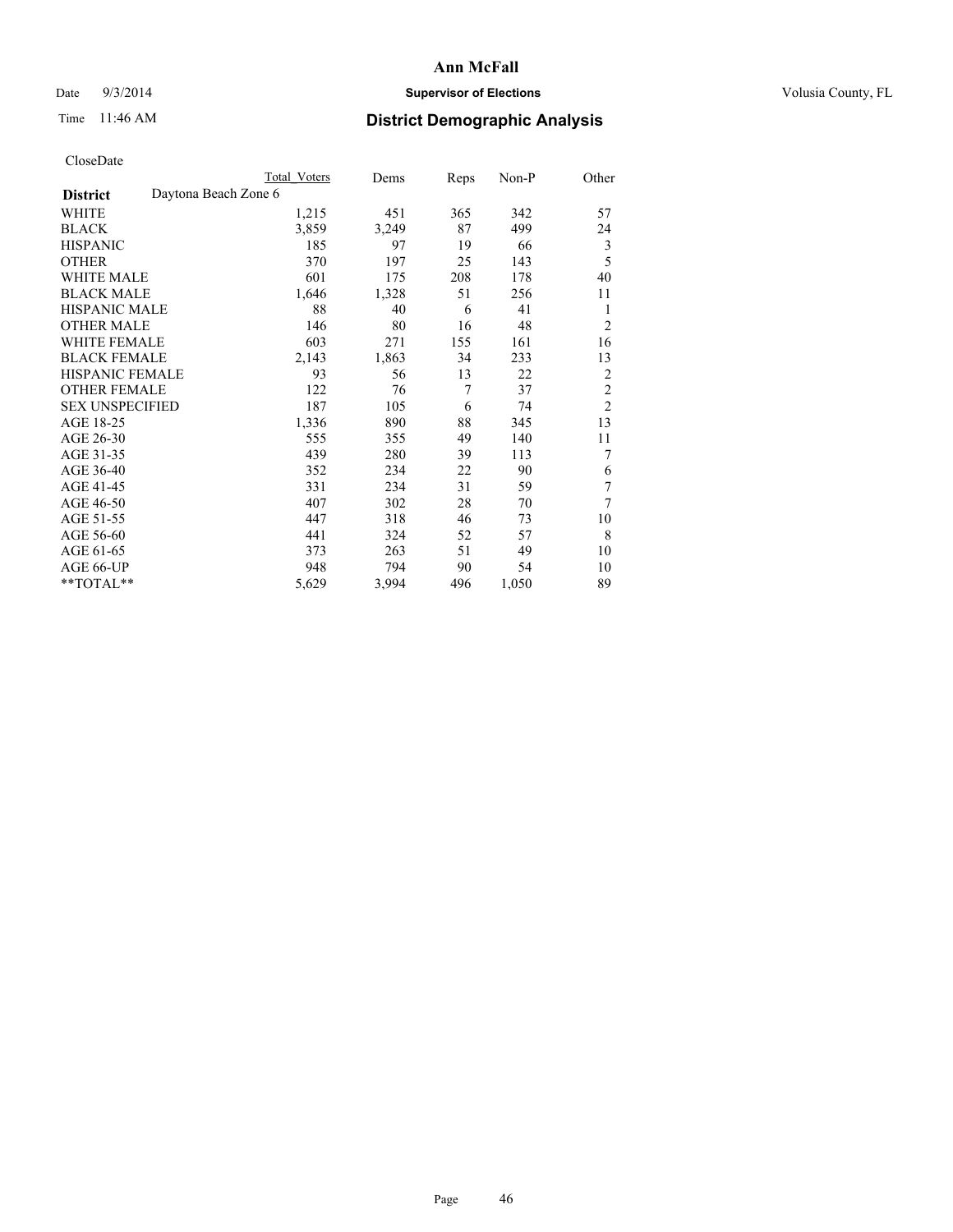# Ann McFall

Date 9/3/2014 **Supervisor of Elections** Volusia County, FL

Time 11:46 AM **District Demographic Analysis**

CloseDate

| | Total Voters | Dems | Reps | Non-P | Other |
|---|---|---|---|---|---|
| **District** Daytona Beach Zone 6 | | | | | |
| WHITE | 1,215 | 451 | 365 | 342 | 57 |
| BLACK | 3,859 | 3,249 | 87 | 499 | 24 |
| HISPANIC | 185 | 97 | 19 | 66 | 3 |
| OTHER | 370 | 197 | 25 | 143 | 5 |
| WHITE MALE | 601 | 175 | 208 | 178 | 40 |
| BLACK MALE | 1,646 | 1,328 | 51 | 256 | 11 |
| HISPANIC MALE | 88 | 40 | 6 | 41 | 1 |
| OTHER MALE | 146 | 80 | 16 | 48 | 2 |
| WHITE FEMALE | 603 | 271 | 155 | 161 | 16 |
| BLACK FEMALE | 2,143 | 1,863 | 34 | 233 | 13 |
| HISPANIC FEMALE | 93 | 56 | 13 | 22 | 2 |
| OTHER FEMALE | 122 | 76 | 7 | 37 | 2 |
| SEX UNSPECIFIED | 187 | 105 | 6 | 74 | 2 |
| AGE 18-25 | 1,336 | 890 | 88 | 345 | 13 |
| AGE 26-30 | 555 | 355 | 49 | 140 | 11 |
| AGE 31-35 | 439 | 280 | 39 | 113 | 7 |
| AGE 36-40 | 352 | 234 | 22 | 90 | 6 |
| AGE 41-45 | 331 | 234 | 31 | 59 | 7 |
| AGE 46-50 | 407 | 302 | 28 | 70 | 7 |
| AGE 51-55 | 447 | 318 | 46 | 73 | 10 |
| AGE 56-60 | 441 | 324 | 52 | 57 | 8 |
| AGE 61-65 | 373 | 263 | 51 | 49 | 10 |
| AGE 66-UP | 948 | 794 | 90 | 54 | 10 |
| **TOTAL** | 5,629 | 3,994 | 496 | 1,050 | 89 |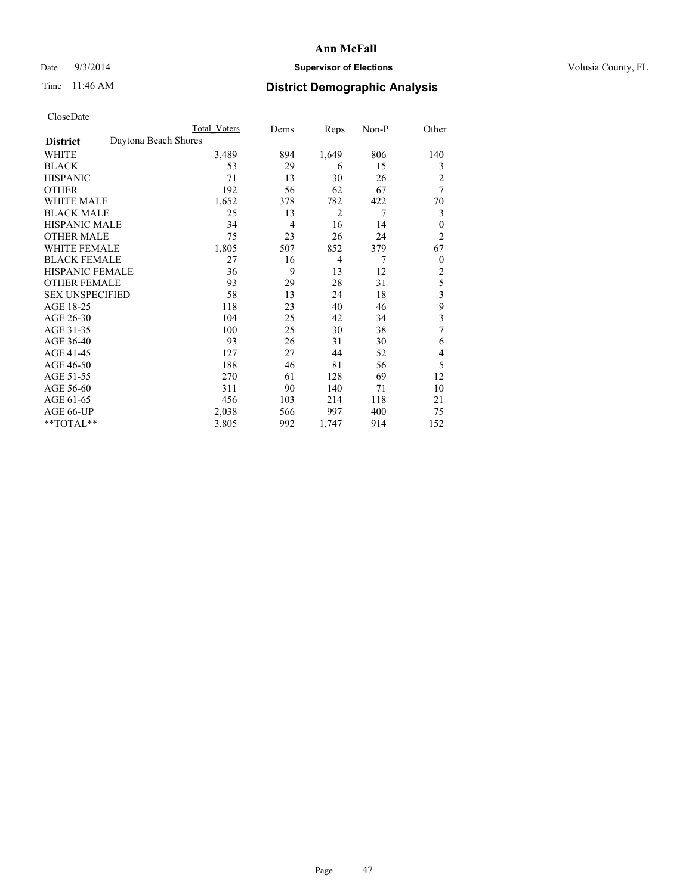# Ann McFall

Date 9/3/2014 **Supervisor of Elections** Volusia County, FL

Time 11:46 AM **District Demographic Analysis**

CloseDate

| | Total Voters | Dems | Reps | Non-P | Other |
|---|---|---|---|---|---|
| **District** Daytona Beach Shores | | | | | |
| WHITE | 3,489 | 894 | 1,649 | 806 | 140 |
| BLACK | 53 | 29 | 6 | 15 | 3 |
| HISPANIC | 71 | 13 | 30 | 26 | 2 |
| OTHER | 192 | 56 | 62 | 67 | 7 |
| WHITE MALE | 1,652 | 378 | 782 | 422 | 70 |
| BLACK MALE | 25 | 13 | 2 | 7 | 3 |
| HISPANIC MALE | 34 | 4 | 16 | 14 | 0 |
| OTHER MALE | 75 | 23 | 26 | 24 | 2 |
| WHITE FEMALE | 1,805 | 507 | 852 | 379 | 67 |
| BLACK FEMALE | 27 | 16 | 4 | 7 | 0 |
| HISPANIC FEMALE | 36 | 9 | 13 | 12 | 2 |
| OTHER FEMALE | 93 | 29 | 28 | 31 | 5 |
| SEX UNSPECIFIED | 58 | 13 | 24 | 18 | 3 |
| AGE 18-25 | 118 | 23 | 40 | 46 | 9 |
| AGE 26-30 | 104 | 25 | 42 | 34 | 3 |
| AGE 31-35 | 100 | 25 | 30 | 38 | 7 |
| AGE 36-40 | 93 | 26 | 31 | 30 | 6 |
| AGE 41-45 | 127 | 27 | 44 | 52 | 4 |
| AGE 46-50 | 188 | 46 | 81 | 56 | 5 |
| AGE 51-55 | 270 | 61 | 128 | 69 | 12 |
| AGE 56-60 | 311 | 90 | 140 | 71 | 10 |
| AGE 61-65 | 456 | 103 | 214 | 118 | 21 |
| AGE 66-UP | 2,038 | 566 | 997 | 400 | 75 |
| **TOTAL** | 3,805 | 992 | 1,747 | 914 | 152 |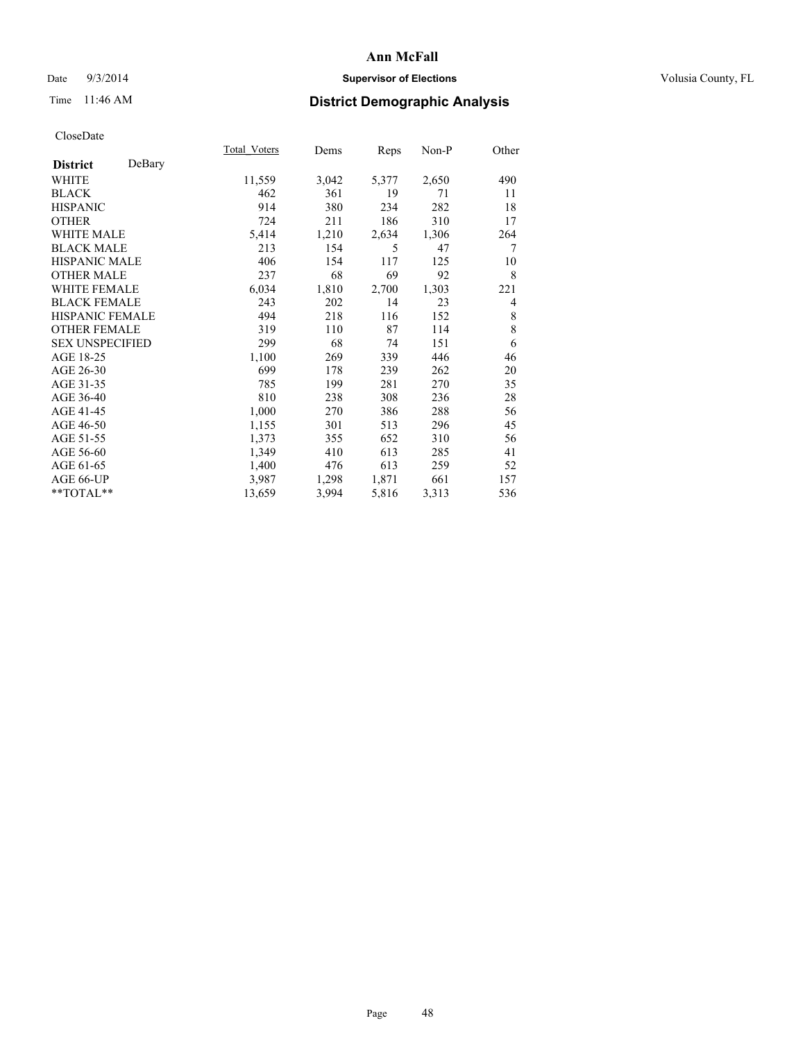# Ann McFall

Date 9/3/2014 **Supervisor of Elections** Volusia County, FL

Time 11:46 AM **District Demographic Analysis**

CloseDate

| **District** DeBary | Total_Voters | Dems | Reps | Non-P | Other |
|---|---|---|---|---|---|
| WHITE | 11,559 | 3,042 | 5,377 | 2,650 | 490 |
| BLACK | 462 | 361 | 19 | 71 | 11 |
| HISPANIC | 914 | 380 | 234 | 282 | 18 |
| OTHER | 724 | 211 | 186 | 310 | 17 |
| WHITE MALE | 5,414 | 1,210 | 2,634 | 1,306 | 264 |
| BLACK MALE | 213 | 154 | 5 | 47 | 7 |
| HISPANIC MALE | 406 | 154 | 117 | 125 | 10 |
| OTHER MALE | 237 | 68 | 69 | 92 | 8 |
| WHITE FEMALE | 6,034 | 1,810 | 2,700 | 1,303 | 221 |
| BLACK FEMALE | 243 | 202 | 14 | 23 | 4 |
| HISPANIC FEMALE | 494 | 218 | 116 | 152 | 8 |
| OTHER FEMALE | 319 | 110 | 87 | 114 | 8 |
| SEX UNSPECIFIED | 299 | 68 | 74 | 151 | 6 |
| AGE 18-25 | 1,100 | 269 | 339 | 446 | 46 |
| AGE 26-30 | 699 | 178 | 239 | 262 | 20 |
| AGE 31-35 | 785 | 199 | 281 | 270 | 35 |
| AGE 36-40 | 810 | 238 | 308 | 236 | 28 |
| AGE 41-45 | 1,000 | 270 | 386 | 288 | 56 |
| AGE 46-50 | 1,155 | 301 | 513 | 296 | 45 |
| AGE 51-55 | 1,373 | 355 | 652 | 310 | 56 |
| AGE 56-60 | 1,349 | 410 | 613 | 285 | 41 |
| AGE 61-65 | 1,400 | 476 | 613 | 259 | 52 |
| AGE 66-UP | 3,987 | 1,298 | 1,871 | 661 | 157 |
| **TOTAL** | 13,659 | 3,994 | 5,816 | 3,313 | 536 |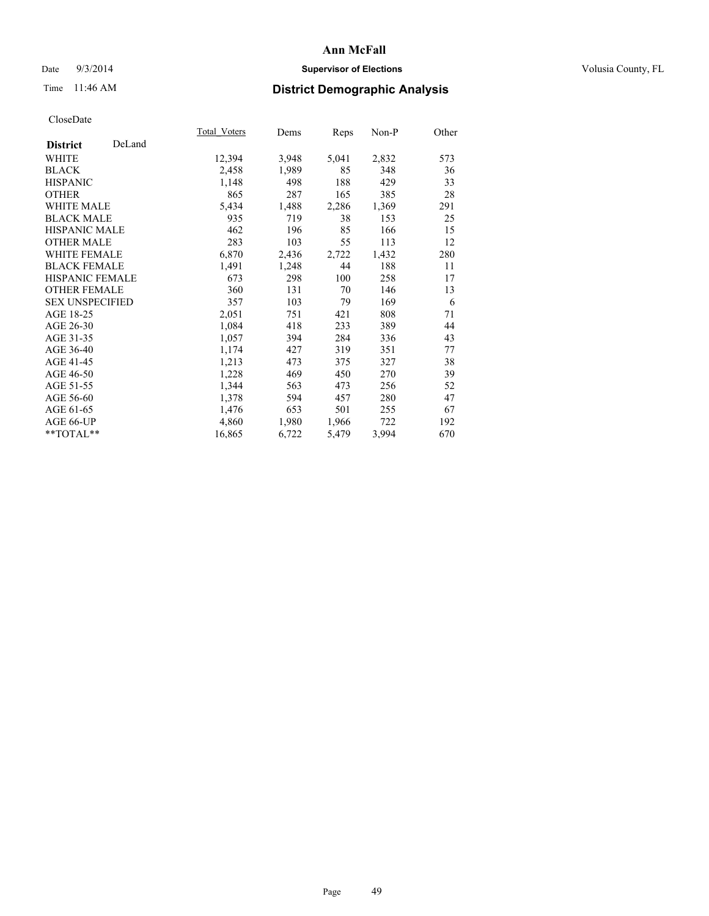# Ann McFall

Date 9/3/2014 **Supervisor of Elections** Volusia County, FL

Time 11:46 AM **District Demographic Analysis**

CloseDate

| **District** DeLand | Total_Voters | Dems | Reps | Non-P | Other |
|---|---|---|---|---|---|
| WHITE | 12,394 | 3,948 | 5,041 | 2,832 | 573 |
| BLACK | 2,458 | 1,989 | 85 | 348 | 36 |
| HISPANIC | 1,148 | 498 | 188 | 429 | 33 |
| OTHER | 865 | 287 | 165 | 385 | 28 |
| WHITE MALE | 5,434 | 1,488 | 2,286 | 1,369 | 291 |
| BLACK MALE | 935 | 719 | 38 | 153 | 25 |
| HISPANIC MALE | 462 | 196 | 85 | 166 | 15 |
| OTHER MALE | 283 | 103 | 55 | 113 | 12 |
| WHITE FEMALE | 6,870 | 2,436 | 2,722 | 1,432 | 280 |
| BLACK FEMALE | 1,491 | 1,248 | 44 | 188 | 11 |
| HISPANIC FEMALE | 673 | 298 | 100 | 258 | 17 |
| OTHER FEMALE | 360 | 131 | 70 | 146 | 13 |
| SEX UNSPECIFIED | 357 | 103 | 79 | 169 | 6 |
| AGE 18-25 | 2,051 | 751 | 421 | 808 | 71 |
| AGE 26-30 | 1,084 | 418 | 233 | 389 | 44 |
| AGE 31-35 | 1,057 | 394 | 284 | 336 | 43 |
| AGE 36-40 | 1,174 | 427 | 319 | 351 | 77 |
| AGE 41-45 | 1,213 | 473 | 375 | 327 | 38 |
| AGE 46-50 | 1,228 | 469 | 450 | 270 | 39 |
| AGE 51-55 | 1,344 | 563 | 473 | 256 | 52 |
| AGE 56-60 | 1,378 | 594 | 457 | 280 | 47 |
| AGE 61-65 | 1,476 | 653 | 501 | 255 | 67 |
| AGE 66-UP | 4,860 | 1,980 | 1,966 | 722 | 192 |
| **TOTAL** | 16,865 | 6,722 | 5,479 | 3,994 | 670 |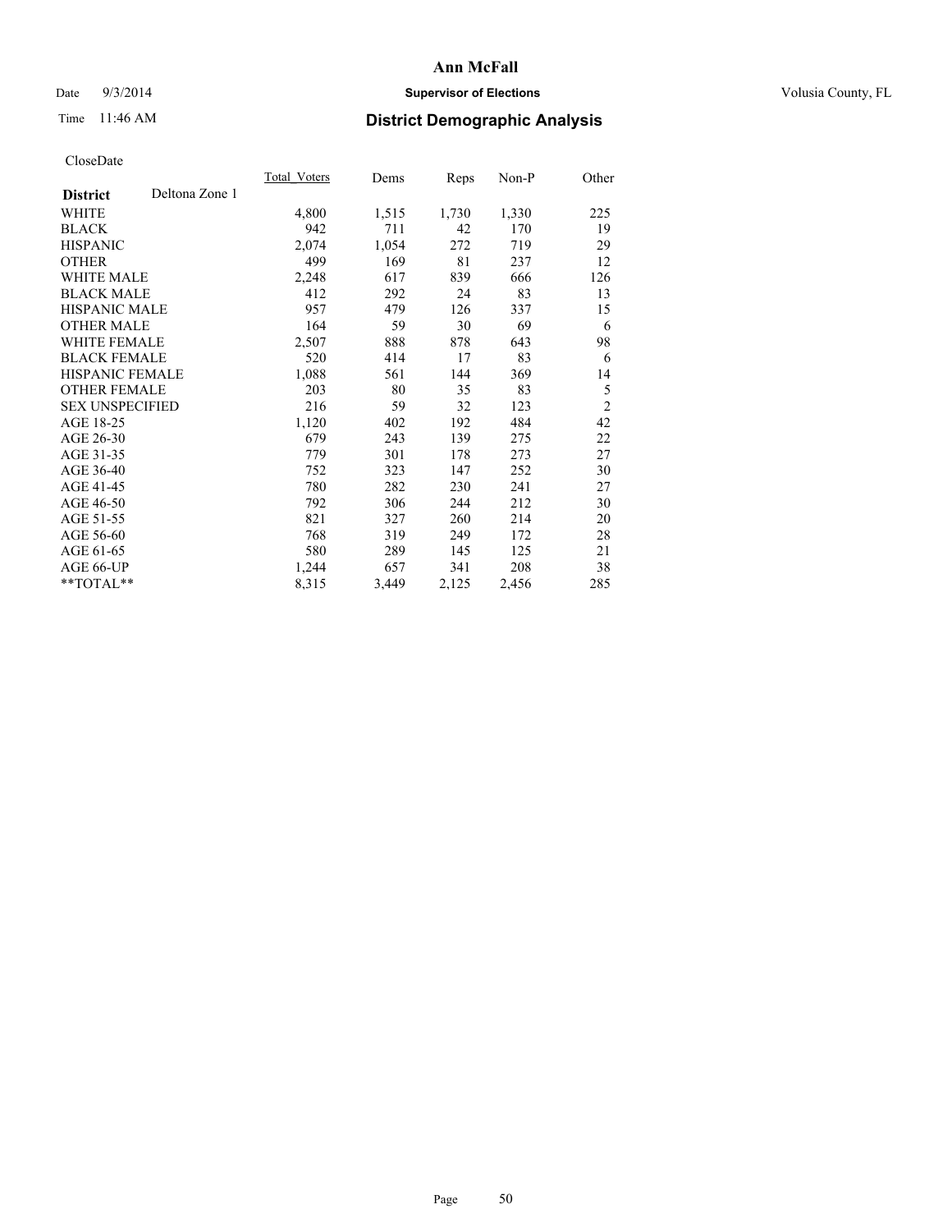# Ann McFall

Date 9/3/2014 **Supervisor of Elections** Volusia County, FL

Time 11:46 AM **District Demographic Analysis**

CloseDate

| **District** Deltona Zone 1 | Total Voters | Dems | Reps | Non-P | Other |
|---|---|---|---|---|---|
| WHITE | 4,800 | 1,515 | 1,730 | 1,330 | 225 |
| BLACK | 942 | 711 | 42 | 170 | 19 |
| HISPANIC | 2,074 | 1,054 | 272 | 719 | 29 |
| OTHER | 499 | 169 | 81 | 237 | 12 |
| WHITE MALE | 2,248 | 617 | 839 | 666 | 126 |
| BLACK MALE | 412 | 292 | 24 | 83 | 13 |
| HISPANIC MALE | 957 | 479 | 126 | 337 | 15 |
| OTHER MALE | 164 | 59 | 30 | 69 | 6 |
| WHITE FEMALE | 2,507 | 888 | 878 | 643 | 98 |
| BLACK FEMALE | 520 | 414 | 17 | 83 | 6 |
| HISPANIC FEMALE | 1,088 | 561 | 144 | 369 | 14 |
| OTHER FEMALE | 203 | 80 | 35 | 83 | 5 |
| SEX UNSPECIFIED | 216 | 59 | 32 | 123 | 2 |
| AGE 18-25 | 1,120 | 402 | 192 | 484 | 42 |
| AGE 26-30 | 679 | 243 | 139 | 275 | 22 |
| AGE 31-35 | 779 | 301 | 178 | 273 | 27 |
| AGE 36-40 | 752 | 323 | 147 | 252 | 30 |
| AGE 41-45 | 780 | 282 | 230 | 241 | 27 |
| AGE 46-50 | 792 | 306 | 244 | 212 | 30 |
| AGE 51-55 | 821 | 327 | 260 | 214 | 20 |
| AGE 56-60 | 768 | 319 | 249 | 172 | 28 |
| AGE 61-65 | 580 | 289 | 145 | 125 | 21 |
| AGE 66-UP | 1,244 | 657 | 341 | 208 | 38 |
| **TOTAL** | 8,315 | 3,449 | 2,125 | 2,456 | 285 |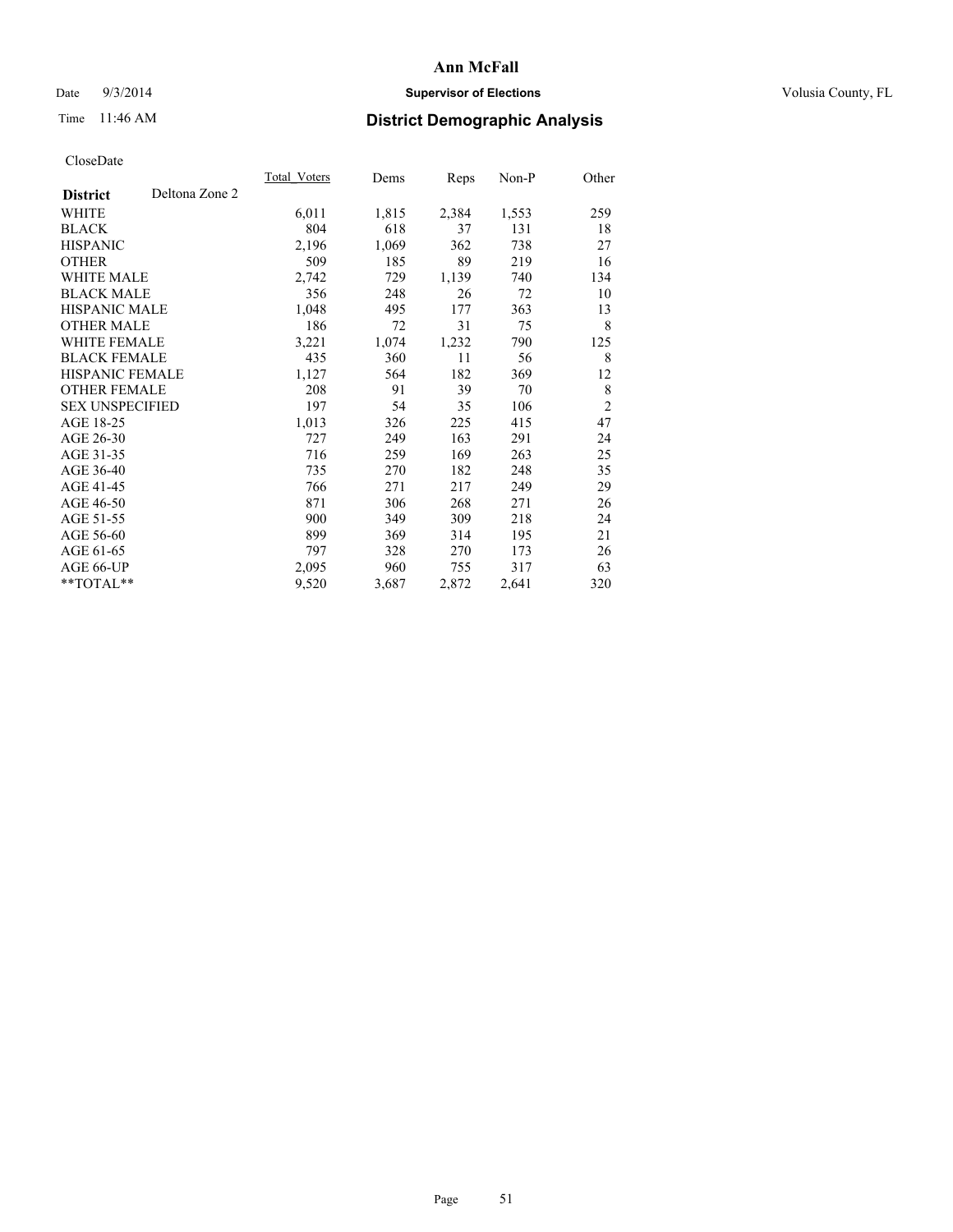# Ann McFall

Date 9/3/2014 **Supervisor of Elections** Volusia County, FL

Time 11:46 AM **District Demographic Analysis**

CloseDate

| **District** Deltona Zone 2 | Total_Voters | Dems | Reps | Non-P | Other |
|---|---|---|---|---|---|
| WHITE | 6,011 | 1,815 | 2,384 | 1,553 | 259 |
| BLACK | 804 | 618 | 37 | 131 | 18 |
| HISPANIC | 2,196 | 1,069 | 362 | 738 | 27 |
| OTHER | 509 | 185 | 89 | 219 | 16 |
| WHITE MALE | 2,742 | 729 | 1,139 | 740 | 134 |
| BLACK MALE | 356 | 248 | 26 | 72 | 10 |
| HISPANIC MALE | 1,048 | 495 | 177 | 363 | 13 |
| OTHER MALE | 186 | 72 | 31 | 75 | 8 |
| WHITE FEMALE | 3,221 | 1,074 | 1,232 | 790 | 125 |
| BLACK FEMALE | 435 | 360 | 11 | 56 | 8 |
| HISPANIC FEMALE | 1,127 | 564 | 182 | 369 | 12 |
| OTHER FEMALE | 208 | 91 | 39 | 70 | 8 |
| SEX UNSPECIFIED | 197 | 54 | 35 | 106 | 2 |
| AGE 18-25 | 1,013 | 326 | 225 | 415 | 47 |
| AGE 26-30 | 727 | 249 | 163 | 291 | 24 |
| AGE 31-35 | 716 | 259 | 169 | 263 | 25 |
| AGE 36-40 | 735 | 270 | 182 | 248 | 35 |
| AGE 41-45 | 766 | 271 | 217 | 249 | 29 |
| AGE 46-50 | 871 | 306 | 268 | 271 | 26 |
| AGE 51-55 | 900 | 349 | 309 | 218 | 24 |
| AGE 56-60 | 899 | 369 | 314 | 195 | 21 |
| AGE 61-65 | 797 | 328 | 270 | 173 | 26 |
| AGE 66-UP | 2,095 | 960 | 755 | 317 | 63 |
| **TOTAL** | 9,520 | 3,687 | 2,872 | 2,641 | 320 |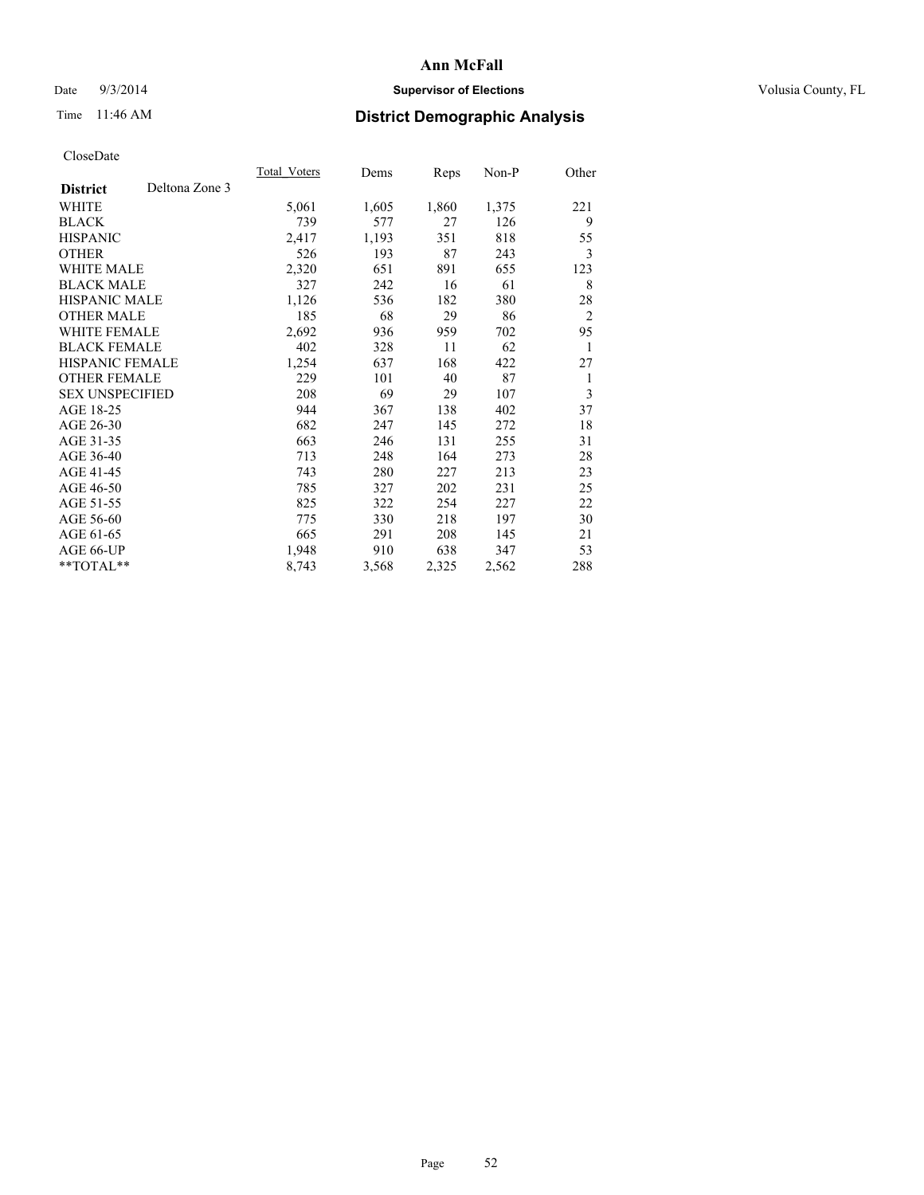Date 9/3/2014

Time 11:46 AM

# Ann McFall

## Supervisor of Elections

Volusia County, FL

## District Demographic Analysis

CloseDate

| District | Deltona Zone 3 | Total_Voters | Dems | Reps | Non-P | Other |
|---|---|---|---|---|---|---|
| WHITE | | 5,061 | 1,605 | 1,860 | 1,375 | 221 |
| BLACK | | 739 | 577 | 27 | 126 | 9 |
| HISPANIC | | 2,417 | 1,193 | 351 | 818 | 55 |
| OTHER | | 526 | 193 | 87 | 243 | 3 |
| WHITE MALE | | 2,320 | 651 | 891 | 655 | 123 |
| BLACK MALE | | 327 | 242 | 16 | 61 | 8 |
| HISPANIC MALE | | 1,126 | 536 | 182 | 380 | 28 |
| OTHER MALE | | 185 | 68 | 29 | 86 | 2 |
| WHITE FEMALE | | 2,692 | 936 | 959 | 702 | 95 |
| BLACK FEMALE | | 402 | 328 | 11 | 62 | 1 |
| HISPANIC FEMALE | | 1,254 | 637 | 168 | 422 | 27 |
| OTHER FEMALE | | 229 | 101 | 40 | 87 | 1 |
| SEX UNSPECIFIED | | 208 | 69 | 29 | 107 | 3 |
| AGE 18-25 | | 944 | 367 | 138 | 402 | 37 |
| AGE 26-30 | | 682 | 247 | 145 | 272 | 18 |
| AGE 31-35 | | 663 | 246 | 131 | 255 | 31 |
| AGE 36-40 | | 713 | 248 | 164 | 273 | 28 |
| AGE 41-45 | | 743 | 280 | 227 | 213 | 23 |
| AGE 46-50 | | 785 | 327 | 202 | 231 | 25 |
| AGE 51-55 | | 825 | 322 | 254 | 227 | 22 |
| AGE 56-60 | | 775 | 330 | 218 | 197 | 30 |
| AGE 61-65 | | 665 | 291 | 208 | 145 | 21 |
| AGE 66-UP | | 1,948 | 910 | 638 | 347 | 53 |
| **TOTAL** | | 8,743 | 3,568 | 2,325 | 2,562 | 288 |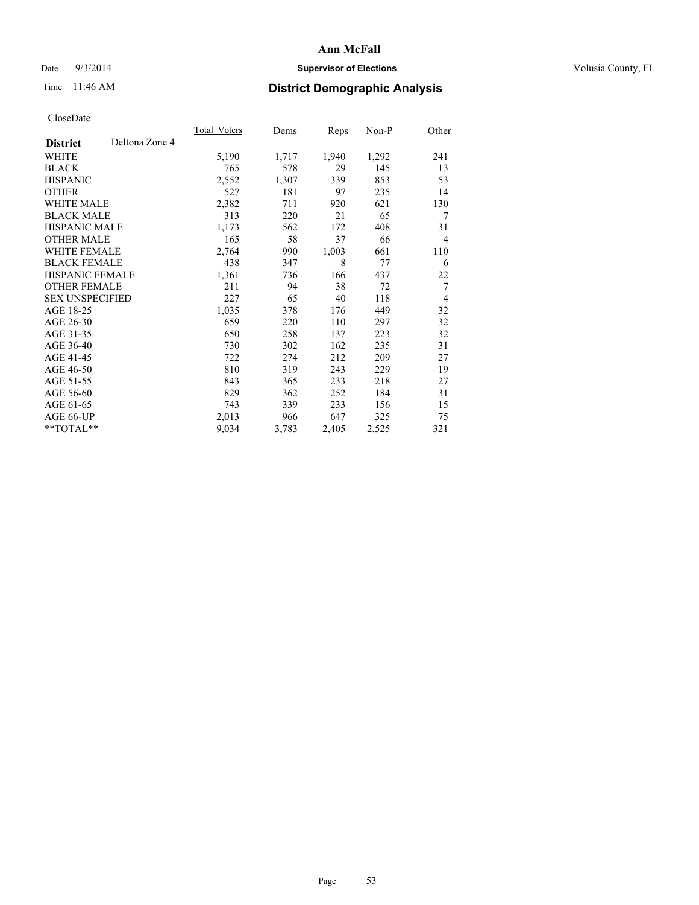**Ann McFall**

Date 9/3/2014 **Supervisor of Elections** Volusia County, FL

Time 11:46 AM **District Demographic Analysis**

CloseDate

| District | Deltona Zone 4 | Total_Voters | Dems | Reps | Non-P | Other |
|---|---|---|---|---|---|---|
| WHITE | | 5,190 | 1,717 | 1,940 | 1,292 | 241 |
| BLACK | | 765 | 578 | 29 | 145 | 13 |
| HISPANIC | | 2,552 | 1,307 | 339 | 853 | 53 |
| OTHER | | 527 | 181 | 97 | 235 | 14 |
| WHITE MALE | | 2,382 | 711 | 920 | 621 | 130 |
| BLACK MALE | | 313 | 220 | 21 | 65 | 7 |
| HISPANIC MALE | | 1,173 | 562 | 172 | 408 | 31 |
| OTHER MALE | | 165 | 58 | 37 | 66 | 4 |
| WHITE FEMALE | | 2,764 | 990 | 1,003 | 661 | 110 |
| BLACK FEMALE | | 438 | 347 | 8 | 77 | 6 |
| HISPANIC FEMALE | | 1,361 | 736 | 166 | 437 | 22 |
| OTHER FEMALE | | 211 | 94 | 38 | 72 | 7 |
| SEX UNSPECIFIED | | 227 | 65 | 40 | 118 | 4 |
| AGE 18-25 | | 1,035 | 378 | 176 | 449 | 32 |
| AGE 26-30 | | 659 | 220 | 110 | 297 | 32 |
| AGE 31-35 | | 650 | 258 | 137 | 223 | 32 |
| AGE 36-40 | | 730 | 302 | 162 | 235 | 31 |
| AGE 41-45 | | 722 | 274 | 212 | 209 | 27 |
| AGE 46-50 | | 810 | 319 | 243 | 229 | 19 |
| AGE 51-55 | | 843 | 365 | 233 | 218 | 27 |
| AGE 56-60 | | 829 | 362 | 252 | 184 | 31 |
| AGE 61-65 | | 743 | 339 | 233 | 156 | 15 |
| AGE 66-UP | | 2,013 | 966 | 647 | 325 | 75 |
| **TOTAL** | | 9,034 | 3,783 | 2,405 | 2,525 | 321 |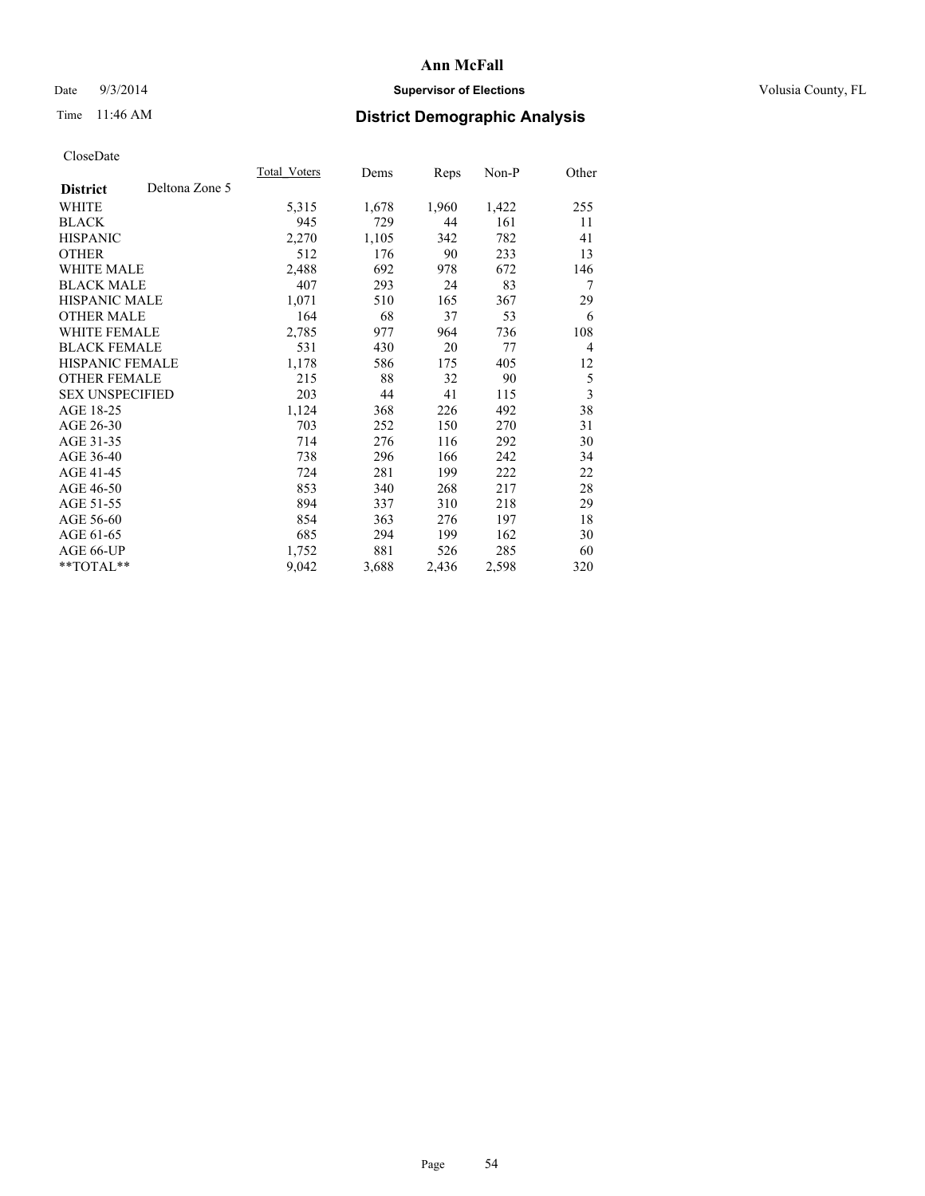# Ann McFall

Date 9/3/2014 **Supervisor of Elections** Volusia County, FL

Time 11:46 AM **District Demographic Analysis**

CloseDate

| **District** Deltona Zone 5 | Total_Voters | Dems | Reps | Non-P | Other |
|---|---|---|---|---|---|
| WHITE | 5,315 | 1,678 | 1,960 | 1,422 | 255 |
| BLACK | 945 | 729 | 44 | 161 | 11 |
| HISPANIC | 2,270 | 1,105 | 342 | 782 | 41 |
| OTHER | 512 | 176 | 90 | 233 | 13 |
| WHITE MALE | 2,488 | 692 | 978 | 672 | 146 |
| BLACK MALE | 407 | 293 | 24 | 83 | 7 |
| HISPANIC MALE | 1,071 | 510 | 165 | 367 | 29 |
| OTHER MALE | 164 | 68 | 37 | 53 | 6 |
| WHITE FEMALE | 2,785 | 977 | 964 | 736 | 108 |
| BLACK FEMALE | 531 | 430 | 20 | 77 | 4 |
| HISPANIC FEMALE | 1,178 | 586 | 175 | 405 | 12 |
| OTHER FEMALE | 215 | 88 | 32 | 90 | 5 |
| SEX UNSPECIFIED | 203 | 44 | 41 | 115 | 3 |
| AGE 18-25 | 1,124 | 368 | 226 | 492 | 38 |
| AGE 26-30 | 703 | 252 | 150 | 270 | 31 |
| AGE 31-35 | 714 | 276 | 116 | 292 | 30 |
| AGE 36-40 | 738 | 296 | 166 | 242 | 34 |
| AGE 41-45 | 724 | 281 | 199 | 222 | 22 |
| AGE 46-50 | 853 | 340 | 268 | 217 | 28 |
| AGE 51-55 | 894 | 337 | 310 | 218 | 29 |
| AGE 56-60 | 854 | 363 | 276 | 197 | 18 |
| AGE 61-65 | 685 | 294 | 199 | 162 | 30 |
| AGE 66-UP | 1,752 | 881 | 526 | 285 | 60 |
| **TOTAL** | 9,042 | 3,688 | 2,436 | 2,598 | 320 |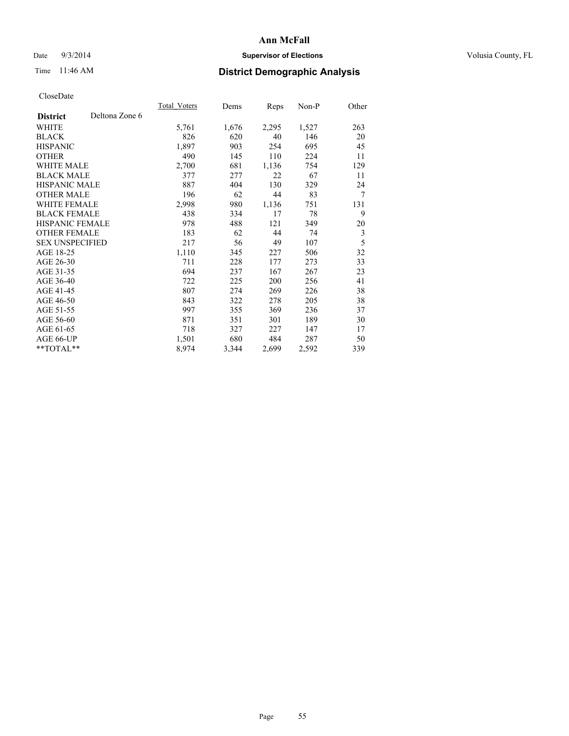# Ann McFall

Date 9/3/2014 **Supervisor of Elections** Volusia County, FL

Time 11:46 AM **District Demographic Analysis**

CloseDate

| **District** Deltona Zone 6 | Total_Voters | Dems | Reps | Non-P | Other |
|---|---|---|---|---|---|
| WHITE | 5,761 | 1,676 | 2,295 | 1,527 | 263 |
| BLACK | 826 | 620 | 40 | 146 | 20 |
| HISPANIC | 1,897 | 903 | 254 | 695 | 45 |
| OTHER | 490 | 145 | 110 | 224 | 11 |
| WHITE MALE | 2,700 | 681 | 1,136 | 754 | 129 |
| BLACK MALE | 377 | 277 | 22 | 67 | 11 |
| HISPANIC MALE | 887 | 404 | 130 | 329 | 24 |
| OTHER MALE | 196 | 62 | 44 | 83 | 7 |
| WHITE FEMALE | 2,998 | 980 | 1,136 | 751 | 131 |
| BLACK FEMALE | 438 | 334 | 17 | 78 | 9 |
| HISPANIC FEMALE | 978 | 488 | 121 | 349 | 20 |
| OTHER FEMALE | 183 | 62 | 44 | 74 | 3 |
| SEX UNSPECIFIED | 217 | 56 | 49 | 107 | 5 |
| AGE 18-25 | 1,110 | 345 | 227 | 506 | 32 |
| AGE 26-30 | 711 | 228 | 177 | 273 | 33 |
| AGE 31-35 | 694 | 237 | 167 | 267 | 23 |
| AGE 36-40 | 722 | 225 | 200 | 256 | 41 |
| AGE 41-45 | 807 | 274 | 269 | 226 | 38 |
| AGE 46-50 | 843 | 322 | 278 | 205 | 38 |
| AGE 51-55 | 997 | 355 | 369 | 236 | 37 |
| AGE 56-60 | 871 | 351 | 301 | 189 | 30 |
| AGE 61-65 | 718 | 327 | 227 | 147 | 17 |
| AGE 66-UP | 1,501 | 680 | 484 | 287 | 50 |
| **TOTAL** | 8,974 | 3,344 | 2,699 | 2,592 | 339 |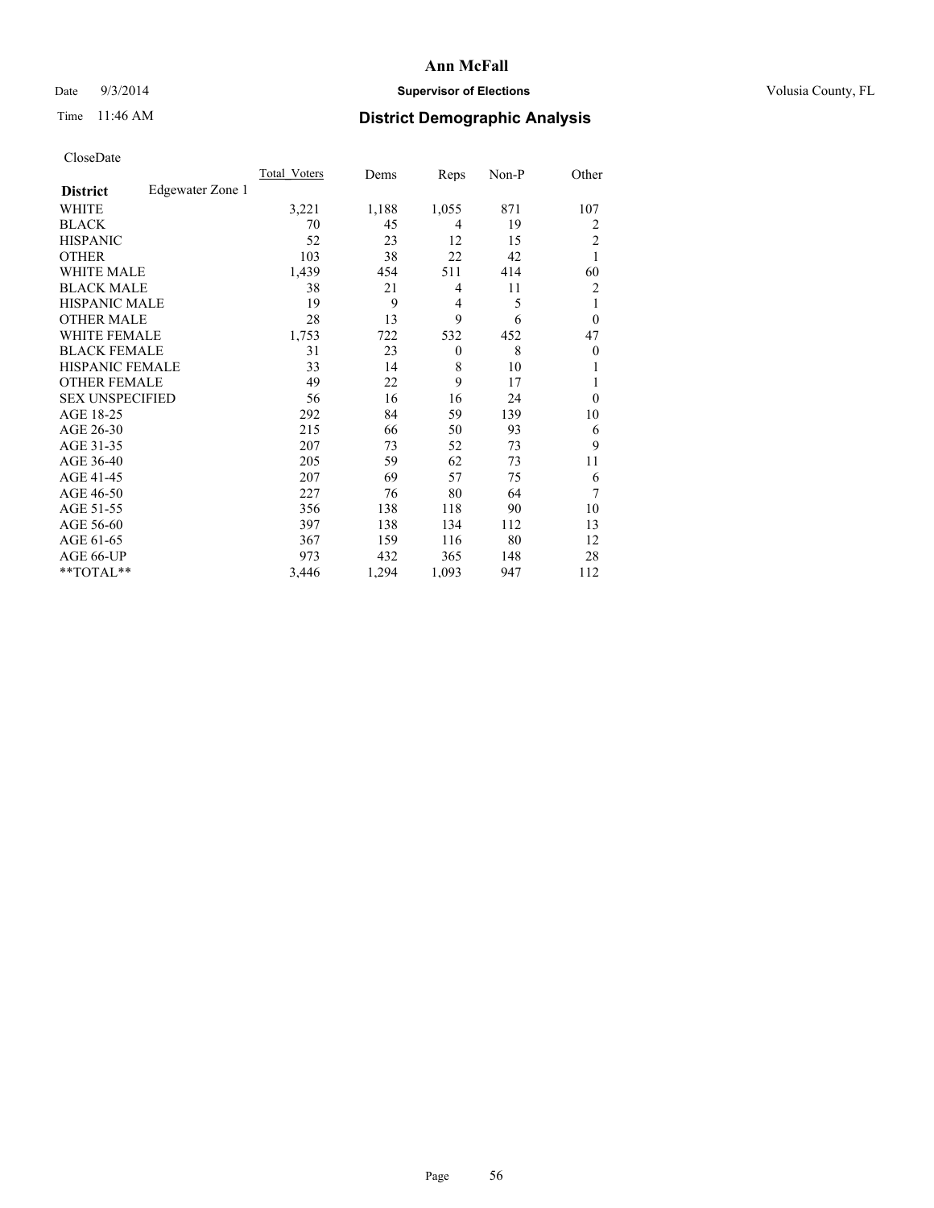# Ann McFall

Date 9/3/2014 **Supervisor of Elections** Volusia County, FL

Time 11:46 AM **District Demographic Analysis**

CloseDate

| | Total_Voters | Dems | Reps | Non-P | Other |
|---|---|---|---|---|---|
| **District** Edgewater Zone 1 | | | | | |
| WHITE | 3,221 | 1,188 | 1,055 | 871 | 107 |
| BLACK | 70 | 45 | 4 | 19 | 2 |
| HISPANIC | 52 | 23 | 12 | 15 | 2 |
| OTHER | 103 | 38 | 22 | 42 | 1 |
| WHITE MALE | 1,439 | 454 | 511 | 414 | 60 |
| BLACK MALE | 38 | 21 | 4 | 11 | 2 |
| HISPANIC MALE | 19 | 9 | 4 | 5 | 1 |
| OTHER MALE | 28 | 13 | 9 | 6 | 0 |
| WHITE FEMALE | 1,753 | 722 | 532 | 452 | 47 |
| BLACK FEMALE | 31 | 23 | 0 | 8 | 0 |
| HISPANIC FEMALE | 33 | 14 | 8 | 10 | 1 |
| OTHER FEMALE | 49 | 22 | 9 | 17 | 1 |
| SEX UNSPECIFIED | 56 | 16 | 16 | 24 | 0 |
| AGE 18-25 | 292 | 84 | 59 | 139 | 10 |
| AGE 26-30 | 215 | 66 | 50 | 93 | 6 |
| AGE 31-35 | 207 | 73 | 52 | 73 | 9 |
| AGE 36-40 | 205 | 59 | 62 | 73 | 11 |
| AGE 41-45 | 207 | 69 | 57 | 75 | 6 |
| AGE 46-50 | 227 | 76 | 80 | 64 | 7 |
| AGE 51-55 | 356 | 138 | 118 | 90 | 10 |
| AGE 56-60 | 397 | 138 | 134 | 112 | 13 |
| AGE 61-65 | 367 | 159 | 116 | 80 | 12 |
| AGE 66-UP | 973 | 432 | 365 | 148 | 28 |
| **TOTAL** | 3,446 | 1,294 | 1,093 | 947 | 112 |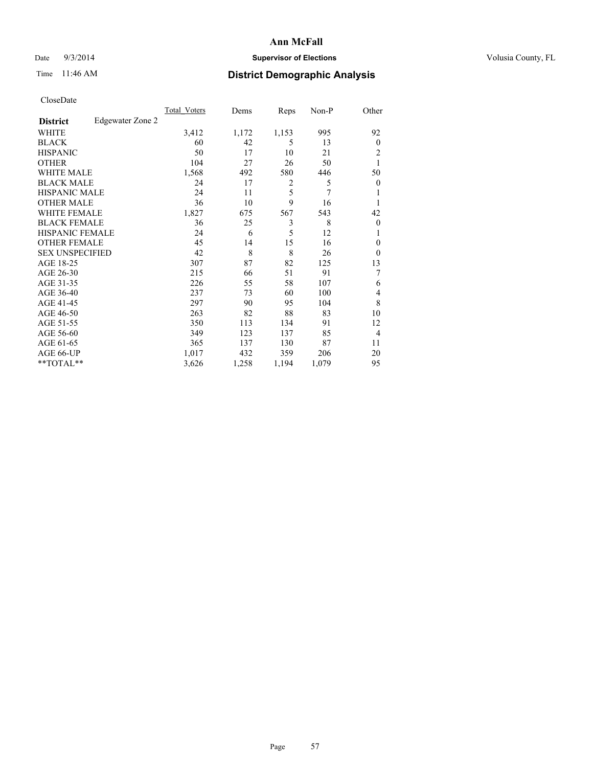# Ann McFall

Date 9/3/2014 **Supervisor of Elections** Volusia County, FL

Time 11:46 AM **District Demographic Analysis**

CloseDate

| **District** Edgewater Zone 2 | Total_Voters | Dems | Reps | Non-P | Other |
|---|---|---|---|---|---|
| WHITE | 3,412 | 1,172 | 1,153 | 995 | 92 |
| BLACK | 60 | 42 | 5 | 13 | 0 |
| HISPANIC | 50 | 17 | 10 | 21 | 2 |
| OTHER | 104 | 27 | 26 | 50 | 1 |
| WHITE MALE | 1,568 | 492 | 580 | 446 | 50 |
| BLACK MALE | 24 | 17 | 2 | 5 | 0 |
| HISPANIC MALE | 24 | 11 | 5 | 7 | 1 |
| OTHER MALE | 36 | 10 | 9 | 16 | 1 |
| WHITE FEMALE | 1,827 | 675 | 567 | 543 | 42 |
| BLACK FEMALE | 36 | 25 | 3 | 8 | 0 |
| HISPANIC FEMALE | 24 | 6 | 5 | 12 | 1 |
| OTHER FEMALE | 45 | 14 | 15 | 16 | 0 |
| SEX UNSPECIFIED | 42 | 8 | 8 | 26 | 0 |
| AGE 18-25 | 307 | 87 | 82 | 125 | 13 |
| AGE 26-30 | 215 | 66 | 51 | 91 | 7 |
| AGE 31-35 | 226 | 55 | 58 | 107 | 6 |
| AGE 36-40 | 237 | 73 | 60 | 100 | 4 |
| AGE 41-45 | 297 | 90 | 95 | 104 | 8 |
| AGE 46-50 | 263 | 82 | 88 | 83 | 10 |
| AGE 51-55 | 350 | 113 | 134 | 91 | 12 |
| AGE 56-60 | 349 | 123 | 137 | 85 | 4 |
| AGE 61-65 | 365 | 137 | 130 | 87 | 11 |
| AGE 66-UP | 1,017 | 432 | 359 | 206 | 20 |
| **TOTAL** | 3,626 | 1,258 | 1,194 | 1,079 | 95 |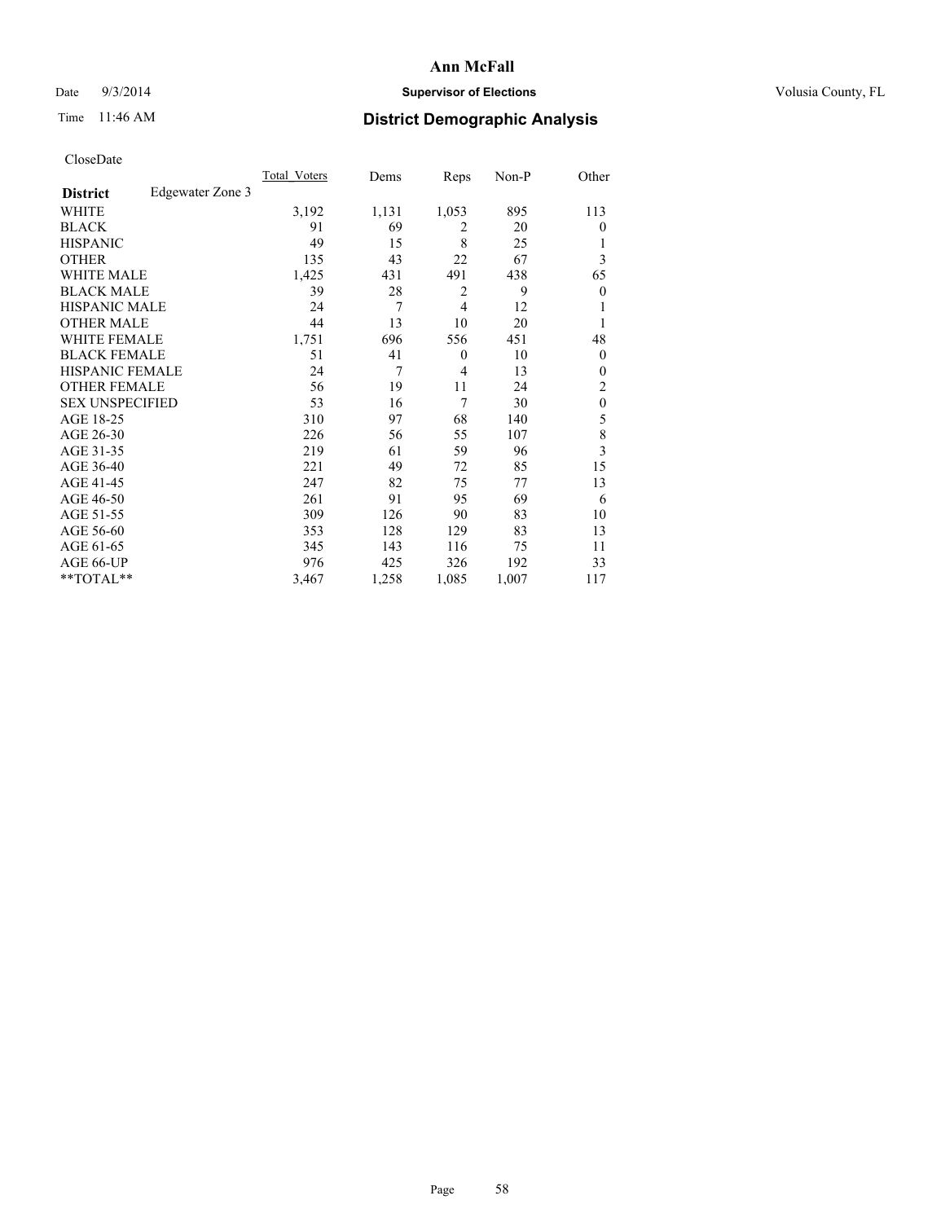**Ann McFall**

Date 9/3/2014 **Supervisor of Elections** Volusia County, FL

Time 11:46 AM **District Demographic Analysis**

CloseDate

| **District** Edgewater Zone 3 | Total_Voters | Dems | Reps | Non-P | Other |
|---|---|---|---|---|---|
| WHITE | 3,192 | 1,131 | 1,053 | 895 | 113 |
| BLACK | 91 | 69 | 2 | 20 | 0 |
| HISPANIC | 49 | 15 | 8 | 25 | 1 |
| OTHER | 135 | 43 | 22 | 67 | 3 |
| WHITE MALE | 1,425 | 431 | 491 | 438 | 65 |
| BLACK MALE | 39 | 28 | 2 | 9 | 0 |
| HISPANIC MALE | 24 | 7 | 4 | 12 | 1 |
| OTHER MALE | 44 | 13 | 10 | 20 | 1 |
| WHITE FEMALE | 1,751 | 696 | 556 | 451 | 48 |
| BLACK FEMALE | 51 | 41 | 0 | 10 | 0 |
| HISPANIC FEMALE | 24 | 7 | 4 | 13 | 0 |
| OTHER FEMALE | 56 | 19 | 11 | 24 | 2 |
| SEX UNSPECIFIED | 53 | 16 | 7 | 30 | 0 |
| AGE 18-25 | 310 | 97 | 68 | 140 | 5 |
| AGE 26-30 | 226 | 56 | 55 | 107 | 8 |
| AGE 31-35 | 219 | 61 | 59 | 96 | 3 |
| AGE 36-40 | 221 | 49 | 72 | 85 | 15 |
| AGE 41-45 | 247 | 82 | 75 | 77 | 13 |
| AGE 46-50 | 261 | 91 | 95 | 69 | 6 |
| AGE 51-55 | 309 | 126 | 90 | 83 | 10 |
| AGE 56-60 | 353 | 128 | 129 | 83 | 13 |
| AGE 61-65 | 345 | 143 | 116 | 75 | 11 |
| AGE 66-UP | 976 | 425 | 326 | 192 | 33 |
| **TOTAL** | 3,467 | 1,258 | 1,085 | 1,007 | 117 |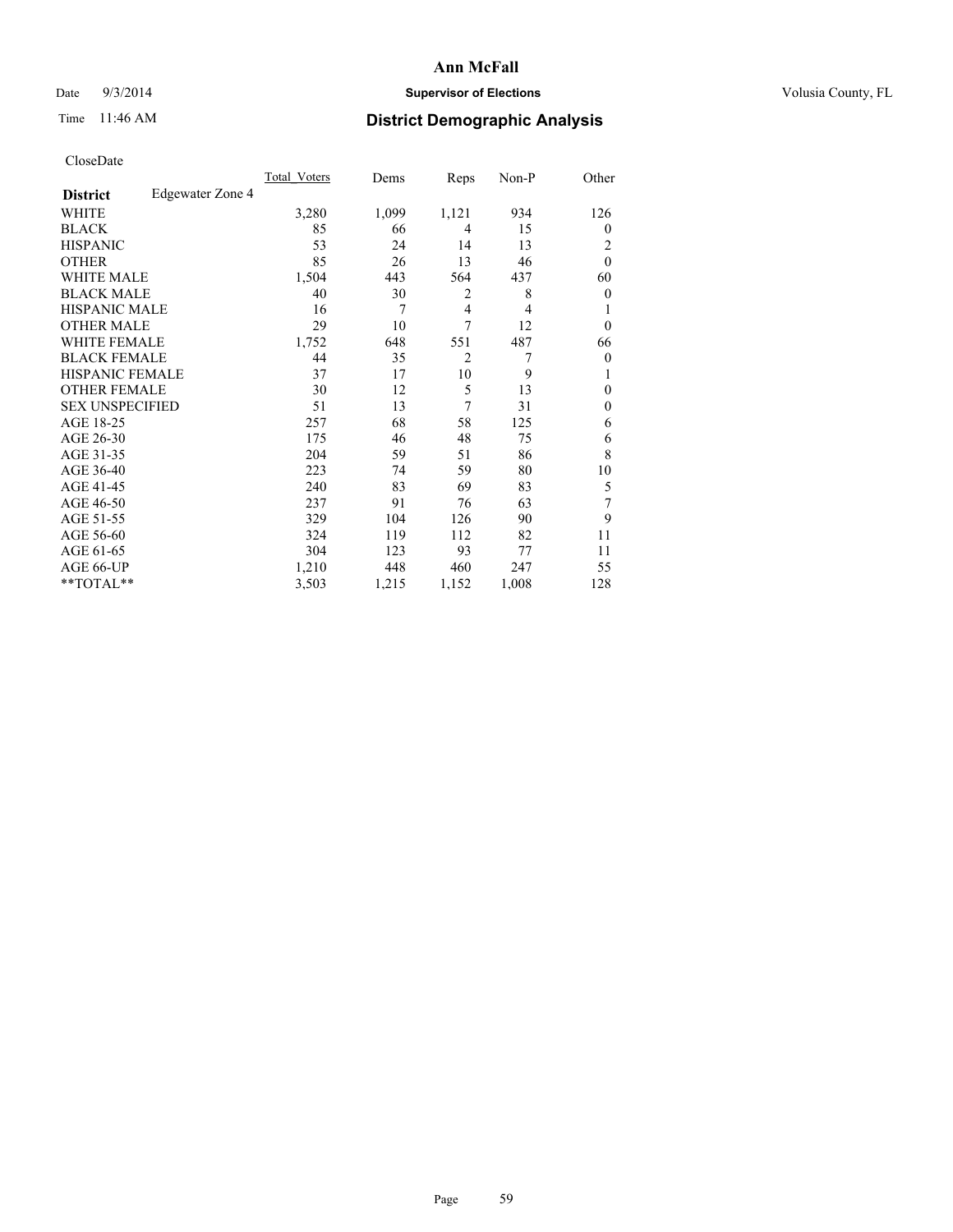# Ann McFall

Date 9/3/2014 **Supervisor of Elections** Volusia County, FL

Time 11:46 AM **District Demographic Analysis**

CloseDate

| **District** Edgewater Zone 4 | Total_Voters | Dems | Reps | Non-P | Other |
|---|---|---|---|---|---|
| WHITE | 3,280 | 1,099 | 1,121 | 934 | 126 |
| BLACK | 85 | 66 | 4 | 15 | 0 |
| HISPANIC | 53 | 24 | 14 | 13 | 2 |
| OTHER | 85 | 26 | 13 | 46 | 0 |
| WHITE MALE | 1,504 | 443 | 564 | 437 | 60 |
| BLACK MALE | 40 | 30 | 2 | 8 | 0 |
| HISPANIC MALE | 16 | 7 | 4 | 4 | 1 |
| OTHER MALE | 29 | 10 | 7 | 12 | 0 |
| WHITE FEMALE | 1,752 | 648 | 551 | 487 | 66 |
| BLACK FEMALE | 44 | 35 | 2 | 7 | 0 |
| HISPANIC FEMALE | 37 | 17 | 10 | 9 | 1 |
| OTHER FEMALE | 30 | 12 | 5 | 13 | 0 |
| SEX UNSPECIFIED | 51 | 13 | 7 | 31 | 0 |
| AGE 18-25 | 257 | 68 | 58 | 125 | 6 |
| AGE 26-30 | 175 | 46 | 48 | 75 | 6 |
| AGE 31-35 | 204 | 59 | 51 | 86 | 8 |
| AGE 36-40 | 223 | 74 | 59 | 80 | 10 |
| AGE 41-45 | 240 | 83 | 69 | 83 | 5 |
| AGE 46-50 | 237 | 91 | 76 | 63 | 7 |
| AGE 51-55 | 329 | 104 | 126 | 90 | 9 |
| AGE 56-60 | 324 | 119 | 112 | 82 | 11 |
| AGE 61-65 | 304 | 123 | 93 | 77 | 11 |
| AGE 66-UP | 1,210 | 448 | 460 | 247 | 55 |
| **TOTAL** | 3,503 | 1,215 | 1,152 | 1,008 | 128 |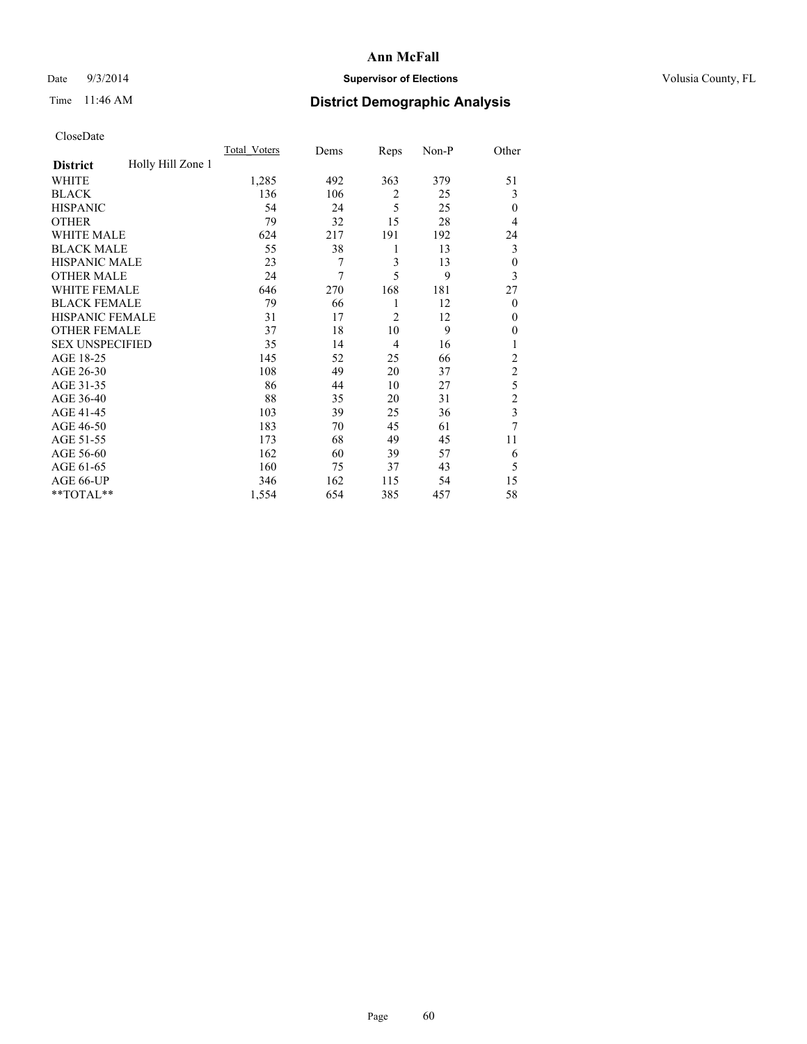# Ann McFall

Date 9/3/2014 **Supervisor of Elections** Volusia County, FL

Time 11:46 AM **District Demographic Analysis**

CloseDate

| **District** Holly Hill Zone 1 | Total_Voters | Dems | Reps | Non-P | Other |
|---|---|---|---|---|---|
| WHITE | 1,285 | 492 | 363 | 379 | 51 |
| BLACK | 136 | 106 | 2 | 25 | 3 |
| HISPANIC | 54 | 24 | 5 | 25 | 0 |
| OTHER | 79 | 32 | 15 | 28 | 4 |
| WHITE MALE | 624 | 217 | 191 | 192 | 24 |
| BLACK MALE | 55 | 38 | 1 | 13 | 3 |
| HISPANIC MALE | 23 | 7 | 3 | 13 | 0 |
| OTHER MALE | 24 | 7 | 5 | 9 | 3 |
| WHITE FEMALE | 646 | 270 | 168 | 181 | 27 |
| BLACK FEMALE | 79 | 66 | 1 | 12 | 0 |
| HISPANIC FEMALE | 31 | 17 | 2 | 12 | 0 |
| OTHER FEMALE | 37 | 18 | 10 | 9 | 0 |
| SEX UNSPECIFIED | 35 | 14 | 4 | 16 | 1 |
| AGE 18-25 | 145 | 52 | 25 | 66 | 2 |
| AGE 26-30 | 108 | 49 | 20 | 37 | 2 |
| AGE 31-35 | 86 | 44 | 10 | 27 | 5 |
| AGE 36-40 | 88 | 35 | 20 | 31 | 2 |
| AGE 41-45 | 103 | 39 | 25 | 36 | 3 |
| AGE 46-50 | 183 | 70 | 45 | 61 | 7 |
| AGE 51-55 | 173 | 68 | 49 | 45 | 11 |
| AGE 56-60 | 162 | 60 | 39 | 57 | 6 |
| AGE 61-65 | 160 | 75 | 37 | 43 | 5 |
| AGE 66-UP | 346 | 162 | 115 | 54 | 15 |
| **TOTAL** | 1,554 | 654 | 385 | 457 | 58 |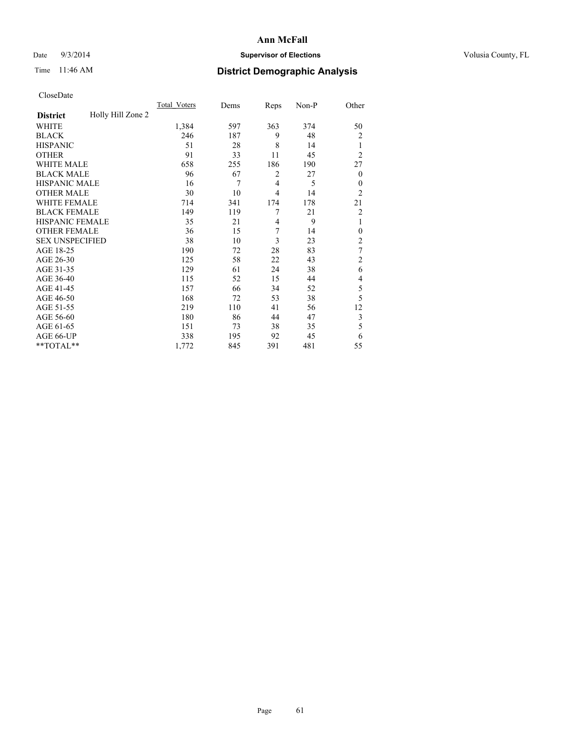# Ann McFall

Date 9/3/2014

**Supervisor of Elections**

Volusia County, FL

Time 11:46 AM

## District Demographic Analysis

CloseDate

| **District** Holly Hill Zone 2 | Total_Voters | Dems | Reps | Non-P | Other |
|---|---|---|---|---|---|
| WHITE | 1,384 | 597 | 363 | 374 | 50 |
| BLACK | 246 | 187 | 9 | 48 | 2 |
| HISPANIC | 51 | 28 | 8 | 14 | 1 |
| OTHER | 91 | 33 | 11 | 45 | 2 |
| WHITE MALE | 658 | 255 | 186 | 190 | 27 |
| BLACK MALE | 96 | 67 | 2 | 27 | 0 |
| HISPANIC MALE | 16 | 7 | 4 | 5 | 0 |
| OTHER MALE | 30 | 10 | 4 | 14 | 2 |
| WHITE FEMALE | 714 | 341 | 174 | 178 | 21 |
| BLACK FEMALE | 149 | 119 | 7 | 21 | 2 |
| HISPANIC FEMALE | 35 | 21 | 4 | 9 | 1 |
| OTHER FEMALE | 36 | 15 | 7 | 14 | 0 |
| SEX UNSPECIFIED | 38 | 10 | 3 | 23 | 2 |
| AGE 18-25 | 190 | 72 | 28 | 83 | 7 |
| AGE 26-30 | 125 | 58 | 22 | 43 | 2 |
| AGE 31-35 | 129 | 61 | 24 | 38 | 6 |
| AGE 36-40 | 115 | 52 | 15 | 44 | 4 |
| AGE 41-45 | 157 | 66 | 34 | 52 | 5 |
| AGE 46-50 | 168 | 72 | 53 | 38 | 5 |
| AGE 51-55 | 219 | 110 | 41 | 56 | 12 |
| AGE 56-60 | 180 | 86 | 44 | 47 | 3 |
| AGE 61-65 | 151 | 73 | 38 | 35 | 5 |
| AGE 66-UP | 338 | 195 | 92 | 45 | 6 |
| **TOTAL** | 1,772 | 845 | 391 | 481 | 55 |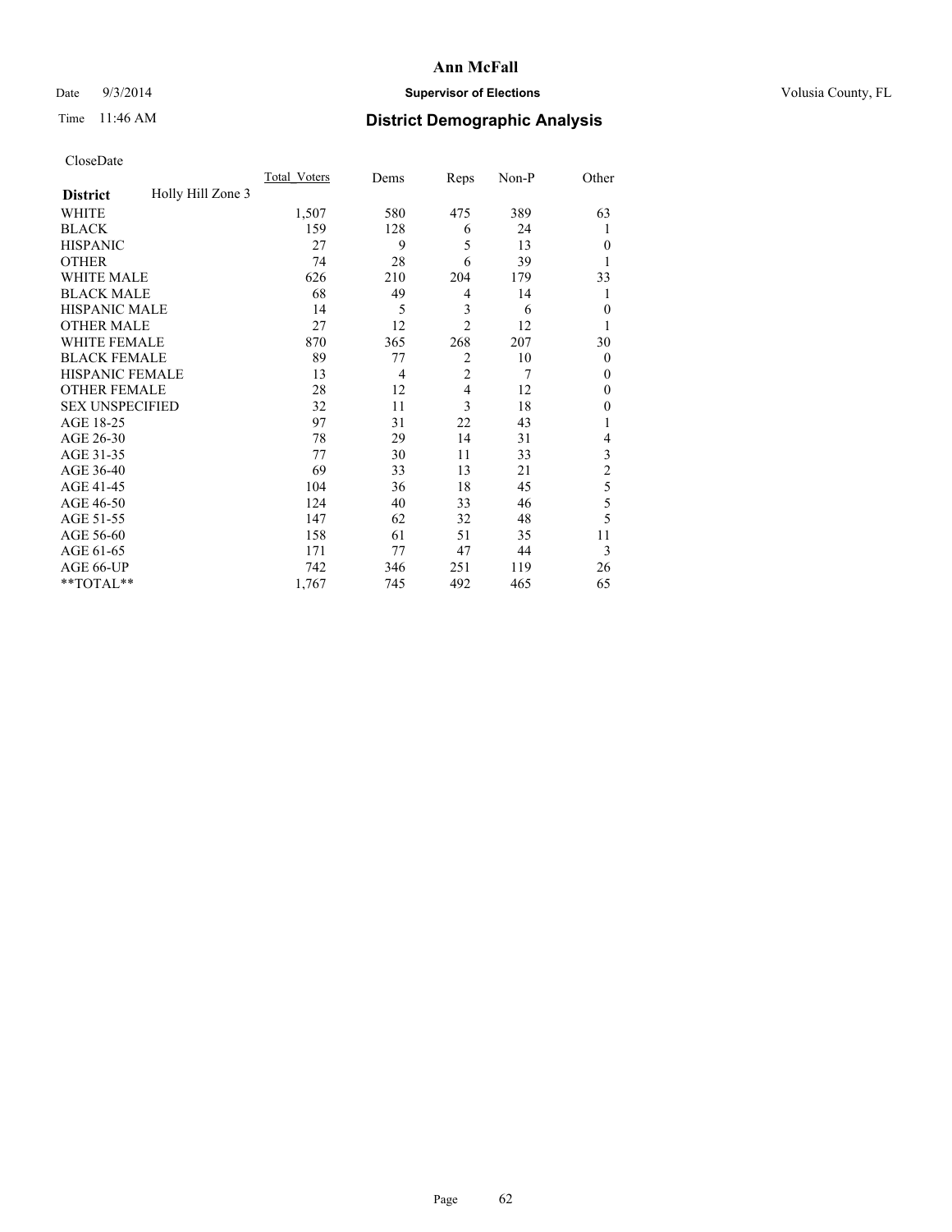# Ann McFall

Date 9/3/2014 **Supervisor of Elections** Volusia County, FL

Time 11:46 AM **District Demographic Analysis**

CloseDate

| **District** Holly Hill Zone 3 | Total_Voters | Dems | Reps | Non-P | Other |
|---|---|---|---|---|---|
| WHITE | 1,507 | 580 | 475 | 389 | 63 |
| BLACK | 159 | 128 | 6 | 24 | 1 |
| HISPANIC | 27 | 9 | 5 | 13 | 0 |
| OTHER | 74 | 28 | 6 | 39 | 1 |
| WHITE MALE | 626 | 210 | 204 | 179 | 33 |
| BLACK MALE | 68 | 49 | 4 | 14 | 1 |
| HISPANIC MALE | 14 | 5 | 3 | 6 | 0 |
| OTHER MALE | 27 | 12 | 2 | 12 | 1 |
| WHITE FEMALE | 870 | 365 | 268 | 207 | 30 |
| BLACK FEMALE | 89 | 77 | 2 | 10 | 0 |
| HISPANIC FEMALE | 13 | 4 | 2 | 7 | 0 |
| OTHER FEMALE | 28 | 12 | 4 | 12 | 0 |
| SEX UNSPECIFIED | 32 | 11 | 3 | 18 | 0 |
| AGE 18-25 | 97 | 31 | 22 | 43 | 1 |
| AGE 26-30 | 78 | 29 | 14 | 31 | 4 |
| AGE 31-35 | 77 | 30 | 11 | 33 | 3 |
| AGE 36-40 | 69 | 33 | 13 | 21 | 2 |
| AGE 41-45 | 104 | 36 | 18 | 45 | 5 |
| AGE 46-50 | 124 | 40 | 33 | 46 | 5 |
| AGE 51-55 | 147 | 62 | 32 | 48 | 5 |
| AGE 56-60 | 158 | 61 | 51 | 35 | 11 |
| AGE 61-65 | 171 | 77 | 47 | 44 | 3 |
| AGE 66-UP | 742 | 346 | 251 | 119 | 26 |
| **TOTAL** | 1,767 | 745 | 492 | 465 | 65 |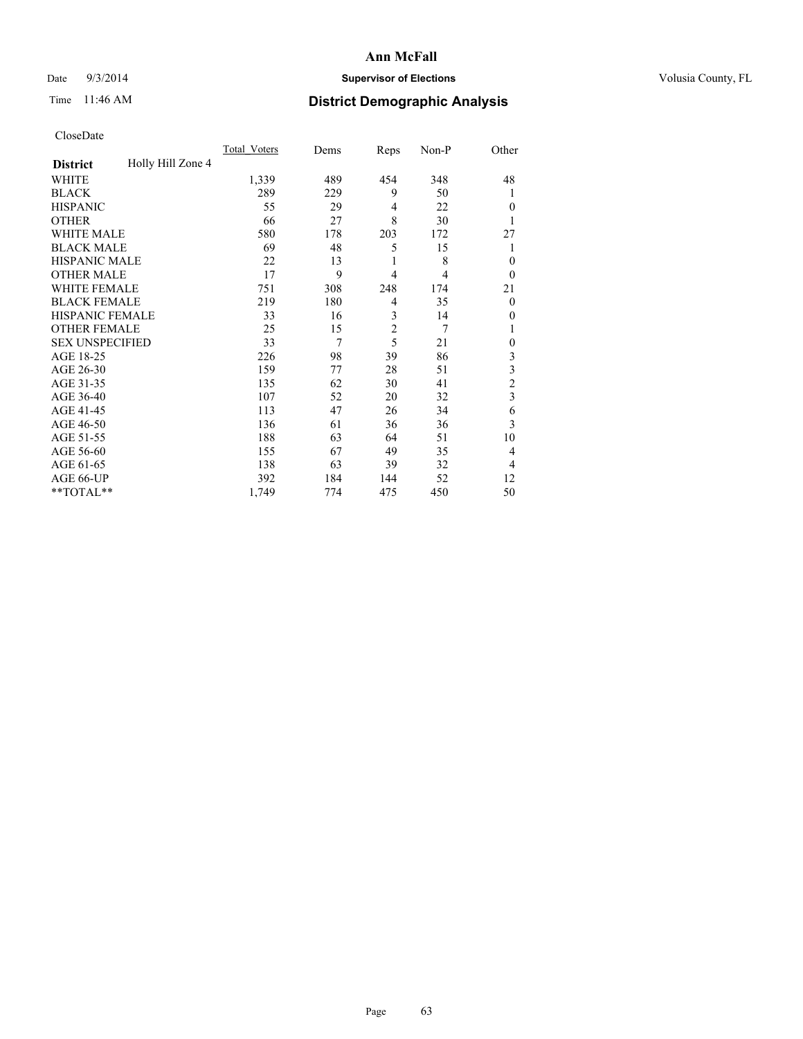# Ann McFall

Date 9/3/2014 **Supervisor of Elections** Volusia County, FL

Time 11:46 AM **District Demographic Analysis**

CloseDate

| **District** Holly Hill Zone 4 | Total_Voters | Dems | Reps | Non-P | Other |
|---|---|---|---|---|---|
| WHITE | 1,339 | 489 | 454 | 348 | 48 |
| BLACK | 289 | 229 | 9 | 50 | 1 |
| HISPANIC | 55 | 29 | 4 | 22 | 0 |
| OTHER | 66 | 27 | 8 | 30 | 1 |
| WHITE MALE | 580 | 178 | 203 | 172 | 27 |
| BLACK MALE | 69 | 48 | 5 | 15 | 1 |
| HISPANIC MALE | 22 | 13 | 1 | 8 | 0 |
| OTHER MALE | 17 | 9 | 4 | 4 | 0 |
| WHITE FEMALE | 751 | 308 | 248 | 174 | 21 |
| BLACK FEMALE | 219 | 180 | 4 | 35 | 0 |
| HISPANIC FEMALE | 33 | 16 | 3 | 14 | 0 |
| OTHER FEMALE | 25 | 15 | 2 | 7 | 1 |
| SEX UNSPECIFIED | 33 | 7 | 5 | 21 | 0 |
| AGE 18-25 | 226 | 98 | 39 | 86 | 3 |
| AGE 26-30 | 159 | 77 | 28 | 51 | 3 |
| AGE 31-35 | 135 | 62 | 30 | 41 | 2 |
| AGE 36-40 | 107 | 52 | 20 | 32 | 3 |
| AGE 41-45 | 113 | 47 | 26 | 34 | 6 |
| AGE 46-50 | 136 | 61 | 36 | 36 | 3 |
| AGE 51-55 | 188 | 63 | 64 | 51 | 10 |
| AGE 56-60 | 155 | 67 | 49 | 35 | 4 |
| AGE 61-65 | 138 | 63 | 39 | 32 | 4 |
| AGE 66-UP | 392 | 184 | 144 | 52 | 12 |
| **TOTAL** | 1,749 | 774 | 475 | 450 | 50 |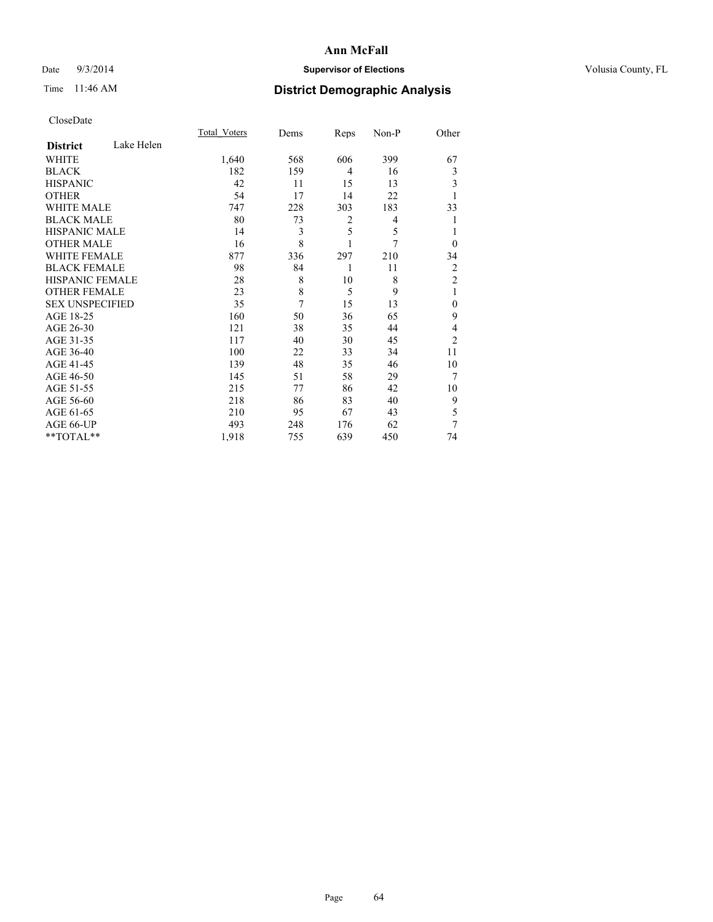# Ann McFall

Date 9/3/2014 **Supervisor of Elections** Volusia County, FL

Time 11:46 AM **District Demographic Analysis**

CloseDate

| **District** Lake Helen | Total_Voters | Dems | Reps | Non-P | Other |
|---|---|---|---|---|---|
| WHITE | 1,640 | 568 | 606 | 399 | 67 |
| BLACK | 182 | 159 | 4 | 16 | 3 |
| HISPANIC | 42 | 11 | 15 | 13 | 3 |
| OTHER | 54 | 17 | 14 | 22 | 1 |
| WHITE MALE | 747 | 228 | 303 | 183 | 33 |
| BLACK MALE | 80 | 73 | 2 | 4 | 1 |
| HISPANIC MALE | 14 | 3 | 5 | 5 | 1 |
| OTHER MALE | 16 | 8 | 1 | 7 | 0 |
| WHITE FEMALE | 877 | 336 | 297 | 210 | 34 |
| BLACK FEMALE | 98 | 84 | 1 | 11 | 2 |
| HISPANIC FEMALE | 28 | 8 | 10 | 8 | 2 |
| OTHER FEMALE | 23 | 8 | 5 | 9 | 1 |
| SEX UNSPECIFIED | 35 | 7 | 15 | 13 | 0 |
| AGE 18-25 | 160 | 50 | 36 | 65 | 9 |
| AGE 26-30 | 121 | 38 | 35 | 44 | 4 |
| AGE 31-35 | 117 | 40 | 30 | 45 | 2 |
| AGE 36-40 | 100 | 22 | 33 | 34 | 11 |
| AGE 41-45 | 139 | 48 | 35 | 46 | 10 |
| AGE 46-50 | 145 | 51 | 58 | 29 | 7 |
| AGE 51-55 | 215 | 77 | 86 | 42 | 10 |
| AGE 56-60 | 218 | 86 | 83 | 40 | 9 |
| AGE 61-65 | 210 | 95 | 67 | 43 | 5 |
| AGE 66-UP | 493 | 248 | 176 | 62 | 7 |
| **TOTAL** | 1,918 | 755 | 639 | 450 | 74 |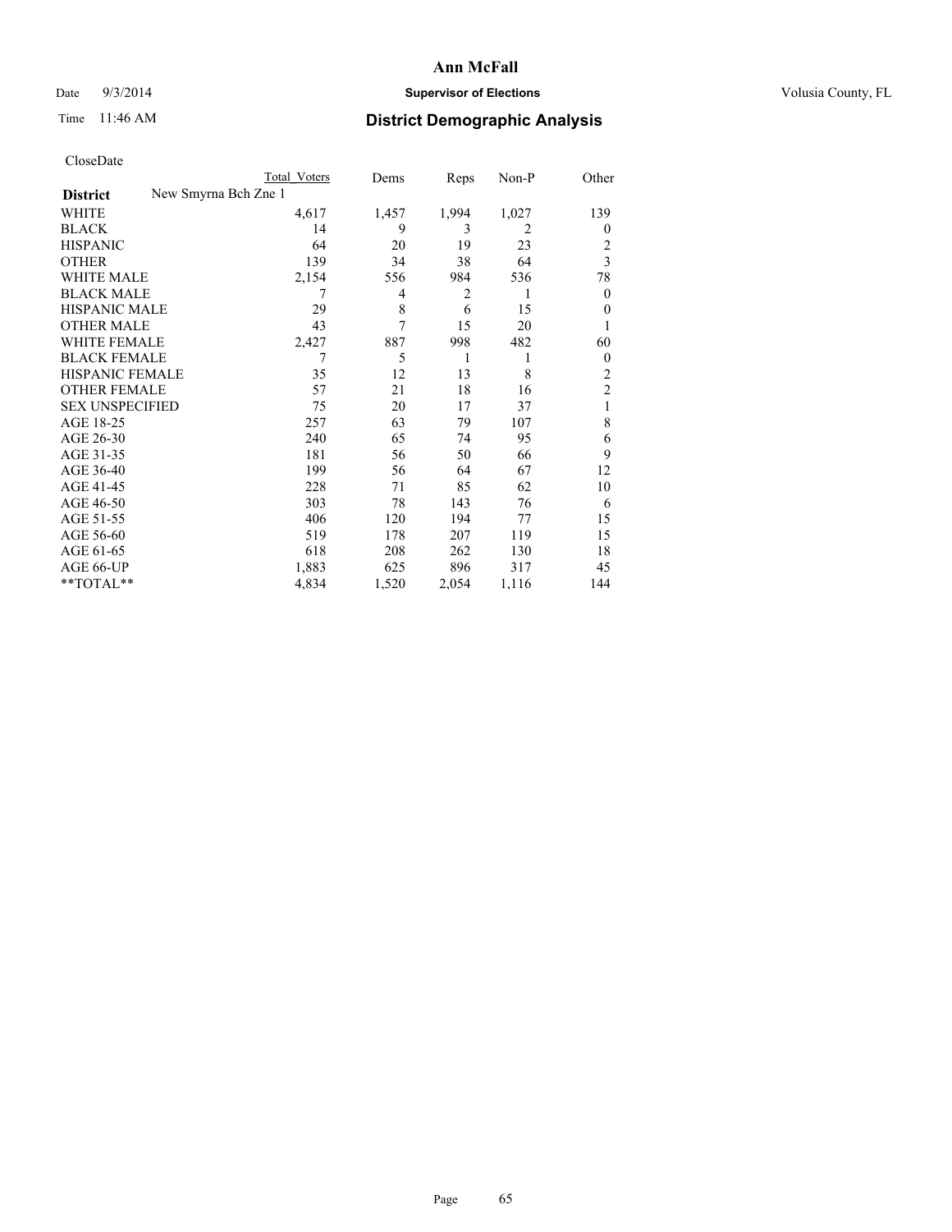# Ann McFall

Date 9/3/2014 **Supervisor of Elections** Volusia County, FL

Time 11:46 AM **District Demographic Analysis**

CloseDate

| **District** New Smyrna Bch Zne 1 | Total Voters | Dems | Reps | Non-P | Other |
|---|---|---|---|---|---|
| WHITE | 4,617 | 1,457 | 1,994 | 1,027 | 139 |
| BLACK | 14 | 9 | 3 | 2 | 0 |
| HISPANIC | 64 | 20 | 19 | 23 | 2 |
| OTHER | 139 | 34 | 38 | 64 | 3 |
| WHITE MALE | 2,154 | 556 | 984 | 536 | 78 |
| BLACK MALE | 7 | 4 | 2 | 1 | 0 |
| HISPANIC MALE | 29 | 8 | 6 | 15 | 0 |
| OTHER MALE | 43 | 7 | 15 | 20 | 1 |
| WHITE FEMALE | 2,427 | 887 | 998 | 482 | 60 |
| BLACK FEMALE | 7 | 5 | 1 | 1 | 0 |
| HISPANIC FEMALE | 35 | 12 | 13 | 8 | 2 |
| OTHER FEMALE | 57 | 21 | 18 | 16 | 2 |
| SEX UNSPECIFIED | 75 | 20 | 17 | 37 | 1 |
| AGE 18-25 | 257 | 63 | 79 | 107 | 8 |
| AGE 26-30 | 240 | 65 | 74 | 95 | 6 |
| AGE 31-35 | 181 | 56 | 50 | 66 | 9 |
| AGE 36-40 | 199 | 56 | 64 | 67 | 12 |
| AGE 41-45 | 228 | 71 | 85 | 62 | 10 |
| AGE 46-50 | 303 | 78 | 143 | 76 | 6 |
| AGE 51-55 | 406 | 120 | 194 | 77 | 15 |
| AGE 56-60 | 519 | 178 | 207 | 119 | 15 |
| AGE 61-65 | 618 | 208 | 262 | 130 | 18 |
| AGE 66-UP | 1,883 | 625 | 896 | 317 | 45 |
| **TOTAL** | 4,834 | 1,520 | 2,054 | 1,116 | 144 |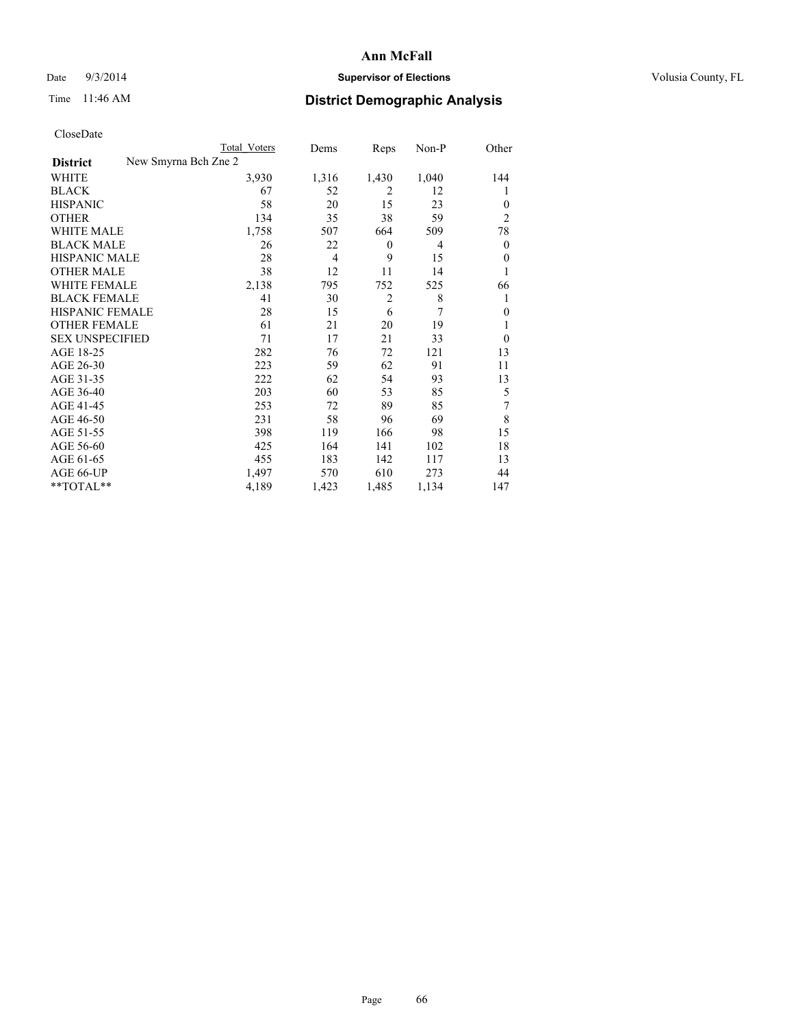**Ann McFall**

Date 9/3/2014 **Supervisor of Elections** Volusia County, FL

Time 11:46 AM **District Demographic Analysis**

CloseDate

| District | New Smyrna Bch Zne 2 | Total Voters | Dems | Reps | Non-P | Other |
|---|---|---|---|---|---|---|
| WHITE | | 3,930 | 1,316 | 1,430 | 1,040 | 144 |
| BLACK | | 67 | 52 | 2 | 12 | 1 |
| HISPANIC | | 58 | 20 | 15 | 23 | 0 |
| OTHER | | 134 | 35 | 38 | 59 | 2 |
| WHITE MALE | | 1,758 | 507 | 664 | 509 | 78 |
| BLACK MALE | | 26 | 22 | 0 | 4 | 0 |
| HISPANIC MALE | | 28 | 4 | 9 | 15 | 0 |
| OTHER MALE | | 38 | 12 | 11 | 14 | 1 |
| WHITE FEMALE | | 2,138 | 795 | 752 | 525 | 66 |
| BLACK FEMALE | | 41 | 30 | 2 | 8 | 1 |
| HISPANIC FEMALE | | 28 | 15 | 6 | 7 | 0 |
| OTHER FEMALE | | 61 | 21 | 20 | 19 | 1 |
| SEX UNSPECIFIED | | 71 | 17 | 21 | 33 | 0 |
| AGE 18-25 | | 282 | 76 | 72 | 121 | 13 |
| AGE 26-30 | | 223 | 59 | 62 | 91 | 11 |
| AGE 31-35 | | 222 | 62 | 54 | 93 | 13 |
| AGE 36-40 | | 203 | 60 | 53 | 85 | 5 |
| AGE 41-45 | | 253 | 72 | 89 | 85 | 7 |
| AGE 46-50 | | 231 | 58 | 96 | 69 | 8 |
| AGE 51-55 | | 398 | 119 | 166 | 98 | 15 |
| AGE 56-60 | | 425 | 164 | 141 | 102 | 18 |
| AGE 61-65 | | 455 | 183 | 142 | 117 | 13 |
| AGE 66-UP | | 1,497 | 570 | 610 | 273 | 44 |
| **TOTAL** | | 4,189 | 1,423 | 1,485 | 1,134 | 147 |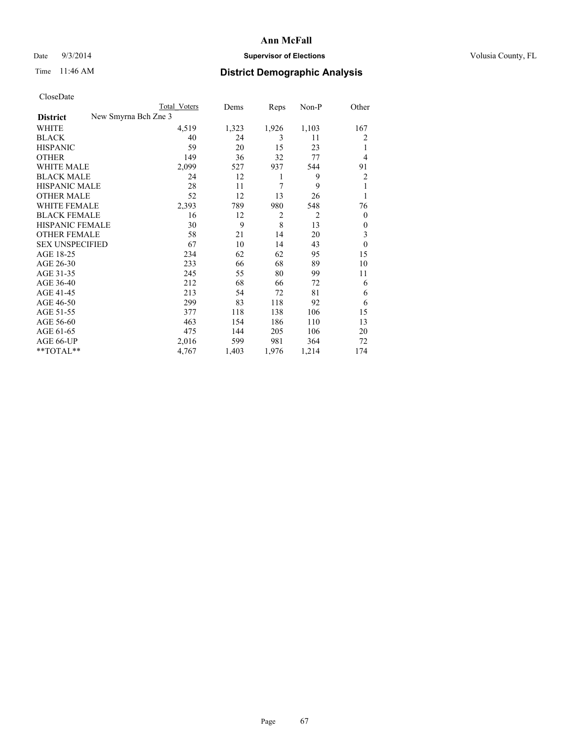# Ann McFall

Date 9/3/2014 **Supervisor of Elections** Volusia County, FL

Time 11:46 AM **District Demographic Analysis**

CloseDate

| **District** New Smyrna Bch Zne 3 | Total Voters | Dems | Reps | Non-P | Other |
|---|---|---|---|---|---|
| WHITE | 4,519 | 1,323 | 1,926 | 1,103 | 167 |
| BLACK | 40 | 24 | 3 | 11 | 2 |
| HISPANIC | 59 | 20 | 15 | 23 | 1 |
| OTHER | 149 | 36 | 32 | 77 | 4 |
| WHITE MALE | 2,099 | 527 | 937 | 544 | 91 |
| BLACK MALE | 24 | 12 | 1 | 9 | 2 |
| HISPANIC MALE | 28 | 11 | 7 | 9 | 1 |
| OTHER MALE | 52 | 12 | 13 | 26 | 1 |
| WHITE FEMALE | 2,393 | 789 | 980 | 548 | 76 |
| BLACK FEMALE | 16 | 12 | 2 | 2 | 0 |
| HISPANIC FEMALE | 30 | 9 | 8 | 13 | 0 |
| OTHER FEMALE | 58 | 21 | 14 | 20 | 3 |
| SEX UNSPECIFIED | 67 | 10 | 14 | 43 | 0 |
| AGE 18-25 | 234 | 62 | 62 | 95 | 15 |
| AGE 26-30 | 233 | 66 | 68 | 89 | 10 |
| AGE 31-35 | 245 | 55 | 80 | 99 | 11 |
| AGE 36-40 | 212 | 68 | 66 | 72 | 6 |
| AGE 41-45 | 213 | 54 | 72 | 81 | 6 |
| AGE 46-50 | 299 | 83 | 118 | 92 | 6 |
| AGE 51-55 | 377 | 118 | 138 | 106 | 15 |
| AGE 56-60 | 463 | 154 | 186 | 110 | 13 |
| AGE 61-65 | 475 | 144 | 205 | 106 | 20 |
| AGE 66-UP | 2,016 | 599 | 981 | 364 | 72 |
| **TOTAL** | 4,767 | 1,403 | 1,976 | 1,214 | 174 |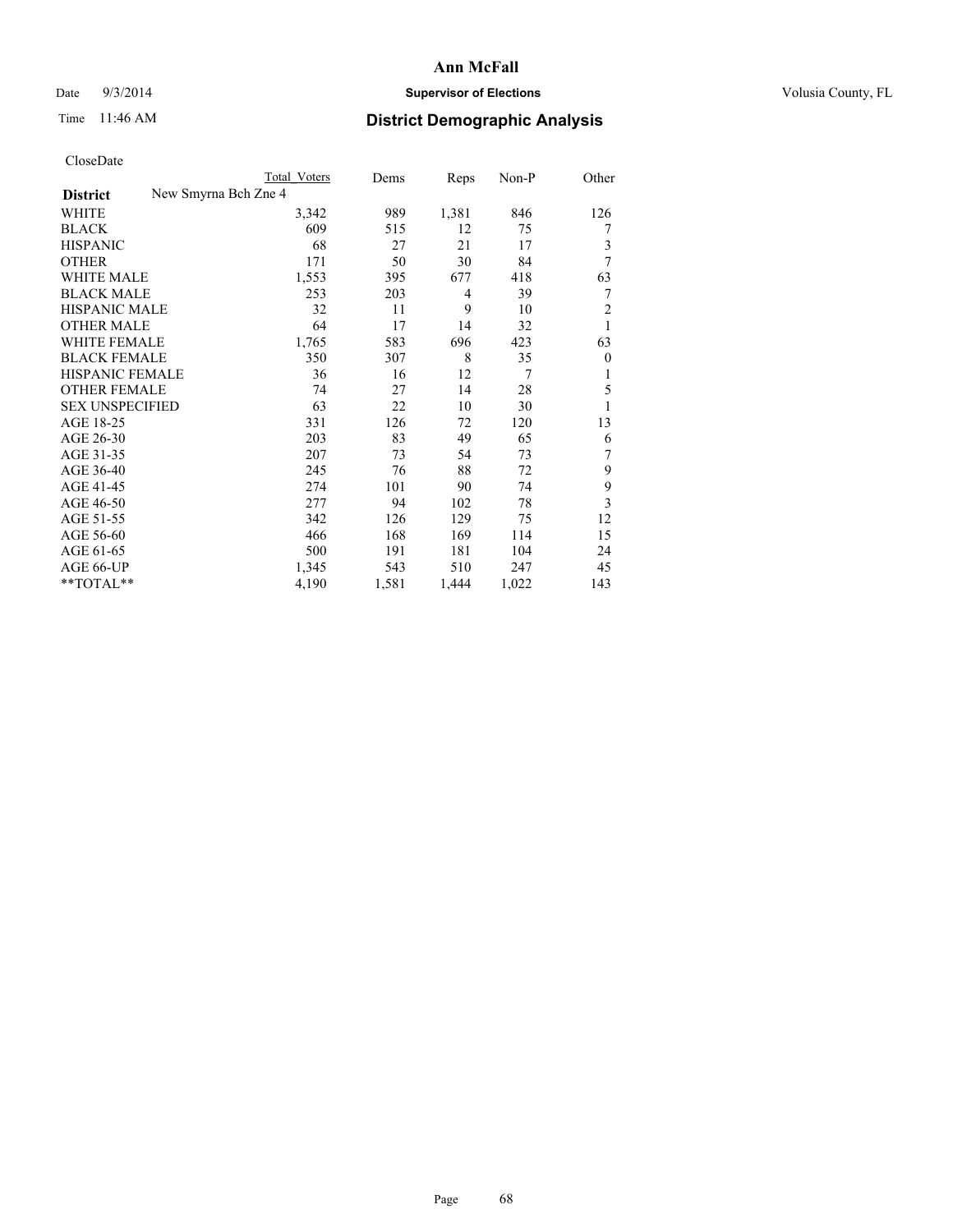# Ann McFall

Date 9/3/2014 **Supervisor of Elections** Volusia County, FL

Time 11:46 AM **District Demographic Analysis**

CloseDate

| | Total Voters | Dems | Reps | Non-P | Other |
|---|---|---|---|---|---|
| **District** New Smyrna Bch Zne 4 | | | | | |
| WHITE | 3,342 | 989 | 1,381 | 846 | 126 |
| BLACK | 609 | 515 | 12 | 75 | 7 |
| HISPANIC | 68 | 27 | 21 | 17 | 3 |
| OTHER | 171 | 50 | 30 | 84 | 7 |
| WHITE MALE | 1,553 | 395 | 677 | 418 | 63 |
| BLACK MALE | 253 | 203 | 4 | 39 | 7 |
| HISPANIC MALE | 32 | 11 | 9 | 10 | 2 |
| OTHER MALE | 64 | 17 | 14 | 32 | 1 |
| WHITE FEMALE | 1,765 | 583 | 696 | 423 | 63 |
| BLACK FEMALE | 350 | 307 | 8 | 35 | 0 |
| HISPANIC FEMALE | 36 | 16 | 12 | 7 | 1 |
| OTHER FEMALE | 74 | 27 | 14 | 28 | 5 |
| SEX UNSPECIFIED | 63 | 22 | 10 | 30 | 1 |
| AGE 18-25 | 331 | 126 | 72 | 120 | 13 |
| AGE 26-30 | 203 | 83 | 49 | 65 | 6 |
| AGE 31-35 | 207 | 73 | 54 | 73 | 7 |
| AGE 36-40 | 245 | 76 | 88 | 72 | 9 |
| AGE 41-45 | 274 | 101 | 90 | 74 | 9 |
| AGE 46-50 | 277 | 94 | 102 | 78 | 3 |
| AGE 51-55 | 342 | 126 | 129 | 75 | 12 |
| AGE 56-60 | 466 | 168 | 169 | 114 | 15 |
| AGE 61-65 | 500 | 191 | 181 | 104 | 24 |
| AGE 66-UP | 1,345 | 543 | 510 | 247 | 45 |
| **TOTAL** | 4,190 | 1,581 | 1,444 | 1,022 | 143 |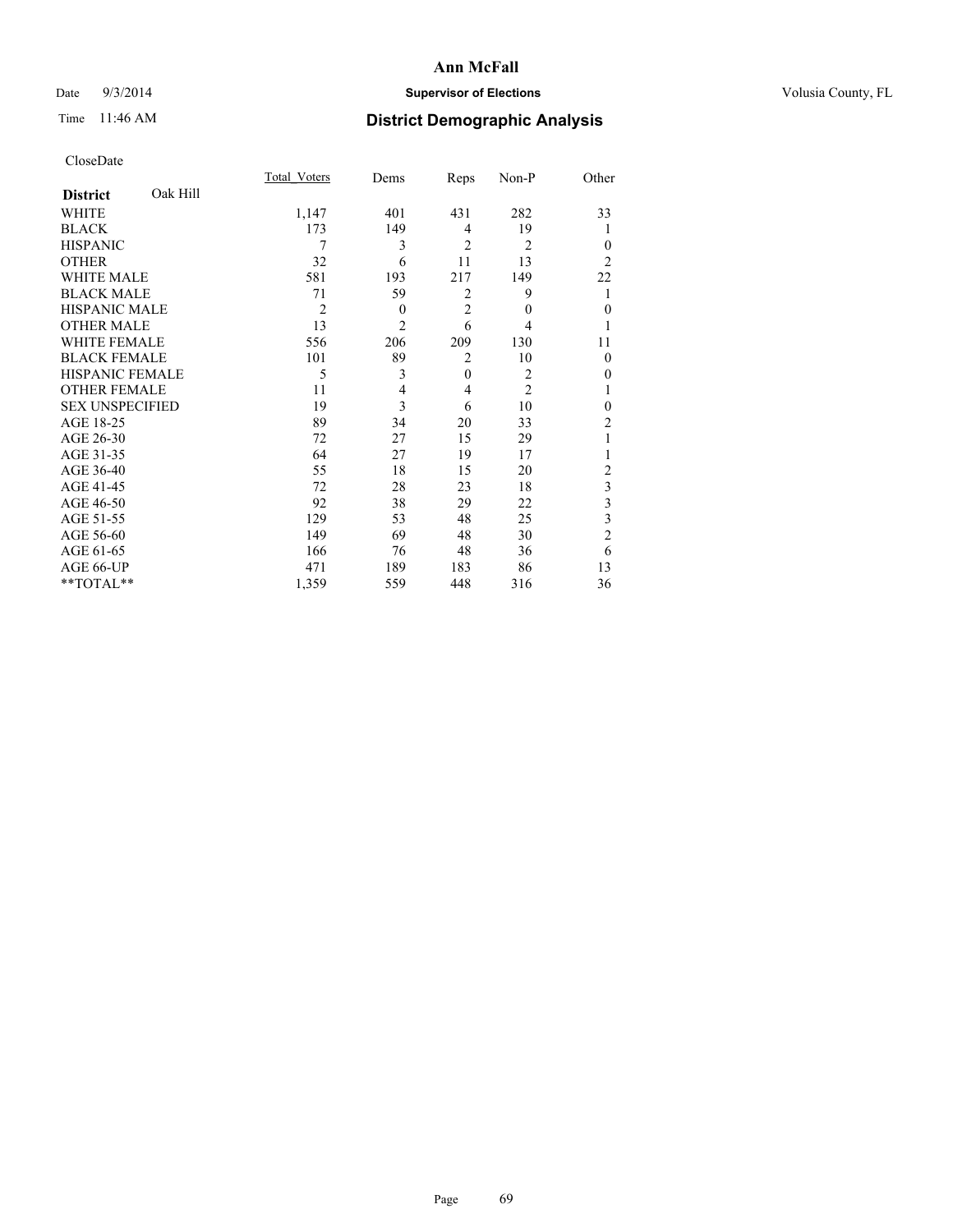CloseDate

| District | Oak Hill | Total_Voters | Dems | Reps | Non-P | Other |
|---|---|---|---|---|---|---|
| WHITE | | 1,147 | 401 | 431 | 282 | 33 |
| BLACK | | 173 | 149 | 4 | 19 | 1 |
| HISPANIC | | 7 | 3 | 2 | 2 | 0 |
| OTHER | | 32 | 6 | 11 | 13 | 2 |
| WHITE MALE | | 581 | 193 | 217 | 149 | 22 |
| BLACK MALE | | 71 | 59 | 2 | 9 | 1 |
| HISPANIC MALE | | 2 | 0 | 2 | 0 | 0 |
| OTHER MALE | | 13 | 2 | 6 | 4 | 1 |
| WHITE FEMALE | | 556 | 206 | 209 | 130 | 11 |
| BLACK FEMALE | | 101 | 89 | 2 | 10 | 0 |
| HISPANIC FEMALE | | 5 | 3 | 0 | 2 | 0 |
| OTHER FEMALE | | 11 | 4 | 4 | 2 | 1 |
| SEX UNSPECIFIED | | 19 | 3 | 6 | 10 | 0 |
| AGE 18-25 | | 89 | 34 | 20 | 33 | 2 |
| AGE 26-30 | | 72 | 27 | 15 | 29 | 1 |
| AGE 31-35 | | 64 | 27 | 19 | 17 | 1 |
| AGE 36-40 | | 55 | 18 | 15 | 20 | 2 |
| AGE 41-45 | | 72 | 28 | 23 | 18 | 3 |
| AGE 46-50 | | 92 | 38 | 29 | 22 | 3 |
| AGE 51-55 | | 129 | 53 | 48 | 25 | 3 |
| AGE 56-60 | | 149 | 69 | 48 | 30 | 2 |
| AGE 61-65 | | 166 | 76 | 48 | 36 | 6 |
| AGE 66-UP | | 471 | 189 | 183 | 86 | 13 |
| **TOTAL** | | 1,359 | 559 | 448 | 316 | 36 |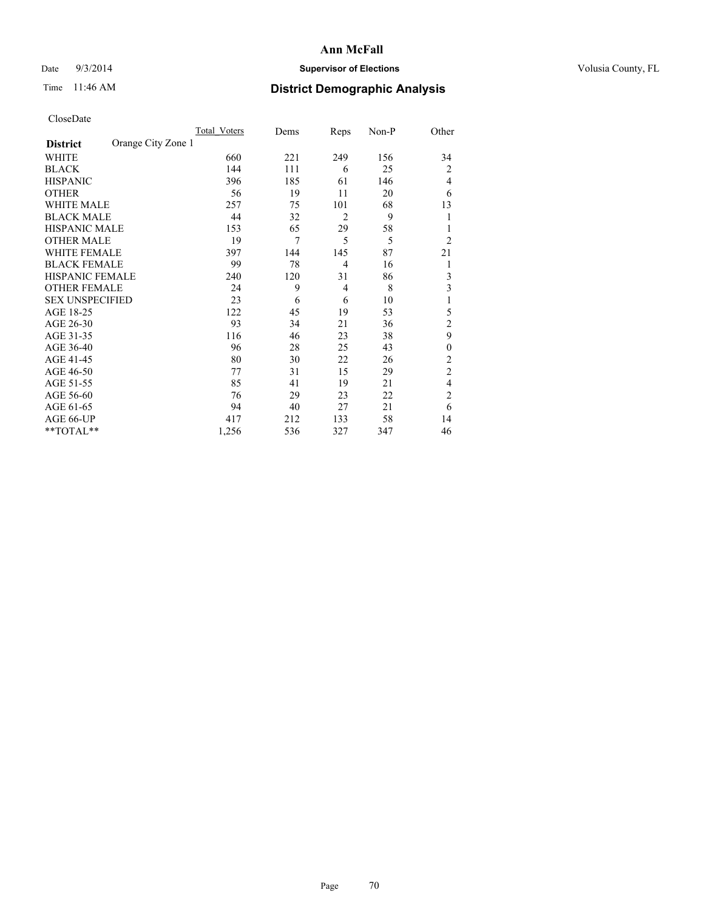# Ann McFall

Date 9/3/2014 **Supervisor of Elections** Volusia County, FL

Time 11:46 AM **District Demographic Analysis**

CloseDate

| **District** Orange City Zone 1 | Total_Voters | Dems | Reps | Non-P | Other |
|---|---|---|---|---|---|
| WHITE | 660 | 221 | 249 | 156 | 34 |
| BLACK | 144 | 111 | 6 | 25 | 2 |
| HISPANIC | 396 | 185 | 61 | 146 | 4 |
| OTHER | 56 | 19 | 11 | 20 | 6 |
| WHITE MALE | 257 | 75 | 101 | 68 | 13 |
| BLACK MALE | 44 | 32 | 2 | 9 | 1 |
| HISPANIC MALE | 153 | 65 | 29 | 58 | 1 |
| OTHER MALE | 19 | 7 | 5 | 5 | 2 |
| WHITE FEMALE | 397 | 144 | 145 | 87 | 21 |
| BLACK FEMALE | 99 | 78 | 4 | 16 | 1 |
| HISPANIC FEMALE | 240 | 120 | 31 | 86 | 3 |
| OTHER FEMALE | 24 | 9 | 4 | 8 | 3 |
| SEX UNSPECIFIED | 23 | 6 | 6 | 10 | 1 |
| AGE 18-25 | 122 | 45 | 19 | 53 | 5 |
| AGE 26-30 | 93 | 34 | 21 | 36 | 2 |
| AGE 31-35 | 116 | 46 | 23 | 38 | 9 |
| AGE 36-40 | 96 | 28 | 25 | 43 | 0 |
| AGE 41-45 | 80 | 30 | 22 | 26 | 2 |
| AGE 46-50 | 77 | 31 | 15 | 29 | 2 |
| AGE 51-55 | 85 | 41 | 19 | 21 | 4 |
| AGE 56-60 | 76 | 29 | 23 | 22 | 2 |
| AGE 61-65 | 94 | 40 | 27 | 21 | 6 |
| AGE 66-UP | 417 | 212 | 133 | 58 | 14 |
| **TOTAL** | 1,256 | 536 | 327 | 347 | 46 |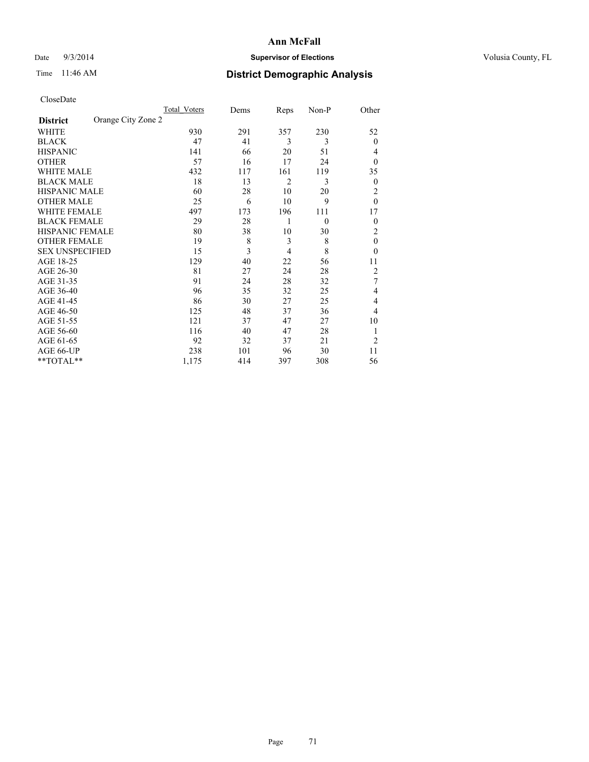# Ann McFall

Date 9/3/2014 **Supervisor of Elections** Volusia County, FL

Time 11:46 AM **District Demographic Analysis**

CloseDate

| **District** Orange City Zone 2 | Total Voters | Dems | Reps | Non-P | Other |
|---|---|---|---|---|---|
| WHITE | 930 | 291 | 357 | 230 | 52 |
| BLACK | 47 | 41 | 3 | 3 | 0 |
| HISPANIC | 141 | 66 | 20 | 51 | 4 |
| OTHER | 57 | 16 | 17 | 24 | 0 |
| WHITE MALE | 432 | 117 | 161 | 119 | 35 |
| BLACK MALE | 18 | 13 | 2 | 3 | 0 |
| HISPANIC MALE | 60 | 28 | 10 | 20 | 2 |
| OTHER MALE | 25 | 6 | 10 | 9 | 0 |
| WHITE FEMALE | 497 | 173 | 196 | 111 | 17 |
| BLACK FEMALE | 29 | 28 | 1 | 0 | 0 |
| HISPANIC FEMALE | 80 | 38 | 10 | 30 | 2 |
| OTHER FEMALE | 19 | 8 | 3 | 8 | 0 |
| SEX UNSPECIFIED | 15 | 3 | 4 | 8 | 0 |
| AGE 18-25 | 129 | 40 | 22 | 56 | 11 |
| AGE 26-30 | 81 | 27 | 24 | 28 | 2 |
| AGE 31-35 | 91 | 24 | 28 | 32 | 7 |
| AGE 36-40 | 96 | 35 | 32 | 25 | 4 |
| AGE 41-45 | 86 | 30 | 27 | 25 | 4 |
| AGE 46-50 | 125 | 48 | 37 | 36 | 4 |
| AGE 51-55 | 121 | 37 | 47 | 27 | 10 |
| AGE 56-60 | 116 | 40 | 47 | 28 | 1 |
| AGE 61-65 | 92 | 32 | 37 | 21 | 2 |
| AGE 66-UP | 238 | 101 | 96 | 30 | 11 |
| **TOTAL** | 1,175 | 414 | 397 | 308 | 56 |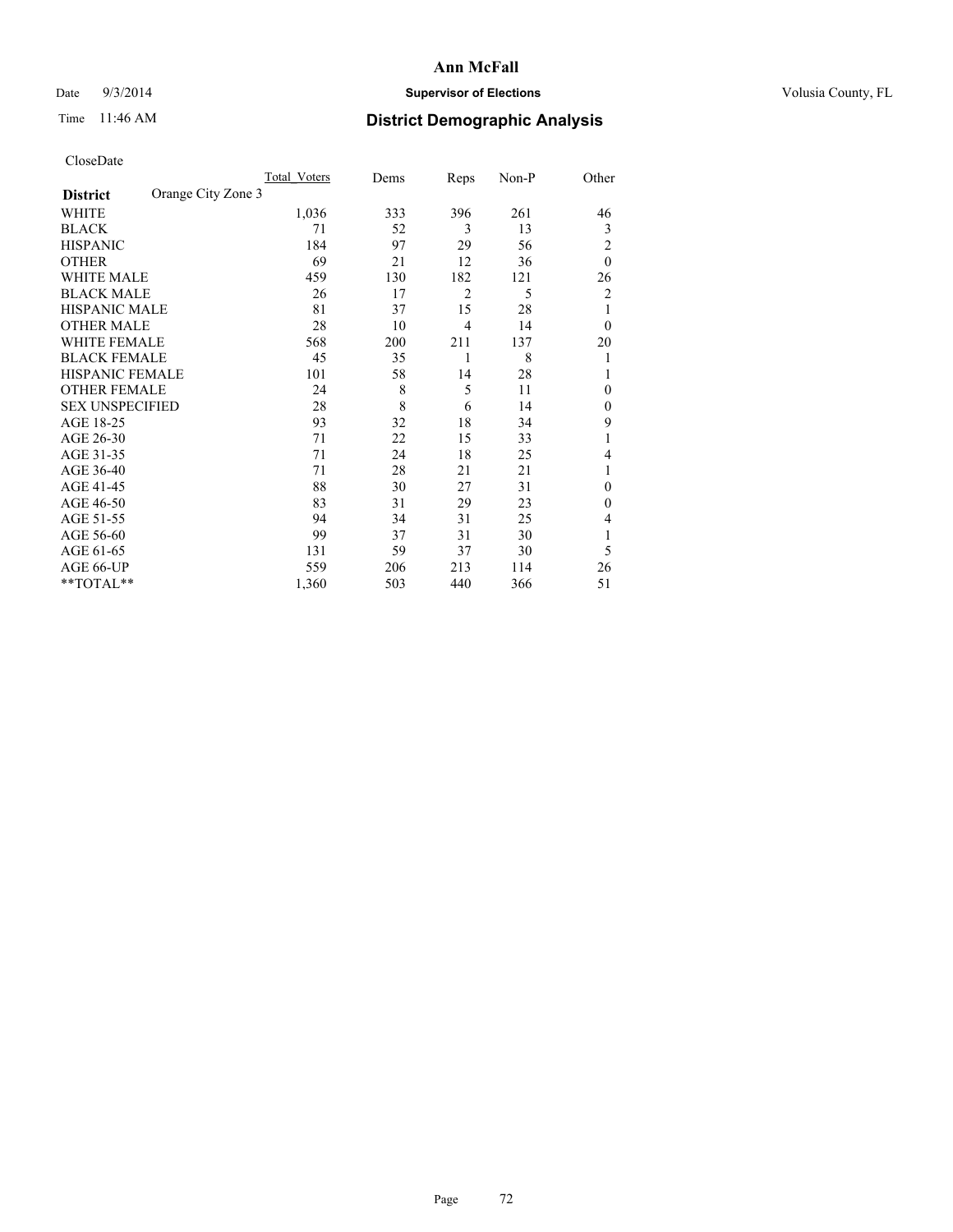# Ann McFall

Date 9/3/2014 **Supervisor of Elections** Volusia County, FL

Time 11:46 AM **District Demographic Analysis**

CloseDate

| District | Orange City Zone 3 | Total_Voters | Dems | Reps | Non-P | Other |
|---|---|---|---|---|---|---|
| WHITE | | 1,036 | 333 | 396 | 261 | 46 |
| BLACK | | 71 | 52 | 3 | 13 | 3 |
| HISPANIC | | 184 | 97 | 29 | 56 | 2 |
| OTHER | | 69 | 21 | 12 | 36 | 0 |
| WHITE MALE | | 459 | 130 | 182 | 121 | 26 |
| BLACK MALE | | 26 | 17 | 2 | 5 | 2 |
| HISPANIC MALE | | 81 | 37 | 15 | 28 | 1 |
| OTHER MALE | | 28 | 10 | 4 | 14 | 0 |
| WHITE FEMALE | | 568 | 200 | 211 | 137 | 20 |
| BLACK FEMALE | | 45 | 35 | 1 | 8 | 1 |
| HISPANIC FEMALE | | 101 | 58 | 14 | 28 | 1 |
| OTHER FEMALE | | 24 | 8 | 5 | 11 | 0 |
| SEX UNSPECIFIED | | 28 | 8 | 6 | 14 | 0 |
| AGE 18-25 | | 93 | 32 | 18 | 34 | 9 |
| AGE 26-30 | | 71 | 22 | 15 | 33 | 1 |
| AGE 31-35 | | 71 | 24 | 18 | 25 | 4 |
| AGE 36-40 | | 71 | 28 | 21 | 21 | 1 |
| AGE 41-45 | | 88 | 30 | 27 | 31 | 0 |
| AGE 46-50 | | 83 | 31 | 29 | 23 | 0 |
| AGE 51-55 | | 94 | 34 | 31 | 25 | 4 |
| AGE 56-60 | | 99 | 37 | 31 | 30 | 1 |
| AGE 61-65 | | 131 | 59 | 37 | 30 | 5 |
| AGE 66-UP | | 559 | 206 | 213 | 114 | 26 |
| **TOTAL** | | 1,360 | 503 | 440 | 366 | 51 |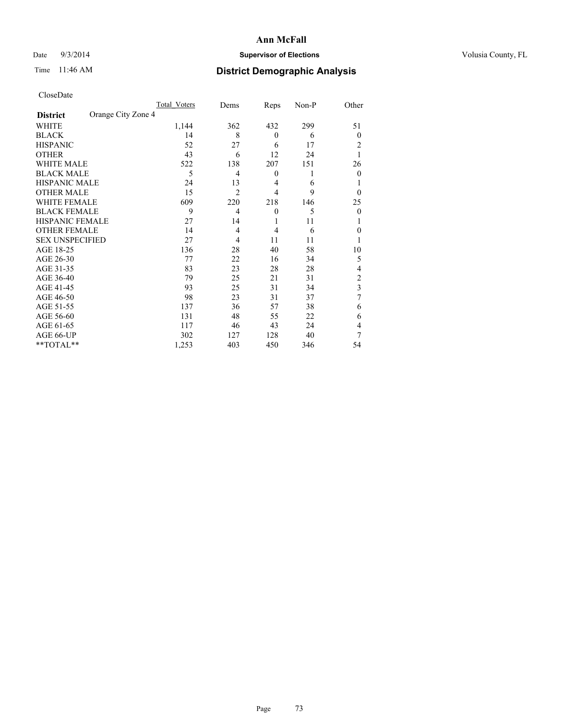**Ann McFall**

Date 9/3/2014 **Supervisor of Elections** Volusia County, FL

Time 11:46 AM **District Demographic Analysis**

CloseDate

| District | Orange City Zone 4 | Total_Voters | Dems | Reps | Non-P | Other |
|---|---|---|---|---|---|---|
| WHITE | | 1,144 | 362 | 432 | 299 | 51 |
| BLACK | | 14 | 8 | 0 | 6 | 0 |
| HISPANIC | | 52 | 27 | 6 | 17 | 2 |
| OTHER | | 43 | 6 | 12 | 24 | 1 |
| WHITE MALE | | 522 | 138 | 207 | 151 | 26 |
| BLACK MALE | | 5 | 4 | 0 | 1 | 0 |
| HISPANIC MALE | | 24 | 13 | 4 | 6 | 1 |
| OTHER MALE | | 15 | 2 | 4 | 9 | 0 |
| WHITE FEMALE | | 609 | 220 | 218 | 146 | 25 |
| BLACK FEMALE | | 9 | 4 | 0 | 5 | 0 |
| HISPANIC FEMALE | | 27 | 14 | 1 | 11 | 1 |
| OTHER FEMALE | | 14 | 4 | 4 | 6 | 0 |
| SEX UNSPECIFIED | | 27 | 4 | 11 | 11 | 1 |
| AGE 18-25 | | 136 | 28 | 40 | 58 | 10 |
| AGE 26-30 | | 77 | 22 | 16 | 34 | 5 |
| AGE 31-35 | | 83 | 23 | 28 | 28 | 4 |
| AGE 36-40 | | 79 | 25 | 21 | 31 | 2 |
| AGE 41-45 | | 93 | 25 | 31 | 34 | 3 |
| AGE 46-50 | | 98 | 23 | 31 | 37 | 7 |
| AGE 51-55 | | 137 | 36 | 57 | 38 | 6 |
| AGE 56-60 | | 131 | 48 | 55 | 22 | 6 |
| AGE 61-65 | | 117 | 46 | 43 | 24 | 4 |
| AGE 66-UP | | 302 | 127 | 128 | 40 | 7 |
| **TOTAL** | | 1,253 | 403 | 450 | 346 | 54 |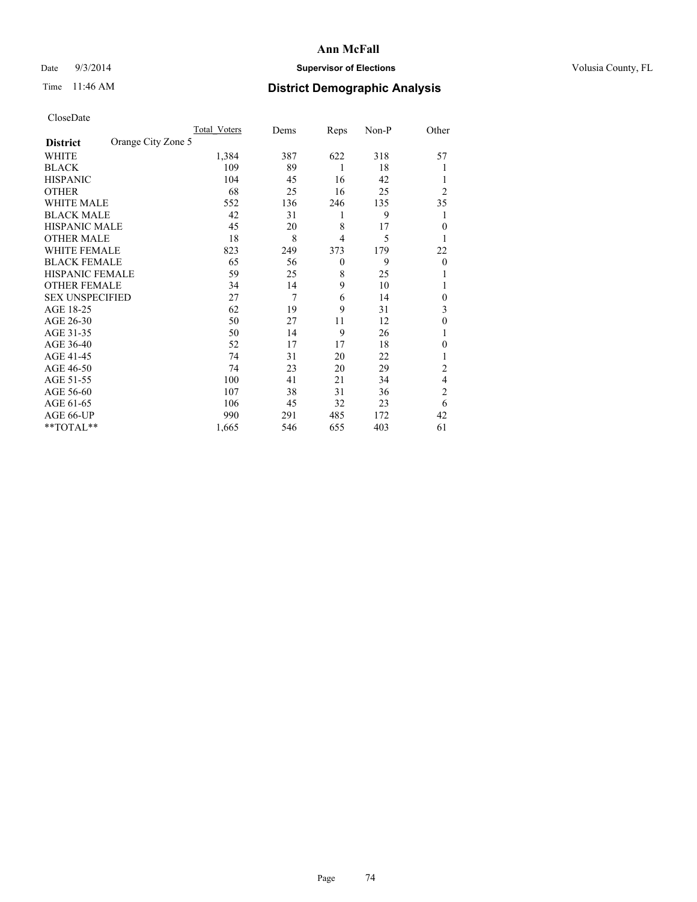**Ann McFall**

Date 9/3/2014 **Supervisor of Elections** Volusia County, FL

Time 11:46 AM **District Demographic Analysis**

CloseDate

| **District** Orange City Zone 5 | Total_Voters | Dems | Reps | Non-P | Other |
|---|---|---|---|---|---|
| WHITE | 1,384 | 387 | 622 | 318 | 57 |
| BLACK | 109 | 89 | 1 | 18 | 1 |
| HISPANIC | 104 | 45 | 16 | 42 | 1 |
| OTHER | 68 | 25 | 16 | 25 | 2 |
| WHITE MALE | 552 | 136 | 246 | 135 | 35 |
| BLACK MALE | 42 | 31 | 1 | 9 | 1 |
| HISPANIC MALE | 45 | 20 | 8 | 17 | 0 |
| OTHER MALE | 18 | 8 | 4 | 5 | 1 |
| WHITE FEMALE | 823 | 249 | 373 | 179 | 22 |
| BLACK FEMALE | 65 | 56 | 0 | 9 | 0 |
| HISPANIC FEMALE | 59 | 25 | 8 | 25 | 1 |
| OTHER FEMALE | 34 | 14 | 9 | 10 | 1 |
| SEX UNSPECIFIED | 27 | 7 | 6 | 14 | 0 |
| AGE 18-25 | 62 | 19 | 9 | 31 | 3 |
| AGE 26-30 | 50 | 27 | 11 | 12 | 0 |
| AGE 31-35 | 50 | 14 | 9 | 26 | 1 |
| AGE 36-40 | 52 | 17 | 17 | 18 | 0 |
| AGE 41-45 | 74 | 31 | 20 | 22 | 1 |
| AGE 46-50 | 74 | 23 | 20 | 29 | 2 |
| AGE 51-55 | 100 | 41 | 21 | 34 | 4 |
| AGE 56-60 | 107 | 38 | 31 | 36 | 2 |
| AGE 61-65 | 106 | 45 | 32 | 23 | 6 |
| AGE 66-UP | 990 | 291 | 485 | 172 | 42 |
| **TOTAL** | 1,665 | 546 | 655 | 403 | 61 |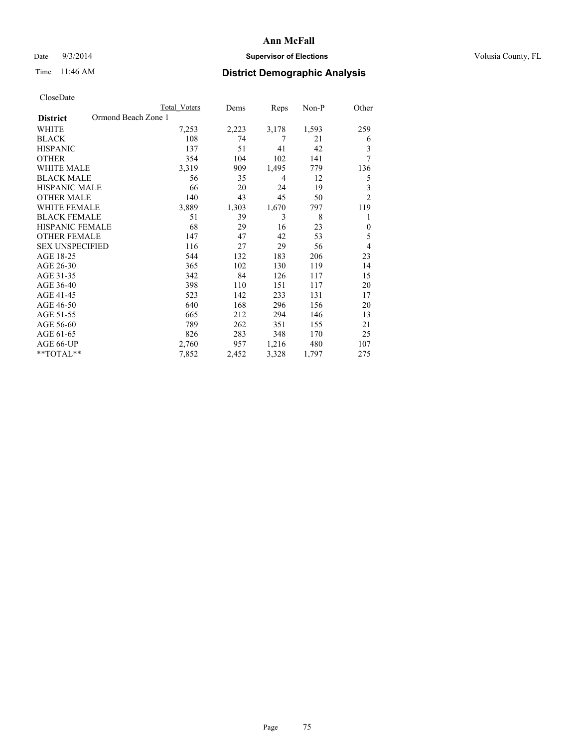# Ann McFall

Date 9/3/2014 **Supervisor of Elections** Volusia County, FL

Time 11:46 AM **District Demographic Analysis**

CloseDate

| **District** Ormond Beach Zone 1 | Total Voters | Dems | Reps | Non-P | Other |
|---|---|---|---|---|---|
| WHITE | 7,253 | 2,223 | 3,178 | 1,593 | 259 |
| BLACK | 108 | 74 | 7 | 21 | 6 |
| HISPANIC | 137 | 51 | 41 | 42 | 3 |
| OTHER | 354 | 104 | 102 | 141 | 7 |
| WHITE MALE | 3,319 | 909 | 1,495 | 779 | 136 |
| BLACK MALE | 56 | 35 | 4 | 12 | 5 |
| HISPANIC MALE | 66 | 20 | 24 | 19 | 3 |
| OTHER MALE | 140 | 43 | 45 | 50 | 2 |
| WHITE FEMALE | 3,889 | 1,303 | 1,670 | 797 | 119 |
| BLACK FEMALE | 51 | 39 | 3 | 8 | 1 |
| HISPANIC FEMALE | 68 | 29 | 16 | 23 | 0 |
| OTHER FEMALE | 147 | 47 | 42 | 53 | 5 |
| SEX UNSPECIFIED | 116 | 27 | 29 | 56 | 4 |
| AGE 18-25 | 544 | 132 | 183 | 206 | 23 |
| AGE 26-30 | 365 | 102 | 130 | 119 | 14 |
| AGE 31-35 | 342 | 84 | 126 | 117 | 15 |
| AGE 36-40 | 398 | 110 | 151 | 117 | 20 |
| AGE 41-45 | 523 | 142 | 233 | 131 | 17 |
| AGE 46-50 | 640 | 168 | 296 | 156 | 20 |
| AGE 51-55 | 665 | 212 | 294 | 146 | 13 |
| AGE 56-60 | 789 | 262 | 351 | 155 | 21 |
| AGE 61-65 | 826 | 283 | 348 | 170 | 25 |
| AGE 66-UP | 2,760 | 957 | 1,216 | 480 | 107 |
| **TOTAL** | 7,852 | 2,452 | 3,328 | 1,797 | 275 |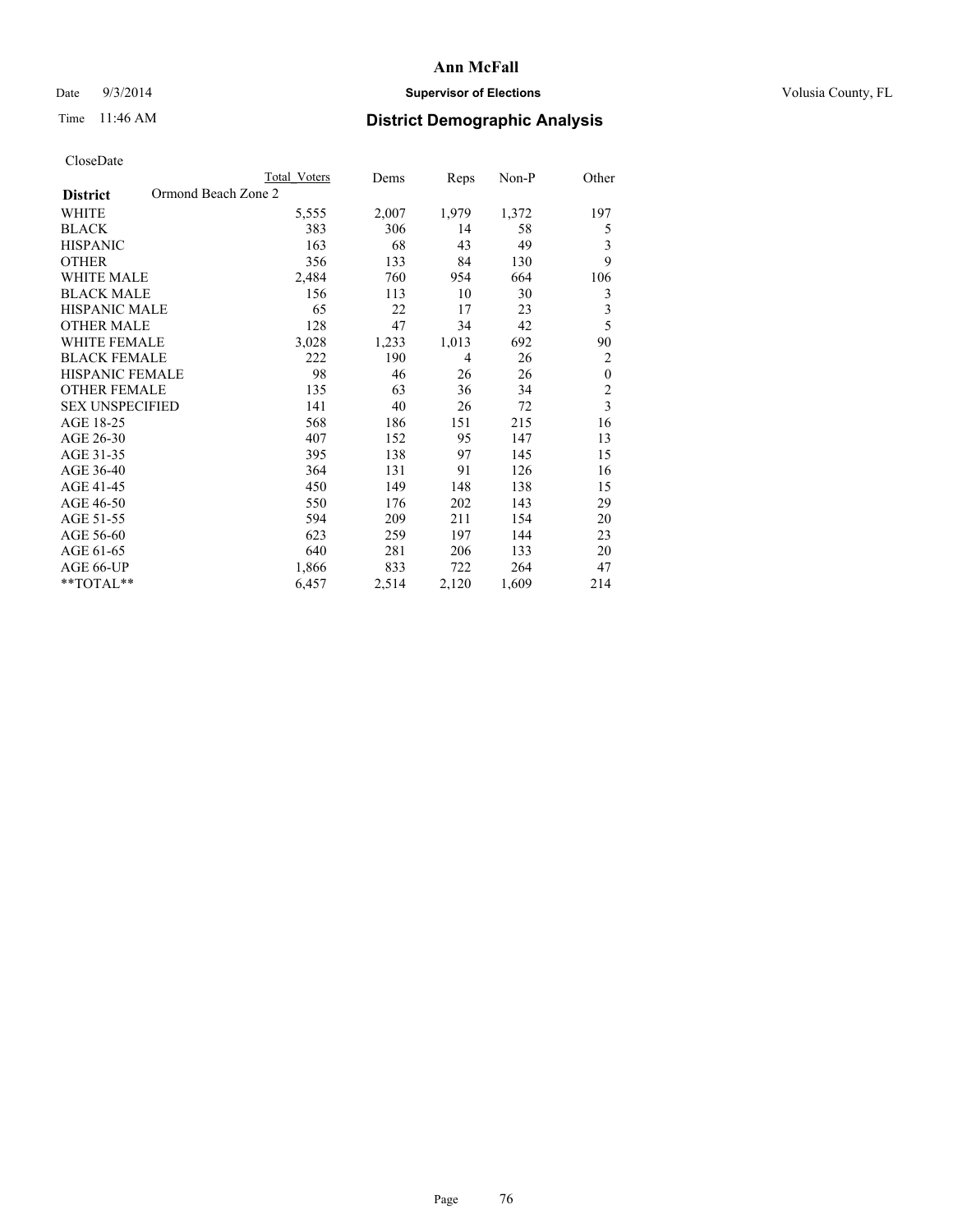**Ann McFall**

Date 9/3/2014 **Supervisor of Elections** Volusia County, FL

Time 11:46 AM **District Demographic Analysis**

CloseDate

| | Total Voters | Dems | Reps | Non-P | Other |
|---|---|---|---|---|---|
| **District** Ormond Beach Zone 2 | | | | | |
| WHITE | 5,555 | 2,007 | 1,979 | 1,372 | 197 |
| BLACK | 383 | 306 | 14 | 58 | 5 |
| HISPANIC | 163 | 68 | 43 | 49 | 3 |
| OTHER | 356 | 133 | 84 | 130 | 9 |
| WHITE MALE | 2,484 | 760 | 954 | 664 | 106 |
| BLACK MALE | 156 | 113 | 10 | 30 | 3 |
| HISPANIC MALE | 65 | 22 | 17 | 23 | 3 |
| OTHER MALE | 128 | 47 | 34 | 42 | 5 |
| WHITE FEMALE | 3,028 | 1,233 | 1,013 | 692 | 90 |
| BLACK FEMALE | 222 | 190 | 4 | 26 | 2 |
| HISPANIC FEMALE | 98 | 46 | 26 | 26 | 0 |
| OTHER FEMALE | 135 | 63 | 36 | 34 | 2 |
| SEX UNSPECIFIED | 141 | 40 | 26 | 72 | 3 |
| AGE 18-25 | 568 | 186 | 151 | 215 | 16 |
| AGE 26-30 | 407 | 152 | 95 | 147 | 13 |
| AGE 31-35 | 395 | 138 | 97 | 145 | 15 |
| AGE 36-40 | 364 | 131 | 91 | 126 | 16 |
| AGE 41-45 | 450 | 149 | 148 | 138 | 15 |
| AGE 46-50 | 550 | 176 | 202 | 143 | 29 |
| AGE 51-55 | 594 | 209 | 211 | 154 | 20 |
| AGE 56-60 | 623 | 259 | 197 | 144 | 23 |
| AGE 61-65 | 640 | 281 | 206 | 133 | 20 |
| AGE 66-UP | 1,866 | 833 | 722 | 264 | 47 |
| **TOTAL** | 6,457 | 2,514 | 2,120 | 1,609 | 214 |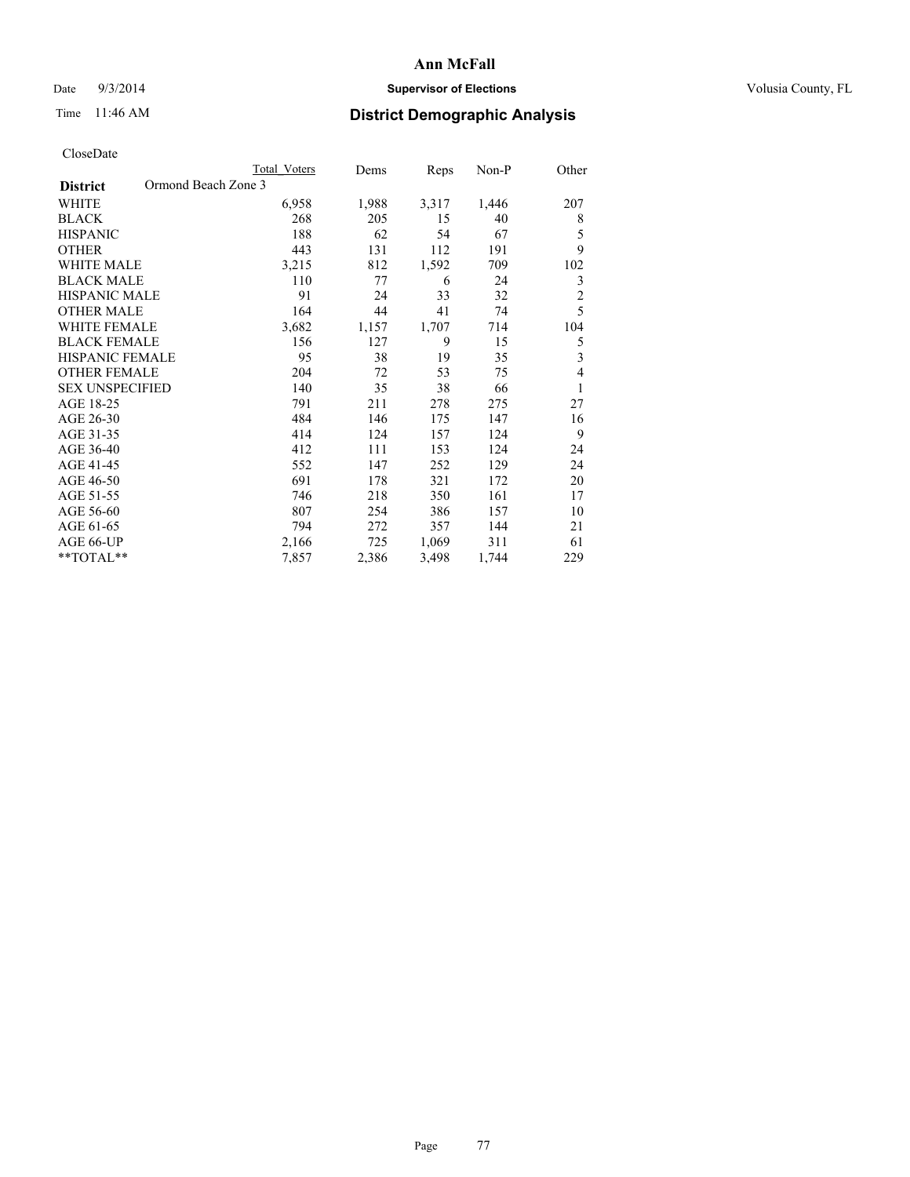# Ann McFall

Date 9/3/2014 **Supervisor of Elections** Volusia County, FL

Time 11:46 AM **District Demographic Analysis**

CloseDate

| | Total Voters | Dems | Reps | Non-P | Other |
|---|---|---|---|---|---|
| **District** Ormond Beach Zone 3 | | | | | |
| WHITE | 6,958 | 1,988 | 3,317 | 1,446 | 207 |
| BLACK | 268 | 205 | 15 | 40 | 8 |
| HISPANIC | 188 | 62 | 54 | 67 | 5 |
| OTHER | 443 | 131 | 112 | 191 | 9 |
| WHITE MALE | 3,215 | 812 | 1,592 | 709 | 102 |
| BLACK MALE | 110 | 77 | 6 | 24 | 3 |
| HISPANIC MALE | 91 | 24 | 33 | 32 | 2 |
| OTHER MALE | 164 | 44 | 41 | 74 | 5 |
| WHITE FEMALE | 3,682 | 1,157 | 1,707 | 714 | 104 |
| BLACK FEMALE | 156 | 127 | 9 | 15 | 5 |
| HISPANIC FEMALE | 95 | 38 | 19 | 35 | 3 |
| OTHER FEMALE | 204 | 72 | 53 | 75 | 4 |
| SEX UNSPECIFIED | 140 | 35 | 38 | 66 | 1 |
| AGE 18-25 | 791 | 211 | 278 | 275 | 27 |
| AGE 26-30 | 484 | 146 | 175 | 147 | 16 |
| AGE 31-35 | 414 | 124 | 157 | 124 | 9 |
| AGE 36-40 | 412 | 111 | 153 | 124 | 24 |
| AGE 41-45 | 552 | 147 | 252 | 129 | 24 |
| AGE 46-50 | 691 | 178 | 321 | 172 | 20 |
| AGE 51-55 | 746 | 218 | 350 | 161 | 17 |
| AGE 56-60 | 807 | 254 | 386 | 157 | 10 |
| AGE 61-65 | 794 | 272 | 357 | 144 | 21 |
| AGE 66-UP | 2,166 | 725 | 1,069 | 311 | 61 |
| **TOTAL** | 7,857 | 2,386 | 3,498 | 1,744 | 229 |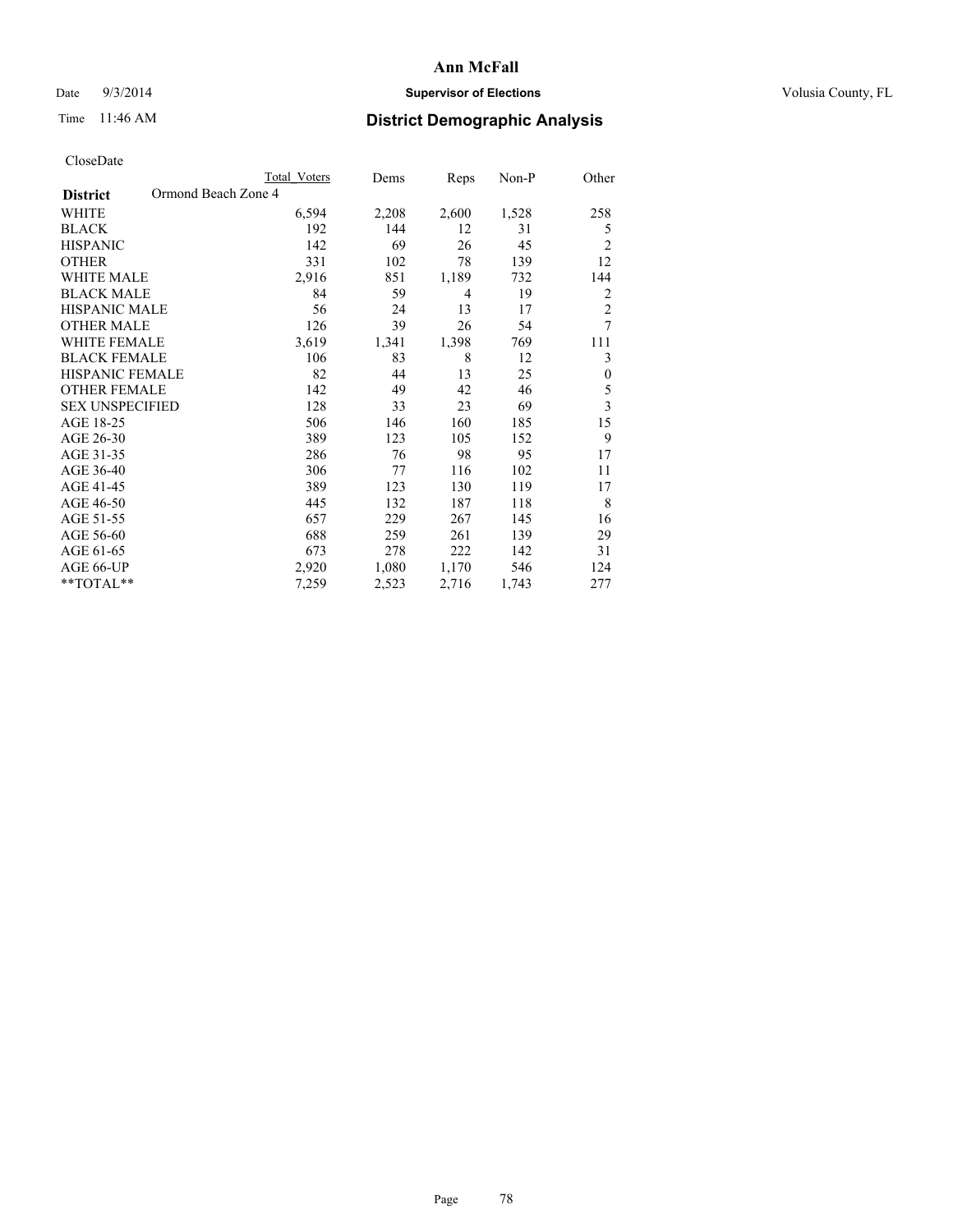# Ann McFall

Date 9/3/2014

**Supervisor of Elections**

Volusia County, FL

Time 11:46 AM

## District Demographic Analysis

CloseDate

| | Total Voters | Dems | Reps | Non-P | Other |
|---|---|---|---|---|---|
| **District** Ormond Beach Zone 4 | | | | | |
| WHITE | 6,594 | 2,208 | 2,600 | 1,528 | 258 |
| BLACK | 192 | 144 | 12 | 31 | 5 |
| HISPANIC | 142 | 69 | 26 | 45 | 2 |
| OTHER | 331 | 102 | 78 | 139 | 12 |
| WHITE MALE | 2,916 | 851 | 1,189 | 732 | 144 |
| BLACK MALE | 84 | 59 | 4 | 19 | 2 |
| HISPANIC MALE | 56 | 24 | 13 | 17 | 2 |
| OTHER MALE | 126 | 39 | 26 | 54 | 7 |
| WHITE FEMALE | 3,619 | 1,341 | 1,398 | 769 | 111 |
| BLACK FEMALE | 106 | 83 | 8 | 12 | 3 |
| HISPANIC FEMALE | 82 | 44 | 13 | 25 | 0 |
| OTHER FEMALE | 142 | 49 | 42 | 46 | 5 |
| SEX UNSPECIFIED | 128 | 33 | 23 | 69 | 3 |
| AGE 18-25 | 506 | 146 | 160 | 185 | 15 |
| AGE 26-30 | 389 | 123 | 105 | 152 | 9 |
| AGE 31-35 | 286 | 76 | 98 | 95 | 17 |
| AGE 36-40 | 306 | 77 | 116 | 102 | 11 |
| AGE 41-45 | 389 | 123 | 130 | 119 | 17 |
| AGE 46-50 | 445 | 132 | 187 | 118 | 8 |
| AGE 51-55 | 657 | 229 | 267 | 145 | 16 |
| AGE 56-60 | 688 | 259 | 261 | 139 | 29 |
| AGE 61-65 | 673 | 278 | 222 | 142 | 31 |
| AGE 66-UP | 2,920 | 1,080 | 1,170 | 546 | 124 |
| **TOTAL** | 7,259 | 2,523 | 2,716 | 1,743 | 277 |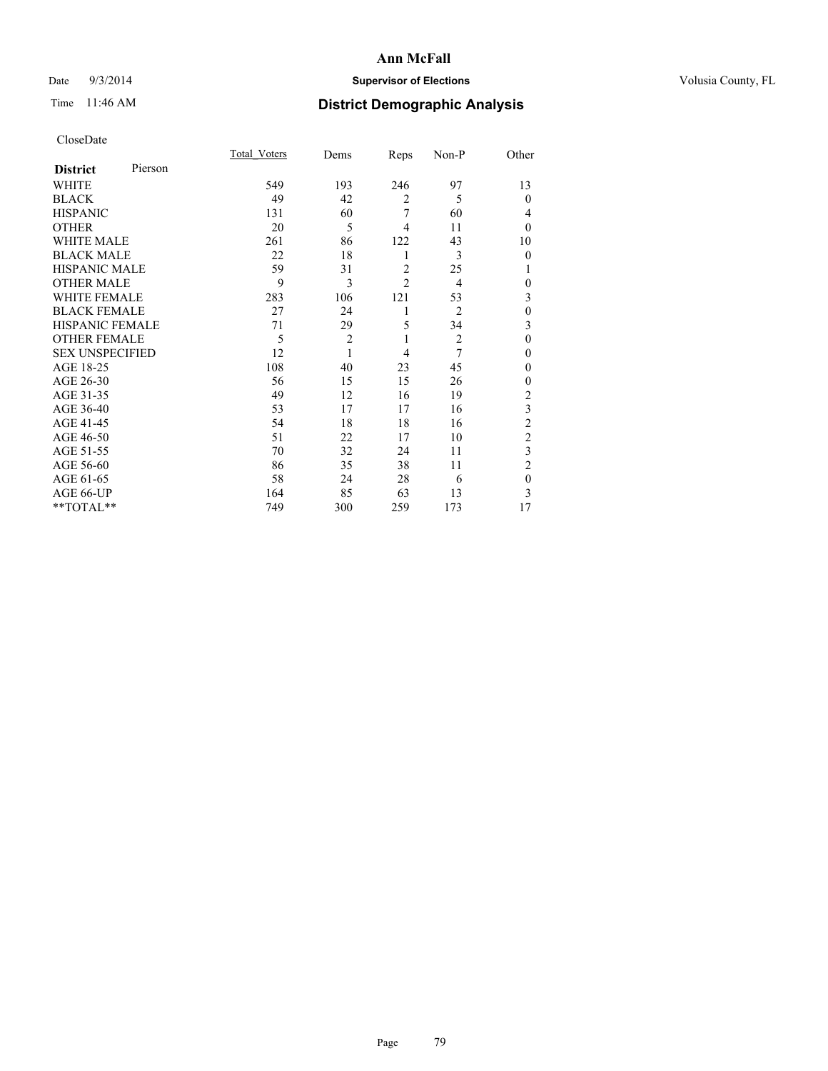# Ann McFall

Date 9/3/2014 **Supervisor of Elections** Volusia County, FL

Time 11:46 AM **District Demographic Analysis**

CloseDate

| **District** Pierson | Total_Voters | Dems | Reps | Non-P | Other |
|---|---|---|---|---|---|
| WHITE | 549 | 193 | 246 | 97 | 13 |
| BLACK | 49 | 42 | 2 | 5 | 0 |
| HISPANIC | 131 | 60 | 7 | 60 | 4 |
| OTHER | 20 | 5 | 4 | 11 | 0 |
| WHITE MALE | 261 | 86 | 122 | 43 | 10 |
| BLACK MALE | 22 | 18 | 1 | 3 | 0 |
| HISPANIC MALE | 59 | 31 | 2 | 25 | 1 |
| OTHER MALE | 9 | 3 | 2 | 4 | 0 |
| WHITE FEMALE | 283 | 106 | 121 | 53 | 3 |
| BLACK FEMALE | 27 | 24 | 1 | 2 | 0 |
| HISPANIC FEMALE | 71 | 29 | 5 | 34 | 3 |
| OTHER FEMALE | 5 | 2 | 1 | 2 | 0 |
| SEX UNSPECIFIED | 12 | 1 | 4 | 7 | 0 |
| AGE 18-25 | 108 | 40 | 23 | 45 | 0 |
| AGE 26-30 | 56 | 15 | 15 | 26 | 0 |
| AGE 31-35 | 49 | 12 | 16 | 19 | 2 |
| AGE 36-40 | 53 | 17 | 17 | 16 | 3 |
| AGE 41-45 | 54 | 18 | 18 | 16 | 2 |
| AGE 46-50 | 51 | 22 | 17 | 10 | 2 |
| AGE 51-55 | 70 | 32 | 24 | 11 | 3 |
| AGE 56-60 | 86 | 35 | 38 | 11 | 2 |
| AGE 61-65 | 58 | 24 | 28 | 6 | 0 |
| AGE 66-UP | 164 | 85 | 63 | 13 | 3 |
| **TOTAL** | 749 | 300 | 259 | 173 | 17 |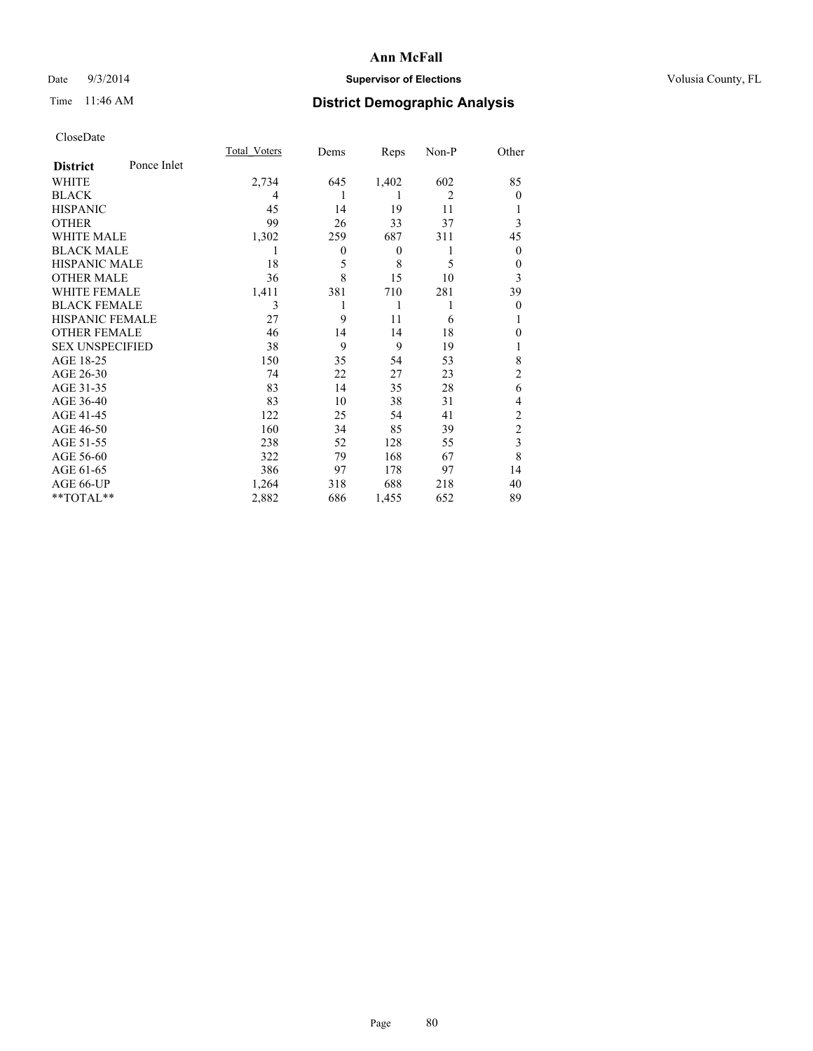# Ann McFall

Date 9/3/2014 **Supervisor of Elections** Volusia County, FL

Time 11:46 AM **District Demographic Analysis**

CloseDate

| **District** Ponce Inlet | Total_Voters | Dems | Reps | Non-P | Other |
|---|---|---|---|---|---|
| WHITE | 2,734 | 645 | 1,402 | 602 | 85 |
| BLACK | 4 | 1 | 1 | 2 | 0 |
| HISPANIC | 45 | 14 | 19 | 11 | 1 |
| OTHER | 99 | 26 | 33 | 37 | 3 |
| WHITE MALE | 1,302 | 259 | 687 | 311 | 45 |
| BLACK MALE | 1 | 0 | 0 | 1 | 0 |
| HISPANIC MALE | 18 | 5 | 8 | 5 | 0 |
| OTHER MALE | 36 | 8 | 15 | 10 | 3 |
| WHITE FEMALE | 1,411 | 381 | 710 | 281 | 39 |
| BLACK FEMALE | 3 | 1 | 1 | 1 | 0 |
| HISPANIC FEMALE | 27 | 9 | 11 | 6 | 1 |
| OTHER FEMALE | 46 | 14 | 14 | 18 | 0 |
| SEX UNSPECIFIED | 38 | 9 | 9 | 19 | 1 |
| AGE 18-25 | 150 | 35 | 54 | 53 | 8 |
| AGE 26-30 | 74 | 22 | 27 | 23 | 2 |
| AGE 31-35 | 83 | 14 | 35 | 28 | 6 |
| AGE 36-40 | 83 | 10 | 38 | 31 | 4 |
| AGE 41-45 | 122 | 25 | 54 | 41 | 2 |
| AGE 46-50 | 160 | 34 | 85 | 39 | 2 |
| AGE 51-55 | 238 | 52 | 128 | 55 | 3 |
| AGE 56-60 | 322 | 79 | 168 | 67 | 8 |
| AGE 61-65 | 386 | 97 | 178 | 97 | 14 |
| AGE 66-UP | 1,264 | 318 | 688 | 218 | 40 |
| **TOTAL** | 2,882 | 686 | 1,455 | 652 | 89 |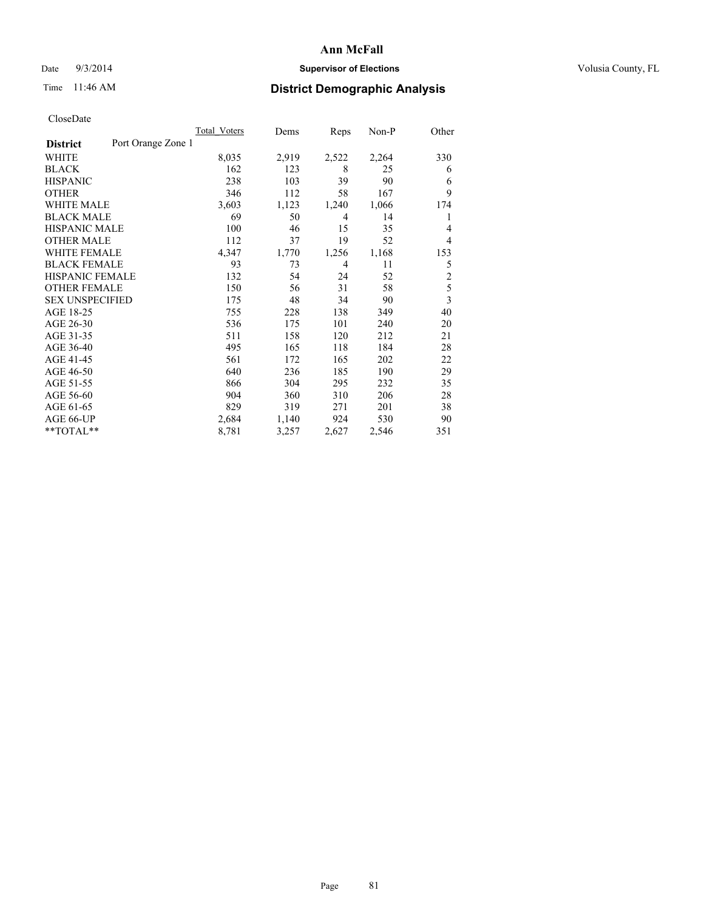# Ann McFall

Date 9/3/2014 **Supervisor of Elections** Volusia County, FL

Time 11:46 AM **District Demographic Analysis**

CloseDate

| | Total_Voters | Dems | Reps | Non-P | Other |
|---|---|---|---|---|---|
| **District** Port Orange Zone 1 | | | | | |
| WHITE | 8,035 | 2,919 | 2,522 | 2,264 | 330 |
| BLACK | 162 | 123 | 8 | 25 | 6 |
| HISPANIC | 238 | 103 | 39 | 90 | 6 |
| OTHER | 346 | 112 | 58 | 167 | 9 |
| WHITE MALE | 3,603 | 1,123 | 1,240 | 1,066 | 174 |
| BLACK MALE | 69 | 50 | 4 | 14 | 1 |
| HISPANIC MALE | 100 | 46 | 15 | 35 | 4 |
| OTHER MALE | 112 | 37 | 19 | 52 | 4 |
| WHITE FEMALE | 4,347 | 1,770 | 1,256 | 1,168 | 153 |
| BLACK FEMALE | 93 | 73 | 4 | 11 | 5 |
| HISPANIC FEMALE | 132 | 54 | 24 | 52 | 2 |
| OTHER FEMALE | 150 | 56 | 31 | 58 | 5 |
| SEX UNSPECIFIED | 175 | 48 | 34 | 90 | 3 |
| AGE 18-25 | 755 | 228 | 138 | 349 | 40 |
| AGE 26-30 | 536 | 175 | 101 | 240 | 20 |
| AGE 31-35 | 511 | 158 | 120 | 212 | 21 |
| AGE 36-40 | 495 | 165 | 118 | 184 | 28 |
| AGE 41-45 | 561 | 172 | 165 | 202 | 22 |
| AGE 46-50 | 640 | 236 | 185 | 190 | 29 |
| AGE 51-55 | 866 | 304 | 295 | 232 | 35 |
| AGE 56-60 | 904 | 360 | 310 | 206 | 28 |
| AGE 61-65 | 829 | 319 | 271 | 201 | 38 |
| AGE 66-UP | 2,684 | 1,140 | 924 | 530 | 90 |
| **TOTAL** | 8,781 | 3,257 | 2,627 | 2,546 | 351 |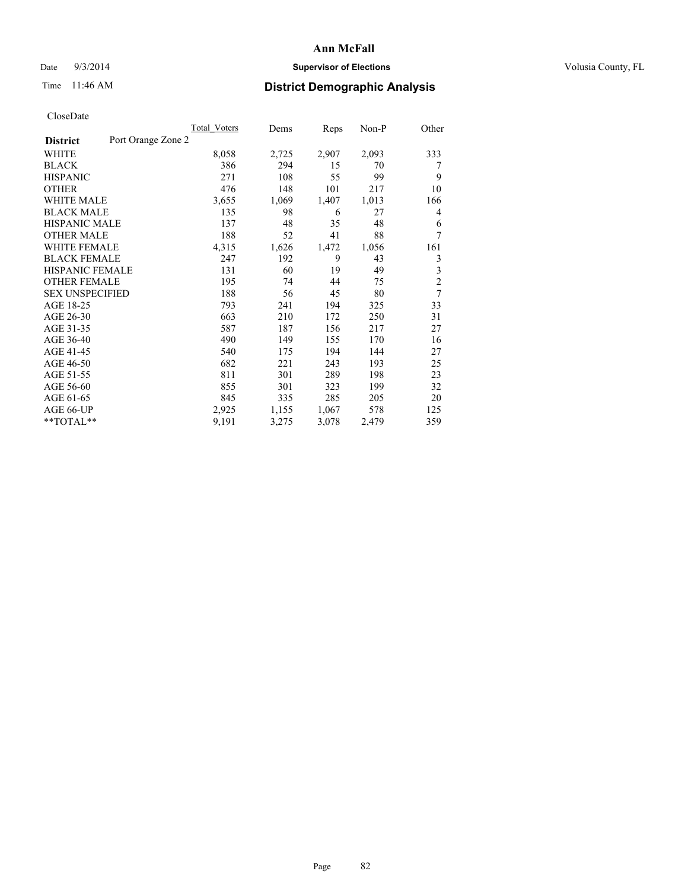# Ann McFall

Date 9/3/2014 **Supervisor of Elections** Volusia County, FL

Time 11:46 AM **District Demographic Analysis**

CloseDate

| **District** Port Orange Zone 2 | Total Voters | Dems | Reps | Non-P | Other |
|---|---|---|---|---|---|
| WHITE | 8,058 | 2,725 | 2,907 | 2,093 | 333 |
| BLACK | 386 | 294 | 15 | 70 | 7 |
| HISPANIC | 271 | 108 | 55 | 99 | 9 |
| OTHER | 476 | 148 | 101 | 217 | 10 |
| WHITE MALE | 3,655 | 1,069 | 1,407 | 1,013 | 166 |
| BLACK MALE | 135 | 98 | 6 | 27 | 4 |
| HISPANIC MALE | 137 | 48 | 35 | 48 | 6 |
| OTHER MALE | 188 | 52 | 41 | 88 | 7 |
| WHITE FEMALE | 4,315 | 1,626 | 1,472 | 1,056 | 161 |
| BLACK FEMALE | 247 | 192 | 9 | 43 | 3 |
| HISPANIC FEMALE | 131 | 60 | 19 | 49 | 3 |
| OTHER FEMALE | 195 | 74 | 44 | 75 | 2 |
| SEX UNSPECIFIED | 188 | 56 | 45 | 80 | 7 |
| AGE 18-25 | 793 | 241 | 194 | 325 | 33 |
| AGE 26-30 | 663 | 210 | 172 | 250 | 31 |
| AGE 31-35 | 587 | 187 | 156 | 217 | 27 |
| AGE 36-40 | 490 | 149 | 155 | 170 | 16 |
| AGE 41-45 | 540 | 175 | 194 | 144 | 27 |
| AGE 46-50 | 682 | 221 | 243 | 193 | 25 |
| AGE 51-55 | 811 | 301 | 289 | 198 | 23 |
| AGE 56-60 | 855 | 301 | 323 | 199 | 32 |
| AGE 61-65 | 845 | 335 | 285 | 205 | 20 |
| AGE 66-UP | 2,925 | 1,155 | 1,067 | 578 | 125 |
| **TOTAL** | 9,191 | 3,275 | 3,078 | 2,479 | 359 |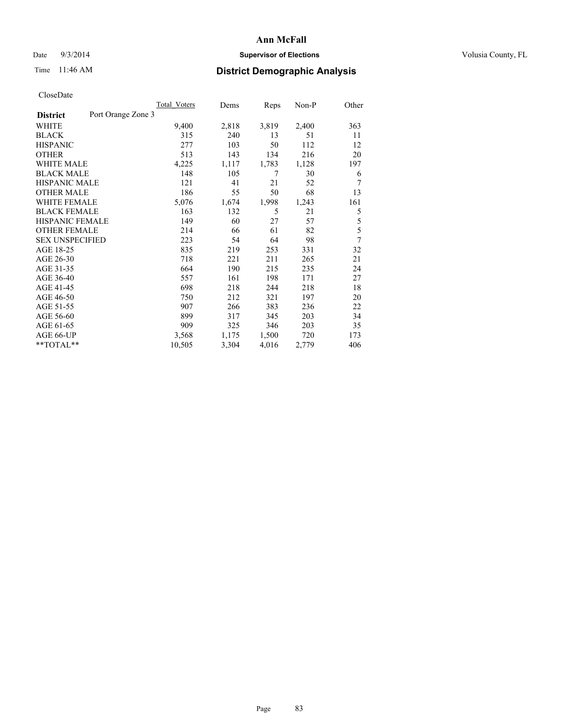# Ann McFall

Date 9/3/2014 **Supervisor of Elections** Volusia County, FL

Time 11:46 AM **District Demographic Analysis**

CloseDate

| **District** Port Orange Zone 3 | Total_Voters | Dems | Reps | Non-P | Other |
|---|---|---|---|---|---|
| WHITE | 9,400 | 2,818 | 3,819 | 2,400 | 363 |
| BLACK | 315 | 240 | 13 | 51 | 11 |
| HISPANIC | 277 | 103 | 50 | 112 | 12 |
| OTHER | 513 | 143 | 134 | 216 | 20 |
| WHITE MALE | 4,225 | 1,117 | 1,783 | 1,128 | 197 |
| BLACK MALE | 148 | 105 | 7 | 30 | 6 |
| HISPANIC MALE | 121 | 41 | 21 | 52 | 7 |
| OTHER MALE | 186 | 55 | 50 | 68 | 13 |
| WHITE FEMALE | 5,076 | 1,674 | 1,998 | 1,243 | 161 |
| BLACK FEMALE | 163 | 132 | 5 | 21 | 5 |
| HISPANIC FEMALE | 149 | 60 | 27 | 57 | 5 |
| OTHER FEMALE | 214 | 66 | 61 | 82 | 5 |
| SEX UNSPECIFIED | 223 | 54 | 64 | 98 | 7 |
| AGE 18-25 | 835 | 219 | 253 | 331 | 32 |
| AGE 26-30 | 718 | 221 | 211 | 265 | 21 |
| AGE 31-35 | 664 | 190 | 215 | 235 | 24 |
| AGE 36-40 | 557 | 161 | 198 | 171 | 27 |
| AGE 41-45 | 698 | 218 | 244 | 218 | 18 |
| AGE 46-50 | 750 | 212 | 321 | 197 | 20 |
| AGE 51-55 | 907 | 266 | 383 | 236 | 22 |
| AGE 56-60 | 899 | 317 | 345 | 203 | 34 |
| AGE 61-65 | 909 | 325 | 346 | 203 | 35 |
| AGE 66-UP | 3,568 | 1,175 | 1,500 | 720 | 173 |
| **TOTAL** | 10,505 | 3,304 | 4,016 | 2,779 | 406 |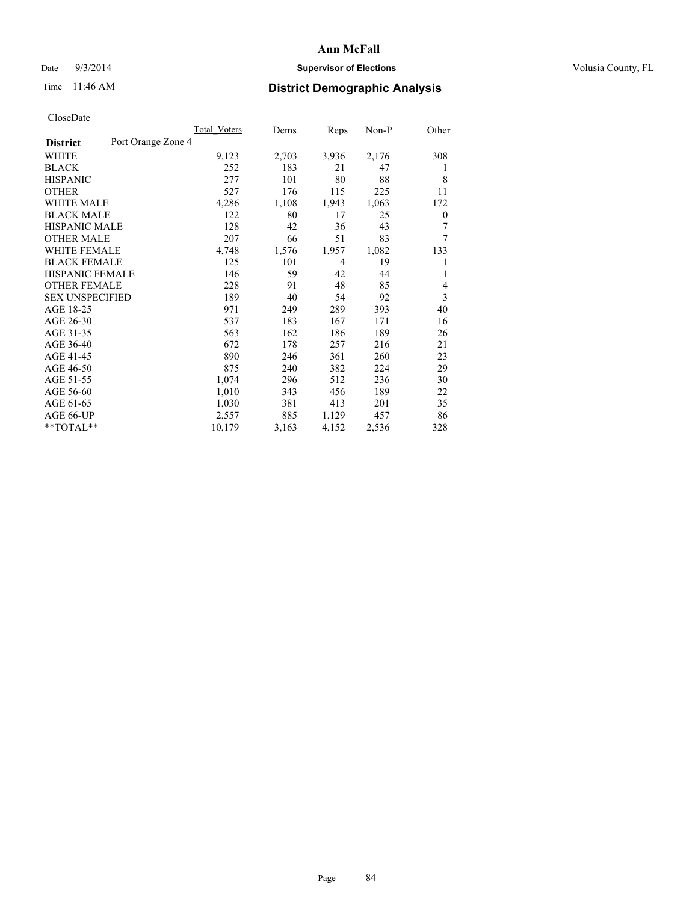# Ann McFall

Date 9/3/2014 **Supervisor of Elections** Volusia County, FL

Time 11:46 AM **District Demographic Analysis**

CloseDate

| | Total_Voters | Dems | Reps | Non-P | Other |
|---|---|---|---|---|---|
| **District** Port Orange Zone 4 | | | | | |
| WHITE | 9,123 | 2,703 | 3,936 | 2,176 | 308 |
| BLACK | 252 | 183 | 21 | 47 | 1 |
| HISPANIC | 277 | 101 | 80 | 88 | 8 |
| OTHER | 527 | 176 | 115 | 225 | 11 |
| WHITE MALE | 4,286 | 1,108 | 1,943 | 1,063 | 172 |
| BLACK MALE | 122 | 80 | 17 | 25 | 0 |
| HISPANIC MALE | 128 | 42 | 36 | 43 | 7 |
| OTHER MALE | 207 | 66 | 51 | 83 | 7 |
| WHITE FEMALE | 4,748 | 1,576 | 1,957 | 1,082 | 133 |
| BLACK FEMALE | 125 | 101 | 4 | 19 | 1 |
| HISPANIC FEMALE | 146 | 59 | 42 | 44 | 1 |
| OTHER FEMALE | 228 | 91 | 48 | 85 | 4 |
| SEX UNSPECIFIED | 189 | 40 | 54 | 92 | 3 |
| AGE 18-25 | 971 | 249 | 289 | 393 | 40 |
| AGE 26-30 | 537 | 183 | 167 | 171 | 16 |
| AGE 31-35 | 563 | 162 | 186 | 189 | 26 |
| AGE 36-40 | 672 | 178 | 257 | 216 | 21 |
| AGE 41-45 | 890 | 246 | 361 | 260 | 23 |
| AGE 46-50 | 875 | 240 | 382 | 224 | 29 |
| AGE 51-55 | 1,074 | 296 | 512 | 236 | 30 |
| AGE 56-60 | 1,010 | 343 | 456 | 189 | 22 |
| AGE 61-65 | 1,030 | 381 | 413 | 201 | 35 |
| AGE 66-UP | 2,557 | 885 | 1,129 | 457 | 86 |
| **TOTAL** | 10,179 | 3,163 | 4,152 | 2,536 | 328 |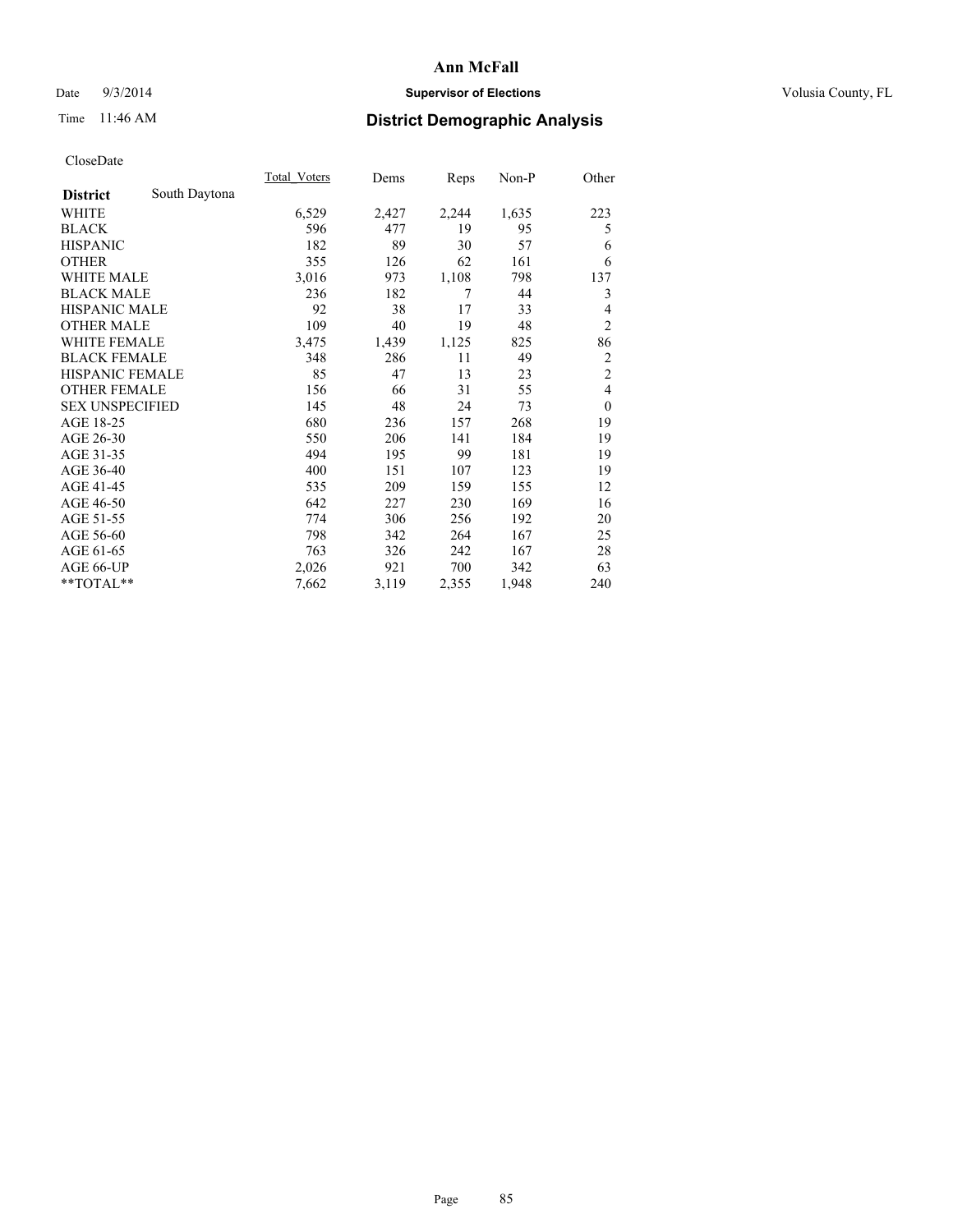**Ann McFall**

Date 9/3/2014 **Supervisor of Elections** Volusia County, FL

Time 11:46 AM **District Demographic Analysis**

CloseDate

| | Total_Voters | Dems | Reps | Non-P | Other |
|---|---|---|---|---|---|
| **District** South Daytona | | | | | |
| WHITE | 6,529 | 2,427 | 2,244 | 1,635 | 223 |
| BLACK | 596 | 477 | 19 | 95 | 5 |
| HISPANIC | 182 | 89 | 30 | 57 | 6 |
| OTHER | 355 | 126 | 62 | 161 | 6 |
| WHITE MALE | 3,016 | 973 | 1,108 | 798 | 137 |
| BLACK MALE | 236 | 182 | 7 | 44 | 3 |
| HISPANIC MALE | 92 | 38 | 17 | 33 | 4 |
| OTHER MALE | 109 | 40 | 19 | 48 | 2 |
| WHITE FEMALE | 3,475 | 1,439 | 1,125 | 825 | 86 |
| BLACK FEMALE | 348 | 286 | 11 | 49 | 2 |
| HISPANIC FEMALE | 85 | 47 | 13 | 23 | 2 |
| OTHER FEMALE | 156 | 66 | 31 | 55 | 4 |
| SEX UNSPECIFIED | 145 | 48 | 24 | 73 | 0 |
| AGE 18-25 | 680 | 236 | 157 | 268 | 19 |
| AGE 26-30 | 550 | 206 | 141 | 184 | 19 |
| AGE 31-35 | 494 | 195 | 99 | 181 | 19 |
| AGE 36-40 | 400 | 151 | 107 | 123 | 19 |
| AGE 41-45 | 535 | 209 | 159 | 155 | 12 |
| AGE 46-50 | 642 | 227 | 230 | 169 | 16 |
| AGE 51-55 | 774 | 306 | 256 | 192 | 20 |
| AGE 56-60 | 798 | 342 | 264 | 167 | 25 |
| AGE 61-65 | 763 | 326 | 242 | 167 | 28 |
| AGE 66-UP | 2,026 | 921 | 700 | 342 | 63 |
| **TOTAL** | 7,662 | 3,119 | 2,355 | 1,948 | 240 |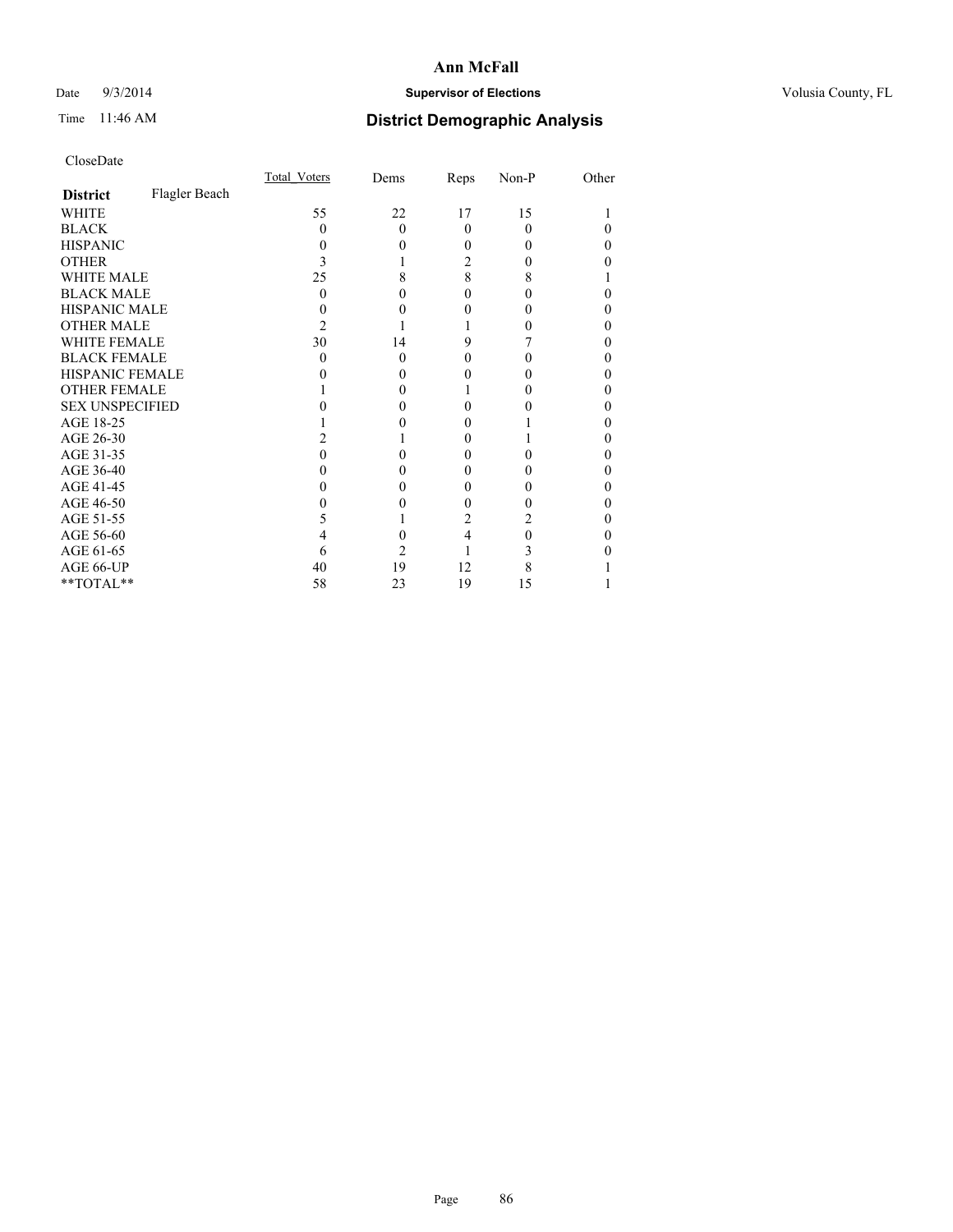# Ann McFall

Date 9/3/2014 **Supervisor of Elections** Volusia County, FL

Time 11:46 AM **District Demographic Analysis**

CloseDate

| | Total_Voters | Dems | Reps | Non-P | Other |
|---|---|---|---|---|---|
| **District** Flagler Beach | | | | | |
| WHITE | 55 | 22 | 17 | 15 | 1 |
| BLACK | 0 | 0 | 0 | 0 | 0 |
| HISPANIC | 0 | 0 | 0 | 0 | 0 |
| OTHER | 3 | 1 | 2 | 0 | 0 |
| WHITE MALE | 25 | 8 | 8 | 8 | 1 |
| BLACK MALE | 0 | 0 | 0 | 0 | 0 |
| HISPANIC MALE | 0 | 0 | 0 | 0 | 0 |
| OTHER MALE | 2 | 1 | 1 | 0 | 0 |
| WHITE FEMALE | 30 | 14 | 9 | 7 | 0 |
| BLACK FEMALE | 0 | 0 | 0 | 0 | 0 |
| HISPANIC FEMALE | 0 | 0 | 0 | 0 | 0 |
| OTHER FEMALE | 1 | 0 | 1 | 0 | 0 |
| SEX UNSPECIFIED | 0 | 0 | 0 | 0 | 0 |
| AGE 18-25 | 1 | 0 | 0 | 1 | 0 |
| AGE 26-30 | 2 | 1 | 0 | 1 | 0 |
| AGE 31-35 | 0 | 0 | 0 | 0 | 0 |
| AGE 36-40 | 0 | 0 | 0 | 0 | 0 |
| AGE 41-45 | 0 | 0 | 0 | 0 | 0 |
| AGE 46-50 | 0 | 0 | 0 | 0 | 0 |
| AGE 51-55 | 5 | 1 | 2 | 2 | 0 |
| AGE 56-60 | 4 | 0 | 4 | 0 | 0 |
| AGE 61-65 | 6 | 2 | 1 | 3 | 0 |
| AGE 66-UP | 40 | 19 | 12 | 8 | 1 |
| **TOTAL** | 58 | 23 | 19 | 15 | 1 |